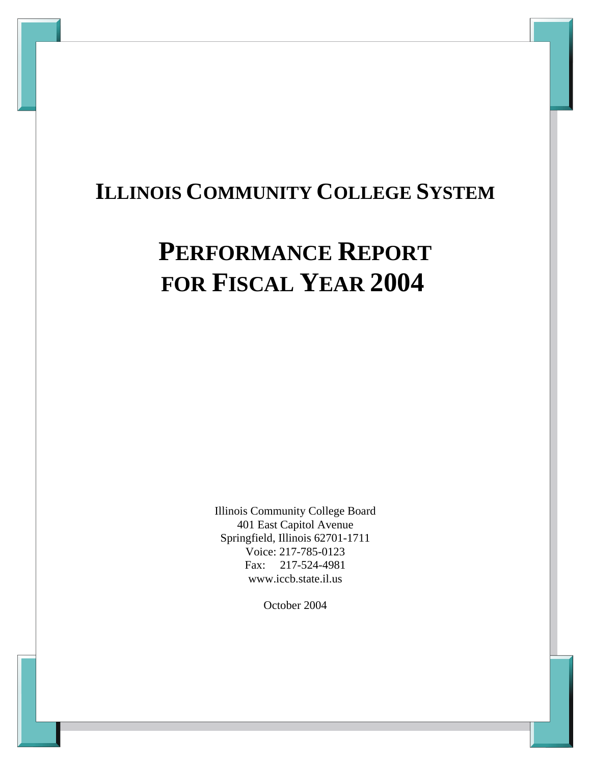# ILLINOIS COMMUNITY COLLEGE SYSTEM

# PERFORMANCE REPORT FOR FISCAL YEAR 2004

Illinois Community College Board
401 East Capitol Avenue
Springfield, Illinois 62701-1711
Voice: 217-785-0123
Fax: 217-524-4981
www.iccb.state.il.us

October 2004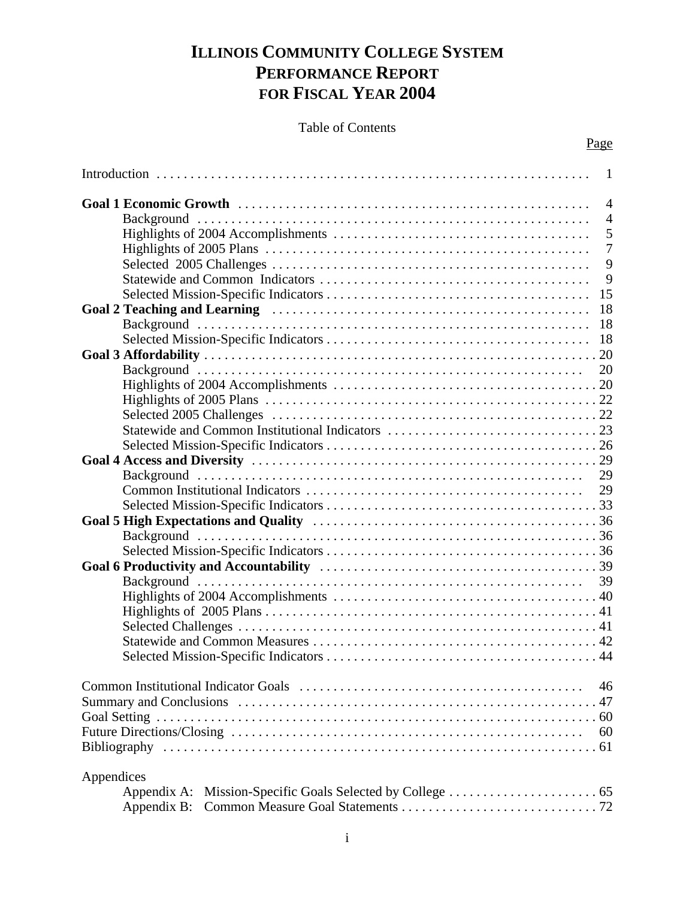# ILLINOIS COMMUNITY COLLEGE SYSTEM PERFORMANCE REPORT FOR FISCAL YEAR 2004

Table of Contents

| | Page |
|---|---|
| Introduction | 1 |
| **Goal 1 Economic Growth** | 4 |
| Background | 4 |
| Highlights of 2004 Accomplishments | 5 |
| Highlights of 2005 Plans | 7 |
| Selected 2005 Challenges | 9 |
| Statewide and Common Indicators | 9 |
| Selected Mission-Specific Indicators | 15 |
| **Goal 2 Teaching and Learning** | 18 |
| Background | 18 |
| Selected Mission-Specific Indicators | 18 |
| **Goal 3 Affordability** | 20 |
| Background | 20 |
| Highlights of 2004 Accomplishments | 20 |
| Highlights of 2005 Plans | 22 |
| Selected 2005 Challenges | 22 |
| Statewide and Common Institutional Indicators | 23 |
| Selected Mission-Specific Indicators | 26 |
| **Goal 4 Access and Diversity** | 29 |
| Background | 29 |
| Common Institutional Indicators | 29 |
| Selected Mission-Specific Indicators | 33 |
| **Goal 5 High Expectations and Quality** | 36 |
| Background | 36 |
| Selected Mission-Specific Indicators | 36 |
| **Goal 6 Productivity and Accountability** | 39 |
| Background | 39 |
| Highlights of 2004 Accomplishments | 40 |
| Highlights of 2005 Plans | 41 |
| Selected Challenges | 41 |
| Statewide and Common Measures | 42 |
| Selected Mission-Specific Indicators | 44 |
| Common Institutional Indicator Goals | 46 |
| Summary and Conclusions | 47 |
| Goal Setting | 60 |
| Future Directions/Closing | 60 |
| Bibliography | 61 |
| Appendices | |
| Appendix A: Mission-Specific Goals Selected by College | 65 |
| Appendix B: Common Measure Goal Statements | 72 |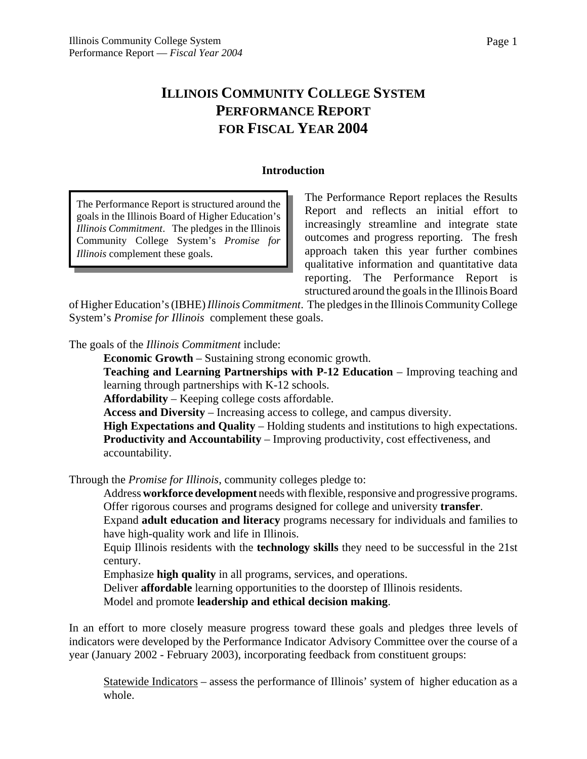# ILLINOIS COMMUNITY COLLEGE SYSTEM PERFORMANCE REPORT FOR FISCAL YEAR 2004

## Introduction

> The Performance Report is structured around the goals in the Illinois Board of Higher Education's *Illinois Commitment*. The pledges in the Illinois Community College System's *Promise for Illinois* complement these goals.

The Performance Report replaces the Results Report and reflects an initial effort to increasingly streamline and integrate state outcomes and progress reporting. The fresh approach taken this year further combines qualitative information and quantitative data reporting. The Performance Report is structured around the goals in the Illinois Board of Higher Education's (IBHE) *Illinois Commitment*. The pledges in the Illinois Community College System's *Promise for Illinois* complement these goals.

The goals of the *Illinois Commitment* include:

- **Economic Growth** – Sustaining strong economic growth.
- **Teaching and Learning Partnerships with P-12 Education** – Improving teaching and learning through partnerships with K-12 schools.
- **Affordability** – Keeping college costs affordable.
- **Access and Diversity** – Increasing access to college, and campus diversity.
- **High Expectations and Quality** – Holding students and institutions to high expectations.
- **Productivity and Accountability** – Improving productivity, cost effectiveness, and accountability.

Through the *Promise for Illinois*, community colleges pledge to:

- Address **workforce development** needs with flexible, responsive and progressive programs.
- Offer rigorous courses and programs designed for college and university **transfer**.
- Expand **adult education and literacy** programs necessary for individuals and families to have high-quality work and life in Illinois.
- Equip Illinois residents with the **technology skills** they need to be successful in the 21st century.
- Emphasize **high quality** in all programs, services, and operations.
- Deliver **affordable** learning opportunities to the doorstep of Illinois residents.
- Model and promote **leadership and ethical decision making**.

In an effort to more closely measure progress toward these goals and pledges three levels of indicators were developed by the Performance Indicator Advisory Committee over the course of a year (January 2002 - February 2003), incorporating feedback from constituent groups:

<u>Statewide Indicators</u> – assess the performance of Illinois' system of higher education as a whole.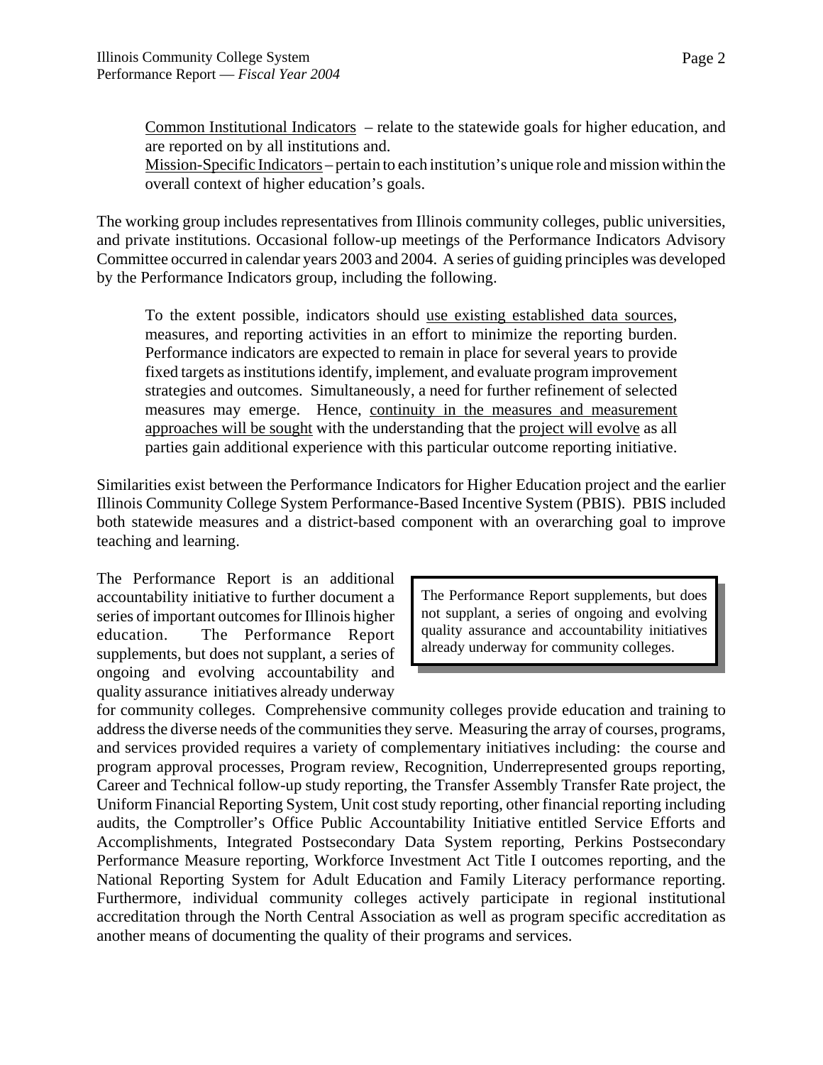Common Institutional Indicators – relate to the statewide goals for higher education, and are reported on by all institutions and.
Mission-Specific Indicators – pertain to each institution's unique role and mission within the overall context of higher education's goals.

The working group includes representatives from Illinois community colleges, public universities, and private institutions. Occasional follow-up meetings of the Performance Indicators Advisory Committee occurred in calendar years 2003 and 2004. A series of guiding principles was developed by the Performance Indicators group, including the following.

> To the extent possible, indicators should use existing established data sources, measures, and reporting activities in an effort to minimize the reporting burden. Performance indicators are expected to remain in place for several years to provide fixed targets as institutions identify, implement, and evaluate program improvement strategies and outcomes. Simultaneously, a need for further refinement of selected measures may emerge. Hence, continuity in the measures and measurement approaches will be sought with the understanding that the project will evolve as all parties gain additional experience with this particular outcome reporting initiative.

Similarities exist between the Performance Indicators for Higher Education project and the earlier Illinois Community College System Performance-Based Incentive System (PBIS). PBIS included both statewide measures and a district-based component with an overarching goal to improve teaching and learning.

> The Performance Report supplements, but does not supplant, a series of ongoing and evolving quality assurance and accountability initiatives already underway for community colleges.

The Performance Report is an additional accountability initiative to further document a series of important outcomes for Illinois higher education. The Performance Report supplements, but does not supplant, a series of ongoing and evolving accountability and quality assurance initiatives already underway for community colleges. Comprehensive community colleges provide education and training to address the diverse needs of the communities they serve. Measuring the array of courses, programs, and services provided requires a variety of complementary initiatives including: the course and program approval processes, Program review, Recognition, Underrepresented groups reporting, Career and Technical follow-up study reporting, the Transfer Assembly Transfer Rate project, the Uniform Financial Reporting System, Unit cost study reporting, other financial reporting including audits, the Comptroller's Office Public Accountability Initiative entitled Service Efforts and Accomplishments, Integrated Postsecondary Data System reporting, Perkins Postsecondary Performance Measure reporting, Workforce Investment Act Title I outcomes reporting, and the National Reporting System for Adult Education and Family Literacy performance reporting. Furthermore, individual community colleges actively participate in regional institutional accreditation through the North Central Association as well as program specific accreditation as another means of documenting the quality of their programs and services.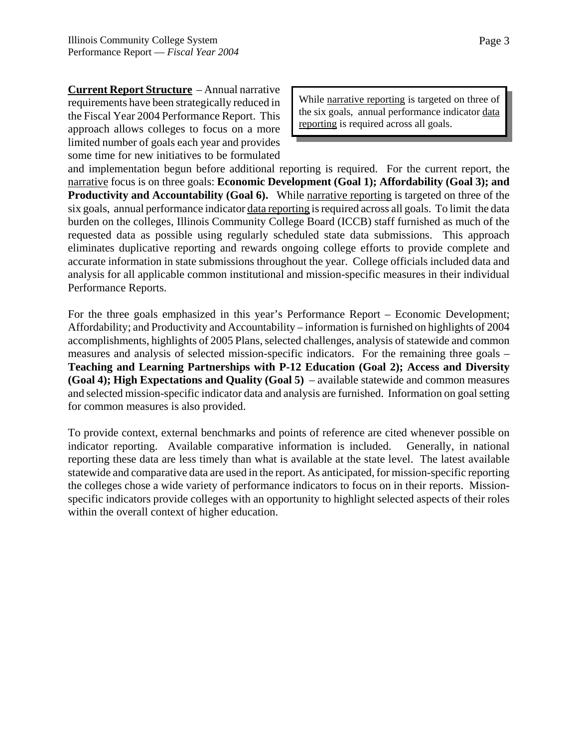**<u>Current Report Structure</u>** – Annual narrative requirements have been strategically reduced in the Fiscal Year 2004 Performance Report. This approach allows colleges to focus on a more limited number of goals each year and provides some time for new initiatives to be formulated and implementation begun before additional reporting is required. For the current report, the <u>narrative</u> focus is on three goals: **Economic Development (Goal 1); Affordability (Goal 3); and Productivity and Accountability (Goal 6).** While <u>narrative reporting</u> is targeted on three of the six goals, annual performance indicator <u>data reporting</u> is required across all goals. To limit the data burden on the colleges, Illinois Community College Board (ICCB) staff furnished as much of the requested data as possible using regularly scheduled state data submissions. This approach eliminates duplicative reporting and rewards ongoing college efforts to provide complete and accurate information in state submissions throughout the year. College officials included data and analysis for all applicable common institutional and mission-specific measures in their individual Performance Reports.

> While <u>narrative reporting</u> is targeted on three of the six goals, annual performance indicator <u>data reporting</u> is required across all goals.

For the three goals emphasized in this year's Performance Report – Economic Development; Affordability; and Productivity and Accountability – information is furnished on highlights of 2004 accomplishments, highlights of 2005 Plans, selected challenges, analysis of statewide and common measures and analysis of selected mission-specific indicators. For the remaining three goals – **Teaching and Learning Partnerships with P-12 Education (Goal 2); Access and Diversity (Goal 4); High Expectations and Quality (Goal 5)** – available statewide and common measures and selected mission-specific indicator data and analysis are furnished. Information on goal setting for common measures is also provided.

To provide context, external benchmarks and points of reference are cited whenever possible on indicator reporting. Available comparative information is included. Generally, in national reporting these data are less timely than what is available at the state level. The latest available statewide and comparative data are used in the report. As anticipated, for mission-specific reporting the colleges chose a wide variety of performance indicators to focus on in their reports. Mission-specific indicators provide colleges with an opportunity to highlight selected aspects of their roles within the overall context of higher education.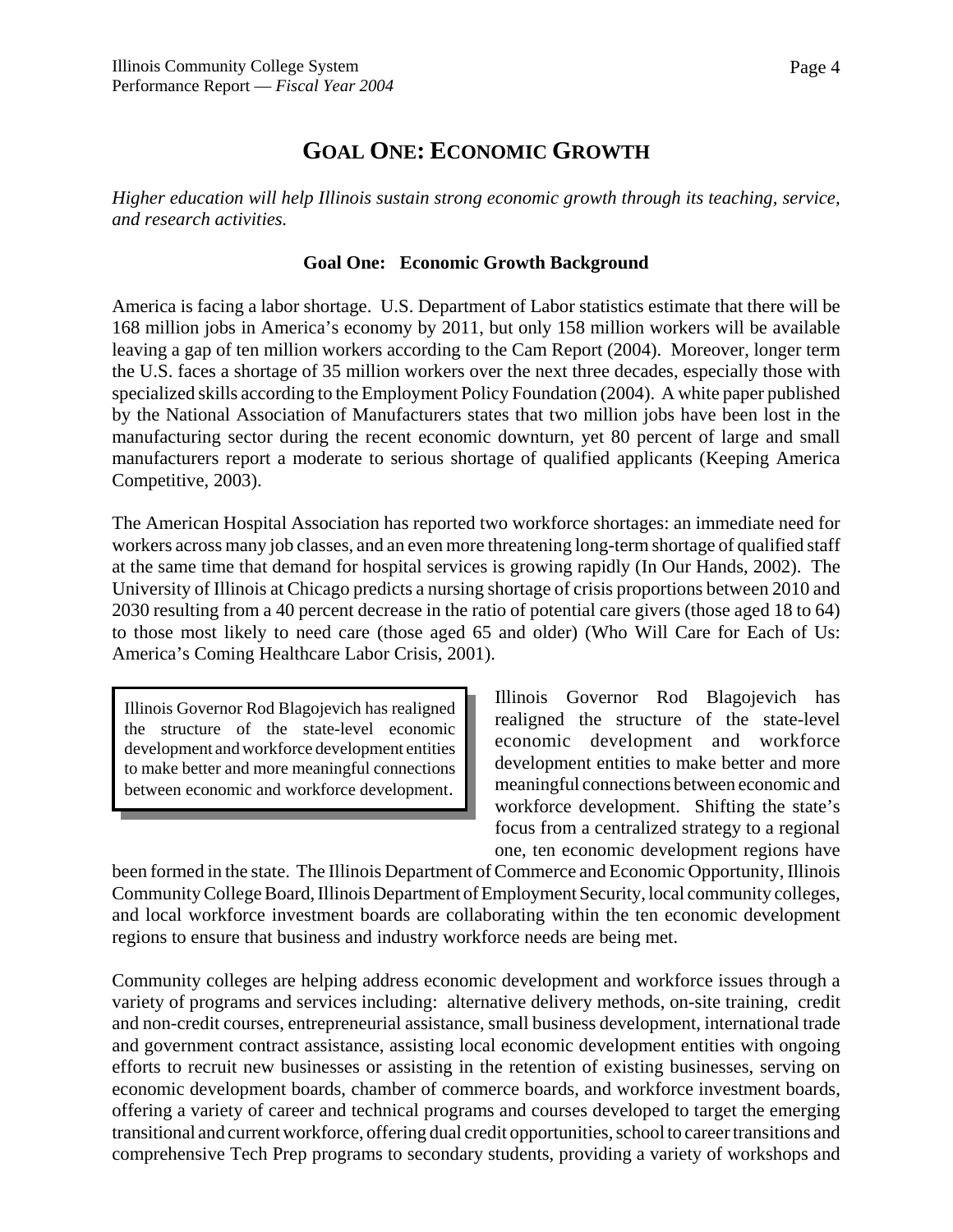# GOAL ONE: ECONOMIC GROWTH

*Higher education will help Illinois sustain strong economic growth through its teaching, service, and research activities.*

### Goal One: Economic Growth Background

America is facing a labor shortage. U.S. Department of Labor statistics estimate that there will be 168 million jobs in America's economy by 2011, but only 158 million workers will be available leaving a gap of ten million workers according to the Cam Report (2004). Moreover, longer term the U.S. faces a shortage of 35 million workers over the next three decades, especially those with specialized skills according to the Employment Policy Foundation (2004). A white paper published by the National Association of Manufacturers states that two million jobs have been lost in the manufacturing sector during the recent economic downturn, yet 80 percent of large and small manufacturers report a moderate to serious shortage of qualified applicants (Keeping America Competitive, 2003).

The American Hospital Association has reported two workforce shortages: an immediate need for workers across many job classes, and an even more threatening long-term shortage of qualified staff at the same time that demand for hospital services is growing rapidly (In Our Hands, 2002). The University of Illinois at Chicago predicts a nursing shortage of crisis proportions between 2010 and 2030 resulting from a 40 percent decrease in the ratio of potential care givers (those aged 18 to 64) to those most likely to need care (those aged 65 and older) (Who Will Care for Each of Us: America's Coming Healthcare Labor Crisis, 2001).

> Illinois Governor Rod Blagojevich has realigned the structure of the state-level economic development and workforce development entities to make better and more meaningful connections between economic and workforce development.

Illinois Governor Rod Blagojevich has realigned the structure of the state-level economic development and workforce development entities to make better and more meaningful connections between economic and workforce development. Shifting the state's focus from a centralized strategy to a regional one, ten economic development regions have been formed in the state. The Illinois Department of Commerce and Economic Opportunity, Illinois Community College Board, Illinois Department of Employment Security, local community colleges, and local workforce investment boards are collaborating within the ten economic development regions to ensure that business and industry workforce needs are being met.

Community colleges are helping address economic development and workforce issues through a variety of programs and services including: alternative delivery methods, on-site training, credit and non-credit courses, entrepreneurial assistance, small business development, international trade and government contract assistance, assisting local economic development entities with ongoing efforts to recruit new businesses or assisting in the retention of existing businesses, serving on economic development boards, chamber of commerce boards, and workforce investment boards, offering a variety of career and technical programs and courses developed to target the emerging transitional and current workforce, offering dual credit opportunities, school to career transitions and comprehensive Tech Prep programs to secondary students, providing a variety of workshops and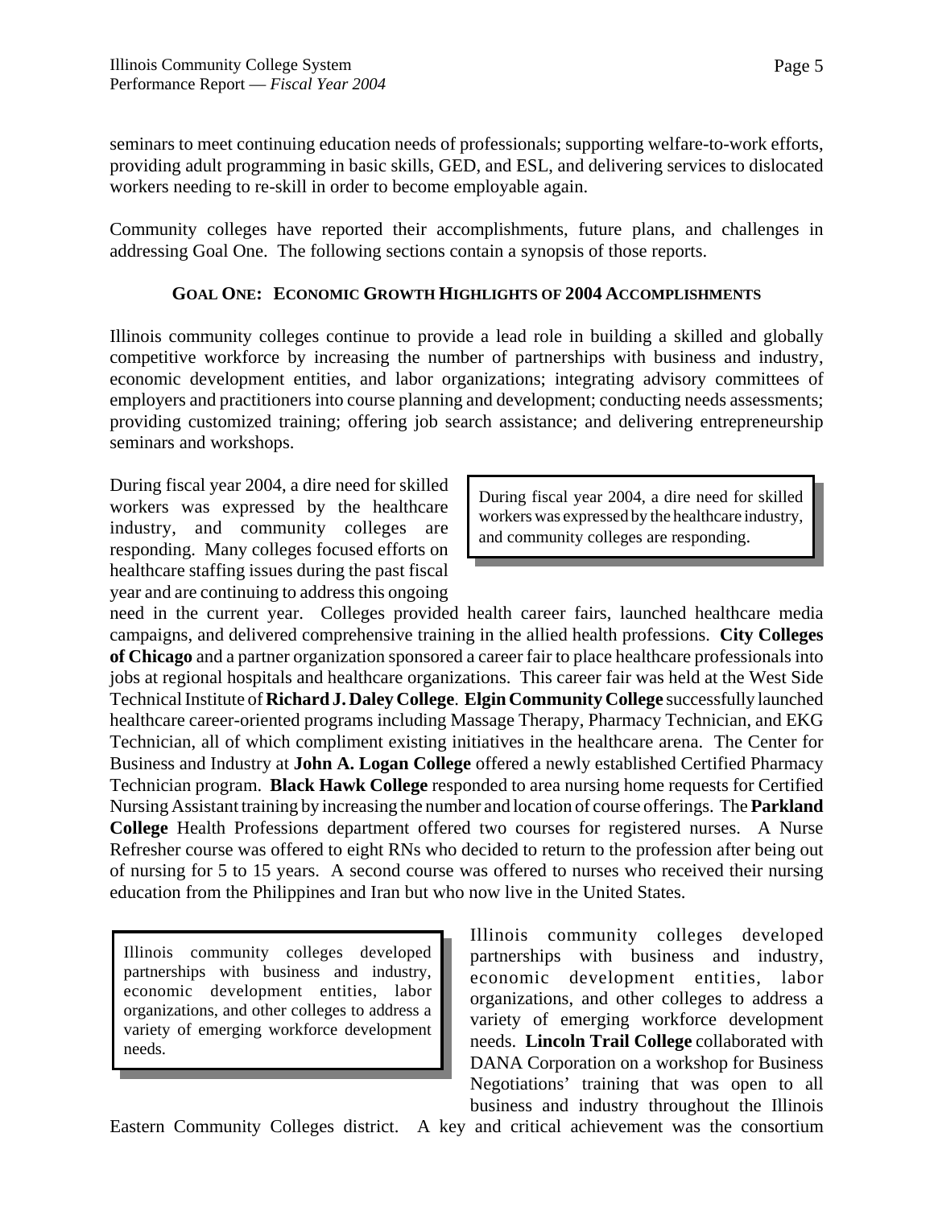seminars to meet continuing education needs of professionals; supporting welfare-to-work efforts, providing adult programming in basic skills, GED, and ESL, and delivering services to dislocated workers needing to re-skill in order to become employable again.

Community colleges have reported their accomplishments, future plans, and challenges in addressing Goal One. The following sections contain a synopsis of those reports.

### GOAL ONE: ECONOMIC GROWTH HIGHLIGHTS OF 2004 ACCOMPLISHMENTS

Illinois community colleges continue to provide a lead role in building a skilled and globally competitive workforce by increasing the number of partnerships with business and industry, economic development entities, and labor organizations; integrating advisory committees of employers and practitioners into course planning and development; conducting needs assessments; providing customized training; offering job search assistance; and delivering entrepreneurship seminars and workshops.

> During fiscal year 2004, a dire need for skilled workers was expressed by the healthcare industry, and community colleges are responding.

During fiscal year 2004, a dire need for skilled workers was expressed by the healthcare industry, and community colleges are responding. Many colleges focused efforts on healthcare staffing issues during the past fiscal year and are continuing to address this ongoing need in the current year. Colleges provided health career fairs, launched healthcare media campaigns, and delivered comprehensive training in the allied health professions. **City Colleges of Chicago** and a partner organization sponsored a career fair to place healthcare professionals into jobs at regional hospitals and healthcare organizations. This career fair was held at the West Side Technical Institute of **Richard J. Daley College**. **Elgin Community College** successfully launched healthcare career-oriented programs including Massage Therapy, Pharmacy Technician, and EKG Technician, all of which compliment existing initiatives in the healthcare arena. The Center for Business and Industry at **John A. Logan College** offered a newly established Certified Pharmacy Technician program. **Black Hawk College** responded to area nursing home requests for Certified Nursing Assistant training by increasing the number and location of course offerings. The **Parkland College** Health Professions department offered two courses for registered nurses. A Nurse Refresher course was offered to eight RNs who decided to return to the profession after being out of nursing for 5 to 15 years. A second course was offered to nurses who received their nursing education from the Philippines and Iran but who now live in the United States.

> Illinois community colleges developed partnerships with business and industry, economic development entities, labor organizations, and other colleges to address a variety of emerging workforce development needs.

Illinois community colleges developed partnerships with business and industry, economic development entities, labor organizations, and other colleges to address a variety of emerging workforce development needs. **Lincoln Trail College** collaborated with DANA Corporation on a workshop for Business Negotiations' training that was open to all business and industry throughout the Illinois Eastern Community Colleges district. A key and critical achievement was the consortium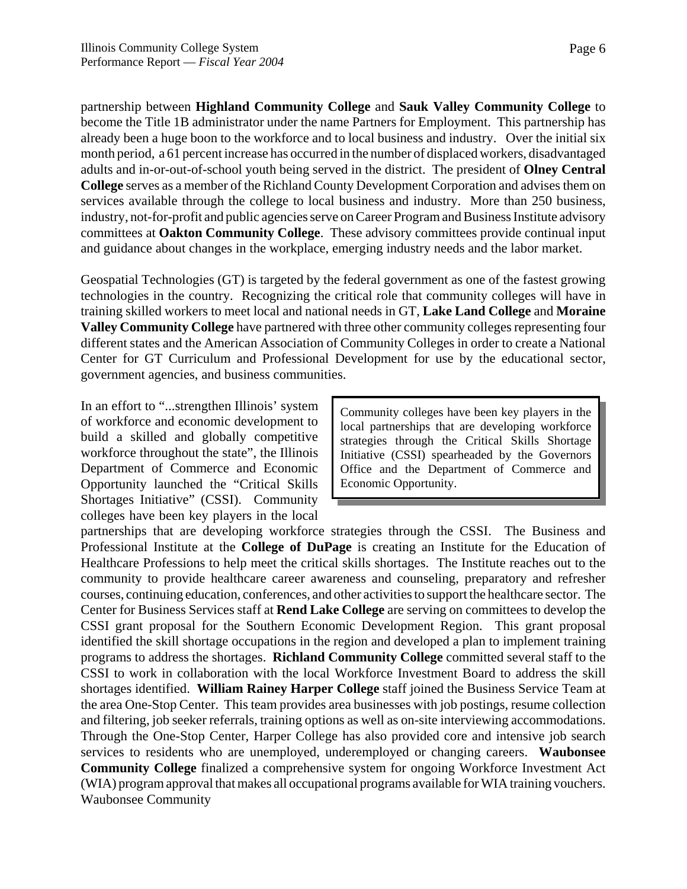partnership between **Highland Community College** and **Sauk Valley Community College** to become the Title 1B administrator under the name Partners for Employment. This partnership has already been a huge boon to the workforce and to local business and industry. Over the initial six month period, a 61 percent increase has occurred in the number of displaced workers, disadvantaged adults and in-or-out-of-school youth being served in the district. The president of **Olney Central College** serves as a member of the Richland County Development Corporation and advises them on services available through the college to local business and industry. More than 250 business, industry, not-for-profit and public agencies serve on Career Program and Business Institute advisory committees at **Oakton Community College**. These advisory committees provide continual input and guidance about changes in the workplace, emerging industry needs and the labor market.

Geospatial Technologies (GT) is targeted by the federal government as one of the fastest growing technologies in the country. Recognizing the critical role that community colleges will have in training skilled workers to meet local and national needs in GT, **Lake Land College** and **Moraine Valley Community College** have partnered with three other community colleges representing four different states and the American Association of Community Colleges in order to create a National Center for GT Curriculum and Professional Development for use by the educational sector, government agencies, and business communities.

> Community colleges have been key players in the local partnerships that are developing workforce strategies through the Critical Skills Shortage Initiative (CSSI) spearheaded by the Governors Office and the Department of Commerce and Economic Opportunity.

In an effort to "...strengthen Illinois' system of workforce and economic development to build a skilled and globally competitive workforce throughout the state", the Illinois Department of Commerce and Economic Opportunity launched the "Critical Skills Shortages Initiative" (CSSI). Community colleges have been key players in the local partnerships that are developing workforce strategies through the CSSI. The Business and Professional Institute at the **College of DuPage** is creating an Institute for the Education of Healthcare Professions to help meet the critical skills shortages. The Institute reaches out to the community to provide healthcare career awareness and counseling, preparatory and refresher courses, continuing education, conferences, and other activities to support the healthcare sector. The Center for Business Services staff at **Rend Lake College** are serving on committees to develop the CSSI grant proposal for the Southern Economic Development Region. This grant proposal identified the skill shortage occupations in the region and developed a plan to implement training programs to address the shortages. **Richland Community College** committed several staff to the CSSI to work in collaboration with the local Workforce Investment Board to address the skill shortages identified. **William Rainey Harper College** staff joined the Business Service Team at the area One-Stop Center. This team provides area businesses with job postings, resume collection and filtering, job seeker referrals, training options as well as on-site interviewing accommodations. Through the One-Stop Center, Harper College has also provided core and intensive job search services to residents who are unemployed, underemployed or changing careers. **Waubonsee Community College** finalized a comprehensive system for ongoing Workforce Investment Act (WIA) program approval that makes all occupational programs available for WIA training vouchers. Waubonsee Community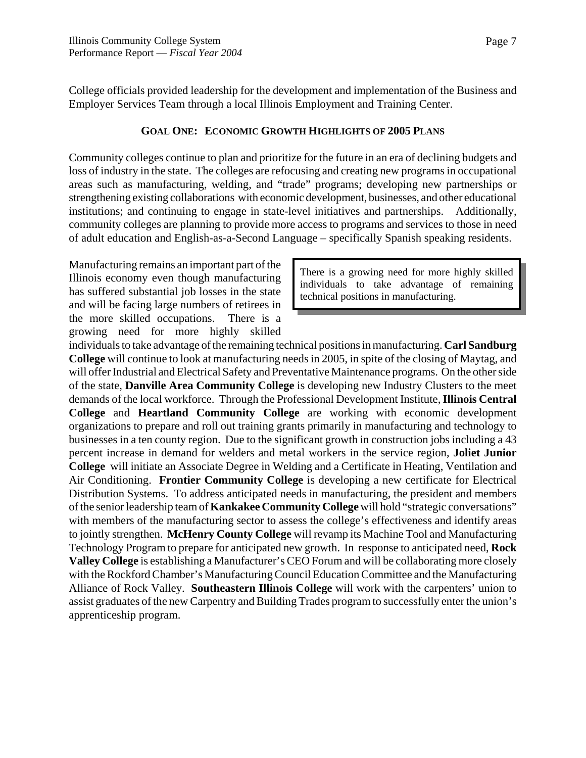College officials provided leadership for the development and implementation of the Business and Employer Services Team through a local Illinois Employment and Training Center.

### GOAL ONE: ECONOMIC GROWTH HIGHLIGHTS OF 2005 PLANS

Community colleges continue to plan and prioritize for the future in an era of declining budgets and loss of industry in the state. The colleges are refocusing and creating new programs in occupational areas such as manufacturing, welding, and "trade" programs; developing new partnerships or strengthening existing collaborations with economic development, businesses, and other educational institutions; and continuing to engage in state-level initiatives and partnerships. Additionally, community colleges are planning to provide more access to programs and services to those in need of adult education and English-as-a-Second Language – specifically Spanish speaking residents.

> There is a growing need for more highly skilled individuals to take advantage of remaining technical positions in manufacturing.

Manufacturing remains an important part of the Illinois economy even though manufacturing has suffered substantial job losses in the state and will be facing large numbers of retirees in the more skilled occupations. There is a growing need for more highly skilled individuals to take advantage of the remaining technical positions in manufacturing. **Carl Sandburg College** will continue to look at manufacturing needs in 2005, in spite of the closing of Maytag, and will offer Industrial and Electrical Safety and Preventative Maintenance programs. On the other side of the state, **Danville Area Community College** is developing new Industry Clusters to the meet demands of the local workforce. Through the Professional Development Institute, **Illinois Central College** and **Heartland Community College** are working with economic development organizations to prepare and roll out training grants primarily in manufacturing and technology to businesses in a ten county region. Due to the significant growth in construction jobs including a 43 percent increase in demand for welders and metal workers in the service region, **Joliet Junior College** will initiate an Associate Degree in Welding and a Certificate in Heating, Ventilation and Air Conditioning. **Frontier Community College** is developing a new certificate for Electrical Distribution Systems. To address anticipated needs in manufacturing, the president and members of the senior leadership team of **Kankakee Community College** will hold "strategic conversations" with members of the manufacturing sector to assess the college's effectiveness and identify areas to jointly strengthen. **McHenry County College** will revamp its Machine Tool and Manufacturing Technology Program to prepare for anticipated new growth. In response to anticipated need, **Rock Valley College** is establishing a Manufacturer's CEO Forum and will be collaborating more closely with the Rockford Chamber's Manufacturing Council Education Committee and the Manufacturing Alliance of Rock Valley. **Southeastern Illinois College** will work with the carpenters' union to assist graduates of the new Carpentry and Building Trades program to successfully enter the union's apprenticeship program.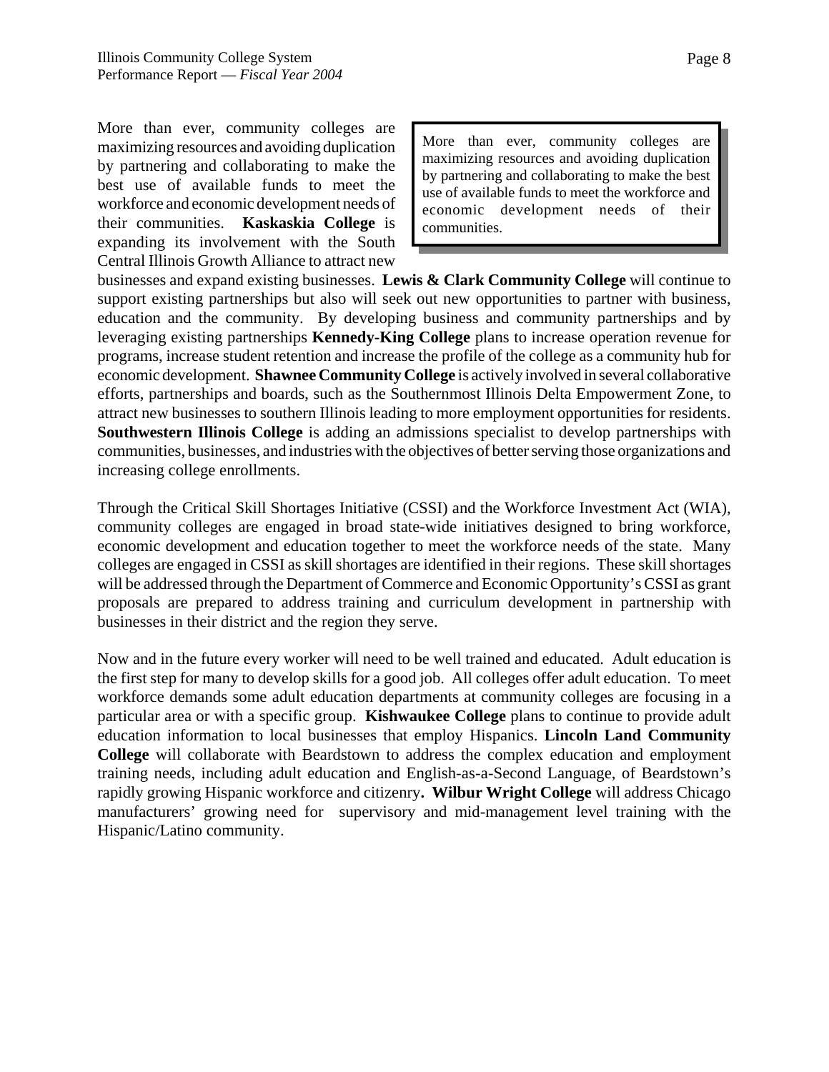More than ever, community colleges are maximizing resources and avoiding duplication by partnering and collaborating to make the best use of available funds to meet the workforce and economic development needs of their communities. **Kaskaskia College** is expanding its involvement with the South Central Illinois Growth Alliance to attract new businesses and expand existing businesses. **Lewis & Clark Community College** will continue to support existing partnerships but also will seek out new opportunities to partner with business, education and the community. By developing business and community partnerships and by leveraging existing partnerships **Kennedy-King College** plans to increase operation revenue for programs, increase student retention and increase the profile of the college as a community hub for economic development. **Shawnee Community College** is actively involved in several collaborative efforts, partnerships and boards, such as the Southernmost Illinois Delta Empowerment Zone, to attract new businesses to southern Illinois leading to more employment opportunities for residents. **Southwestern Illinois College** is adding an admissions specialist to develop partnerships with communities, businesses, and industries with the objectives of better serving those organizations and increasing college enrollments.

> More than ever, community colleges are maximizing resources and avoiding duplication by partnering and collaborating to make the best use of available funds to meet the workforce and economic development needs of their communities.

Through the Critical Skill Shortages Initiative (CSSI) and the Workforce Investment Act (WIA), community colleges are engaged in broad state-wide initiatives designed to bring workforce, economic development and education together to meet the workforce needs of the state. Many colleges are engaged in CSSI as skill shortages are identified in their regions. These skill shortages will be addressed through the Department of Commerce and Economic Opportunity's CSSI as grant proposals are prepared to address training and curriculum development in partnership with businesses in their district and the region they serve.

Now and in the future every worker will need to be well trained and educated. Adult education is the first step for many to develop skills for a good job. All colleges offer adult education. To meet workforce demands some adult education departments at community colleges are focusing in a particular area or with a specific group. **Kishwaukee College** plans to continue to provide adult education information to local businesses that employ Hispanics. **Lincoln Land Community College** will collaborate with Beardstown to address the complex education and employment training needs, including adult education and English-as-a-Second Language, of Beardstown's rapidly growing Hispanic workforce and citizenry**.** **Wilbur Wright College** will address Chicago manufacturers' growing need for supervisory and mid-management level training with the Hispanic/Latino community.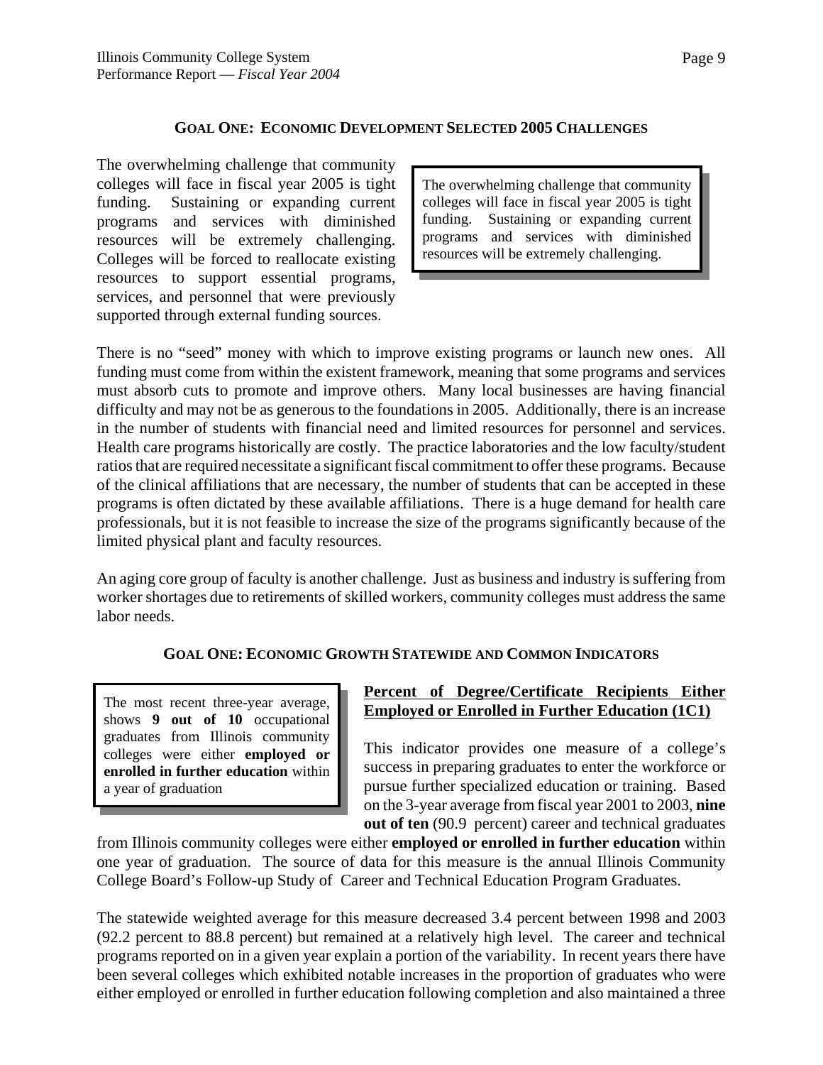### GOAL ONE: ECONOMIC DEVELOPMENT SELECTED 2005 CHALLENGES

The overwhelming challenge that community colleges will face in fiscal year 2005 is tight funding. Sustaining or expanding current programs and services with diminished resources will be extremely challenging. Colleges will be forced to reallocate existing resources to support essential programs, services, and personnel that were previously supported through external funding sources.

> The overwhelming challenge that community colleges will face in fiscal year 2005 is tight funding. Sustaining or expanding current programs and services with diminished resources will be extremely challenging.

There is no "seed" money with which to improve existing programs or launch new ones. All funding must come from within the existent framework, meaning that some programs and services must absorb cuts to promote and improve others. Many local businesses are having financial difficulty and may not be as generous to the foundations in 2005. Additionally, there is an increase in the number of students with financial need and limited resources for personnel and services. Health care programs historically are costly. The practice laboratories and the low faculty/student ratios that are required necessitate a significant fiscal commitment to offer these programs. Because of the clinical affiliations that are necessary, the number of students that can be accepted in these programs is often dictated by these available affiliations. There is a huge demand for health care professionals, but it is not feasible to increase the size of the programs significantly because of the limited physical plant and faculty resources.

An aging core group of faculty is another challenge. Just as business and industry is suffering from worker shortages due to retirements of skilled workers, community colleges must address the same labor needs.

### GOAL ONE: ECONOMIC GROWTH STATEWIDE AND COMMON INDICATORS

> The most recent three-year average, shows **9 out of 10** occupational graduates from Illinois community colleges were either **employed or enrolled in further education** within a year of graduation

**Percent of Degree/Certificate Recipients Either Employed or Enrolled in Further Education (1C1)**

This indicator provides one measure of a college's success in preparing graduates to enter the workforce or pursue further specialized education or training. Based on the 3-year average from fiscal year 2001 to 2003, **nine out of ten** (90.9 percent) career and technical graduates from Illinois community colleges were either **employed or enrolled in further education** within one year of graduation. The source of data for this measure is the annual Illinois Community College Board's Follow-up Study of Career and Technical Education Program Graduates.

The statewide weighted average for this measure decreased 3.4 percent between 1998 and 2003 (92.2 percent to 88.8 percent) but remained at a relatively high level. The career and technical programs reported on in a given year explain a portion of the variability. In recent years there have been several colleges which exhibited notable increases in the proportion of graduates who were either employed or enrolled in further education following completion and also maintained a three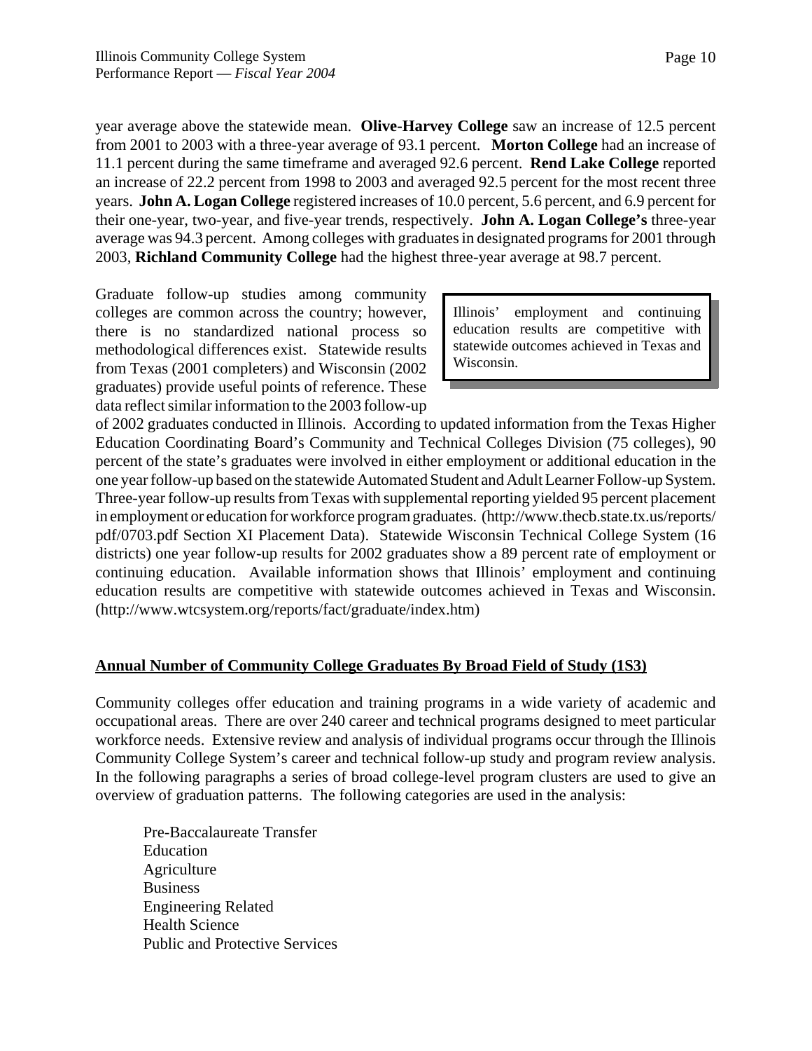year average above the statewide mean. **Olive-Harvey College** saw an increase of 12.5 percent from 2001 to 2003 with a three-year average of 93.1 percent. **Morton College** had an increase of 11.1 percent during the same timeframe and averaged 92.6 percent. **Rend Lake College** reported an increase of 22.2 percent from 1998 to 2003 and averaged 92.5 percent for the most recent three years. **John A. Logan College** registered increases of 10.0 percent, 5.6 percent, and 6.9 percent for their one-year, two-year, and five-year trends, respectively. **John A. Logan College's** three-year average was 94.3 percent. Among colleges with graduates in designated programs for 2001 through 2003, **Richland Community College** had the highest three-year average at 98.7 percent.

> Illinois' employment and continuing education results are competitive with statewide outcomes achieved in Texas and Wisconsin.

Graduate follow-up studies among community colleges are common across the country; however, there is no standardized national process so methodological differences exist. Statewide results from Texas (2001 completers) and Wisconsin (2002 graduates) provide useful points of reference. These data reflect similar information to the 2003 follow-up of 2002 graduates conducted in Illinois. According to updated information from the Texas Higher Education Coordinating Board's Community and Technical Colleges Division (75 colleges), 90 percent of the state's graduates were involved in either employment or additional education in the one year follow-up based on the statewide Automated Student and Adult Learner Follow-up System. Three-year follow-up results from Texas with supplemental reporting yielded 95 percent placement in employment or education for workforce program graduates. (http://www.thecb.state.tx.us/reports/pdf/0703.pdf Section XI Placement Data). Statewide Wisconsin Technical College System (16 districts) one year follow-up results for 2002 graduates show a 89 percent rate of employment or continuing education. Available information shows that Illinois' employment and continuing education results are competitive with statewide outcomes achieved in Texas and Wisconsin. (http://www.wtcsystem.org/reports/fact/graduate/index.htm)

## Annual Number of Community College Graduates By Broad Field of Study (1S3)

Community colleges offer education and training programs in a wide variety of academic and occupational areas. There are over 240 career and technical programs designed to meet particular workforce needs. Extensive review and analysis of individual programs occur through the Illinois Community College System's career and technical follow-up study and program review analysis. In the following paragraphs a series of broad college-level program clusters are used to give an overview of graduation patterns. The following categories are used in the analysis:

- Pre-Baccalaureate Transfer
- Education
- Agriculture
- Business
- Engineering Related
- Health Science
- Public and Protective Services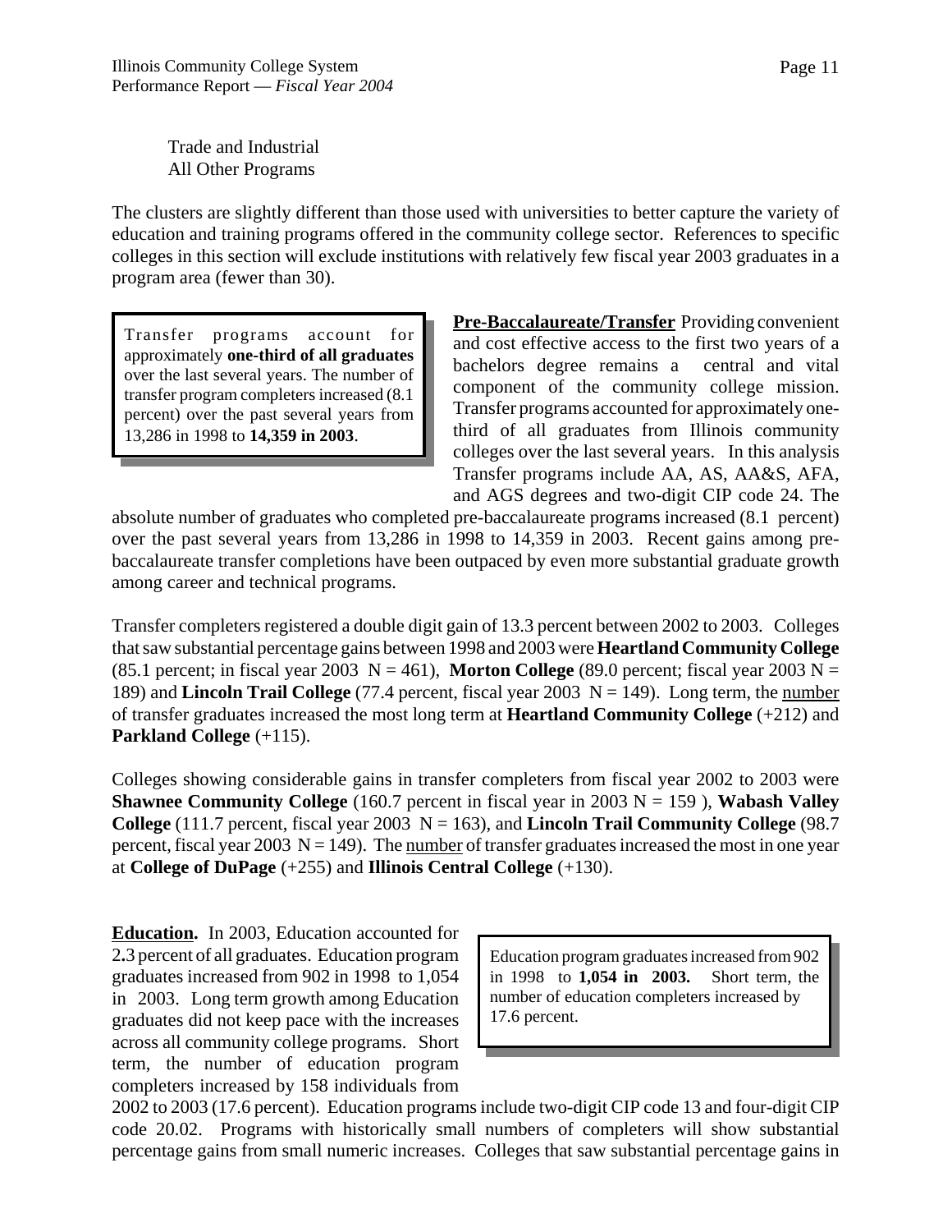Trade and Industrial
All Other Programs

The clusters are slightly different than those used with universities to better capture the variety of education and training programs offered in the community college sector. References to specific colleges in this section will exclude institutions with relatively few fiscal year 2003 graduates in a program area (fewer than 30).

> Transfer programs account for approximately **one-third of all graduates** over the last several years. The number of transfer program completers increased (8.1 percent) over the past several years from 13,286 in 1998 to **14,359 in 2003**.

**Pre-Baccalaureate/Transfer** Providing convenient and cost effective access to the first two years of a bachelors degree remains a central and vital component of the community college mission. Transfer programs accounted for approximately one-third of all graduates from Illinois community colleges over the last several years. In this analysis Transfer programs include AA, AS, AA&S, AFA, and AGS degrees and two-digit CIP code 24. The absolute number of graduates who completed pre-baccalaureate programs increased (8.1 percent) over the past several years from 13,286 in 1998 to 14,359 in 2003. Recent gains among pre-baccalaureate transfer completions have been outpaced by even more substantial graduate growth among career and technical programs.

Transfer completers registered a double digit gain of 13.3 percent between 2002 to 2003. Colleges that saw substantial percentage gains between 1998 and 2003 were **Heartland Community College** (85.1 percent; in fiscal year 2003 N = 461), **Morton College** (89.0 percent; fiscal year 2003 N = 189) and **Lincoln Trail College** (77.4 percent, fiscal year 2003 N = 149). Long term, the number of transfer graduates increased the most long term at **Heartland Community College** (+212) and **Parkland College** (+115).

Colleges showing considerable gains in transfer completers from fiscal year 2002 to 2003 were **Shawnee Community College** (160.7 percent in fiscal year in 2003 N = 159 ), **Wabash Valley College** (111.7 percent, fiscal year 2003 N = 163), and **Lincoln Trail Community College** (98.7 percent, fiscal year 2003 N = 149). The number of transfer graduates increased the most in one year at **College of DuPage** (+255) and **Illinois Central College** (+130).

> Education program graduates increased from 902 in 1998 to **1,054 in 2003.** Short term, the number of education completers increased by 17.6 percent.

**Education.** In 2003, Education accounted for 2.3 percent of all graduates. Education program graduates increased from 902 in 1998 to 1,054 in 2003. Long term growth among Education graduates did not keep pace with the increases across all community college programs. Short term, the number of education program completers increased by 158 individuals from 2002 to 2003 (17.6 percent). Education programs include two-digit CIP code 13 and four-digit CIP code 20.02. Programs with historically small numbers of completers will show substantial percentage gains from small numeric increases. Colleges that saw substantial percentage gains in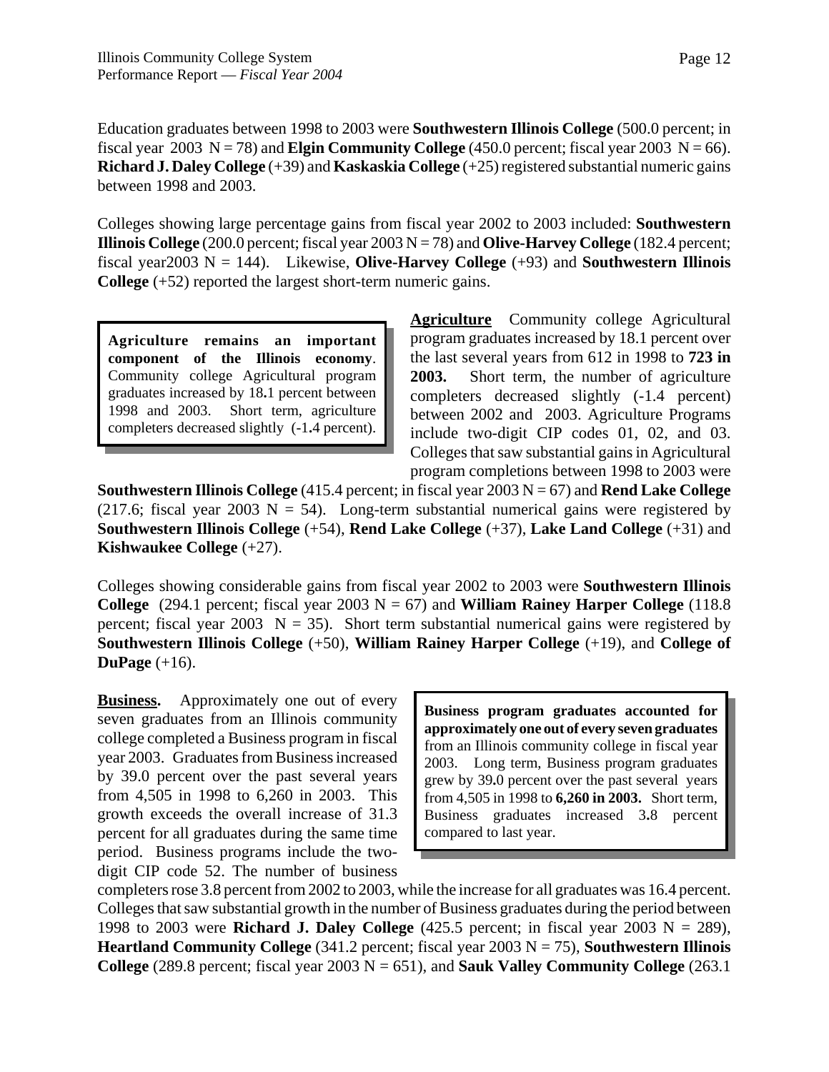Education graduates between 1998 to 2003 were **Southwestern Illinois College** (500.0 percent; in fiscal year 2003 N = 78) and **Elgin Community College** (450.0 percent; fiscal year 2003 N = 66). **Richard J. Daley College** (+39) and **Kaskaskia College** (+25) registered substantial numeric gains between 1998 and 2003.

Colleges showing large percentage gains from fiscal year 2002 to 2003 included: **Southwestern Illinois College** (200.0 percent; fiscal year 2003 N = 78) and **Olive-Harvey College** (182.4 percent; fiscal year2003 N = 144). Likewise, **Olive-Harvey College** (+93) and **Southwestern Illinois College** (+52) reported the largest short-term numeric gains.

> **Agriculture remains an important component of the Illinois economy**. Community college Agricultural program graduates increased by 18.1 percent between 1998 and 2003. Short term, agriculture completers decreased slightly (-1.4 percent).

**Agriculture** Community college Agricultural program graduates increased by 18.1 percent over the last several years from 612 in 1998 to **723 in 2003.** Short term, the number of agriculture completers decreased slightly (-1.4 percent) between 2002 and 2003. Agriculture Programs include two-digit CIP codes 01, 02, and 03. Colleges that saw substantial gains in Agricultural program completions between 1998 to 2003 were **Southwestern Illinois College** (415.4 percent; in fiscal year 2003 N = 67) and **Rend Lake College** (217.6; fiscal year 2003 N = 54). Long-term substantial numerical gains were registered by **Southwestern Illinois College** (+54), **Rend Lake College** (+37), **Lake Land College** (+31) and **Kishwaukee College** (+27).

Colleges showing considerable gains from fiscal year 2002 to 2003 were **Southwestern Illinois College** (294.1 percent; fiscal year 2003 N = 67) and **William Rainey Harper College** (118.8 percent; fiscal year 2003 N = 35). Short term substantial numerical gains were registered by **Southwestern Illinois College** (+50), **William Rainey Harper College** (+19), and **College of DuPage** (+16).

> **Business program graduates accounted for approximately one out of every seven graduates** from an Illinois community college in fiscal year 2003. Long term, Business program graduates grew by 39.0 percent over the past several years from 4,505 in 1998 to **6,260 in 2003.** Short term, Business graduates increased 3.8 percent compared to last year.

**Business.** Approximately one out of every seven graduates from an Illinois community college completed a Business program in fiscal year 2003. Graduates from Business increased by 39.0 percent over the past several years from 4,505 in 1998 to 6,260 in 2003. This growth exceeds the overall increase of 31.3 percent for all graduates during the same time period. Business programs include the two-digit CIP code 52. The number of business completers rose 3.8 percent from 2002 to 2003, while the increase for all graduates was 16.4 percent. Colleges that saw substantial growth in the number of Business graduates during the period between 1998 to 2003 were **Richard J. Daley College** (425.5 percent; in fiscal year 2003 N = 289), **Heartland Community College** (341.2 percent; fiscal year 2003 N = 75), **Southwestern Illinois College** (289.8 percent; fiscal year 2003 N = 651), and **Sauk Valley Community College** (263.1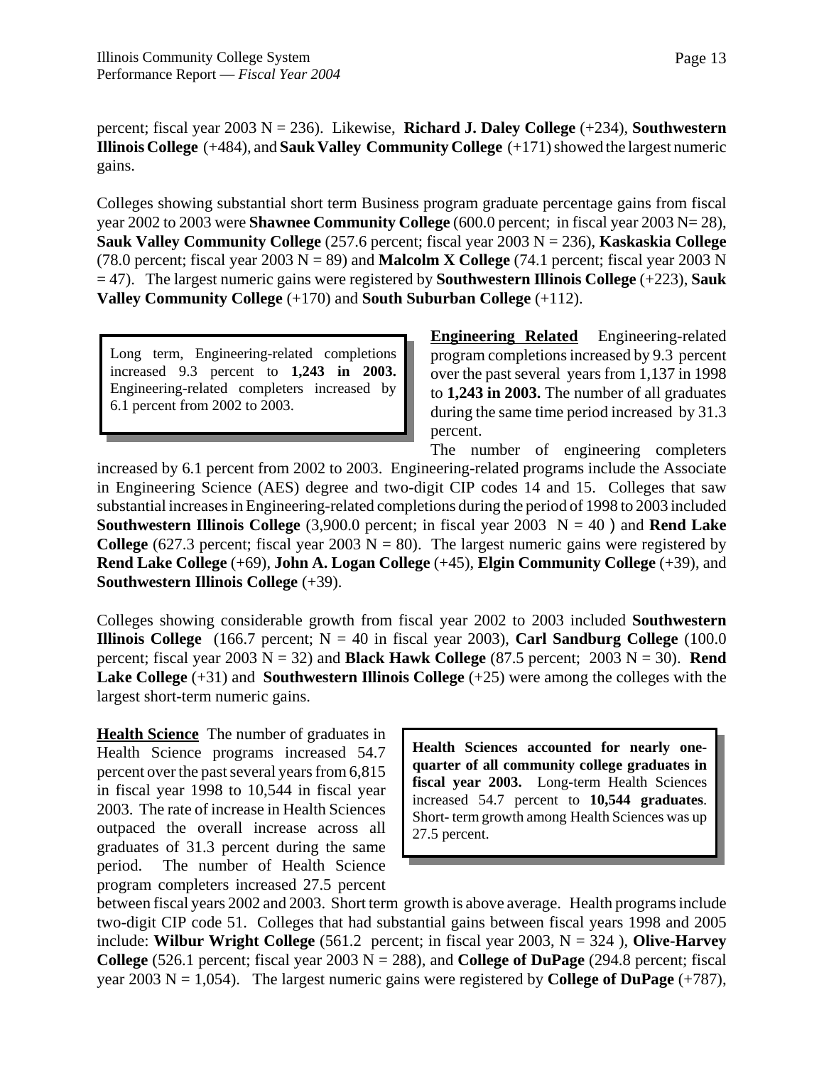percent; fiscal year 2003 N = 236). Likewise, **Richard J. Daley College** (+234), **Southwestern Illinois College** (+484), and **Sauk Valley Community College** (+171) showed the largest numeric gains.

Colleges showing substantial short term Business program graduate percentage gains from fiscal year 2002 to 2003 were **Shawnee Community College** (600.0 percent; in fiscal year 2003 N= 28), **Sauk Valley Community College** (257.6 percent; fiscal year 2003 N = 236), **Kaskaskia College** (78.0 percent; fiscal year 2003 N = 89) and **Malcolm X College** (74.1 percent; fiscal year 2003 N = 47). The largest numeric gains were registered by **Southwestern Illinois College** (+223), **Sauk Valley Community College** (+170) and **South Suburban College** (+112).

> Long term, Engineering-related completions increased 9.3 percent to **1,243 in 2003.** Engineering-related completers increased by 6.1 percent from 2002 to 2003.

**Engineering Related** Engineering-related program completions increased by 9.3 percent over the past several years from 1,137 in 1998 to **1,243 in 2003.** The number of all graduates during the same time period increased by 31.3 percent.

The number of engineering completers increased by 6.1 percent from 2002 to 2003. Engineering-related programs include the Associate in Engineering Science (AES) degree and two-digit CIP codes 14 and 15. Colleges that saw substantial increases in Engineering-related completions during the period of 1998 to 2003 included **Southwestern Illinois College** (3,900.0 percent; in fiscal year 2003 N = 40 ) and **Rend Lake College** (627.3 percent; fiscal year 2003 N = 80). The largest numeric gains were registered by **Rend Lake College** (+69), **John A. Logan College** (+45), **Elgin Community College** (+39), and **Southwestern Illinois College** (+39).

Colleges showing considerable growth from fiscal year 2002 to 2003 included **Southwestern Illinois College** (166.7 percent; N = 40 in fiscal year 2003), **Carl Sandburg College** (100.0 percent; fiscal year 2003 N = 32) and **Black Hawk College** (87.5 percent; 2003 N = 30). **Rend Lake College** (+31) and **Southwestern Illinois College** (+25) were among the colleges with the largest short-term numeric gains.

> **Health Sciences accounted for nearly one-quarter of all community college graduates in fiscal year 2003.** Long-term Health Sciences increased 54.7 percent to **10,544 graduates**. Short- term growth among Health Sciences was up 27.5 percent.

**Health Science** The number of graduates in Health Science programs increased 54.7 percent over the past several years from 6,815 in fiscal year 1998 to 10,544 in fiscal year 2003. The rate of increase in Health Sciences outpaced the overall increase across all graduates of 31.3 percent during the same period. The number of Health Science program completers increased 27.5 percent between fiscal years 2002 and 2003. Short term growth is above average. Health programs include two-digit CIP code 51. Colleges that had substantial gains between fiscal years 1998 and 2005 include: **Wilbur Wright College** (561.2 percent; in fiscal year 2003, N = 324 ), **Olive-Harvey College** (526.1 percent; fiscal year 2003 N = 288), and **College of DuPage** (294.8 percent; fiscal year 2003 N = 1,054). The largest numeric gains were registered by **College of DuPage** (+787),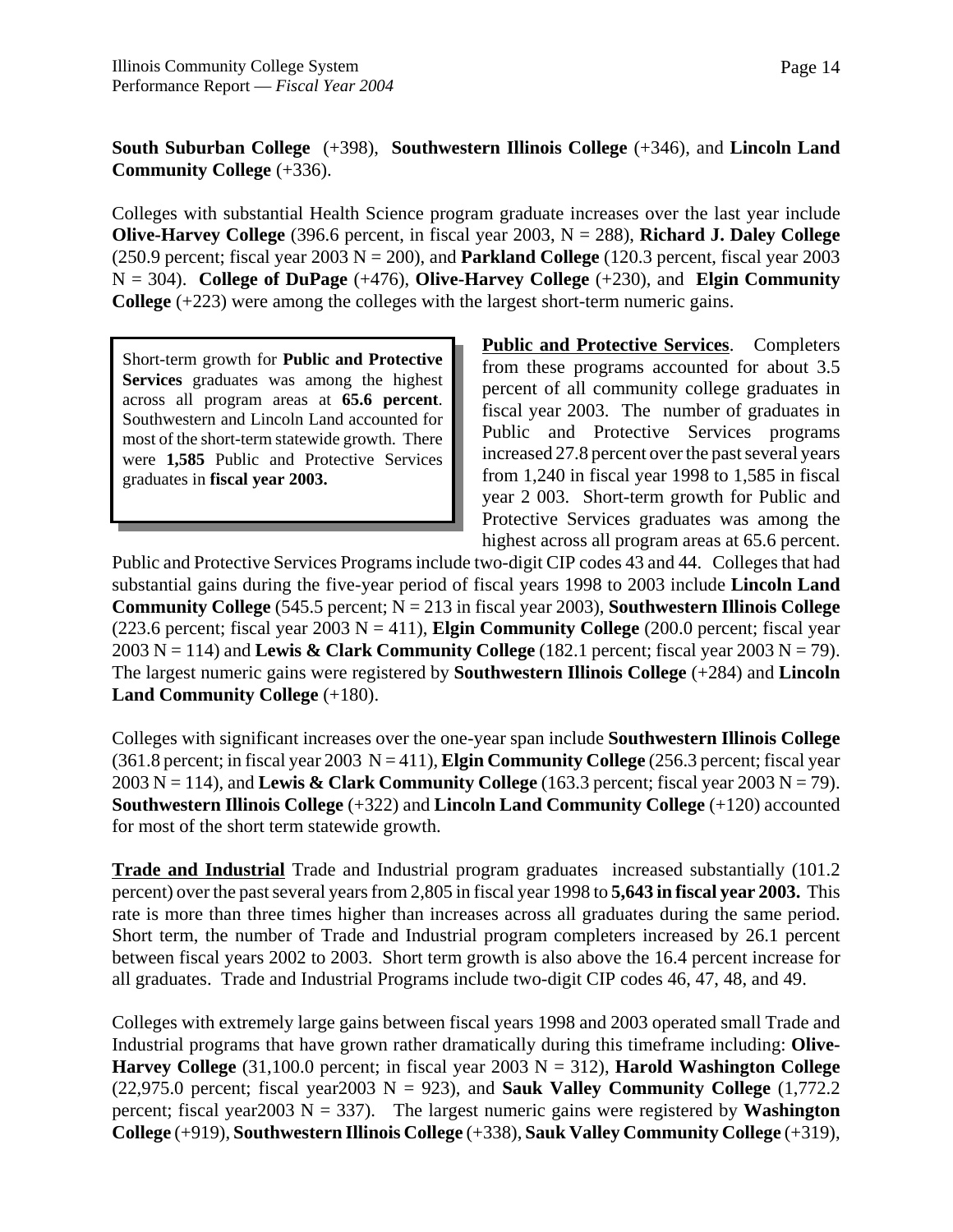**South Suburban College** (+398), **Southwestern Illinois College** (+346), and **Lincoln Land Community College** (+336).

Colleges with substantial Health Science program graduate increases over the last year include **Olive-Harvey College** (396.6 percent, in fiscal year 2003, N = 288), **Richard J. Daley College** (250.9 percent; fiscal year 2003 N = 200), and **Parkland College** (120.3 percent, fiscal year 2003 N = 304). **College of DuPage** (+476), **Olive-Harvey College** (+230), and **Elgin Community College** (+223) were among the colleges with the largest short-term numeric gains.

> Short-term growth for **Public and Protective Services** graduates was among the highest across all program areas at **65.6 percent**. Southwestern and Lincoln Land accounted for most of the short-term statewide growth. There were **1,585** Public and Protective Services graduates in **fiscal year 2003.**

**Public and Protective Services**. Completers from these programs accounted for about 3.5 percent of all community college graduates in fiscal year 2003. The number of graduates in Public and Protective Services programs increased 27.8 percent over the past several years from 1,240 in fiscal year 1998 to 1,585 in fiscal year 2 003. Short-term growth for Public and Protective Services graduates was among the highest across all program areas at 65.6 percent. Public and Protective Services Programs include two-digit CIP codes 43 and 44. Colleges that had substantial gains during the five-year period of fiscal years 1998 to 2003 include **Lincoln Land Community College** (545.5 percent; N = 213 in fiscal year 2003), **Southwestern Illinois College** (223.6 percent; fiscal year 2003 N = 411), **Elgin Community College** (200.0 percent; fiscal year 2003 N = 114) and **Lewis & Clark Community College** (182.1 percent; fiscal year 2003 N = 79). The largest numeric gains were registered by **Southwestern Illinois College** (+284) and **Lincoln Land Community College** (+180).

Colleges with significant increases over the one-year span include **Southwestern Illinois College** (361.8 percent; in fiscal year 2003 N = 411), **Elgin Community College** (256.3 percent; fiscal year 2003 N = 114), and **Lewis & Clark Community College** (163.3 percent; fiscal year 2003 N = 79). **Southwestern Illinois College** (+322) and **Lincoln Land Community College** (+120) accounted for most of the short term statewide growth.

**Trade and Industrial** Trade and Industrial program graduates increased substantially (101.2 percent) over the past several years from 2,805 in fiscal year 1998 to **5,643 in fiscal year 2003.** This rate is more than three times higher than increases across all graduates during the same period. Short term, the number of Trade and Industrial program completers increased by 26.1 percent between fiscal years 2002 to 2003. Short term growth is also above the 16.4 percent increase for all graduates. Trade and Industrial Programs include two-digit CIP codes 46, 47, 48, and 49.

Colleges with extremely large gains between fiscal years 1998 and 2003 operated small Trade and Industrial programs that have grown rather dramatically during this timeframe including: **Olive-Harvey College** (31,100.0 percent; in fiscal year 2003 N = 312), **Harold Washington College** (22,975.0 percent; fiscal year2003 N = 923), and **Sauk Valley Community College** (1,772.2 percent; fiscal year2003 N = 337). The largest numeric gains were registered by **Washington College** (+919), **Southwestern Illinois College** (+338), **Sauk Valley Community College** (+319),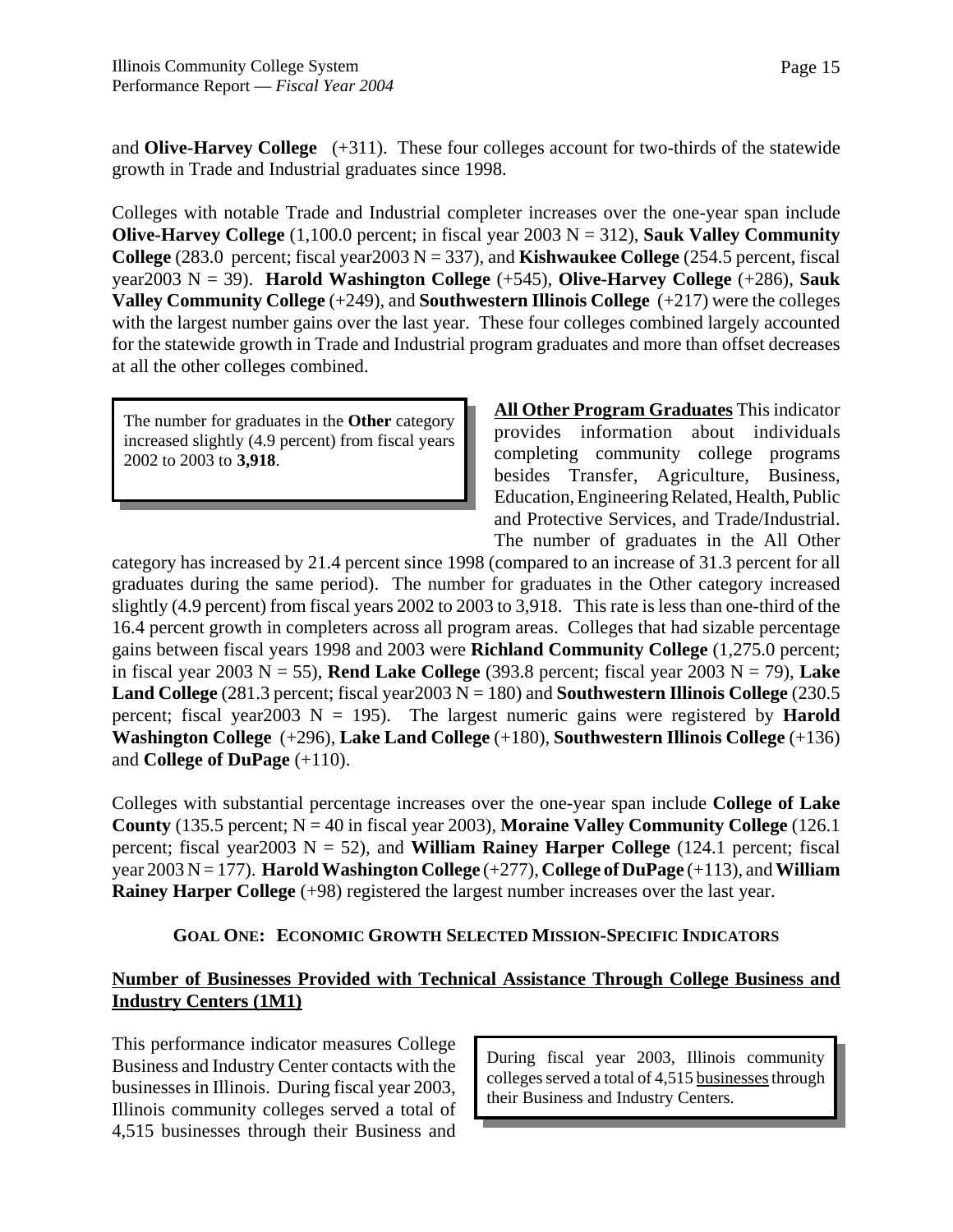and **Olive-Harvey College** (+311). These four colleges account for two-thirds of the statewide growth in Trade and Industrial graduates since 1998.

Colleges with notable Trade and Industrial completer increases over the one-year span include **Olive-Harvey College** (1,100.0 percent; in fiscal year 2003 N = 312), **Sauk Valley Community College** (283.0 percent; fiscal year2003 N = 337), and **Kishwaukee College** (254.5 percent, fiscal year2003 N = 39). **Harold Washington College** (+545), **Olive-Harvey College** (+286), **Sauk Valley Community College** (+249), and **Southwestern Illinois College** (+217) were the colleges with the largest number gains over the last year. These four colleges combined largely accounted for the statewide growth in Trade and Industrial program graduates and more than offset decreases at all the other colleges combined.

> The number for graduates in the **Other** category increased slightly (4.9 percent) from fiscal years 2002 to 2003 to **3,918**.

**All Other Program Graduates** This indicator provides information about individuals completing community college programs besides Transfer, Agriculture, Business, Education, Engineering Related, Health, Public and Protective Services, and Trade/Industrial. The number of graduates in the All Other category has increased by 21.4 percent since 1998 (compared to an increase of 31.3 percent for all graduates during the same period). The number for graduates in the Other category increased slightly (4.9 percent) from fiscal years 2002 to 2003 to 3,918. This rate is less than one-third of the 16.4 percent growth in completers across all program areas. Colleges that had sizable percentage gains between fiscal years 1998 and 2003 were **Richland Community College** (1,275.0 percent; in fiscal year 2003 N = 55), **Rend Lake College** (393.8 percent; fiscal year 2003 N = 79), **Lake Land College** (281.3 percent; fiscal year2003 N = 180) and **Southwestern Illinois College** (230.5 percent; fiscal year2003 N = 195). The largest numeric gains were registered by **Harold Washington College** (+296), **Lake Land College** (+180), **Southwestern Illinois College** (+136) and **College of DuPage** (+110).

Colleges with substantial percentage increases over the one-year span include **College of Lake County** (135.5 percent; N = 40 in fiscal year 2003), **Moraine Valley Community College** (126.1 percent; fiscal year2003 N = 52), and **William Rainey Harper College** (124.1 percent; fiscal year 2003 N = 177). **Harold Washington College** (+277), **College of DuPage** (+113), and **William Rainey Harper College** (+98) registered the largest number increases over the last year.

## GOAL ONE: ECONOMIC GROWTH SELECTED MISSION-SPECIFIC INDICATORS

### Number of Businesses Provided with Technical Assistance Through College Business and Industry Centers (1M1)

> During fiscal year 2003, Illinois community colleges served a total of 4,515 businesses through their Business and Industry Centers.

This performance indicator measures College Business and Industry Center contacts with the businesses in Illinois. During fiscal year 2003, Illinois community colleges served a total of 4,515 businesses through their Business and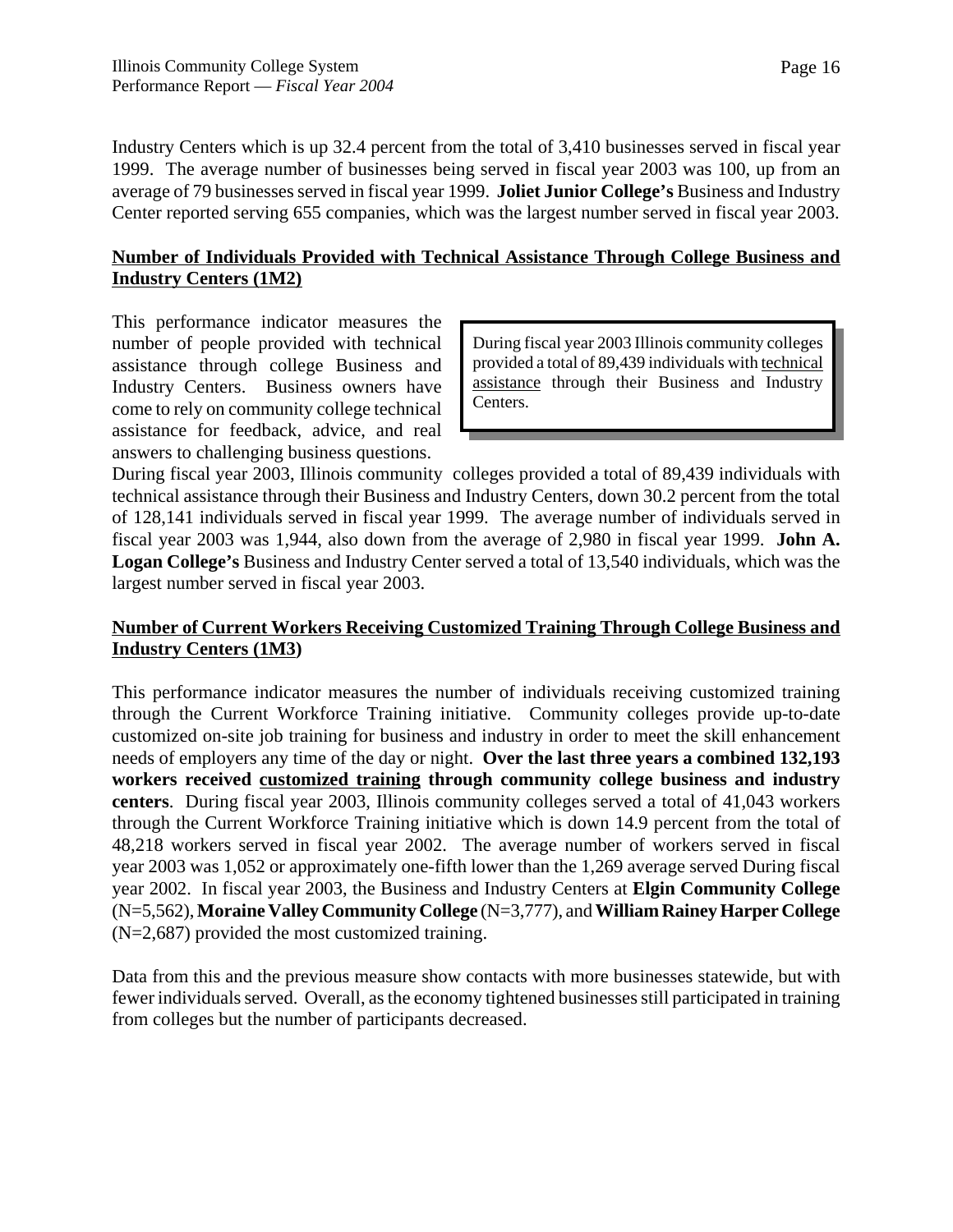Industry Centers which is up 32.4 percent from the total of 3,410 businesses served in fiscal year 1999. The average number of businesses being served in fiscal year 2003 was 100, up from an average of 79 businesses served in fiscal year 1999. **Joliet Junior College's** Business and Industry Center reported serving 655 companies, which was the largest number served in fiscal year 2003.

**Number of Individuals Provided with Technical Assistance Through College Business and Industry Centers (1M2)**

This performance indicator measures the number of people provided with technical assistance through college Business and Industry Centers. Business owners have come to rely on community college technical assistance for feedback, advice, and real answers to challenging business questions.

> During fiscal year 2003 Illinois community colleges provided a total of 89,439 individuals with technical assistance through their Business and Industry Centers.

During fiscal year 2003, Illinois community colleges provided a total of 89,439 individuals with technical assistance through their Business and Industry Centers, down 30.2 percent from the total of 128,141 individuals served in fiscal year 1999. The average number of individuals served in fiscal year 2003 was 1,944, also down from the average of 2,980 in fiscal year 1999. **John A. Logan College's** Business and Industry Center served a total of 13,540 individuals, which was the largest number served in fiscal year 2003.

**Number of Current Workers Receiving Customized Training Through College Business and Industry Centers (1M3)**

This performance indicator measures the number of individuals receiving customized training through the Current Workforce Training initiative. Community colleges provide up-to-date customized on-site job training for business and industry in order to meet the skill enhancement needs of employers any time of the day or night. **Over the last three years a combined 132,193 workers received customized training through community college business and industry centers**. During fiscal year 2003, Illinois community colleges served a total of 41,043 workers through the Current Workforce Training initiative which is down 14.9 percent from the total of 48,218 workers served in fiscal year 2002. The average number of workers served in fiscal year 2003 was 1,052 or approximately one-fifth lower than the 1,269 average served During fiscal year 2002. In fiscal year 2003, the Business and Industry Centers at **Elgin Community College** (N=5,562), **Moraine Valley Community College** (N=3,777), and **William Rainey Harper College** (N=2,687) provided the most customized training.

Data from this and the previous measure show contacts with more businesses statewide, but with fewer individuals served. Overall, as the economy tightened businesses still participated in training from colleges but the number of participants decreased.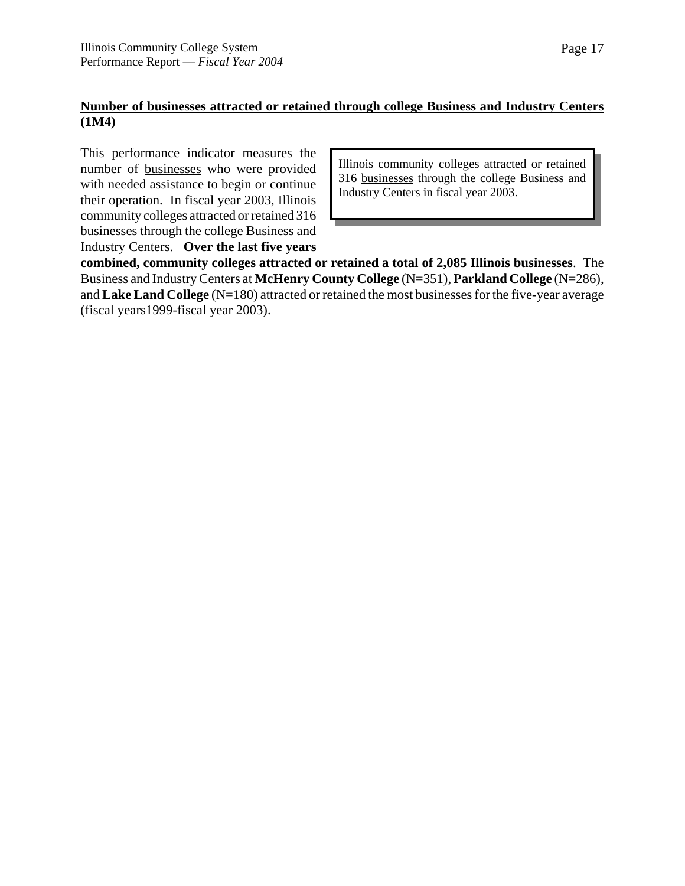## Number of businesses attracted or retained through college Business and Industry Centers (1M4)

> Illinois community colleges attracted or retained 316 businesses through the college Business and Industry Centers in fiscal year 2003.

This performance indicator measures the number of businesses who were provided with needed assistance to begin or continue their operation. In fiscal year 2003, Illinois community colleges attracted or retained 316 businesses through the college Business and Industry Centers. **Over the last five years combined, community colleges attracted or retained a total of 2,085 Illinois businesses**. The Business and Industry Centers at **McHenry County College** (N=351), **Parkland College** (N=286), and **Lake Land College** (N=180) attracted or retained the most businesses for the five-year average (fiscal years1999-fiscal year 2003).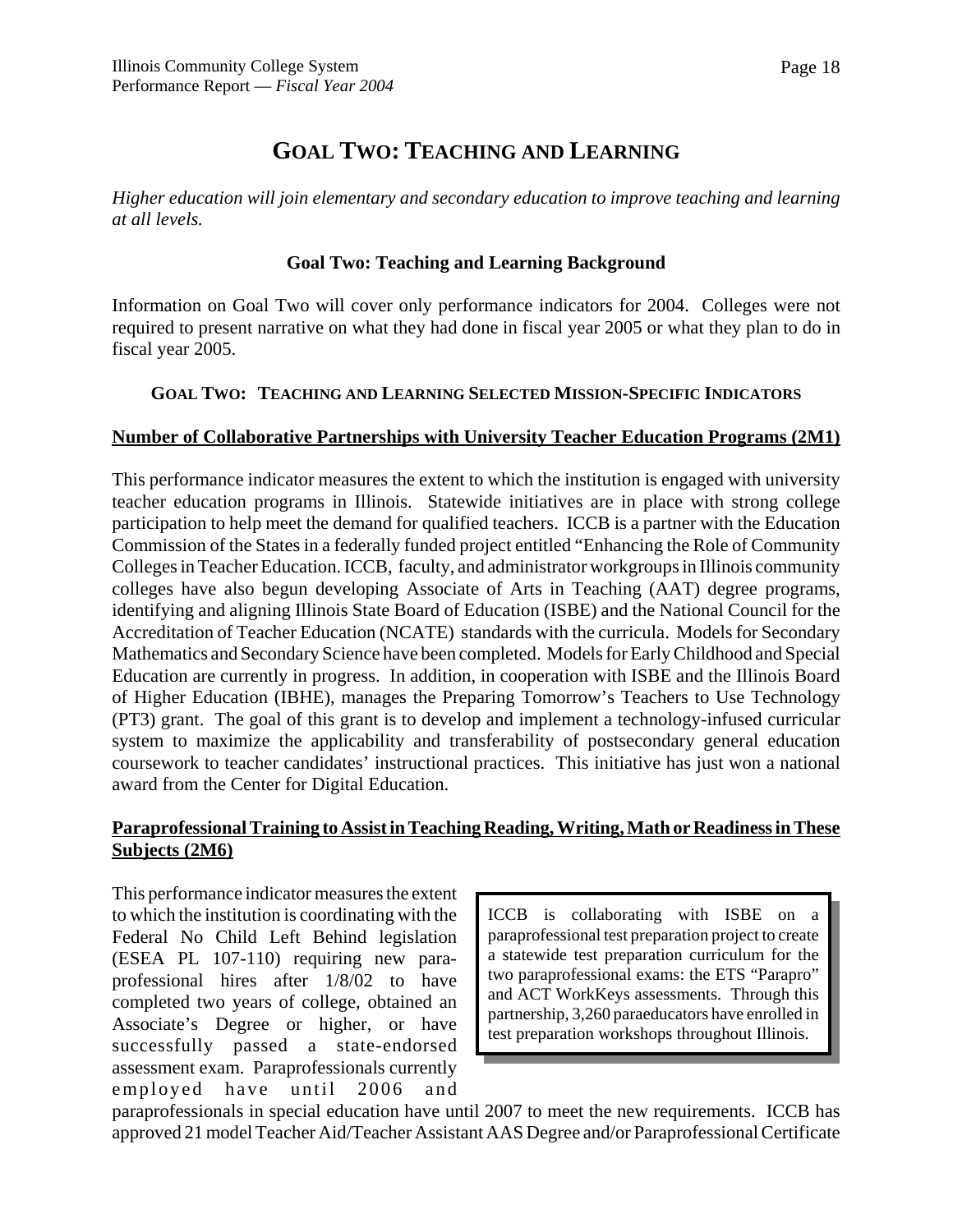# GOAL TWO: TEACHING AND LEARNING

*Higher education will join elementary and secondary education to improve teaching and learning at all levels.*

### Goal Two: Teaching and Learning Background

Information on Goal Two will cover only performance indicators for 2004. Colleges were not required to present narrative on what they had done in fiscal year 2005 or what they plan to do in fiscal year 2005.

### GOAL TWO: TEACHING AND LEARNING SELECTED MISSION-SPECIFIC INDICATORS

**Number of Collaborative Partnerships with University Teacher Education Programs (2M1)**

This performance indicator measures the extent to which the institution is engaged with university teacher education programs in Illinois. Statewide initiatives are in place with strong college participation to help meet the demand for qualified teachers. ICCB is a partner with the Education Commission of the States in a federally funded project entitled "Enhancing the Role of Community Colleges in Teacher Education. ICCB, faculty, and administrator workgroups in Illinois community colleges have also begun developing Associate of Arts in Teaching (AAT) degree programs, identifying and aligning Illinois State Board of Education (ISBE) and the National Council for the Accreditation of Teacher Education (NCATE) standards with the curricula. Models for Secondary Mathematics and Secondary Science have been completed. Models for Early Childhood and Special Education are currently in progress. In addition, in cooperation with ISBE and the Illinois Board of Higher Education (IBHE), manages the Preparing Tomorrow's Teachers to Use Technology (PT3) grant. The goal of this grant is to develop and implement a technology-infused curricular system to maximize the applicability and transferability of postsecondary general education coursework to teacher candidates' instructional practices. This initiative has just won a national award from the Center for Digital Education.

**Paraprofessional Training to Assist in Teaching Reading, Writing, Math or Readiness in These Subjects (2M6)**

This performance indicator measures the extent to which the institution is coordinating with the Federal No Child Left Behind legislation (ESEA PL 107-110) requiring new paraprofessional hires after 1/8/02 to have completed two years of college, obtained an Associate's Degree or higher, or have successfully passed a state-endorsed assessment exam. Paraprofessionals currently employed have until 2006 and paraprofessionals in special education have until 2007 to meet the new requirements. ICCB has approved 21 model Teacher Aid/Teacher Assistant AAS Degree and/or Paraprofessional Certificate

> ICCB is collaborating with ISBE on a paraprofessional test preparation project to create a statewide test preparation curriculum for the two paraprofessional exams: the ETS "Parapro" and ACT WorkKeys assessments. Through this partnership, 3,260 paraeducators have enrolled in test preparation workshops throughout Illinois.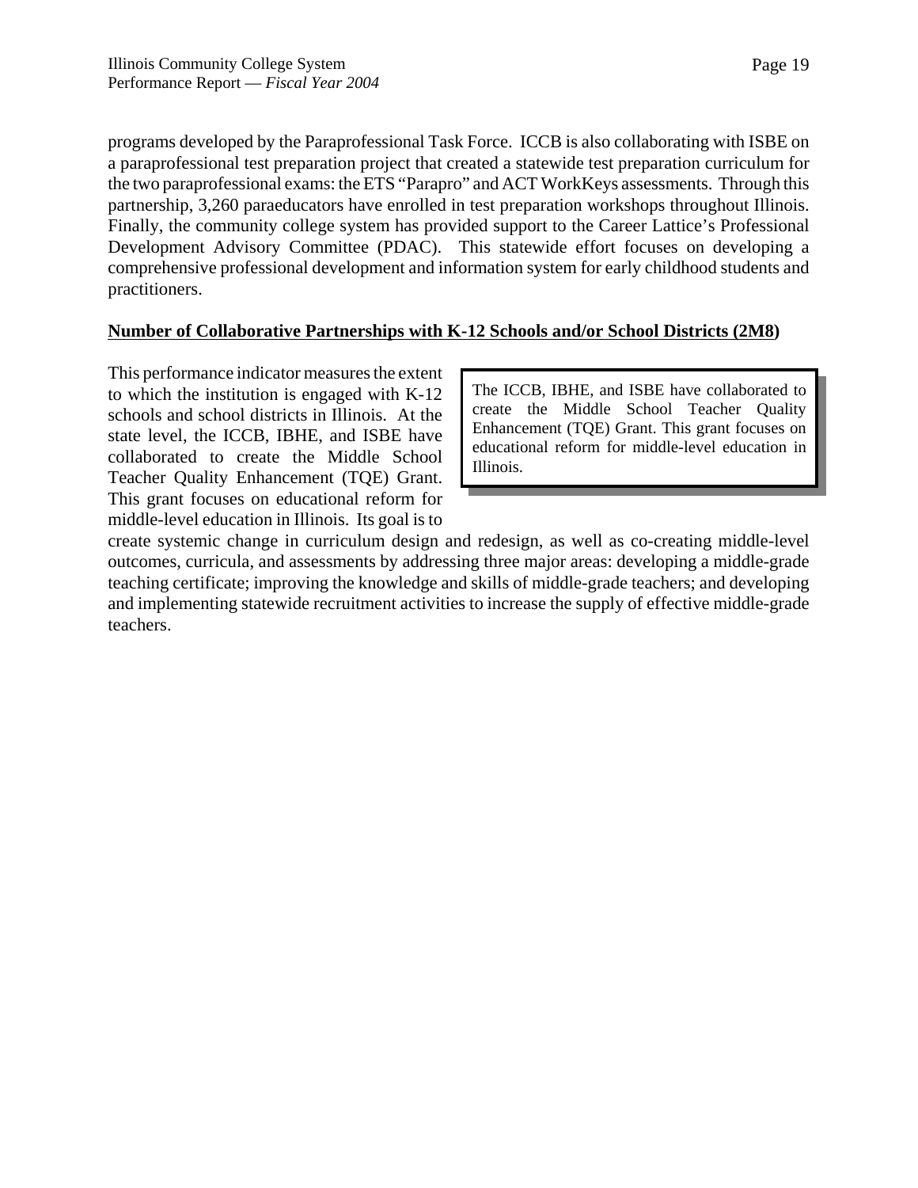programs developed by the Paraprofessional Task Force. ICCB is also collaborating with ISBE on a paraprofessional test preparation project that created a statewide test preparation curriculum for the two paraprofessional exams: the ETS "Parapro" and ACT WorkKeys assessments. Through this partnership, 3,260 paraeducators have enrolled in test preparation workshops throughout Illinois. Finally, the community college system has provided support to the Career Lattice's Professional Development Advisory Committee (PDAC). This statewide effort focuses on developing a comprehensive professional development and information system for early childhood students and practitioners.

**Number of Collaborative Partnerships with K-12 Schools and/or School Districts (2M8)**

> The ICCB, IBHE, and ISBE have collaborated to create the Middle School Teacher Quality Enhancement (TQE) Grant. This grant focuses on educational reform for middle-level education in Illinois.

This performance indicator measures the extent to which the institution is engaged with K-12 schools and school districts in Illinois. At the state level, the ICCB, IBHE, and ISBE have collaborated to create the Middle School Teacher Quality Enhancement (TQE) Grant. This grant focuses on educational reform for middle-level education in Illinois. Its goal is to create systemic change in curriculum design and redesign, as well as co-creating middle-level outcomes, curricula, and assessments by addressing three major areas: developing a middle-grade teaching certificate; improving the knowledge and skills of middle-grade teachers; and developing and implementing statewide recruitment activities to increase the supply of effective middle-grade teachers.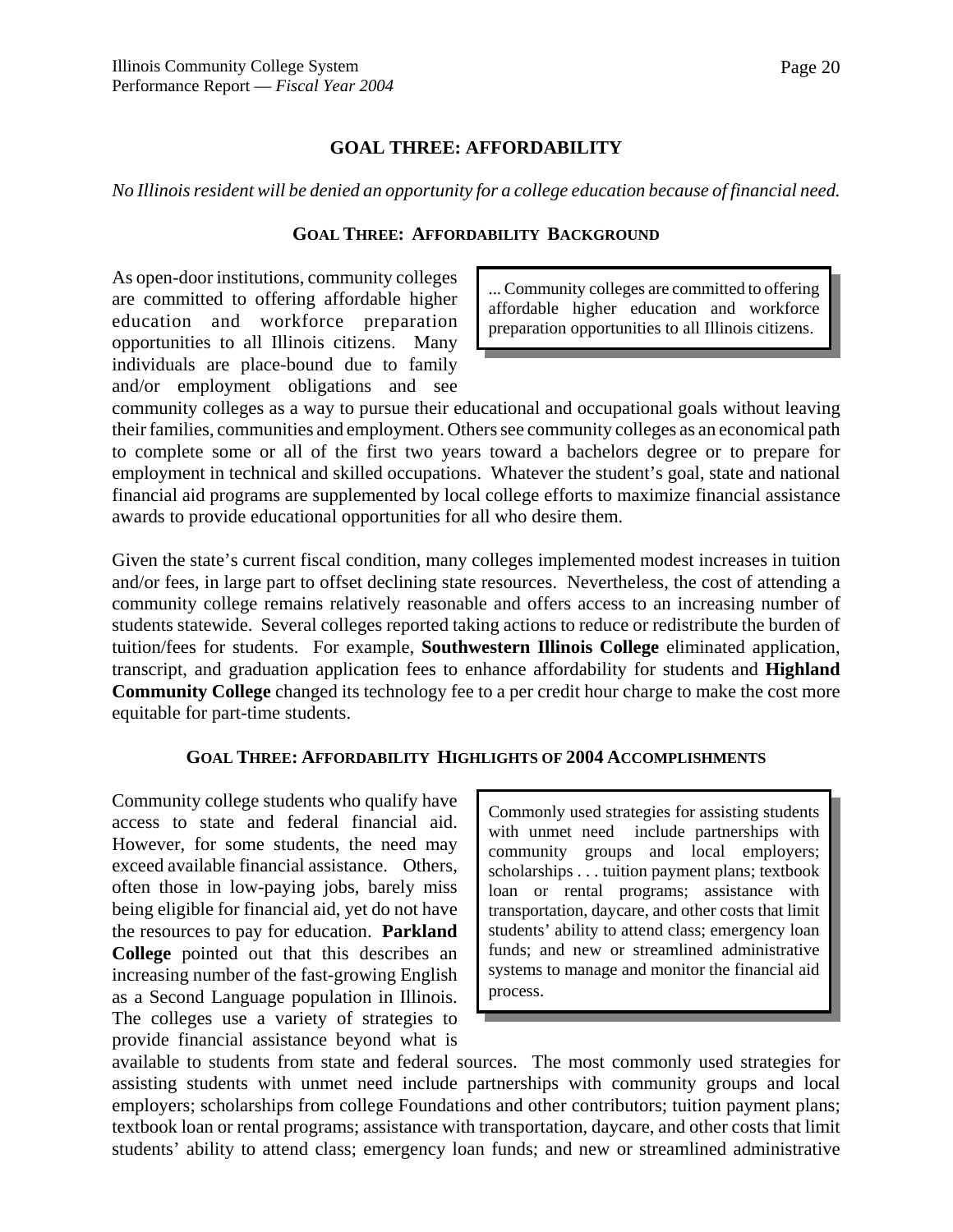## GOAL THREE: AFFORDABILITY

*No Illinois resident will be denied an opportunity for a college education because of financial need.*

### GOAL THREE: AFFORDABILITY BACKGROUND

> ... Community colleges are committed to offering affordable higher education and workforce preparation opportunities to all Illinois citizens.

As open-door institutions, community colleges are committed to offering affordable higher education and workforce preparation opportunities to all Illinois citizens. Many individuals are place-bound due to family and/or employment obligations and see community colleges as a way to pursue their educational and occupational goals without leaving their families, communities and employment. Others see community colleges as an economical path to complete some or all of the first two years toward a bachelors degree or to prepare for employment in technical and skilled occupations. Whatever the student's goal, state and national financial aid programs are supplemented by local college efforts to maximize financial assistance awards to provide educational opportunities for all who desire them.

Given the state's current fiscal condition, many colleges implemented modest increases in tuition and/or fees, in large part to offset declining state resources. Nevertheless, the cost of attending a community college remains relatively reasonable and offers access to an increasing number of students statewide. Several colleges reported taking actions to reduce or redistribute the burden of tuition/fees for students. For example, **Southwestern Illinois College** eliminated application, transcript, and graduation application fees to enhance affordability for students and **Highland Community College** changed its technology fee to a per credit hour charge to make the cost more equitable for part-time students.

### GOAL THREE: AFFORDABILITY HIGHLIGHTS OF 2004 ACCOMPLISHMENTS

> Commonly used strategies for assisting students with unmet need include partnerships with community groups and local employers; scholarships . . . tuition payment plans; textbook loan or rental programs; assistance with transportation, daycare, and other costs that limit students' ability to attend class; emergency loan funds; and new or streamlined administrative systems to manage and monitor the financial aid process.

Community college students who qualify have access to state and federal financial aid. However, for some students, the need may exceed available financial assistance. Others, often those in low-paying jobs, barely miss being eligible for financial aid, yet do not have the resources to pay for education. **Parkland College** pointed out that this describes an increasing number of the fast-growing English as a Second Language population in Illinois. The colleges use a variety of strategies to provide financial assistance beyond what is available to students from state and federal sources. The most commonly used strategies for assisting students with unmet need include partnerships with community groups and local employers; scholarships from college Foundations and other contributors; tuition payment plans; textbook loan or rental programs; assistance with transportation, daycare, and other costs that limit students' ability to attend class; emergency loan funds; and new or streamlined administrative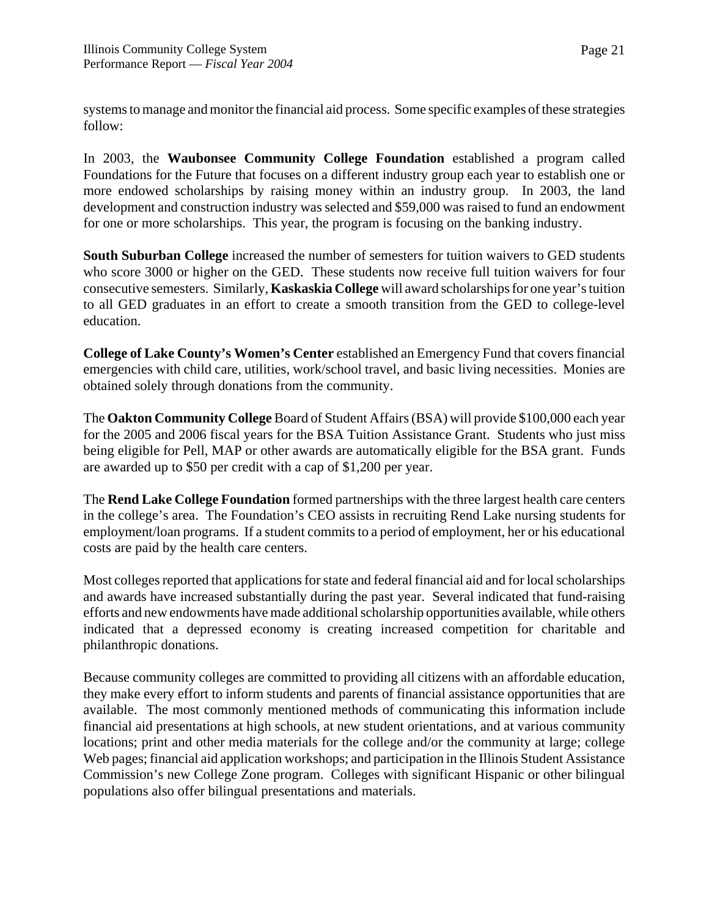systems to manage and monitor the financial aid process. Some specific examples of these strategies follow:

In 2003, the **Waubonsee Community College Foundation** established a program called Foundations for the Future that focuses on a different industry group each year to establish one or more endowed scholarships by raising money within an industry group. In 2003, the land development and construction industry was selected and $59,000 was raised to fund an endowment for one or more scholarships. This year, the program is focusing on the banking industry.

**South Suburban College** increased the number of semesters for tuition waivers to GED students who score 3000 or higher on the GED. These students now receive full tuition waivers for four consecutive semesters. Similarly, **Kaskaskia College** will award scholarships for one year's tuition to all GED graduates in an effort to create a smooth transition from the GED to college-level education.

**College of Lake County's Women's Center** established an Emergency Fund that covers financial emergencies with child care, utilities, work/school travel, and basic living necessities. Monies are obtained solely through donations from the community.

The **Oakton Community College** Board of Student Affairs (BSA) will provide $100,000 each year for the 2005 and 2006 fiscal years for the BSA Tuition Assistance Grant. Students who just miss being eligible for Pell, MAP or other awards are automatically eligible for the BSA grant. Funds are awarded up to $50 per credit with a cap of $1,200 per year.

The **Rend Lake College Foundation** formed partnerships with the three largest health care centers in the college's area. The Foundation's CEO assists in recruiting Rend Lake nursing students for employment/loan programs. If a student commits to a period of employment, her or his educational costs are paid by the health care centers.

Most colleges reported that applications for state and federal financial aid and for local scholarships and awards have increased substantially during the past year. Several indicated that fund-raising efforts and new endowments have made additional scholarship opportunities available, while others indicated that a depressed economy is creating increased competition for charitable and philanthropic donations.

Because community colleges are committed to providing all citizens with an affordable education, they make every effort to inform students and parents of financial assistance opportunities that are available. The most commonly mentioned methods of communicating this information include financial aid presentations at high schools, at new student orientations, and at various community locations; print and other media materials for the college and/or the community at large; college Web pages; financial aid application workshops; and participation in the Illinois Student Assistance Commission's new College Zone program. Colleges with significant Hispanic or other bilingual populations also offer bilingual presentations and materials.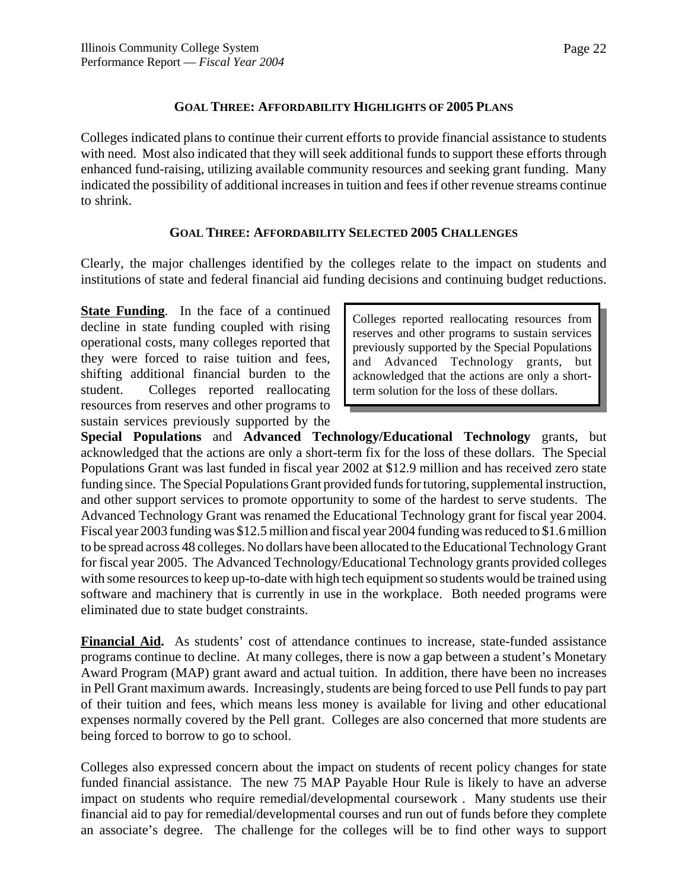### GOAL THREE: AFFORDABILITY HIGHLIGHTS OF 2005 PLANS

Colleges indicated plans to continue their current efforts to provide financial assistance to students with need. Most also indicated that they will seek additional funds to support these efforts through enhanced fund-raising, utilizing available community resources and seeking grant funding. Many indicated the possibility of additional increases in tuition and fees if other revenue streams continue to shrink.

### GOAL THREE: AFFORDABILITY SELECTED 2005 CHALLENGES

Clearly, the major challenges identified by the colleges relate to the impact on students and institutions of state and federal financial aid funding decisions and continuing budget reductions.

> Colleges reported reallocating resources from reserves and other programs to sustain services previously supported by the Special Populations and Advanced Technology grants, but acknowledged that the actions are only a short-term solution for the loss of these dollars.

**State Funding**. In the face of a continued decline in state funding coupled with rising operational costs, many colleges reported that they were forced to raise tuition and fees, shifting additional financial burden to the student. Colleges reported reallocating resources from reserves and other programs to sustain services previously supported by the **Special Populations** and **Advanced Technology/Educational Technology** grants, but acknowledged that the actions are only a short-term fix for the loss of these dollars. The Special Populations Grant was last funded in fiscal year 2002 at $12.9 million and has received zero state funding since. The Special Populations Grant provided funds for tutoring, supplemental instruction, and other support services to promote opportunity to some of the hardest to serve students. The Advanced Technology Grant was renamed the Educational Technology grant for fiscal year 2004. Fiscal year 2003 funding was $12.5 million and fiscal year 2004 funding was reduced to $1.6 million to be spread across 48 colleges. No dollars have been allocated to the Educational Technology Grant for fiscal year 2005. The Advanced Technology/Educational Technology grants provided colleges with some resources to keep up-to-date with high tech equipment so students would be trained using software and machinery that is currently in use in the workplace. Both needed programs were eliminated due to state budget constraints.

**Financial Aid.** As students' cost of attendance continues to increase, state-funded assistance programs continue to decline. At many colleges, there is now a gap between a student's Monetary Award Program (MAP) grant award and actual tuition. In addition, there have been no increases in Pell Grant maximum awards. Increasingly, students are being forced to use Pell funds to pay part of their tuition and fees, which means less money is available for living and other educational expenses normally covered by the Pell grant. Colleges are also concerned that more students are being forced to borrow to go to school.

Colleges also expressed concern about the impact on students of recent policy changes for state funded financial assistance. The new 75 MAP Payable Hour Rule is likely to have an adverse impact on students who require remedial/developmental coursework . Many students use their financial aid to pay for remedial/developmental courses and run out of funds before they complete an associate's degree. The challenge for the colleges will be to find other ways to support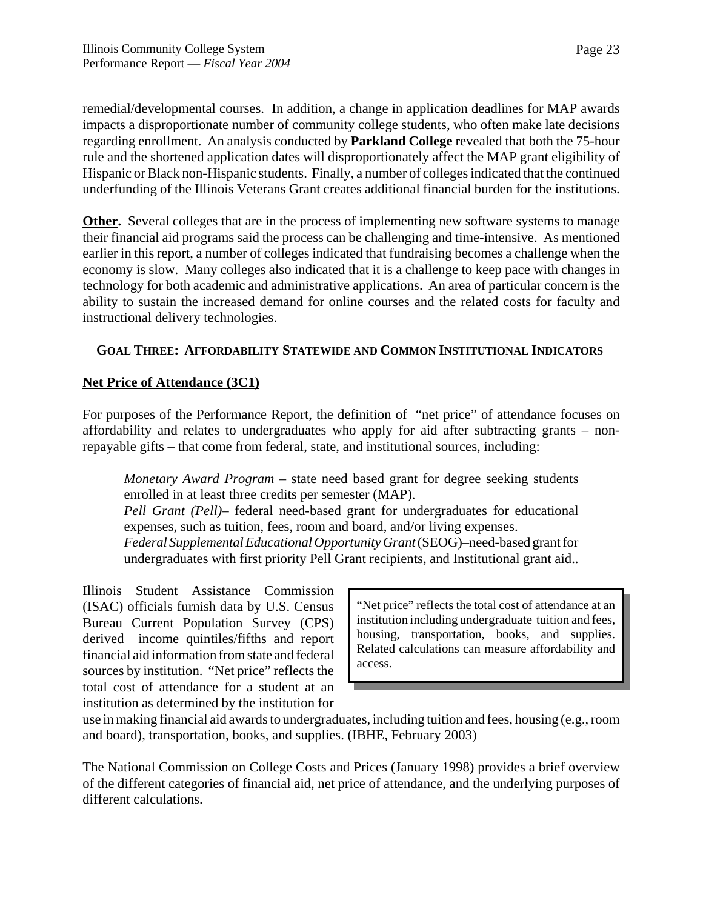remedial/developmental courses. In addition, a change in application deadlines for MAP awards impacts a disproportionate number of community college students, who often make late decisions regarding enrollment. An analysis conducted by **Parkland College** revealed that both the 75-hour rule and the shortened application dates will disproportionately affect the MAP grant eligibility of Hispanic or Black non-Hispanic students. Finally, a number of colleges indicated that the continued underfunding of the Illinois Veterans Grant creates additional financial burden for the institutions.

**Other.** Several colleges that are in the process of implementing new software systems to manage their financial aid programs said the process can be challenging and time-intensive. As mentioned earlier in this report, a number of colleges indicated that fundraising becomes a challenge when the economy is slow. Many colleges also indicated that it is a challenge to keep pace with changes in technology for both academic and administrative applications. An area of particular concern is the ability to sustain the increased demand for online courses and the related costs for faculty and instructional delivery technologies.

## GOAL THREE: AFFORDABILITY STATEWIDE AND COMMON INSTITUTIONAL INDICATORS

### Net Price of Attendance (3C1)

For purposes of the Performance Report, the definition of "net price" of attendance focuses on affordability and relates to undergraduates who apply for aid after subtracting grants – non-repayable gifts – that come from federal, state, and institutional sources, including:

> *Monetary Award Program* – state need based grant for degree seeking students enrolled in at least three credits per semester (MAP).
> *Pell Grant (Pell)*– federal need-based grant for undergraduates for educational expenses, such as tuition, fees, room and board, and/or living expenses.
> *Federal Supplemental Educational Opportunity Grant* (SEOG)–need-based grant for undergraduates with first priority Pell Grant recipients, and Institutional grant aid..

> "Net price" reflects the total cost of attendance at an institution including undergraduate tuition and fees, housing, transportation, books, and supplies. Related calculations can measure affordability and access.

Illinois Student Assistance Commission (ISAC) officials furnish data by U.S. Census Bureau Current Population Survey (CPS) derived income quintiles/fifths and report financial aid information from state and federal sources by institution. "Net price" reflects the total cost of attendance for a student at an institution as determined by the institution for use in making financial aid awards to undergraduates, including tuition and fees, housing (e.g., room and board), transportation, books, and supplies. (IBHE, February 2003)

The National Commission on College Costs and Prices (January 1998) provides a brief overview of the different categories of financial aid, net price of attendance, and the underlying purposes of different calculations.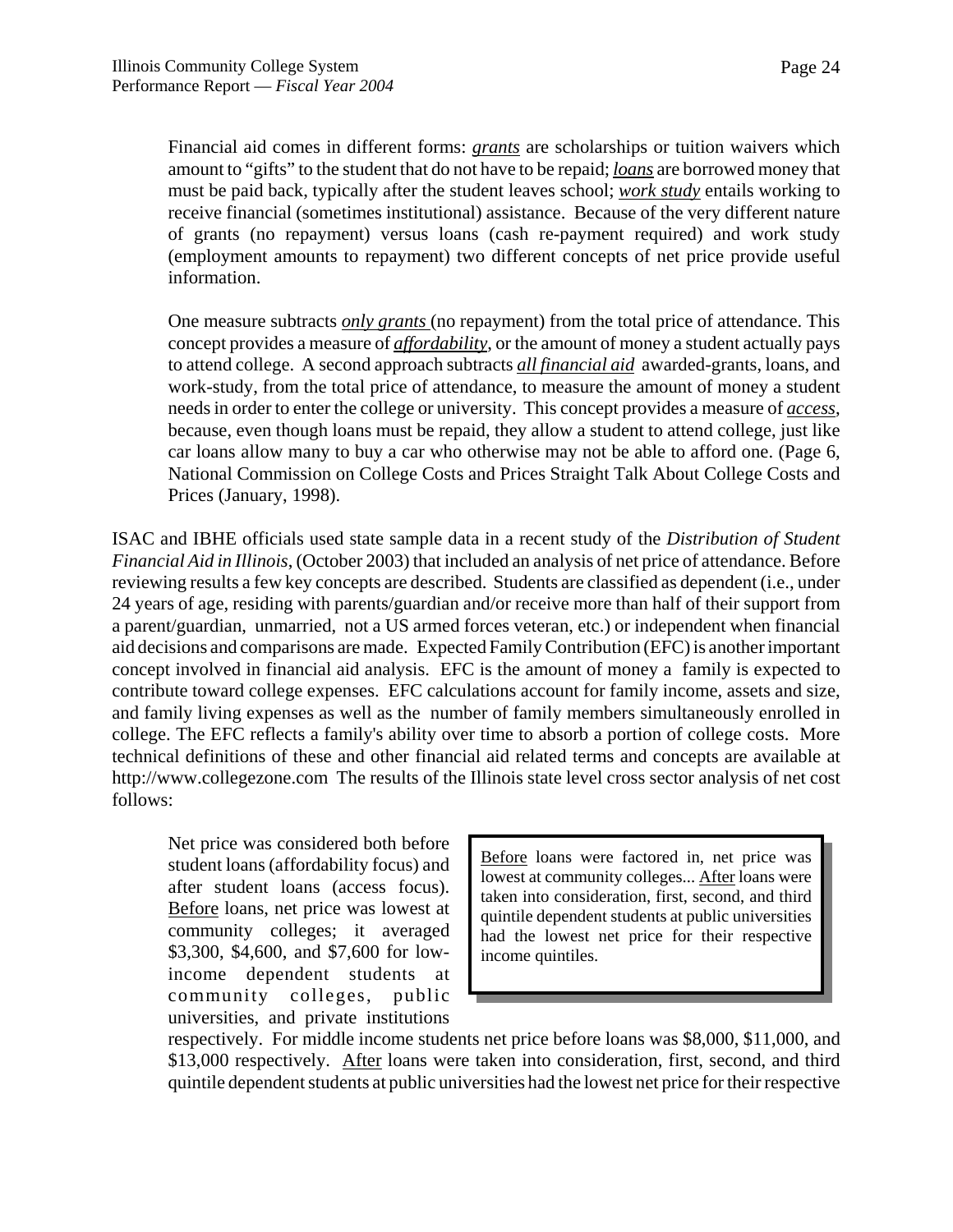Financial aid comes in different forms: ***grants*** are scholarships or tuition waivers which amount to "gifts" to the student that do not have to be repaid; ***loans*** are borrowed money that must be paid back, typically after the student leaves school; ***work study*** entails working to receive financial (sometimes institutional) assistance. Because of the very different nature of grants (no repayment) versus loans (cash re-payment required) and work study (employment amounts to repayment) two different concepts of net price provide useful information.

One measure subtracts ***only grants*** (no repayment) from the total price of attendance. This concept provides a measure of ***affordability***, or the amount of money a student actually pays to attend college. A second approach subtracts ***all financial aid*** awarded-grants, loans, and work-study, from the total price of attendance, to measure the amount of money a student needs in order to enter the college or university. This concept provides a measure of ***access***, because, even though loans must be repaid, they allow a student to attend college, just like car loans allow many to buy a car who otherwise may not be able to afford one. (Page 6, National Commission on College Costs and Prices Straight Talk About College Costs and Prices (January, 1998).

ISAC and IBHE officials used state sample data in a recent study of the *Distribution of Student Financial Aid in Illinois*, (October 2003) that included an analysis of net price of attendance. Before reviewing results a few key concepts are described. Students are classified as dependent (i.e., under 24 years of age, residing with parents/guardian and/or receive more than half of their support from a parent/guardian, unmarried, not a US armed forces veteran, etc.) or independent when financial aid decisions and comparisons are made. Expected Family Contribution (EFC) is another important concept involved in financial aid analysis. EFC is the amount of money a family is expected to contribute toward college expenses. EFC calculations account for family income, assets and size, and family living expenses as well as the number of family members simultaneously enrolled in college. The EFC reflects a family's ability over time to absorb a portion of college costs. More technical definitions of these and other financial aid related terms and concepts are available at http://www.collegezone.com The results of the Illinois state level cross sector analysis of net cost follows:

> Before loans were factored in, net price was lowest at community colleges... After loans were taken into consideration, first, second, and third quintile dependent students at public universities had the lowest net price for their respective income quintiles.

Net price was considered both before student loans (affordability focus) and after student loans (access focus). Before loans, net price was lowest at community colleges; it averaged \$3,300, \$4,600, and \$7,600 for low-income dependent students at community colleges, public universities, and private institutions respectively. For middle income students net price before loans was \$8,000, \$11,000, and \$13,000 respectively. After loans were taken into consideration, first, second, and third quintile dependent students at public universities had the lowest net price for their respective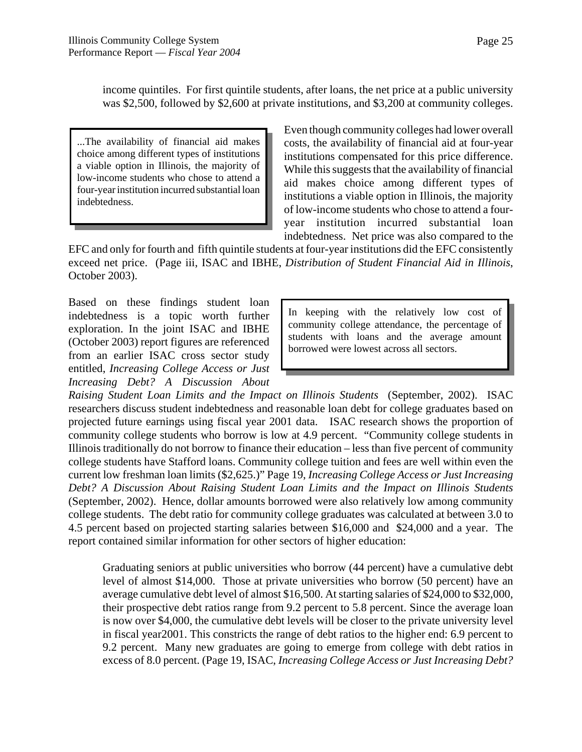income quintiles. For first quintile students, after loans, the net price at a public university was $2,500, followed by $2,600 at private institutions, and $3,200 at community colleges.

> ...The availability of financial aid makes choice among different types of institutions a viable option in Illinois, the majority of low-income students who chose to attend a four-year institution incurred substantial loan indebtedness.

Even though community colleges had lower overall costs, the availability of financial aid at four-year institutions compensated for this price difference. While this suggests that the availability of financial aid makes choice among different types of institutions a viable option in Illinois, the majority of low-income students who chose to attend a four-year institution incurred substantial loan indebtedness. Net price was also compared to the EFC and only for fourth and fifth quintile students at four-year institutions did the EFC consistently exceed net price. (Page iii, ISAC and IBHE, *Distribution of Student Financial Aid in Illinois*, October 2003).

> In keeping with the relatively low cost of community college attendance, the percentage of students with loans and the average amount borrowed were lowest across all sectors.

Based on these findings student loan indebtedness is a topic worth further exploration. In the joint ISAC and IBHE (October 2003) report figures are referenced from an earlier ISAC cross sector study entitled, *Increasing College Access or Just Increasing Debt? A Discussion About Raising Student Loan Limits and the Impact on Illinois Students* (September, 2002). ISAC researchers discuss student indebtedness and reasonable loan debt for college graduates based on projected future earnings using fiscal year 2001 data. ISAC research shows the proportion of community college students who borrow is low at 4.9 percent. "Community college students in Illinois traditionally do not borrow to finance their education – less than five percent of community college students have Stafford loans. Community college tuition and fees are well within even the current low freshman loan limits ($2,625.)" Page 19, *Increasing College Access or Just Increasing Debt? A Discussion About Raising Student Loan Limits and the Impact on Illinois Students* (September, 2002). Hence, dollar amounts borrowed were also relatively low among community college students. The debt ratio for community college graduates was calculated at between 3.0 to 4.5 percent based on projected starting salaries between $16,000 and $24,000 and a year. The report contained similar information for other sectors of higher education:

> Graduating seniors at public universities who borrow (44 percent) have a cumulative debt level of almost $14,000. Those at private universities who borrow (50 percent) have an average cumulative debt level of almost $16,500. At starting salaries of $24,000 to $32,000, their prospective debt ratios range from 9.2 percent to 5.8 percent. Since the average loan is now over $4,000, the cumulative debt levels will be closer to the private university level in fiscal year2001. This constricts the range of debt ratios to the higher end: 6.9 percent to 9.2 percent. Many new graduates are going to emerge from college with debt ratios in excess of 8.0 percent. (Page 19, ISAC, *Increasing College Access or Just Increasing Debt?*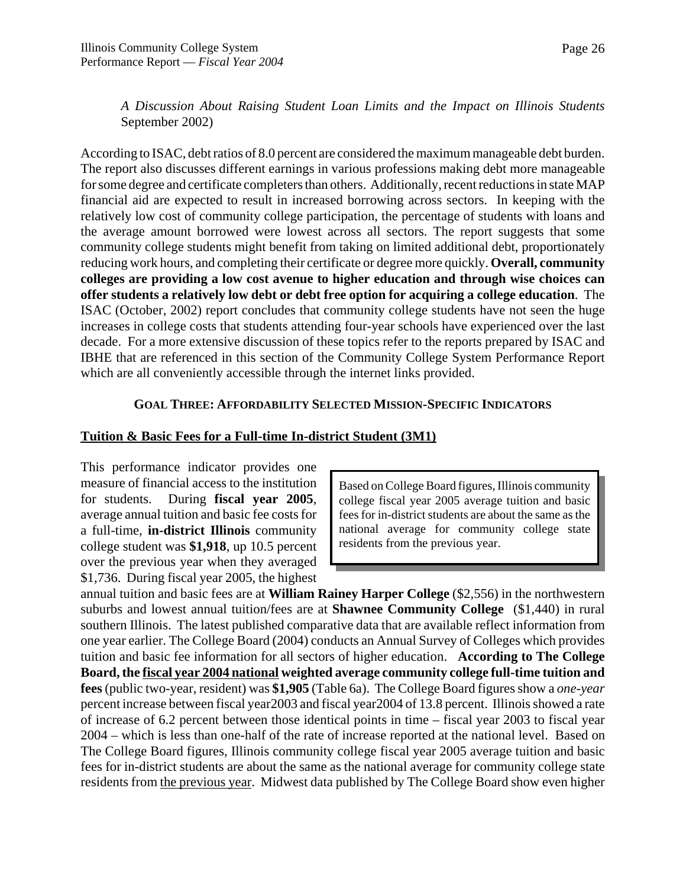*A Discussion About Raising Student Loan Limits and the Impact on Illinois Students* September 2002)

According to ISAC, debt ratios of 8.0 percent are considered the maximum manageable debt burden. The report also discusses different earnings in various professions making debt more manageable for some degree and certificate completers than others. Additionally, recent reductions in state MAP financial aid are expected to result in increased borrowing across sectors. In keeping with the relatively low cost of community college participation, the percentage of students with loans and the average amount borrowed were lowest across all sectors. The report suggests that some community college students might benefit from taking on limited additional debt, proportionately reducing work hours, and completing their certificate or degree more quickly. **Overall, community colleges are providing a low cost avenue to higher education and through wise choices can offer students a relatively low debt or debt free option for acquiring a college education**. The ISAC (October, 2002) report concludes that community college students have not seen the huge increases in college costs that students attending four-year schools have experienced over the last decade. For a more extensive discussion of these topics refer to the reports prepared by ISAC and IBHE that are referenced in this section of the Community College System Performance Report which are all conveniently accessible through the internet links provided.

### GOAL THREE: AFFORDABILITY SELECTED MISSION-SPECIFIC INDICATORS

**Tuition & Basic Fees for a Full-time In-district Student (3M1)**

> Based on College Board figures, Illinois community college fiscal year 2005 average tuition and basic fees for in-district students are about the same as the national average for community college state residents from the previous year.

This performance indicator provides one measure of financial access to the institution for students. During **fiscal year 2005**, average annual tuition and basic fee costs for a full-time, **in-district Illinois** community college student was **$1,918**, up 10.5 percent over the previous year when they averaged $1,736. During fiscal year 2005, the highest annual tuition and basic fees are at **William Rainey Harper College** ($2,556) in the northwestern suburbs and lowest annual tuition/fees are at **Shawnee Community College** ($1,440) in rural southern Illinois. The latest published comparative data that are available reflect information from one year earlier. The College Board (2004) conducts an Annual Survey of Colleges which provides tuition and basic fee information for all sectors of higher education. **According to The College Board, the fiscal year 2004 national weighted average community college full-time tuition and fees** (public two-year, resident) was **$1,905** (Table 6a). The College Board figures show a *one-year* percent increase between fiscal year2003 and fiscal year2004 of 13.8 percent. Illinois showed a rate of increase of 6.2 percent between those identical points in time – fiscal year 2003 to fiscal year 2004 – which is less than one-half of the rate of increase reported at the national level. Based on The College Board figures, Illinois community college fiscal year 2005 average tuition and basic fees for in-district students are about the same as the national average for community college state residents from the previous year. Midwest data published by The College Board show even higher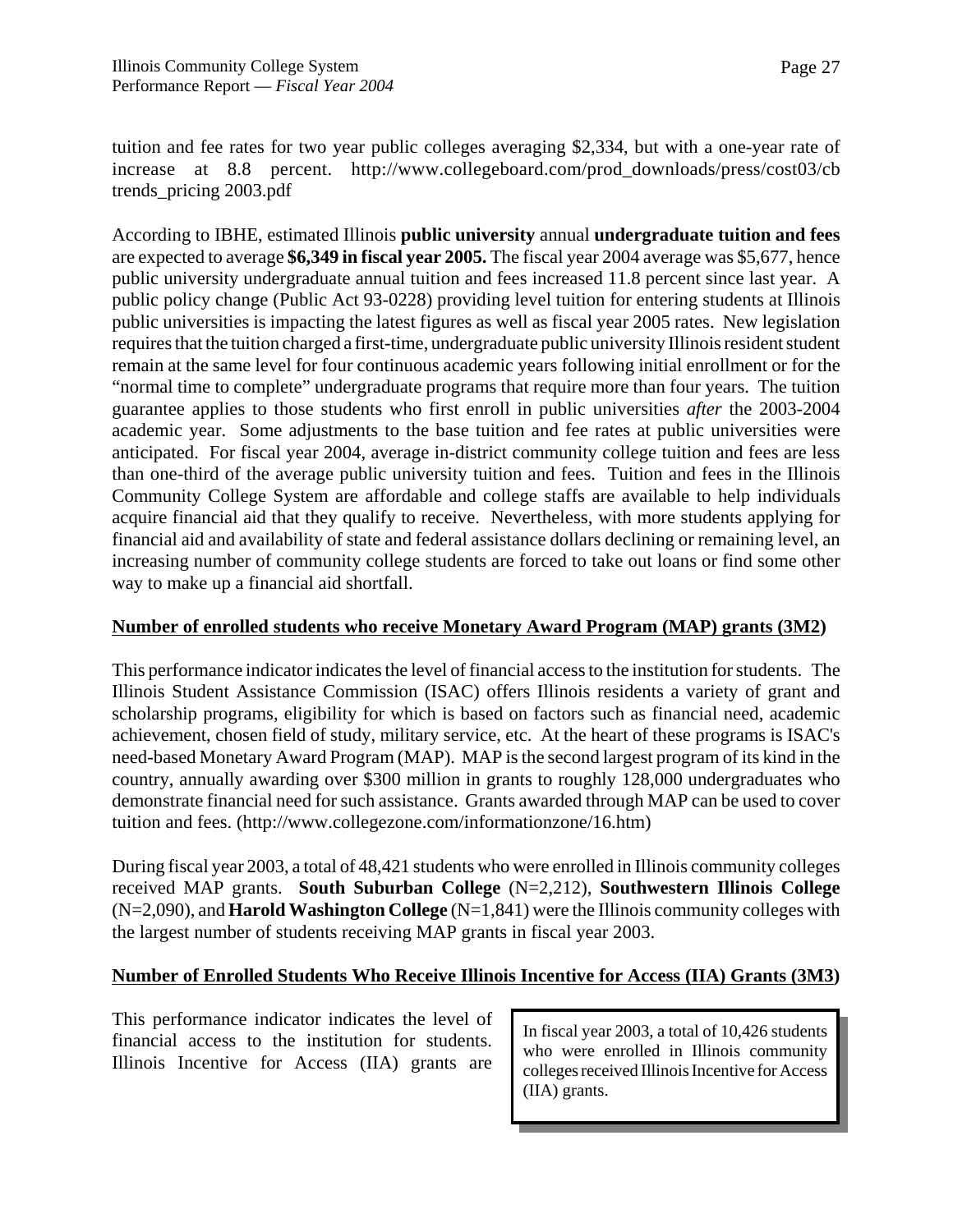tuition and fee rates for two year public colleges averaging $2,334, but with a one-year rate of increase at 8.8 percent. http://www.collegeboard.com/prod_downloads/press/cost03/cb trends_pricing 2003.pdf

According to IBHE, estimated Illinois **public university** annual **undergraduate tuition and fees** are expected to average **$6,349 in fiscal year 2005.** The fiscal year 2004 average was $5,677, hence public university undergraduate annual tuition and fees increased 11.8 percent since last year. A public policy change (Public Act 93-0228) providing level tuition for entering students at Illinois public universities is impacting the latest figures as well as fiscal year 2005 rates. New legislation requires that the tuition charged a first-time, undergraduate public university Illinois resident student remain at the same level for four continuous academic years following initial enrollment or for the "normal time to complete" undergraduate programs that require more than four years. The tuition guarantee applies to those students who first enroll in public universities *after* the 2003-2004 academic year. Some adjustments to the base tuition and fee rates at public universities were anticipated. For fiscal year 2004, average in-district community college tuition and fees are less than one-third of the average public university tuition and fees. Tuition and fees in the Illinois Community College System are affordable and college staffs are available to help individuals acquire financial aid that they qualify to receive. Nevertheless, with more students applying for financial aid and availability of state and federal assistance dollars declining or remaining level, an increasing number of community college students are forced to take out loans or find some other way to make up a financial aid shortfall.

**Number of enrolled students who receive Monetary Award Program (MAP) grants (3M2)**

This performance indicator indicates the level of financial access to the institution for students. The Illinois Student Assistance Commission (ISAC) offers Illinois residents a variety of grant and scholarship programs, eligibility for which is based on factors such as financial need, academic achievement, chosen field of study, military service, etc. At the heart of these programs is ISAC's need-based Monetary Award Program (MAP). MAP is the second largest program of its kind in the country, annually awarding over $300 million in grants to roughly 128,000 undergraduates who demonstrate financial need for such assistance. Grants awarded through MAP can be used to cover tuition and fees. (http://www.collegezone.com/informationzone/16.htm)

During fiscal year 2003, a total of 48,421 students who were enrolled in Illinois community colleges received MAP grants. **South Suburban College** (N=2,212), **Southwestern Illinois College** (N=2,090), and **Harold Washington College** (N=1,841) were the Illinois community colleges with the largest number of students receiving MAP grants in fiscal year 2003.

**Number of Enrolled Students Who Receive Illinois Incentive for Access (IIA) Grants (3M3)**

> In fiscal year 2003, a total of 10,426 students who were enrolled in Illinois community colleges received Illinois Incentive for Access (IIA) grants.

This performance indicator indicates the level of financial access to the institution for students. Illinois Incentive for Access (IIA) grants are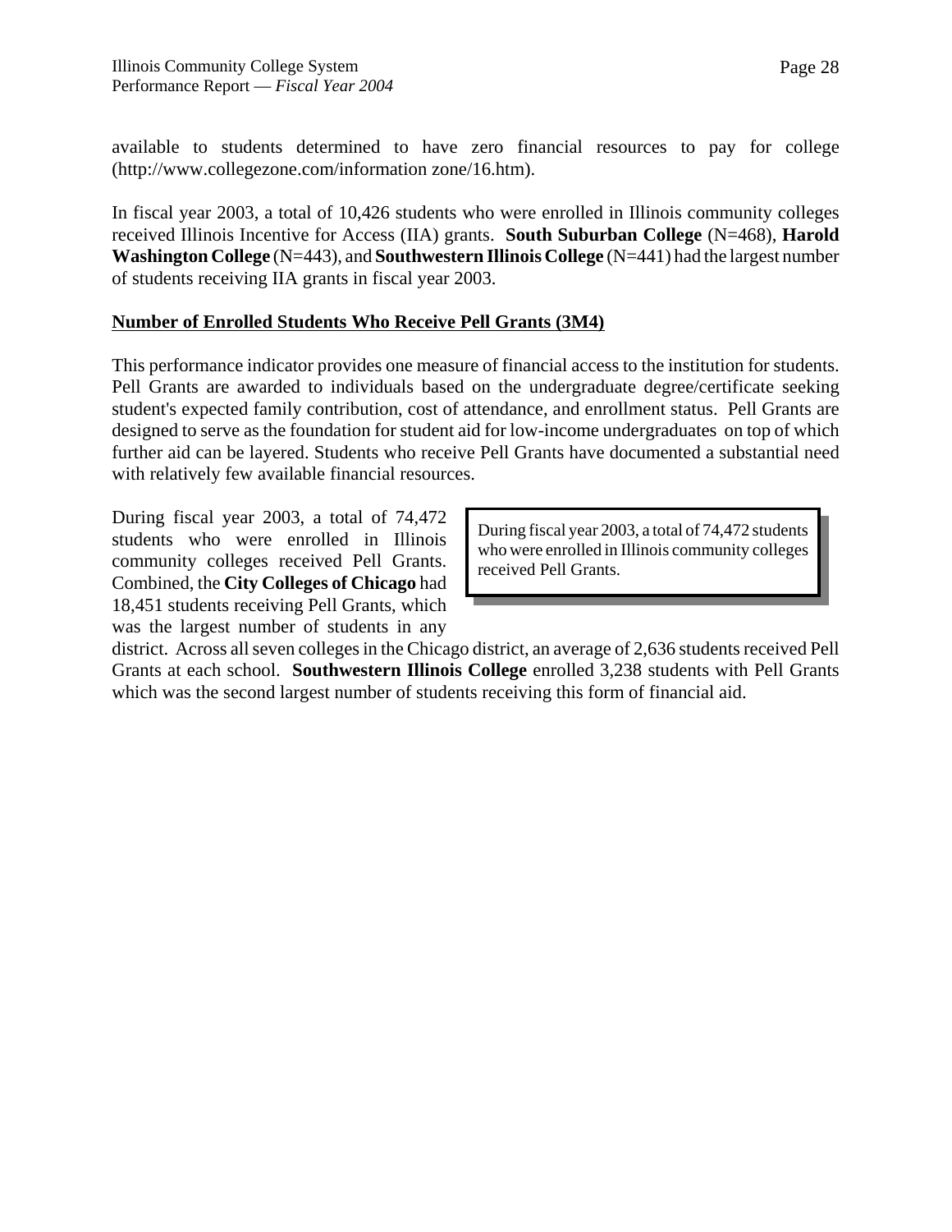available to students determined to have zero financial resources to pay for college (http://www.collegezone.com/information zone/16.htm).

In fiscal year 2003, a total of 10,426 students who were enrolled in Illinois community colleges received Illinois Incentive for Access (IIA) grants. **South Suburban College** (N=468), **Harold Washington College** (N=443), and **Southwestern Illinois College** (N=441) had the largest number of students receiving IIA grants in fiscal year 2003.

## Number of Enrolled Students Who Receive Pell Grants (3M4)

This performance indicator provides one measure of financial access to the institution for students. Pell Grants are awarded to individuals based on the undergraduate degree/certificate seeking student's expected family contribution, cost of attendance, and enrollment status. Pell Grants are designed to serve as the foundation for student aid for low-income undergraduates on top of which further aid can be layered. Students who receive Pell Grants have documented a substantial need with relatively few available financial resources.

> During fiscal year 2003, a total of 74,472 students who were enrolled in Illinois community colleges received Pell Grants.

During fiscal year 2003, a total of 74,472 students who were enrolled in Illinois community colleges received Pell Grants. Combined, the **City Colleges of Chicago** had 18,451 students receiving Pell Grants, which was the largest number of students in any district. Across all seven colleges in the Chicago district, an average of 2,636 students received Pell Grants at each school. **Southwestern Illinois College** enrolled 3,238 students with Pell Grants which was the second largest number of students receiving this form of financial aid.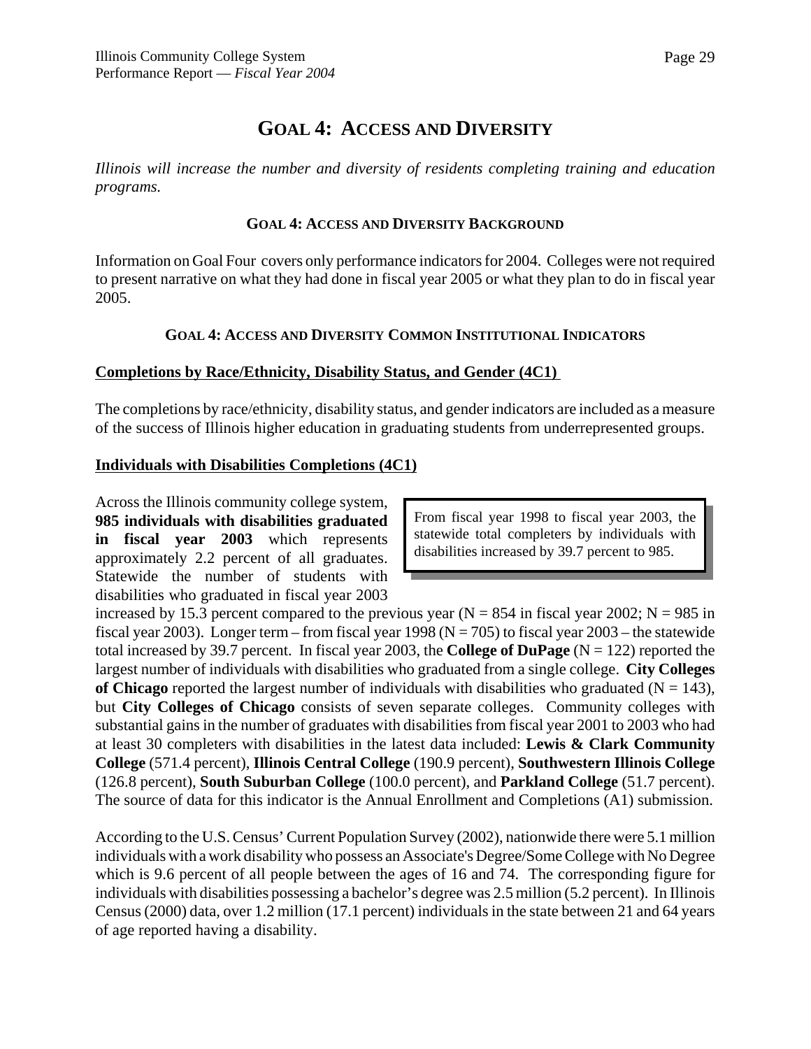# GOAL 4: ACCESS AND DIVERSITY

*Illinois will increase the number and diversity of residents completing training and education programs.*

### GOAL 4: ACCESS AND DIVERSITY BACKGROUND

Information on Goal Four covers only performance indicators for 2004. Colleges were not required to present narrative on what they had done in fiscal year 2005 or what they plan to do in fiscal year 2005.

### GOAL 4: ACCESS AND DIVERSITY COMMON INSTITUTIONAL INDICATORS

**Completions by Race/Ethnicity, Disability Status, and Gender (4C1)**

The completions by race/ethnicity, disability status, and gender indicators are included as a measure of the success of Illinois higher education in graduating students from underrepresented groups.

**Individuals with Disabilities Completions (4C1)**

> From fiscal year 1998 to fiscal year 2003, the statewide total completers by individuals with disabilities increased by 39.7 percent to 985.

Across the Illinois community college system, **985 individuals with disabilities graduated in fiscal year 2003** which represents approximately 2.2 percent of all graduates. Statewide the number of students with disabilities who graduated in fiscal year 2003 increased by 15.3 percent compared to the previous year (N = 854 in fiscal year 2002; N = 985 in fiscal year 2003). Longer term – from fiscal year 1998 (N = 705) to fiscal year 2003 – the statewide total increased by 39.7 percent. In fiscal year 2003, the **College of DuPage** (N = 122) reported the largest number of individuals with disabilities who graduated from a single college. **City Colleges of Chicago** reported the largest number of individuals with disabilities who graduated (N = 143), but **City Colleges of Chicago** consists of seven separate colleges. Community colleges with substantial gains in the number of graduates with disabilities from fiscal year 2001 to 2003 who had at least 30 completers with disabilities in the latest data included: **Lewis & Clark Community College** (571.4 percent), **Illinois Central College** (190.9 percent), **Southwestern Illinois College** (126.8 percent), **South Suburban College** (100.0 percent), and **Parkland College** (51.7 percent). The source of data for this indicator is the Annual Enrollment and Completions (A1) submission.

According to the U.S. Census' Current Population Survey (2002), nationwide there were 5.1 million individuals with a work disability who possess an Associate's Degree/Some College with No Degree which is 9.6 percent of all people between the ages of 16 and 74. The corresponding figure for individuals with disabilities possessing a bachelor's degree was 2.5 million (5.2 percent). In Illinois Census (2000) data, over 1.2 million (17.1 percent) individuals in the state between 21 and 64 years of age reported having a disability.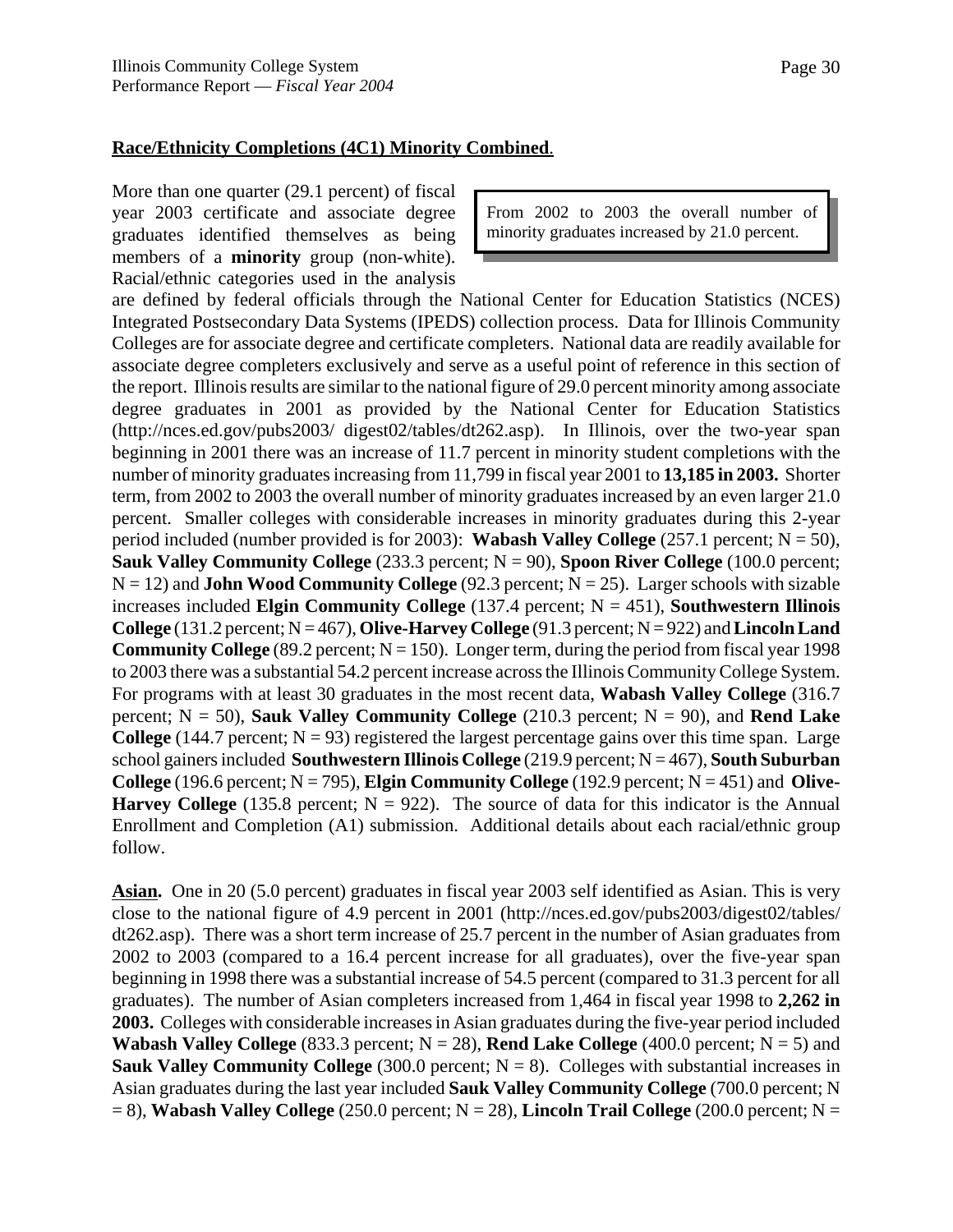**Race/Ethnicity Completions (4C1) Minority Combined**.

> From 2002 to 2003 the overall number of minority graduates increased by 21.0 percent.

More than one quarter (29.1 percent) of fiscal year 2003 certificate and associate degree graduates identified themselves as being members of a **minority** group (non-white). Racial/ethnic categories used in the analysis are defined by federal officials through the National Center for Education Statistics (NCES) Integrated Postsecondary Data Systems (IPEDS) collection process. Data for Illinois Community Colleges are for associate degree and certificate completers. National data are readily available for associate degree completers exclusively and serve as a useful point of reference in this section of the report. Illinois results are similar to the national figure of 29.0 percent minority among associate degree graduates in 2001 as provided by the National Center for Education Statistics (http://nces.ed.gov/pubs2003/ digest02/tables/dt262.asp). In Illinois, over the two-year span beginning in 2001 there was an increase of 11.7 percent in minority student completions with the number of minority graduates increasing from 11,799 in fiscal year 2001 to **13,185 in 2003.** Shorter term, from 2002 to 2003 the overall number of minority graduates increased by an even larger 21.0 percent. Smaller colleges with considerable increases in minority graduates during this 2-year period included (number provided is for 2003): **Wabash Valley College** (257.1 percent; N = 50), **Sauk Valley Community College** (233.3 percent; N = 90), **Spoon River College** (100.0 percent; N = 12) and **John Wood Community College** (92.3 percent; N = 25). Larger schools with sizable increases included **Elgin Community College** (137.4 percent; N = 451), **Southwestern Illinois College** (131.2 percent; N = 467), **Olive-Harvey College** (91.3 percent; N = 922) and **Lincoln Land Community College** (89.2 percent; N = 150). Longer term, during the period from fiscal year 1998 to 2003 there was a substantial 54.2 percent increase across the Illinois Community College System. For programs with at least 30 graduates in the most recent data, **Wabash Valley College** (316.7 percent; N = 50), **Sauk Valley Community College** (210.3 percent; N = 90), and **Rend Lake College** (144.7 percent; N = 93) registered the largest percentage gains over this time span. Large school gainers included **Southwestern Illinois College** (219.9 percent; N = 467), **South Suburban College** (196.6 percent; N = 795), **Elgin Community College** (192.9 percent; N = 451) and **Olive-Harvey College** (135.8 percent; N = 922). The source of data for this indicator is the Annual Enrollment and Completion (A1) submission. Additional details about each racial/ethnic group follow.

**Asian.** One in 20 (5.0 percent) graduates in fiscal year 2003 self identified as Asian. This is very close to the national figure of 4.9 percent in 2001 (http://nces.ed.gov/pubs2003/digest02/tables/ dt262.asp). There was a short term increase of 25.7 percent in the number of Asian graduates from 2002 to 2003 (compared to a 16.4 percent increase for all graduates), over the five-year span beginning in 1998 there was a substantial increase of 54.5 percent (compared to 31.3 percent for all graduates). The number of Asian completers increased from 1,464 in fiscal year 1998 to **2,262 in 2003.** Colleges with considerable increases in Asian graduates during the five-year period included **Wabash Valley College** (833.3 percent; N = 28), **Rend Lake College** (400.0 percent; N = 5) and **Sauk Valley Community College** (300.0 percent; N = 8). Colleges with substantial increases in Asian graduates during the last year included **Sauk Valley Community College** (700.0 percent; N = 8), **Wabash Valley College** (250.0 percent; N = 28), **Lincoln Trail College** (200.0 percent; N =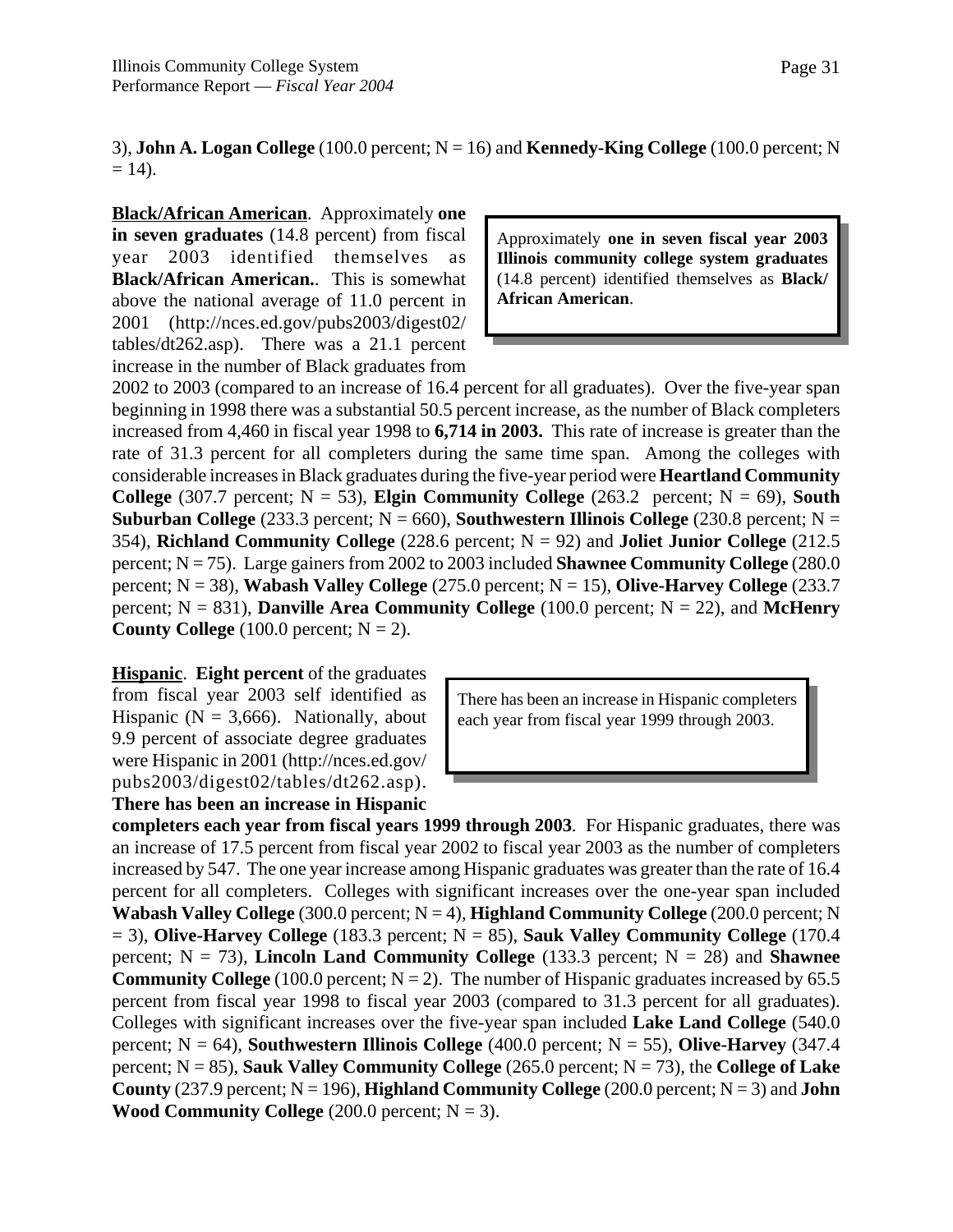3), **John A. Logan College** (100.0 percent; N = 16) and **Kennedy-King College** (100.0 percent; N = 14).

**Black/African American**. Approximately **one in seven graduates** (14.8 percent) from fiscal year 2003 identified themselves as **Black/African American.**. This is somewhat above the national average of 11.0 percent in 2001 (http://nces.ed.gov/pubs2003/digest02/tables/dt262.asp). There was a 21.1 percent increase in the number of Black graduates from 2002 to 2003 (compared to an increase of 16.4 percent for all graduates). Over the five-year span beginning in 1998 there was a substantial 50.5 percent increase, as the number of Black completers increased from 4,460 in fiscal year 1998 to **6,714 in 2003.** This rate of increase is greater than the rate of 31.3 percent for all completers during the same time span. Among the colleges with considerable increases in Black graduates during the five-year period were **Heartland Community College** (307.7 percent; N = 53), **Elgin Community College** (263.2 percent; N = 69), **South Suburban College** (233.3 percent; N = 660), **Southwestern Illinois College** (230.8 percent; N = 354), **Richland Community College** (228.6 percent; N = 92) and **Joliet Junior College** (212.5 percent; N = 75). Large gainers from 2002 to 2003 included **Shawnee Community College** (280.0 percent; N = 38), **Wabash Valley College** (275.0 percent; N = 15), **Olive-Harvey College** (233.7 percent; N = 831), **Danville Area Community College** (100.0 percent; N = 22), and **McHenry County College** (100.0 percent; N = 2).

> Approximately **one in seven fiscal year 2003 Illinois community college system graduates** (14.8 percent) identified themselves as **Black/African American**.

**Hispanic**. **Eight percent** of the graduates from fiscal year 2003 self identified as Hispanic (N = 3,666). Nationally, about 9.9 percent of associate degree graduates were Hispanic in 2001 (http://nces.ed.gov/pubs2003/digest02/tables/dt262.asp). **There has been an increase in Hispanic completers each year from fiscal years 1999 through 2003**. For Hispanic graduates, there was an increase of 17.5 percent from fiscal year 2002 to fiscal year 2003 as the number of completers increased by 547. The one year increase among Hispanic graduates was greater than the rate of 16.4 percent for all completers. Colleges with significant increases over the one-year span included **Wabash Valley College** (300.0 percent; N = 4), **Highland Community College** (200.0 percent; N = 3), **Olive-Harvey College** (183.3 percent; N = 85), **Sauk Valley Community College** (170.4 percent; N = 73), **Lincoln Land Community College** (133.3 percent; N = 28) and **Shawnee Community College** (100.0 percent; N = 2). The number of Hispanic graduates increased by 65.5 percent from fiscal year 1998 to fiscal year 2003 (compared to 31.3 percent for all graduates). Colleges with significant increases over the five-year span included **Lake Land College** (540.0 percent; N = 64), **Southwestern Illinois College** (400.0 percent; N = 55), **Olive-Harvey** (347.4 percent; N = 85), **Sauk Valley Community College** (265.0 percent; N = 73), the **College of Lake County** (237.9 percent; N = 196), **Highland Community College** (200.0 percent; N = 3) and **John Wood Community College** (200.0 percent; N = 3).

> There has been an increase in Hispanic completers each year from fiscal year 1999 through 2003.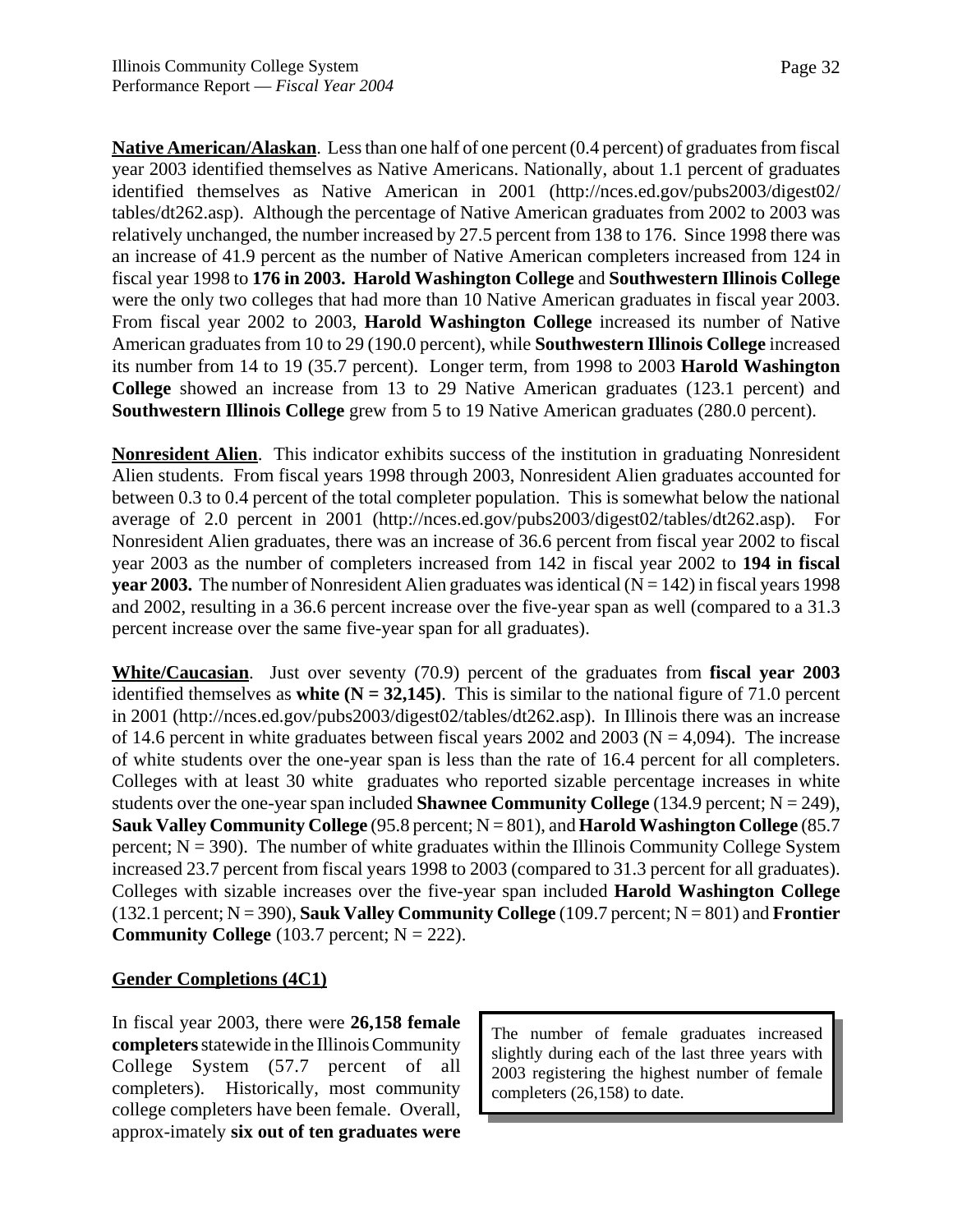**<u>Native American/Alaskan</u>**. Less than one half of one percent (0.4 percent) of graduates from fiscal year 2003 identified themselves as Native Americans. Nationally, about 1.1 percent of graduates identified themselves as Native American in 2001 (http://nces.ed.gov/pubs2003/digest02/tables/dt262.asp). Although the percentage of Native American graduates from 2002 to 2003 was relatively unchanged, the number increased by 27.5 percent from 138 to 176. Since 1998 there was an increase of 41.9 percent as the number of Native American completers increased from 124 in fiscal year 1998 to **176 in 2003. Harold Washington College** and **Southwestern Illinois College** were the only two colleges that had more than 10 Native American graduates in fiscal year 2003. From fiscal year 2002 to 2003, **Harold Washington College** increased its number of Native American graduates from 10 to 29 (190.0 percent), while **Southwestern Illinois College** increased its number from 14 to 19 (35.7 percent). Longer term, from 1998 to 2003 **Harold Washington College** showed an increase from 13 to 29 Native American graduates (123.1 percent) and **Southwestern Illinois College** grew from 5 to 19 Native American graduates (280.0 percent).

**<u>Nonresident Alien</u>**. This indicator exhibits success of the institution in graduating Nonresident Alien students. From fiscal years 1998 through 2003, Nonresident Alien graduates accounted for between 0.3 to 0.4 percent of the total completer population. This is somewhat below the national average of 2.0 percent in 2001 (http://nces.ed.gov/pubs2003/digest02/tables/dt262.asp). For Nonresident Alien graduates, there was an increase of 36.6 percent from fiscal year 2002 to fiscal year 2003 as the number of completers increased from 142 in fiscal year 2002 to **194 in fiscal year 2003.** The number of Nonresident Alien graduates was identical (N = 142) in fiscal years 1998 and 2002, resulting in a 36.6 percent increase over the five-year span as well (compared to a 31.3 percent increase over the same five-year span for all graduates).

**<u>White/Caucasian</u>**. Just over seventy (70.9) percent of the graduates from **fiscal year 2003** identified themselves as **white (N = 32,145)**. This is similar to the national figure of 71.0 percent in 2001 (http://nces.ed.gov/pubs2003/digest02/tables/dt262.asp). In Illinois there was an increase of 14.6 percent in white graduates between fiscal years 2002 and 2003 (N = 4,094). The increase of white students over the one-year span is less than the rate of 16.4 percent for all completers. Colleges with at least 30 white graduates who reported sizable percentage increases in white students over the one-year span included **Shawnee Community College** (134.9 percent; N = 249), **Sauk Valley Community College** (95.8 percent; N = 801), and **Harold Washington College** (85.7 percent; N = 390). The number of white graduates within the Illinois Community College System increased 23.7 percent from fiscal years 1998 to 2003 (compared to 31.3 percent for all graduates). Colleges with sizable increases over the five-year span included **Harold Washington College** (132.1 percent; N = 390), **Sauk Valley Community College** (109.7 percent; N = 801) and **Frontier Community College** (103.7 percent; N = 222).

## <u>Gender Completions (4C1)</u>

> The number of female graduates increased slightly during each of the last three years with 2003 registering the highest number of female completers (26,158) to date.

In fiscal year 2003, there were **26,158 female completers** statewide in the Illinois Community College System (57.7 percent of all completers). Historically, most community college completers have been female. Overall, approx-imately **six out of ten graduates were**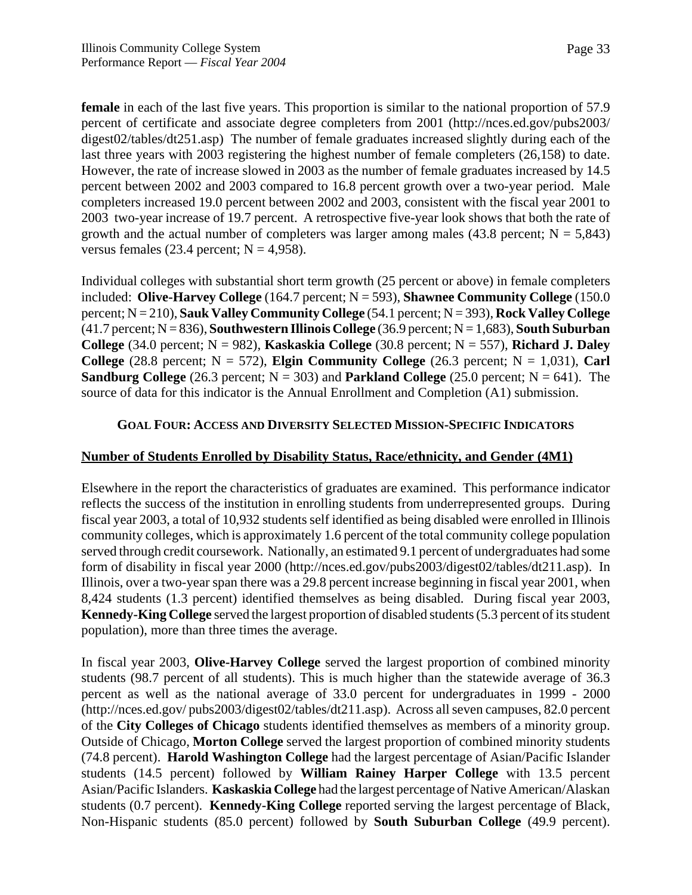**female** in each of the last five years. This proportion is similar to the national proportion of 57.9 percent of certificate and associate degree completers from 2001 (http://nces.ed.gov/pubs2003/digest02/tables/dt251.asp) The number of female graduates increased slightly during each of the last three years with 2003 registering the highest number of female completers (26,158) to date. However, the rate of increase slowed in 2003 as the number of female graduates increased by 14.5 percent between 2002 and 2003 compared to 16.8 percent growth over a two-year period. Male completers increased 19.0 percent between 2002 and 2003, consistent with the fiscal year 2001 to 2003 two-year increase of 19.7 percent. A retrospective five-year look shows that both the rate of growth and the actual number of completers was larger among males (43.8 percent; N = 5,843) versus females (23.4 percent; N = 4,958).

Individual colleges with substantial short term growth (25 percent or above) in female completers included: **Olive-Harvey College** (164.7 percent; N = 593), **Shawnee Community College** (150.0 percent; N = 210), **Sauk Valley Community College** (54.1 percent; N = 393), **Rock Valley College** (41.7 percent; N = 836), **Southwestern Illinois College** (36.9 percent; N = 1,683), **South Suburban College** (34.0 percent; N = 982), **Kaskaskia College** (30.8 percent; N = 557), **Richard J. Daley College** (28.8 percent; N = 572), **Elgin Community College** (26.3 percent; N = 1,031), **Carl Sandburg College** (26.3 percent; N = 303) and **Parkland College** (25.0 percent; N = 641). The source of data for this indicator is the Annual Enrollment and Completion (A1) submission.

## GOAL FOUR: ACCESS AND DIVERSITY SELECTED MISSION-SPECIFIC INDICATORS

### Number of Students Enrolled by Disability Status, Race/ethnicity, and Gender (4M1)

Elsewhere in the report the characteristics of graduates are examined. This performance indicator reflects the success of the institution in enrolling students from underrepresented groups. During fiscal year 2003, a total of 10,932 students self identified as being disabled were enrolled in Illinois community colleges, which is approximately 1.6 percent of the total community college population served through credit coursework. Nationally, an estimated 9.1 percent of undergraduates had some form of disability in fiscal year 2000 (http://nces.ed.gov/pubs2003/digest02/tables/dt211.asp). In Illinois, over a two-year span there was a 29.8 percent increase beginning in fiscal year 2001, when 8,424 students (1.3 percent) identified themselves as being disabled. During fiscal year 2003, **Kennedy-King College** served the largest proportion of disabled students (5.3 percent of its student population), more than three times the average.

In fiscal year 2003, **Olive-Harvey College** served the largest proportion of combined minority students (98.7 percent of all students). This is much higher than the statewide average of 36.3 percent as well as the national average of 33.0 percent for undergraduates in 1999 - 2000 (http://nces.ed.gov/ pubs2003/digest02/tables/dt211.asp). Across all seven campuses, 82.0 percent of the **City Colleges of Chicago** students identified themselves as members of a minority group. Outside of Chicago, **Morton College** served the largest proportion of combined minority students (74.8 percent). **Harold Washington College** had the largest percentage of Asian/Pacific Islander students (14.5 percent) followed by **William Rainey Harper College** with 13.5 percent Asian/Pacific Islanders. **Kaskaskia College** had the largest percentage of Native American/Alaskan students (0.7 percent). **Kennedy-King College** reported serving the largest percentage of Black, Non-Hispanic students (85.0 percent) followed by **South Suburban College** (49.9 percent).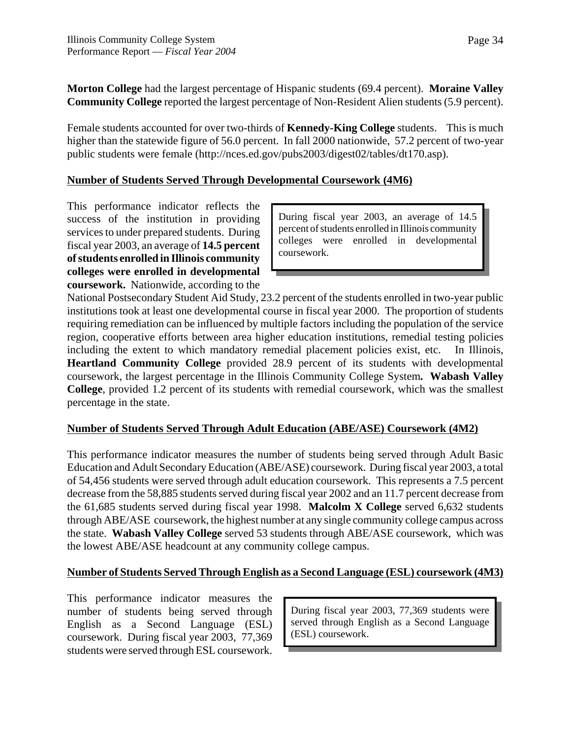**Morton College** had the largest percentage of Hispanic students (69.4 percent). **Moraine Valley Community College** reported the largest percentage of Non-Resident Alien students (5.9 percent).

Female students accounted for over two-thirds of **Kennedy-King College** students. This is much higher than the statewide figure of 56.0 percent. In fall 2000 nationwide, 57.2 percent of two-year public students were female (http://nces.ed.gov/pubs2003/digest02/tables/dt170.asp).

## Number of Students Served Through Developmental Coursework (4M6)

> During fiscal year 2003, an average of 14.5 percent of students enrolled in Illinois community colleges were enrolled in developmental coursework.

This performance indicator reflects the success of the institution in providing services to under prepared students. During fiscal year 2003, an average of **14.5 percent of students enrolled in Illinois community colleges were enrolled in developmental coursework.** Nationwide, according to the National Postsecondary Student Aid Study, 23.2 percent of the students enrolled in two-year public institutions took at least one developmental course in fiscal year 2000. The proportion of students requiring remediation can be influenced by multiple factors including the population of the service region, cooperative efforts between area higher education institutions, remedial testing policies including the extent to which mandatory remedial placement policies exist, etc. In Illinois, **Heartland Community College** provided 28.9 percent of its students with developmental coursework, the largest percentage in the Illinois Community College System**. Wabash Valley College**, provided 1.2 percent of its students with remedial coursework, which was the smallest percentage in the state.

## Number of Students Served Through Adult Education (ABE/ASE) Coursework (4M2)

This performance indicator measures the number of students being served through Adult Basic Education and Adult Secondary Education (ABE/ASE) coursework. During fiscal year 2003, a total of 54,456 students were served through adult education coursework. This represents a 7.5 percent decrease from the 58,885 students served during fiscal year 2002 and an 11.7 percent decrease from the 61,685 students served during fiscal year 1998. **Malcolm X College** served 6,632 students through ABE/ASE coursework, the highest number at any single community college campus across the state. **Wabash Valley College** served 53 students through ABE/ASE coursework, which was the lowest ABE/ASE headcount at any community college campus.

## Number of Students Served Through English as a Second Language (ESL) coursework (4M3)

> During fiscal year 2003, 77,369 students were served through English as a Second Language (ESL) coursework.

This performance indicator measures the number of students being served through English as a Second Language (ESL) coursework. During fiscal year 2003, 77,369 students were served through ESL coursework.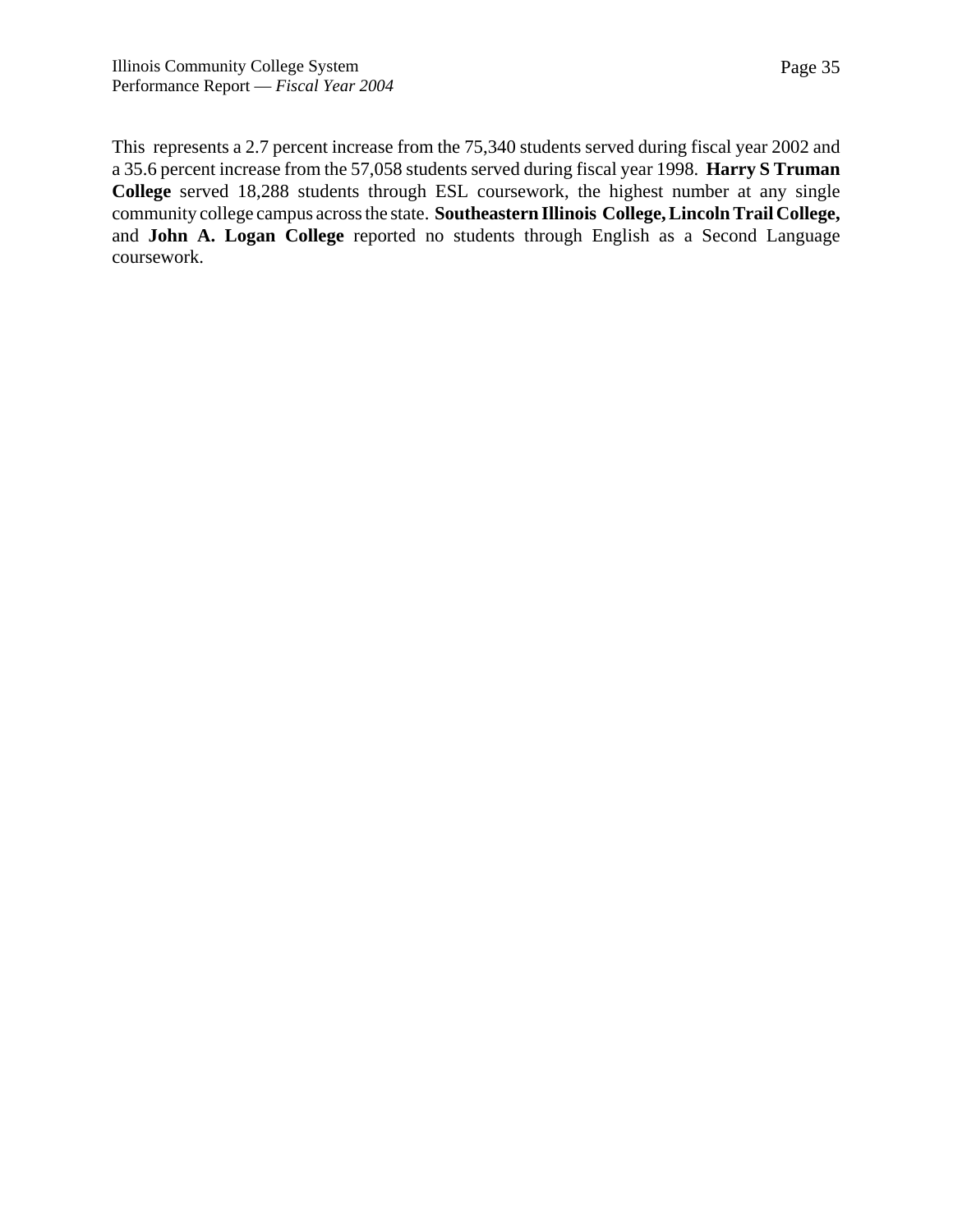This  represents a 2.7 percent increase from the 75,340 students served during fiscal year 2002 and a 35.6 percent increase from the 57,058 students served during fiscal year 1998.  **Harry S Truman College** served 18,288 students through ESL coursework, the highest number at any single community college campus across the state.  **Southeastern Illinois College, Lincoln Trail College,** and **John A. Logan College** reported no students through English as a Second Language coursework.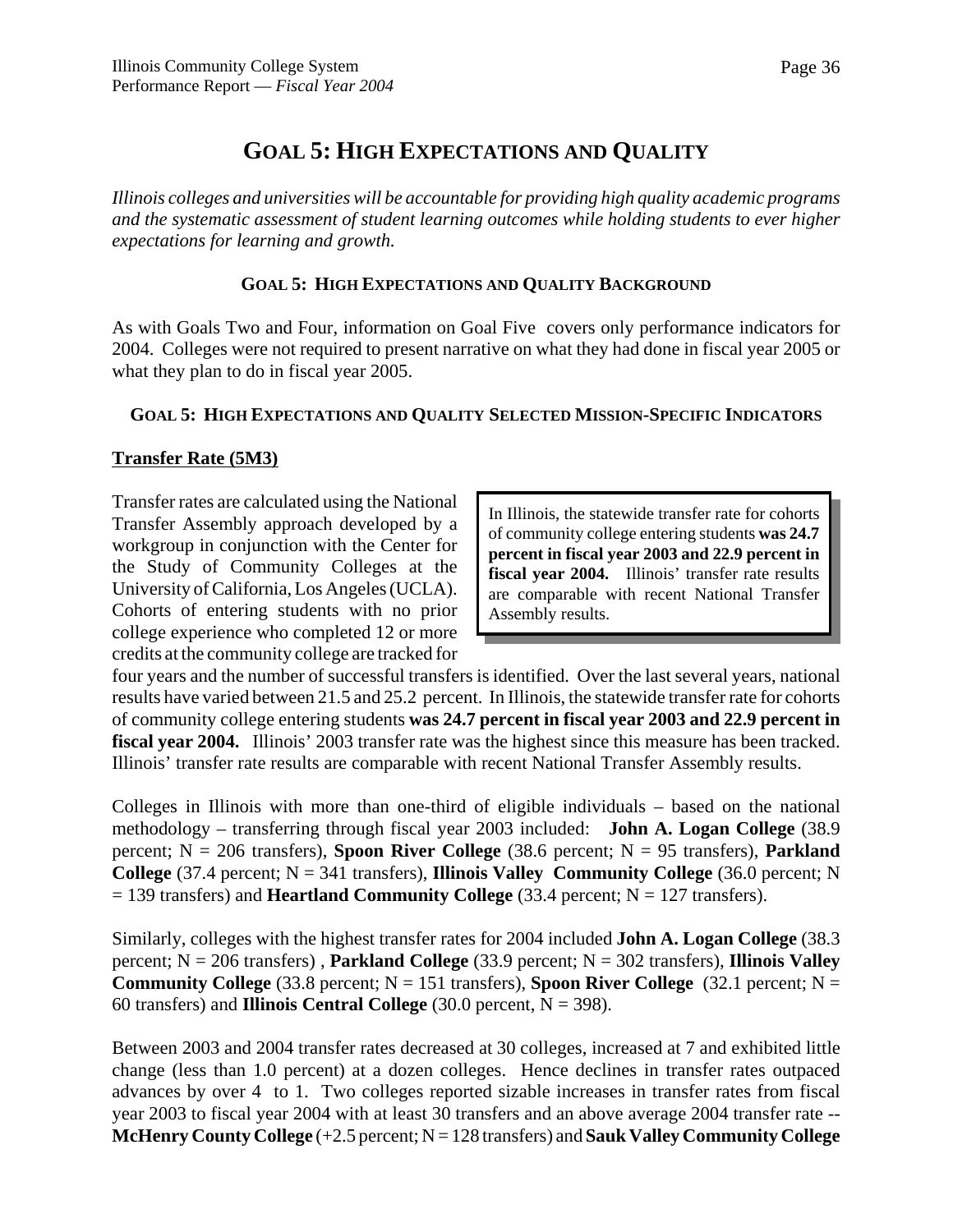# GOAL 5: HIGH EXPECTATIONS AND QUALITY

*Illinois colleges and universities will be accountable for providing high quality academic programs and the systematic assessment of student learning outcomes while holding students to ever higher expectations for learning and growth.*

### GOAL 5: HIGH EXPECTATIONS AND QUALITY BACKGROUND

As with Goals Two and Four, information on Goal Five covers only performance indicators for 2004. Colleges were not required to present narrative on what they had done in fiscal year 2005 or what they plan to do in fiscal year 2005.

### GOAL 5: HIGH EXPECTATIONS AND QUALITY SELECTED MISSION-SPECIFIC INDICATORS

**Transfer Rate (5M3)**

> In Illinois, the statewide transfer rate for cohorts of community college entering students **was 24.7 percent in fiscal year 2003 and 22.9 percent in fiscal year 2004.** Illinois' transfer rate results are comparable with recent National Transfer Assembly results.

Transfer rates are calculated using the National Transfer Assembly approach developed by a workgroup in conjunction with the Center for the Study of Community Colleges at the University of California, Los Angeles (UCLA). Cohorts of entering students with no prior college experience who completed 12 or more credits at the community college are tracked for four years and the number of successful transfers is identified. Over the last several years, national results have varied between 21.5 and 25.2 percent. In Illinois, the statewide transfer rate for cohorts of community college entering students **was 24.7 percent in fiscal year 2003 and 22.9 percent in fiscal year 2004.** Illinois' 2003 transfer rate was the highest since this measure has been tracked. Illinois' transfer rate results are comparable with recent National Transfer Assembly results.

Colleges in Illinois with more than one-third of eligible individuals – based on the national methodology – transferring through fiscal year 2003 included: **John A. Logan College** (38.9 percent; N = 206 transfers), **Spoon River College** (38.6 percent; N = 95 transfers), **Parkland College** (37.4 percent; N = 341 transfers), **Illinois Valley Community College** (36.0 percent; N = 139 transfers) and **Heartland Community College** (33.4 percent; N = 127 transfers).

Similarly, colleges with the highest transfer rates for 2004 included **John A. Logan College** (38.3 percent; N = 206 transfers) , **Parkland College** (33.9 percent; N = 302 transfers), **Illinois Valley Community College** (33.8 percent; N = 151 transfers), **Spoon River College** (32.1 percent; N = 60 transfers) and **Illinois Central College** (30.0 percent, N = 398).

Between 2003 and 2004 transfer rates decreased at 30 colleges, increased at 7 and exhibited little change (less than 1.0 percent) at a dozen colleges. Hence declines in transfer rates outpaced advances by over 4 to 1. Two colleges reported sizable increases in transfer rates from fiscal year 2003 to fiscal year 2004 with at least 30 transfers and an above average 2004 transfer rate -- **McHenry County College** (+2.5 percent; N = 128 transfers) and **Sauk Valley Community College**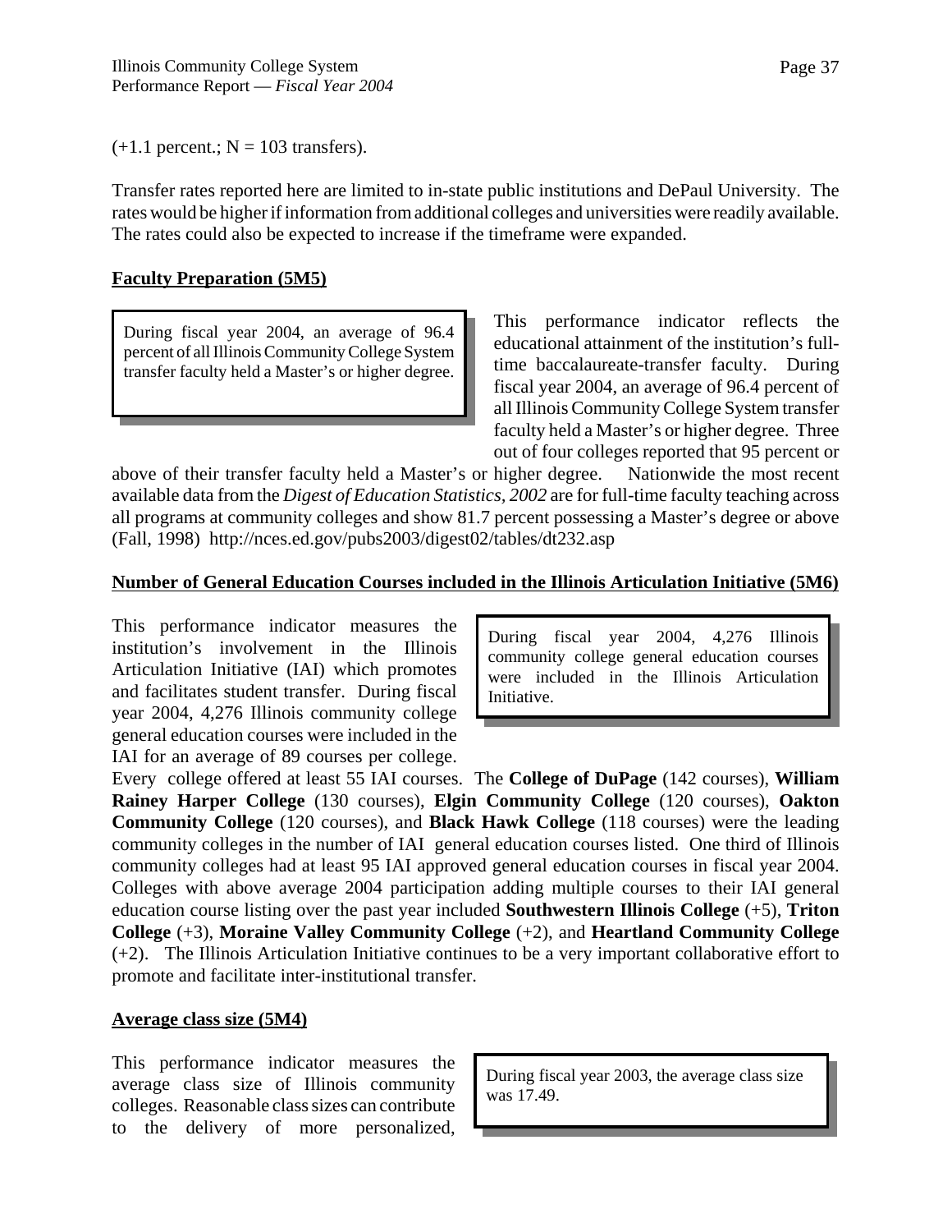(+1.1 percent.; N = 103 transfers).

Transfer rates reported here are limited to in-state public institutions and DePaul University. The rates would be higher if information from additional colleges and universities were readily available. The rates could also be expected to increase if the timeframe were expanded.

**Faculty Preparation (5M5)**

> During fiscal year 2004, an average of 96.4 percent of all Illinois Community College System transfer faculty held a Master's or higher degree.

This performance indicator reflects the educational attainment of the institution's full-time baccalaureate-transfer faculty. During fiscal year 2004, an average of 96.4 percent of all Illinois Community College System transfer faculty held a Master's or higher degree. Three out of four colleges reported that 95 percent or above of their transfer faculty held a Master's or higher degree. Nationwide the most recent available data from the *Digest of Education Statistics, 2002* are for full-time faculty teaching across all programs at community colleges and show 81.7 percent possessing a Master's degree or above (Fall, 1998) http://nces.ed.gov/pubs2003/digest02/tables/dt232.asp

**Number of General Education Courses included in the Illinois Articulation Initiative (5M6)**

> During fiscal year 2004, 4,276 Illinois community college general education courses were included in the Illinois Articulation Initiative.

This performance indicator measures the institution's involvement in the Illinois Articulation Initiative (IAI) which promotes and facilitates student transfer. During fiscal year 2004, 4,276 Illinois community college general education courses were included in the IAI for an average of 89 courses per college. Every college offered at least 55 IAI courses. The **College of DuPage** (142 courses), **William Rainey Harper College** (130 courses), **Elgin Community College** (120 courses), **Oakton Community College** (120 courses), and **Black Hawk College** (118 courses) were the leading community colleges in the number of IAI general education courses listed. One third of Illinois community colleges had at least 95 IAI approved general education courses in fiscal year 2004. Colleges with above average 2004 participation adding multiple courses to their IAI general education course listing over the past year included **Southwestern Illinois College** (+5), **Triton College** (+3), **Moraine Valley Community College** (+2), and **Heartland Community College** (+2). The Illinois Articulation Initiative continues to be a very important collaborative effort to promote and facilitate inter-institutional transfer.

**Average class size (5M4)**

> During fiscal year 2003, the average class size was 17.49.

This performance indicator measures the average class size of Illinois community colleges. Reasonable class sizes can contribute to the delivery of more personalized,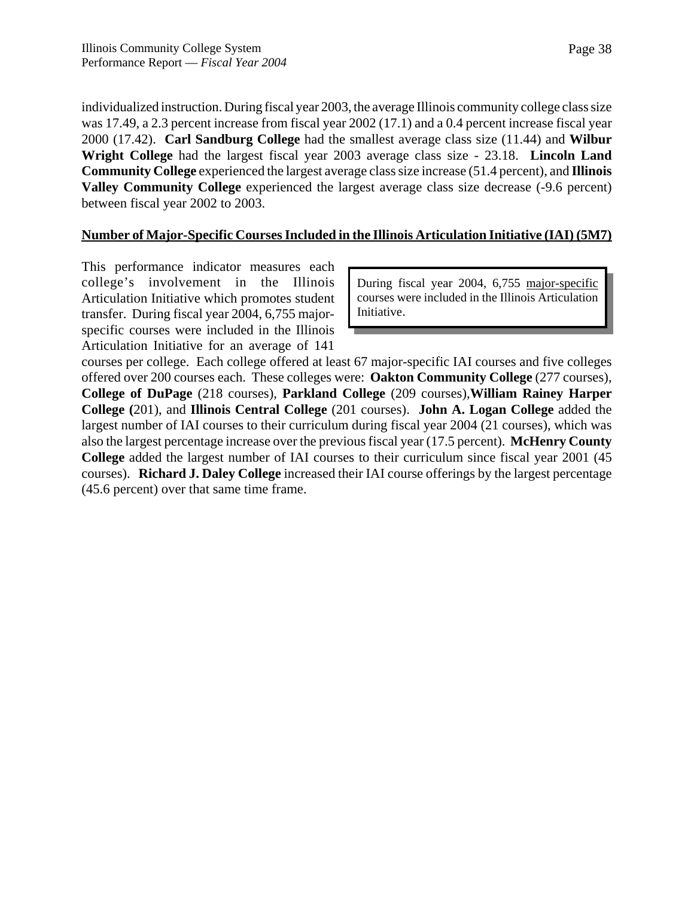individualized instruction. During fiscal year 2003, the average Illinois community college class size was 17.49, a 2.3 percent increase from fiscal year 2002 (17.1) and a 0.4 percent increase fiscal year 2000 (17.42). **Carl Sandburg College** had the smallest average class size (11.44) and **Wilbur Wright College** had the largest fiscal year 2003 average class size - 23.18. **Lincoln Land Community College** experienced the largest average class size increase (51.4 percent), and **Illinois Valley Community College** experienced the largest average class size decrease (-9.6 percent) between fiscal year 2002 to 2003.

## Number of Major-Specific Courses Included in the Illinois Articulation Initiative (IAI) (5M7)

> During fiscal year 2004, 6,755 major-specific courses were included in the Illinois Articulation Initiative.

This performance indicator measures each college's involvement in the Illinois Articulation Initiative which promotes student transfer. During fiscal year 2004, 6,755 major-specific courses were included in the Illinois Articulation Initiative for an average of 141 courses per college. Each college offered at least 67 major-specific IAI courses and five colleges offered over 200 courses each. These colleges were: **Oakton Community College** (277 courses), **College of DuPage** (218 courses), **Parkland College** (209 courses), **William Rainey Harper College (**201), and **Illinois Central College** (201 courses). **John A. Logan College** added the largest number of IAI courses to their curriculum during fiscal year 2004 (21 courses), which was also the largest percentage increase over the previous fiscal year (17.5 percent). **McHenry County College** added the largest number of IAI courses to their curriculum since fiscal year 2001 (45 courses). **Richard J. Daley College** increased their IAI course offerings by the largest percentage (45.6 percent) over that same time frame.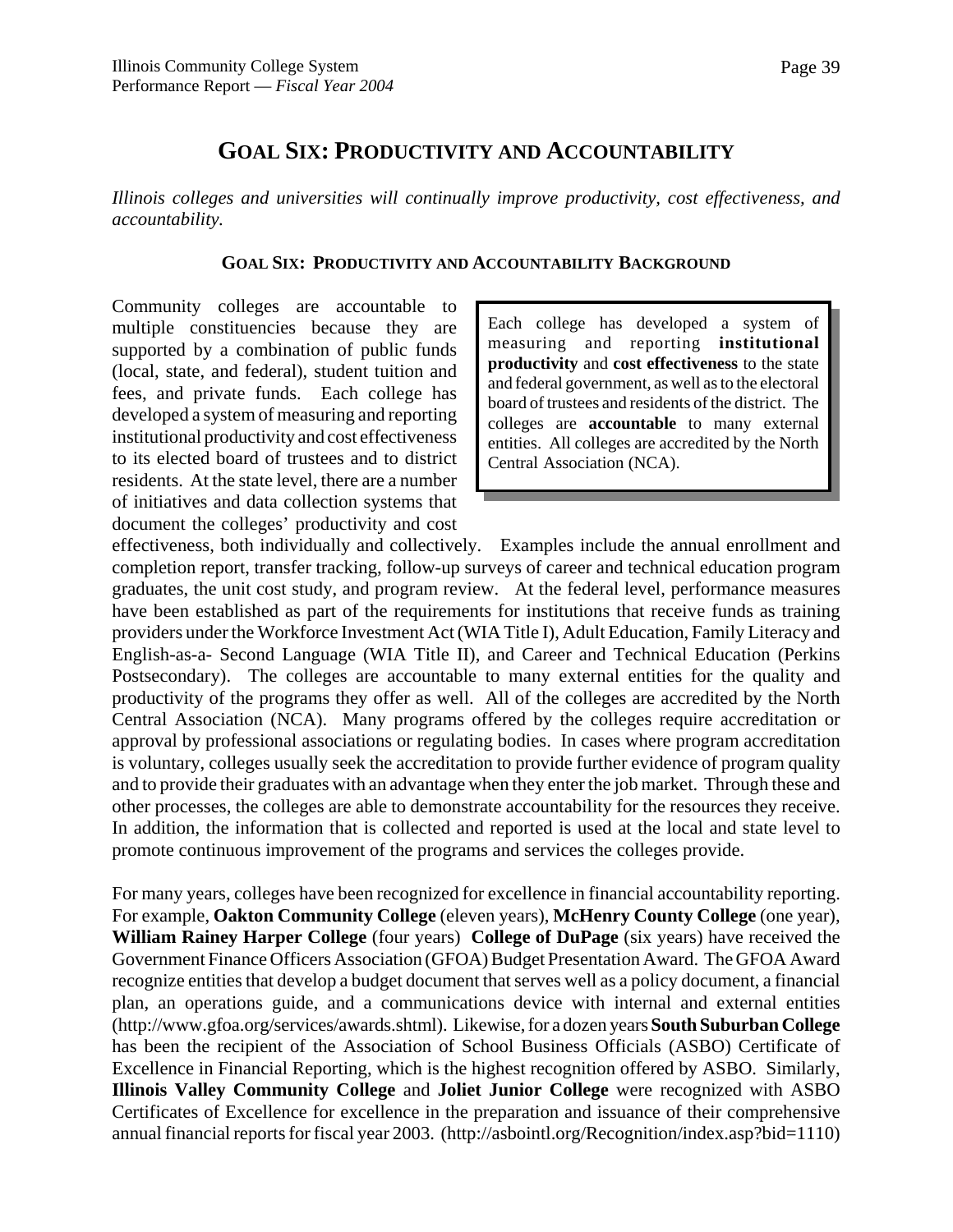# GOAL SIX: PRODUCTIVITY AND ACCOUNTABILITY

*Illinois colleges and universities will continually improve productivity, cost effectiveness, and accountability.*

### GOAL SIX: PRODUCTIVITY AND ACCOUNTABILITY BACKGROUND

> Each college has developed a system of measuring and reporting **institutional productivity** and **cost effectiveness** to the state and federal government, as well as to the electoral board of trustees and residents of the district. The colleges are **accountable** to many external entities. All colleges are accredited by the North Central Association (NCA).

Community colleges are accountable to multiple constituencies because they are supported by a combination of public funds (local, state, and federal), student tuition and fees, and private funds. Each college has developed a system of measuring and reporting institutional productivity and cost effectiveness to its elected board of trustees and to district residents. At the state level, there are a number of initiatives and data collection systems that document the colleges' productivity and cost effectiveness, both individually and collectively. Examples include the annual enrollment and completion report, transfer tracking, follow-up surveys of career and technical education program graduates, the unit cost study, and program review. At the federal level, performance measures have been established as part of the requirements for institutions that receive funds as training providers under the Workforce Investment Act (WIA Title I), Adult Education, Family Literacy and English-as-a- Second Language (WIA Title II), and Career and Technical Education (Perkins Postsecondary). The colleges are accountable to many external entities for the quality and productivity of the programs they offer as well. All of the colleges are accredited by the North Central Association (NCA). Many programs offered by the colleges require accreditation or approval by professional associations or regulating bodies. In cases where program accreditation is voluntary, colleges usually seek the accreditation to provide further evidence of program quality and to provide their graduates with an advantage when they enter the job market. Through these and other processes, the colleges are able to demonstrate accountability for the resources they receive. In addition, the information that is collected and reported is used at the local and state level to promote continuous improvement of the programs and services the colleges provide.

For many years, colleges have been recognized for excellence in financial accountability reporting. For example, **Oakton Community College** (eleven years), **McHenry County College** (one year), **William Rainey Harper College** (four years) **College of DuPage** (six years) have received the Government Finance Officers Association (GFOA) Budget Presentation Award. The GFOA Award recognize entities that develop a budget document that serves well as a policy document, a financial plan, an operations guide, and a communications device with internal and external entities (http://www.gfoa.org/services/awards.shtml). Likewise, for a dozen years **South Suburban College** has been the recipient of the Association of School Business Officials (ASBO) Certificate of Excellence in Financial Reporting, which is the highest recognition offered by ASBO. Similarly, **Illinois Valley Community College** and **Joliet Junior College** were recognized with ASBO Certificates of Excellence for excellence in the preparation and issuance of their comprehensive annual financial reports for fiscal year 2003. (http://asbointl.org/Recognition/index.asp?bid=1110)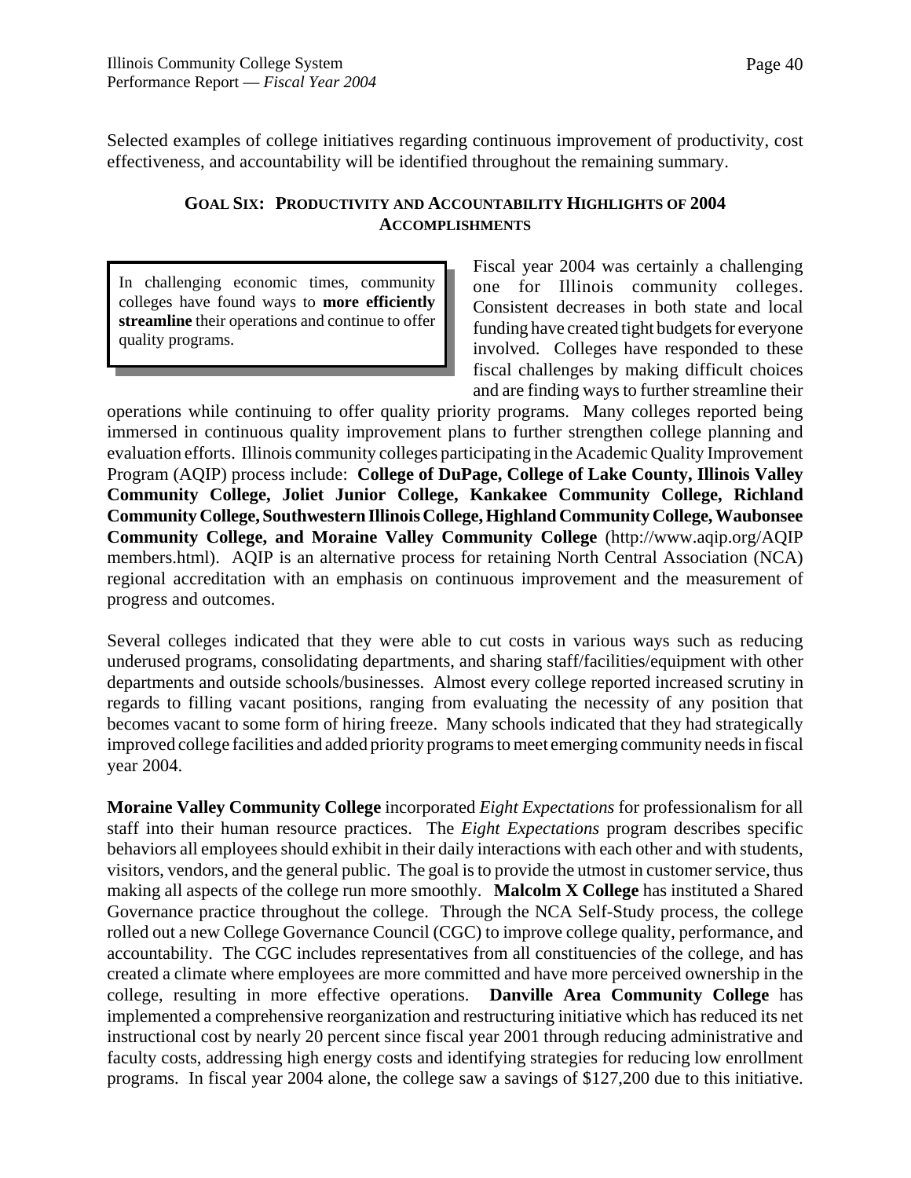Selected examples of college initiatives regarding continuous improvement of productivity, cost effectiveness, and accountability will be identified throughout the remaining summary.

## GOAL SIX: PRODUCTIVITY AND ACCOUNTABILITY HIGHLIGHTS OF 2004 ACCOMPLISHMENTS

> In challenging economic times, community colleges have found ways to **more efficiently streamline** their operations and continue to offer quality programs.

Fiscal year 2004 was certainly a challenging one for Illinois community colleges. Consistent decreases in both state and local funding have created tight budgets for everyone involved. Colleges have responded to these fiscal challenges by making difficult choices and are finding ways to further streamline their operations while continuing to offer quality priority programs. Many colleges reported being immersed in continuous quality improvement plans to further strengthen college planning and evaluation efforts. Illinois community colleges participating in the Academic Quality Improvement Program (AQIP) process include: **College of DuPage, College of Lake County, Illinois Valley Community College, Joliet Junior College, Kankakee Community College, Richland Community College, Southwestern Illinois College, Highland Community College, Waubonsee Community College, and Moraine Valley Community College** (http://www.aqip.org/AQIP members.html). AQIP is an alternative process for retaining North Central Association (NCA) regional accreditation with an emphasis on continuous improvement and the measurement of progress and outcomes.

Several colleges indicated that they were able to cut costs in various ways such as reducing underused programs, consolidating departments, and sharing staff/facilities/equipment with other departments and outside schools/businesses. Almost every college reported increased scrutiny in regards to filling vacant positions, ranging from evaluating the necessity of any position that becomes vacant to some form of hiring freeze. Many schools indicated that they had strategically improved college facilities and added priority programs to meet emerging community needs in fiscal year 2004.

**Moraine Valley Community College** incorporated *Eight Expectations* for professionalism for all staff into their human resource practices. The *Eight Expectations* program describes specific behaviors all employees should exhibit in their daily interactions with each other and with students, visitors, vendors, and the general public. The goal is to provide the utmost in customer service, thus making all aspects of the college run more smoothly. **Malcolm X College** has instituted a Shared Governance practice throughout the college. Through the NCA Self-Study process, the college rolled out a new College Governance Council (CGC) to improve college quality, performance, and accountability. The CGC includes representatives from all constituencies of the college, and has created a climate where employees are more committed and have more perceived ownership in the college, resulting in more effective operations. **Danville Area Community College** has implemented a comprehensive reorganization and restructuring initiative which has reduced its net instructional cost by nearly 20 percent since fiscal year 2001 through reducing administrative and faculty costs, addressing high energy costs and identifying strategies for reducing low enrollment programs. In fiscal year 2004 alone, the college saw a savings of $127,200 due to this initiative.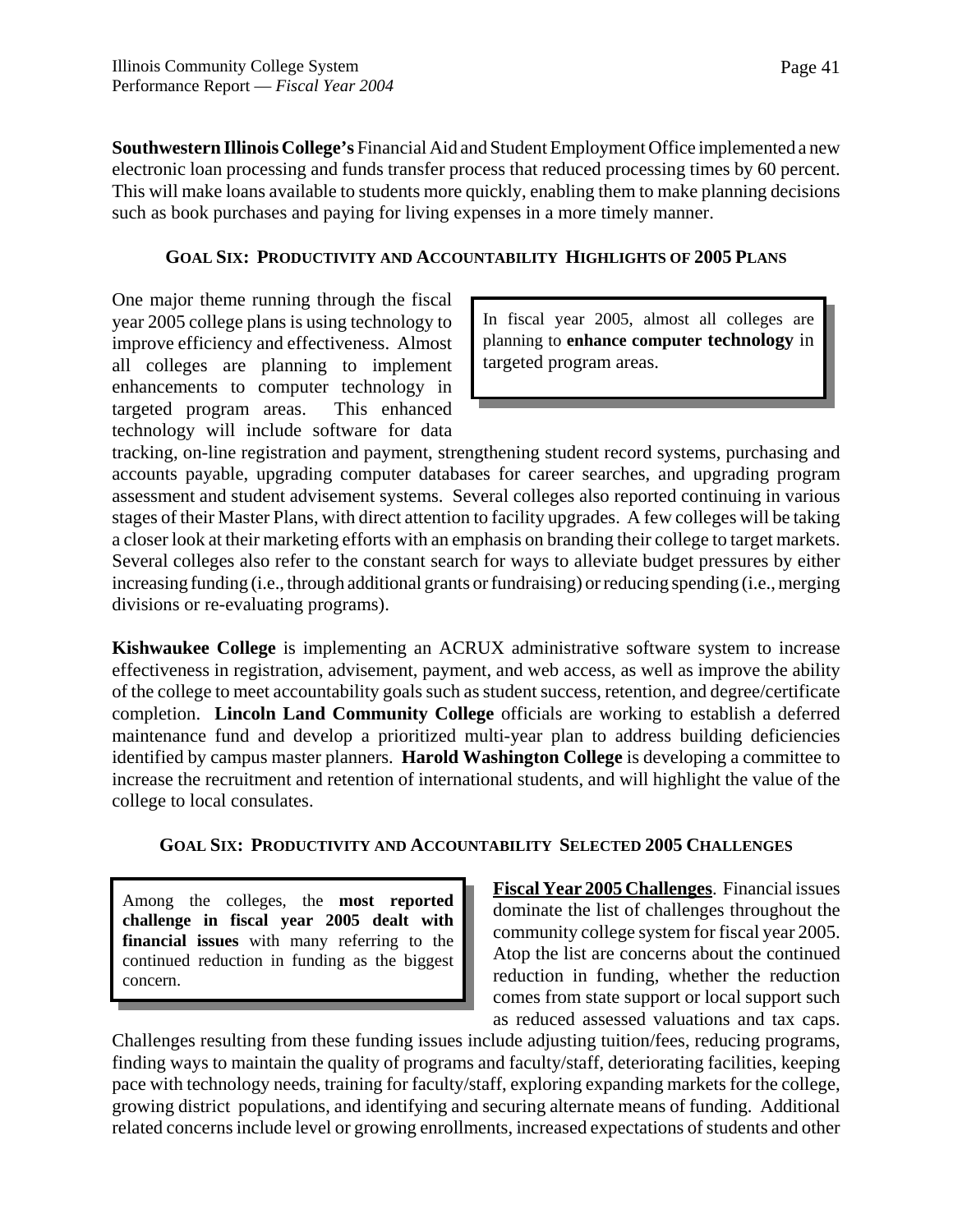**Southwestern Illinois College's** Financial Aid and Student Employment Office implemented a new electronic loan processing and funds transfer process that reduced processing times by 60 percent. This will make loans available to students more quickly, enabling them to make planning decisions such as book purchases and paying for living expenses in a more timely manner.

### GOAL SIX: PRODUCTIVITY AND ACCOUNTABILITY HIGHLIGHTS OF 2005 PLANS

> In fiscal year 2005, almost all colleges are planning to **enhance computer technology** in targeted program areas.

One major theme running through the fiscal year 2005 college plans is using technology to improve efficiency and effectiveness. Almost all colleges are planning to implement enhancements to computer technology in targeted program areas. This enhanced technology will include software for data tracking, on-line registration and payment, strengthening student record systems, purchasing and accounts payable, upgrading computer databases for career searches, and upgrading program assessment and student advisement systems. Several colleges also reported continuing in various stages of their Master Plans, with direct attention to facility upgrades. A few colleges will be taking a closer look at their marketing efforts with an emphasis on branding their college to target markets. Several colleges also refer to the constant search for ways to alleviate budget pressures by either increasing funding (i.e., through additional grants or fundraising) or reducing spending (i.e., merging divisions or re-evaluating programs).

**Kishwaukee College** is implementing an ACRUX administrative software system to increase effectiveness in registration, advisement, payment, and web access, as well as improve the ability of the college to meet accountability goals such as student success, retention, and degree/certificate completion. **Lincoln Land Community College** officials are working to establish a deferred maintenance fund and develop a prioritized multi-year plan to address building deficiencies identified by campus master planners. **Harold Washington College** is developing a committee to increase the recruitment and retention of international students, and will highlight the value of the college to local consulates.

### GOAL SIX: PRODUCTIVITY AND ACCOUNTABILITY SELECTED 2005 CHALLENGES

> Among the colleges, the **most reported challenge in fiscal year 2005 dealt with financial issues** with many referring to the continued reduction in funding as the biggest concern.

**Fiscal Year 2005 Challenges**. Financial issues dominate the list of challenges throughout the community college system for fiscal year 2005. Atop the list are concerns about the continued reduction in funding, whether the reduction comes from state support or local support such as reduced assessed valuations and tax caps. Challenges resulting from these funding issues include adjusting tuition/fees, reducing programs, finding ways to maintain the quality of programs and faculty/staff, deteriorating facilities, keeping pace with technology needs, training for faculty/staff, exploring expanding markets for the college, growing district populations, and identifying and securing alternate means of funding. Additional related concerns include level or growing enrollments, increased expectations of students and other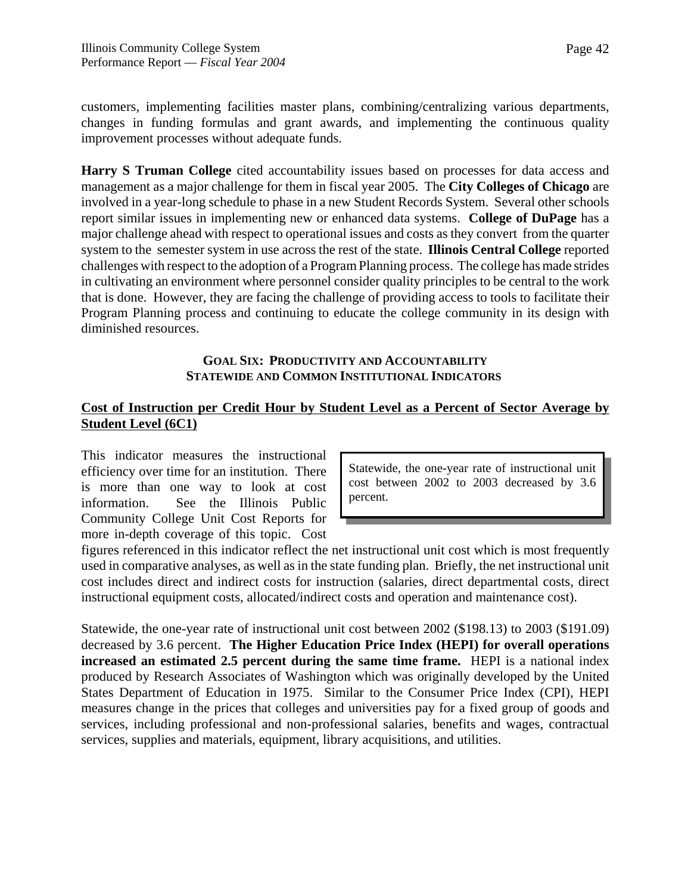customers, implementing facilities master plans, combining/centralizing various departments, changes in funding formulas and grant awards, and implementing the continuous quality improvement processes without adequate funds.

**Harry S Truman College** cited accountability issues based on processes for data access and management as a major challenge for them in fiscal year 2005. The **City Colleges of Chicago** are involved in a year-long schedule to phase in a new Student Records System. Several other schools report similar issues in implementing new or enhanced data systems. **College of DuPage** has a major challenge ahead with respect to operational issues and costs as they convert from the quarter system to the semester system in use across the rest of the state. **Illinois Central College** reported challenges with respect to the adoption of a Program Planning process. The college has made strides in cultivating an environment where personnel consider quality principles to be central to the work that is done. However, they are facing the challenge of providing access to tools to facilitate their Program Planning process and continuing to educate the college community in its design with diminished resources.

## GOAL SIX: PRODUCTIVITY AND ACCOUNTABILITY
## STATEWIDE AND COMMON INSTITUTIONAL INDICATORS

### Cost of Instruction per Credit Hour by Student Level as a Percent of Sector Average by Student Level (6C1)

> Statewide, the one-year rate of instructional unit cost between 2002 to 2003 decreased by 3.6 percent.

This indicator measures the instructional efficiency over time for an institution. There is more than one way to look at cost information. See the Illinois Public Community College Unit Cost Reports for more in-depth coverage of this topic. Cost figures referenced in this indicator reflect the net instructional unit cost which is most frequently used in comparative analyses, as well as in the state funding plan. Briefly, the net instructional unit cost includes direct and indirect costs for instruction (salaries, direct departmental costs, direct instructional equipment costs, allocated/indirect costs and operation and maintenance cost).

Statewide, the one-year rate of instructional unit cost between 2002 ($198.13) to 2003 ($191.09) decreased by 3.6 percent. **The Higher Education Price Index (HEPI) for overall operations increased an estimated 2.5 percent during the same time frame.** HEPI is a national index produced by Research Associates of Washington which was originally developed by the United States Department of Education in 1975. Similar to the Consumer Price Index (CPI), HEPI measures change in the prices that colleges and universities pay for a fixed group of goods and services, including professional and non-professional salaries, benefits and wages, contractual services, supplies and materials, equipment, library acquisitions, and utilities.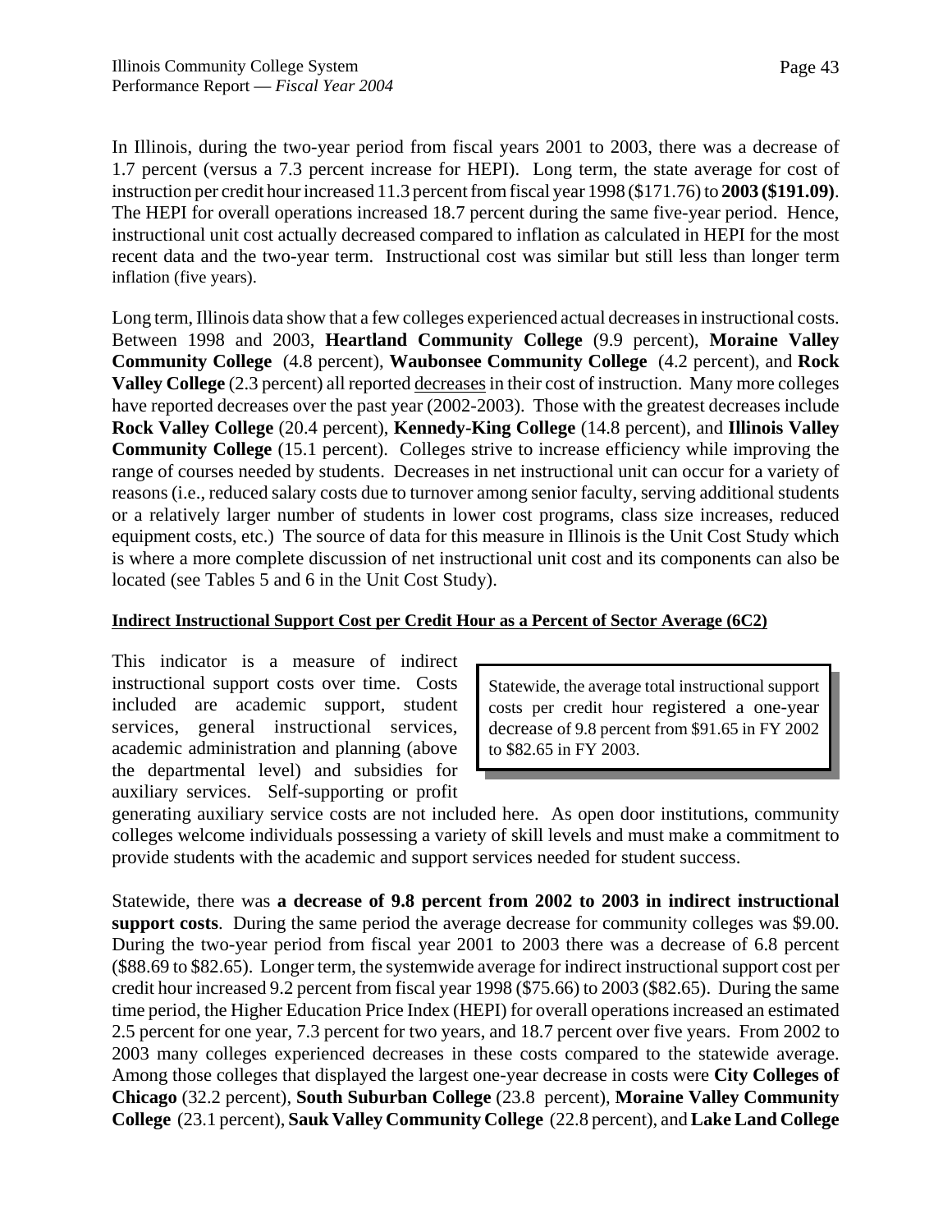In Illinois, during the two-year period from fiscal years 2001 to 2003, there was a decrease of 1.7 percent (versus a 7.3 percent increase for HEPI). Long term, the state average for cost of instruction per credit hour increased 11.3 percent from fiscal year 1998 ($171.76) to **2003 ($191.09)**. The HEPI for overall operations increased 18.7 percent during the same five-year period. Hence, instructional unit cost actually decreased compared to inflation as calculated in HEPI for the most recent data and the two-year term. Instructional cost was similar but still less than longer term inflation (five years).

Long term, Illinois data show that a few colleges experienced actual decreases in instructional costs. Between 1998 and 2003, **Heartland Community College** (9.9 percent), **Moraine Valley Community College** (4.8 percent), **Waubonsee Community College** (4.2 percent), and **Rock Valley College** (2.3 percent) all reported decreases in their cost of instruction. Many more colleges have reported decreases over the past year (2002-2003). Those with the greatest decreases include **Rock Valley College** (20.4 percent), **Kennedy-King College** (14.8 percent), and **Illinois Valley Community College** (15.1 percent). Colleges strive to increase efficiency while improving the range of courses needed by students. Decreases in net instructional unit can occur for a variety of reasons (i.e., reduced salary costs due to turnover among senior faculty, serving additional students or a relatively larger number of students in lower cost programs, class size increases, reduced equipment costs, etc.) The source of data for this measure in Illinois is the Unit Cost Study which is where a more complete discussion of net instructional unit cost and its components can also be located (see Tables 5 and 6 in the Unit Cost Study).

**Indirect Instructional Support Cost per Credit Hour as a Percent of Sector Average (6C2)**

> Statewide, the average total instructional support costs per credit hour registered a one-year decrease of 9.8 percent from $91.65 in FY 2002 to $82.65 in FY 2003.

This indicator is a measure of indirect instructional support costs over time. Costs included are academic support, student services, general instructional services, academic administration and planning (above the departmental level) and subsidies for auxiliary services. Self-supporting or profit generating auxiliary service costs are not included here. As open door institutions, community colleges welcome individuals possessing a variety of skill levels and must make a commitment to provide students with the academic and support services needed for student success.

Statewide, there was **a decrease of 9.8 percent from 2002 to 2003 in indirect instructional support costs**. During the same period the average decrease for community colleges was $9.00. During the two-year period from fiscal year 2001 to 2003 there was a decrease of 6.8 percent ($88.69 to $82.65). Longer term, the systemwide average for indirect instructional support cost per credit hour increased 9.2 percent from fiscal year 1998 ($75.66) to 2003 ($82.65). During the same time period, the Higher Education Price Index (HEPI) for overall operations increased an estimated 2.5 percent for one year, 7.3 percent for two years, and 18.7 percent over five years. From 2002 to 2003 many colleges experienced decreases in these costs compared to the statewide average. Among those colleges that displayed the largest one-year decrease in costs were **City Colleges of Chicago** (32.2 percent), **South Suburban College** (23.8 percent), **Moraine Valley Community College** (23.1 percent), **Sauk Valley Community College** (22.8 percent), and **Lake Land College**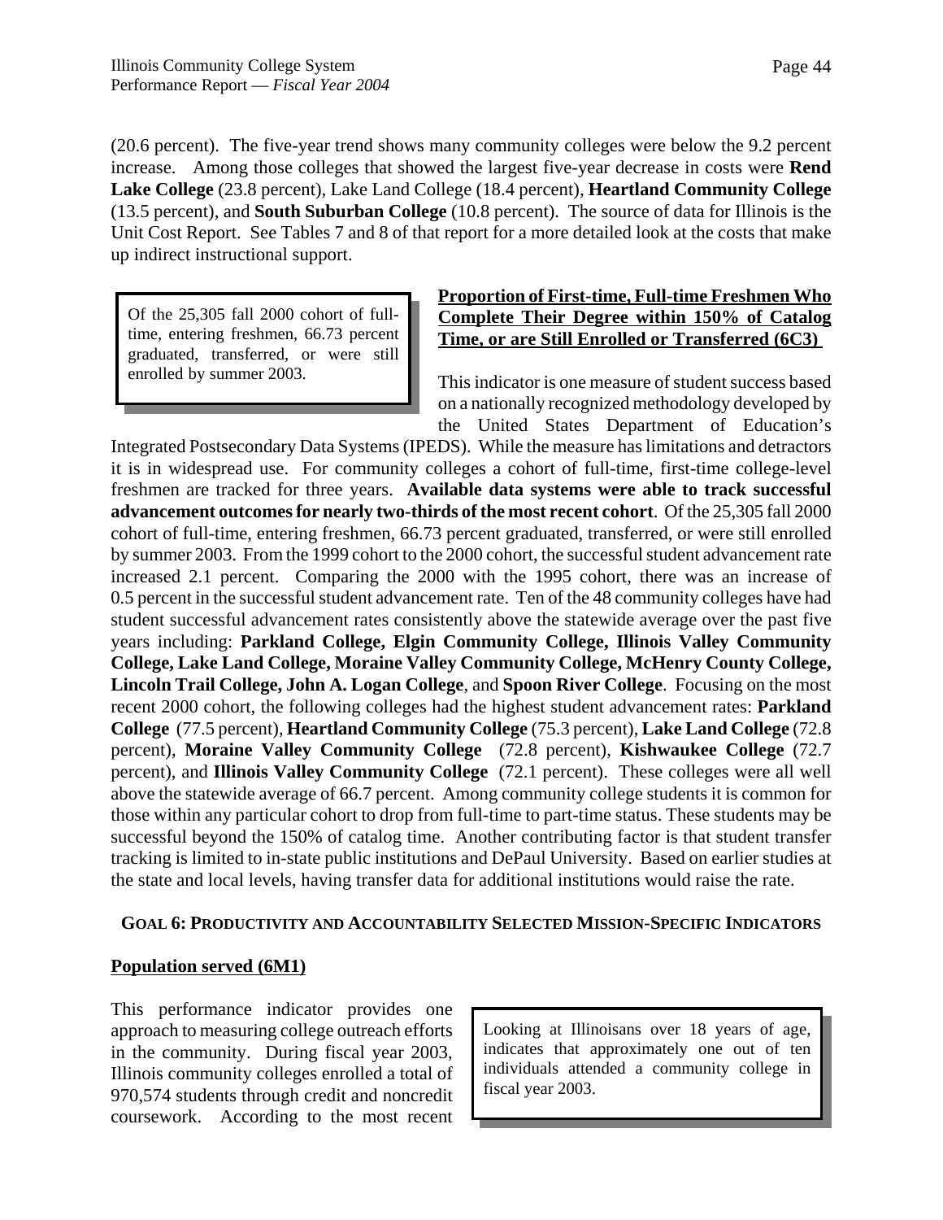(20.6 percent). The five-year trend shows many community colleges were below the 9.2 percent increase. Among those colleges that showed the largest five-year decrease in costs were **Rend Lake College** (23.8 percent), Lake Land College (18.4 percent), **Heartland Community College** (13.5 percent), and **South Suburban College** (10.8 percent). The source of data for Illinois is the Unit Cost Report. See Tables 7 and 8 of that report for a more detailed look at the costs that make up indirect instructional support.

> Of the 25,305 fall 2000 cohort of full-time, entering freshmen, 66.73 percent graduated, transferred, or were still enrolled by summer 2003.

**Proportion of First-time, Full-time Freshmen Who Complete Their Degree within 150% of Catalog Time, or are Still Enrolled or Transferred (6C3)**

This indicator is one measure of student success based on a nationally recognized methodology developed by the United States Department of Education's Integrated Postsecondary Data Systems (IPEDS). While the measure has limitations and detractors it is in widespread use. For community colleges a cohort of full-time, first-time college-level freshmen are tracked for three years. **Available data systems were able to track successful advancement outcomes for nearly two-thirds of the most recent cohort**. Of the 25,305 fall 2000 cohort of full-time, entering freshmen, 66.73 percent graduated, transferred, or were still enrolled by summer 2003. From the 1999 cohort to the 2000 cohort, the successful student advancement rate increased 2.1 percent. Comparing the 2000 with the 1995 cohort, there was an increase of 0.5 percent in the successful student advancement rate. Ten of the 48 community colleges have had student successful advancement rates consistently above the statewide average over the past five years including: **Parkland College, Elgin Community College, Illinois Valley Community College, Lake Land College, Moraine Valley Community College, McHenry County College, Lincoln Trail College, John A. Logan College**, and **Spoon River College**. Focusing on the most recent 2000 cohort, the following colleges had the highest student advancement rates: **Parkland College** (77.5 percent), **Heartland Community College** (75.3 percent), **Lake Land College** (72.8 percent), **Moraine Valley Community College** (72.8 percent), **Kishwaukee College** (72.7 percent), and **Illinois Valley Community College** (72.1 percent). These colleges were all well above the statewide average of 66.7 percent. Among community college students it is common for those within any particular cohort to drop from full-time to part-time status. These students may be successful beyond the 150% of catalog time. Another contributing factor is that student transfer tracking is limited to in-state public institutions and DePaul University. Based on earlier studies at the state and local levels, having transfer data for additional institutions would raise the rate.

## GOAL 6: PRODUCTIVITY AND ACCOUNTABILITY SELECTED MISSION-SPECIFIC INDICATORS

**Population served (6M1)**

> Looking at Illinoisans over 18 years of age, indicates that approximately one out of ten individuals attended a community college in fiscal year 2003.

This performance indicator provides one approach to measuring college outreach efforts in the community. During fiscal year 2003, Illinois community colleges enrolled a total of 970,574 students through credit and noncredit coursework. According to the most recent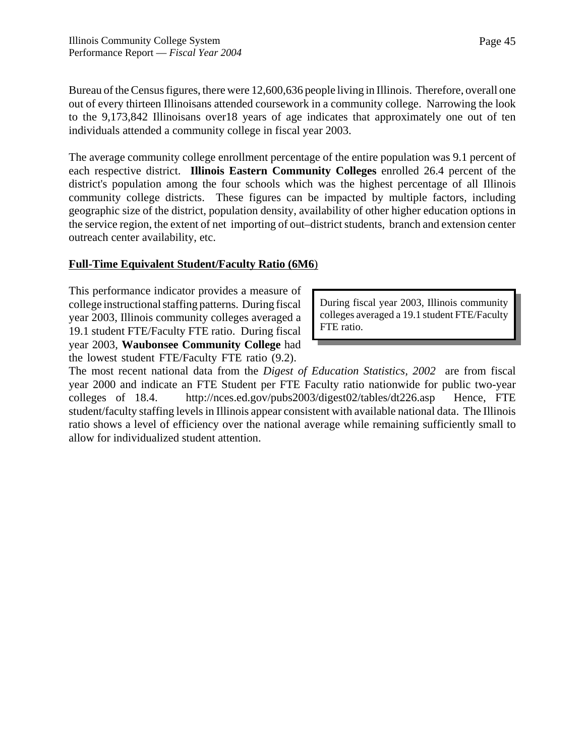Bureau of the Census figures, there were 12,600,636 people living in Illinois. Therefore, overall one out of every thirteen Illinoisans attended coursework in a community college. Narrowing the look to the 9,173,842 Illinoisans over18 years of age indicates that approximately one out of ten individuals attended a community college in fiscal year 2003.

The average community college enrollment percentage of the entire population was 9.1 percent of each respective district. **Illinois Eastern Community Colleges** enrolled 26.4 percent of the district's population among the four schools which was the highest percentage of all Illinois community college districts. These figures can be impacted by multiple factors, including geographic size of the district, population density, availability of other higher education options in the service region, the extent of net importing of out–district students, branch and extension center outreach center availability, etc.

**Full-Time Equivalent Student/Faculty Ratio (6M6)**

> During fiscal year 2003, Illinois community colleges averaged a 19.1 student FTE/Faculty FTE ratio.

This performance indicator provides a measure of college instructional staffing patterns. During fiscal year 2003, Illinois community colleges averaged a 19.1 student FTE/Faculty FTE ratio. During fiscal year 2003, **Waubonsee Community College** had the lowest student FTE/Faculty FTE ratio (9.2). The most recent national data from the *Digest of Education Statistics, 2002* are from fiscal year 2000 and indicate an FTE Student per FTE Faculty ratio nationwide for public two-year colleges of 18.4. http://nces.ed.gov/pubs2003/digest02/tables/dt226.asp Hence, FTE student/faculty staffing levels in Illinois appear consistent with available national data. The Illinois ratio shows a level of efficiency over the national average while remaining sufficiently small to allow for individualized student attention.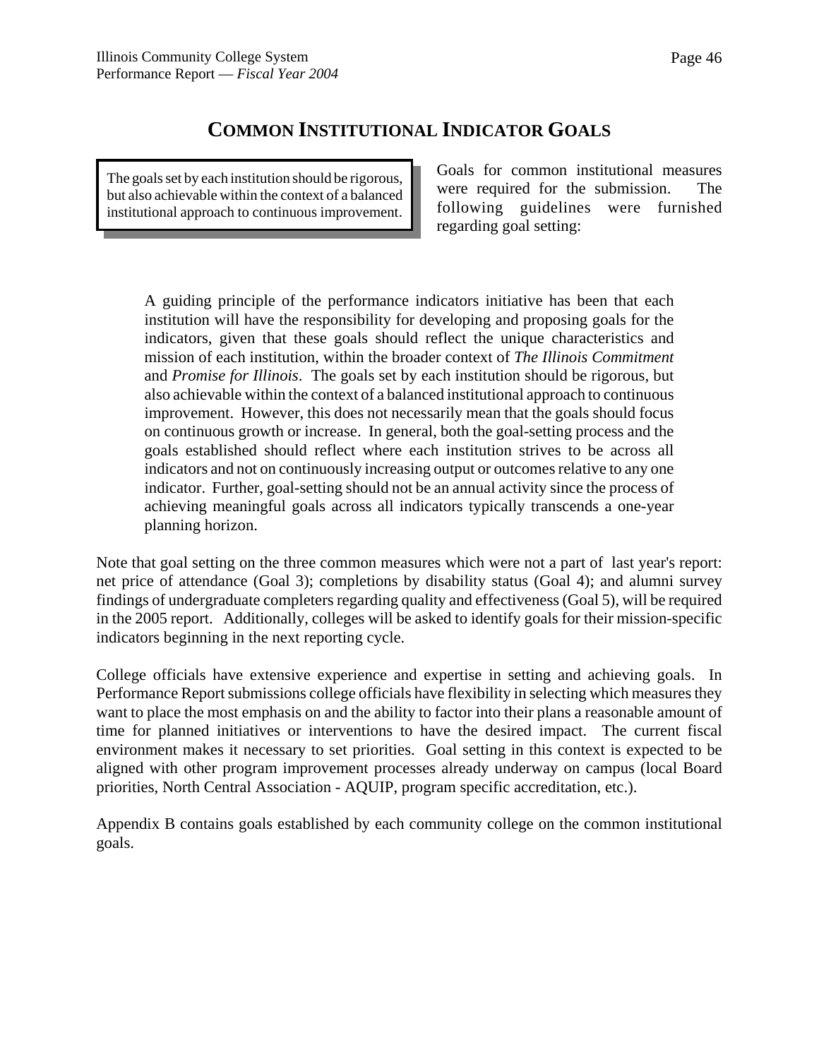# COMMON INSTITUTIONAL INDICATOR GOALS

> The goals set by each institution should be rigorous, but also achievable within the context of a balanced institutional approach to continuous improvement.

Goals for common institutional measures were required for the submission. The following guidelines were furnished regarding goal setting:

> A guiding principle of the performance indicators initiative has been that each institution will have the responsibility for developing and proposing goals for the indicators, given that these goals should reflect the unique characteristics and mission of each institution, within the broader context of *The Illinois Commitment* and *Promise for Illinois*. The goals set by each institution should be rigorous, but also achievable within the context of a balanced institutional approach to continuous improvement. However, this does not necessarily mean that the goals should focus on continuous growth or increase. In general, both the goal-setting process and the goals established should reflect where each institution strives to be across all indicators and not on continuously increasing output or outcomes relative to any one indicator. Further, goal-setting should not be an annual activity since the process of achieving meaningful goals across all indicators typically transcends a one-year planning horizon.

Note that goal setting on the three common measures which were not a part of last year's report: net price of attendance (Goal 3); completions by disability status (Goal 4); and alumni survey findings of undergraduate completers regarding quality and effectiveness (Goal 5), will be required in the 2005 report. Additionally, colleges will be asked to identify goals for their mission-specific indicators beginning in the next reporting cycle.

College officials have extensive experience and expertise in setting and achieving goals. In Performance Report submissions college officials have flexibility in selecting which measures they want to place the most emphasis on and the ability to factor into their plans a reasonable amount of time for planned initiatives or interventions to have the desired impact. The current fiscal environment makes it necessary to set priorities. Goal setting in this context is expected to be aligned with other program improvement processes already underway on campus (local Board priorities, North Central Association - AQUIP, program specific accreditation, etc.).

Appendix B contains goals established by each community college on the common institutional goals.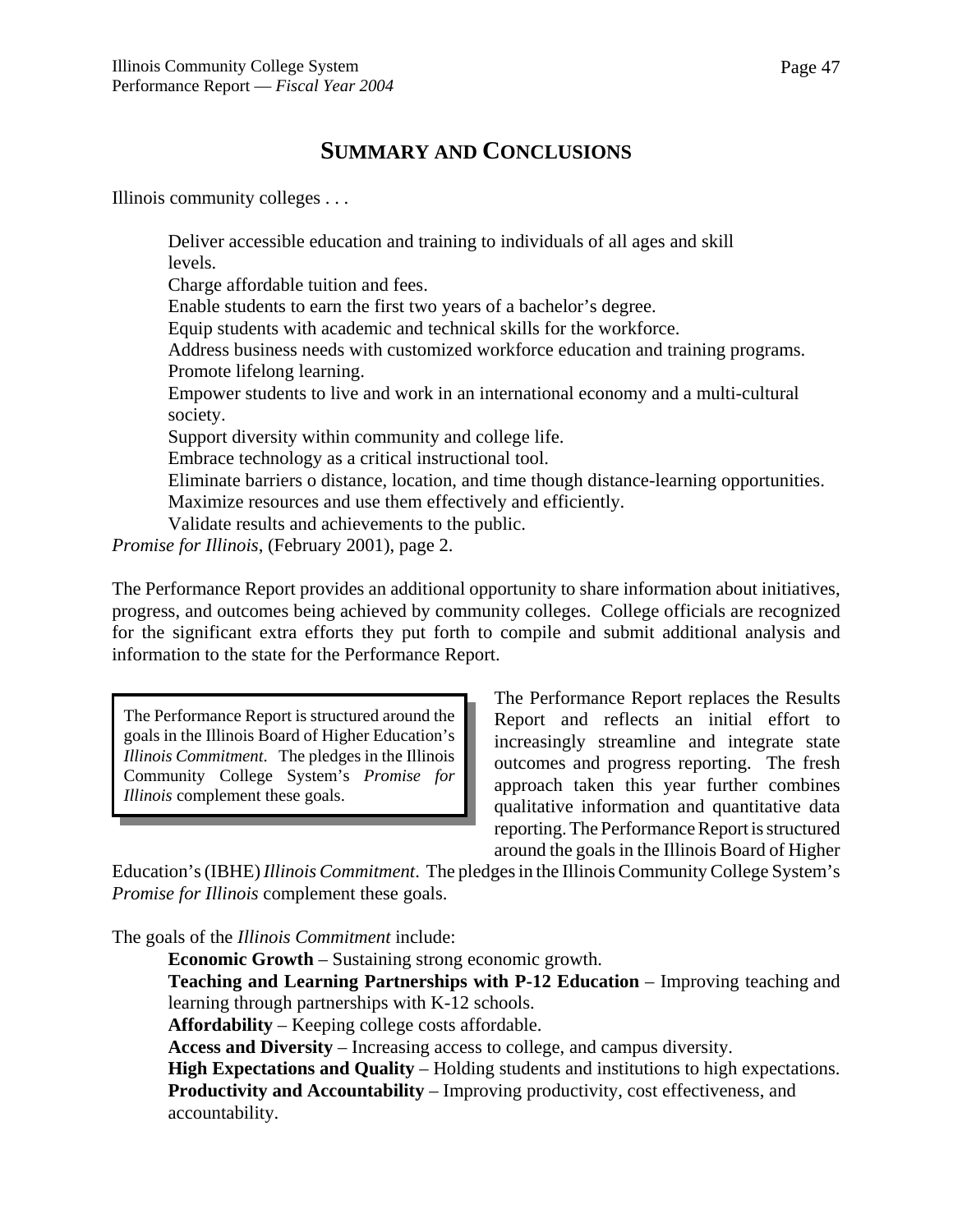# SUMMARY AND CONCLUSIONS

Illinois community colleges . . .

> Deliver accessible education and training to individuals of all ages and skill levels.
> Charge affordable tuition and fees.
> Enable students to earn the first two years of a bachelor's degree.
> Equip students with academic and technical skills for the workforce.
> Address business needs with customized workforce education and training programs.
> Promote lifelong learning.
> Empower students to live and work in an international economy and a multi-cultural society.
> Support diversity within community and college life.
> Embrace technology as a critical instructional tool.
> Eliminate barriers o distance, location, and time though distance-learning opportunities.
> Maximize resources and use them effectively and efficiently.
> Validate results and achievements to the public.

*Promise for Illinois*, (February 2001), page 2.

The Performance Report provides an additional opportunity to share information about initiatives, progress, and outcomes being achieved by community colleges. College officials are recognized for the significant extra efforts they put forth to compile and submit additional analysis and information to the state for the Performance Report.

> The Performance Report is structured around the goals in the Illinois Board of Higher Education's *Illinois Commitment*. The pledges in the Illinois Community College System's *Promise for Illinois* complement these goals.

The Performance Report replaces the Results Report and reflects an initial effort to increasingly streamline and integrate state outcomes and progress reporting. The fresh approach taken this year further combines qualitative information and quantitative data reporting. The Performance Report is structured around the goals in the Illinois Board of Higher Education's (IBHE) *Illinois Commitment*. The pledges in the Illinois Community College System's *Promise for Illinois* complement these goals.

The goals of the *Illinois Commitment* include:

- **Economic Growth** – Sustaining strong economic growth.
- **Teaching and Learning Partnerships with P-12 Education** – Improving teaching and learning through partnerships with K-12 schools.
- **Affordability** – Keeping college costs affordable.
- **Access and Diversity** – Increasing access to college, and campus diversity.
- **High Expectations and Quality** – Holding students and institutions to high expectations.
- **Productivity and Accountability** – Improving productivity, cost effectiveness, and accountability.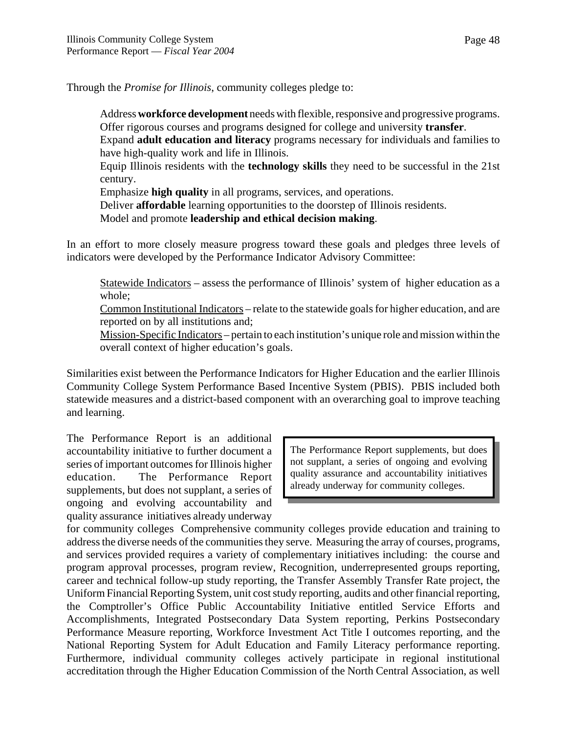Through the *Promise for Illinois*, community colleges pledge to:

Address **workforce development** needs with flexible, responsive and progressive programs.
Offer rigorous courses and programs designed for college and university **transfer**.
Expand **adult education and literacy** programs necessary for individuals and families to have high-quality work and life in Illinois.
Equip Illinois residents with the **technology skills** they need to be successful in the 21st century.
Emphasize **high quality** in all programs, services, and operations.
Deliver **affordable** learning opportunities to the doorstep of Illinois residents.
Model and promote **leadership and ethical decision making**.

In an effort to more closely measure progress toward these goals and pledges three levels of indicators were developed by the Performance Indicator Advisory Committee:

Statewide Indicators – assess the performance of Illinois' system of higher education as a whole;
Common Institutional Indicators – relate to the statewide goals for higher education, and are reported on by all institutions and;
Mission-Specific Indicators – pertain to each institution's unique role and mission within the overall context of higher education's goals.

Similarities exist between the Performance Indicators for Higher Education and the earlier Illinois Community College System Performance Based Incentive System (PBIS). PBIS included both statewide measures and a district-based component with an overarching goal to improve teaching and learning.

> The Performance Report supplements, but does not supplant, a series of ongoing and evolving quality assurance and accountability initiatives already underway for community colleges.

The Performance Report is an additional accountability initiative to further document a series of important outcomes for Illinois higher education. The Performance Report supplements, but does not supplant, a series of ongoing and evolving accountability and quality assurance initiatives already underway for community colleges Comprehensive community colleges provide education and training to address the diverse needs of the communities they serve. Measuring the array of courses, programs, and services provided requires a variety of complementary initiatives including: the course and program approval processes, program review, Recognition, underrepresented groups reporting, career and technical follow-up study reporting, the Transfer Assembly Transfer Rate project, the Uniform Financial Reporting System, unit cost study reporting, audits and other financial reporting, the Comptroller's Office Public Accountability Initiative entitled Service Efforts and Accomplishments, Integrated Postsecondary Data System reporting, Perkins Postsecondary Performance Measure reporting, Workforce Investment Act Title I outcomes reporting, and the National Reporting System for Adult Education and Family Literacy performance reporting. Furthermore, individual community colleges actively participate in regional institutional accreditation through the Higher Education Commission of the North Central Association, as well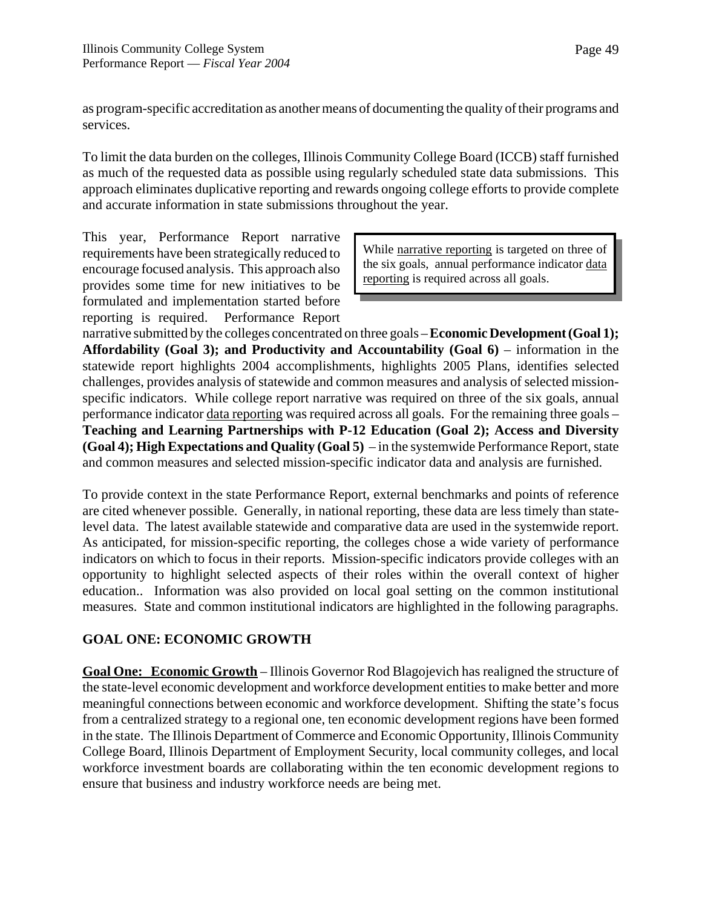as program-specific accreditation as another means of documenting the quality of their programs and services.

To limit the data burden on the colleges, Illinois Community College Board (ICCB) staff furnished as much of the requested data as possible using regularly scheduled state data submissions. This approach eliminates duplicative reporting and rewards ongoing college efforts to provide complete and accurate information in state submissions throughout the year.

> While narrative reporting is targeted on three of the six goals, annual performance indicator data reporting is required across all goals.

This year, Performance Report narrative requirements have been strategically reduced to encourage focused analysis. This approach also provides some time for new initiatives to be formulated and implementation started before reporting is required. Performance Report narrative submitted by the colleges concentrated on three goals – **Economic Development (Goal 1); Affordability (Goal 3); and Productivity and Accountability (Goal 6)** – information in the statewide report highlights 2004 accomplishments, highlights 2005 Plans, identifies selected challenges, provides analysis of statewide and common measures and analysis of selected mission-specific indicators. While college report narrative was required on three of the six goals, annual performance indicator data reporting was required across all goals. For the remaining three goals – **Teaching and Learning Partnerships with P-12 Education (Goal 2); Access and Diversity (Goal 4); High Expectations and Quality (Goal 5)** – in the systemwide Performance Report, state and common measures and selected mission-specific indicator data and analysis are furnished.

To provide context in the state Performance Report, external benchmarks and points of reference are cited whenever possible. Generally, in national reporting, these data are less timely than state-level data. The latest available statewide and comparative data are used in the systemwide report. As anticipated, for mission-specific reporting, the colleges chose a wide variety of performance indicators on which to focus in their reports. Mission-specific indicators provide colleges with an opportunity to highlight selected aspects of their roles within the overall context of higher education.. Information was also provided on local goal setting on the common institutional measures. State and common institutional indicators are highlighted in the following paragraphs.

## GOAL ONE: ECONOMIC GROWTH

**Goal One: Economic Growth** – Illinois Governor Rod Blagojevich has realigned the structure of the state-level economic development and workforce development entities to make better and more meaningful connections between economic and workforce development. Shifting the state's focus from a centralized strategy to a regional one, ten economic development regions have been formed in the state. The Illinois Department of Commerce and Economic Opportunity, Illinois Community College Board, Illinois Department of Employment Security, local community colleges, and local workforce investment boards are collaborating within the ten economic development regions to ensure that business and industry workforce needs are being met.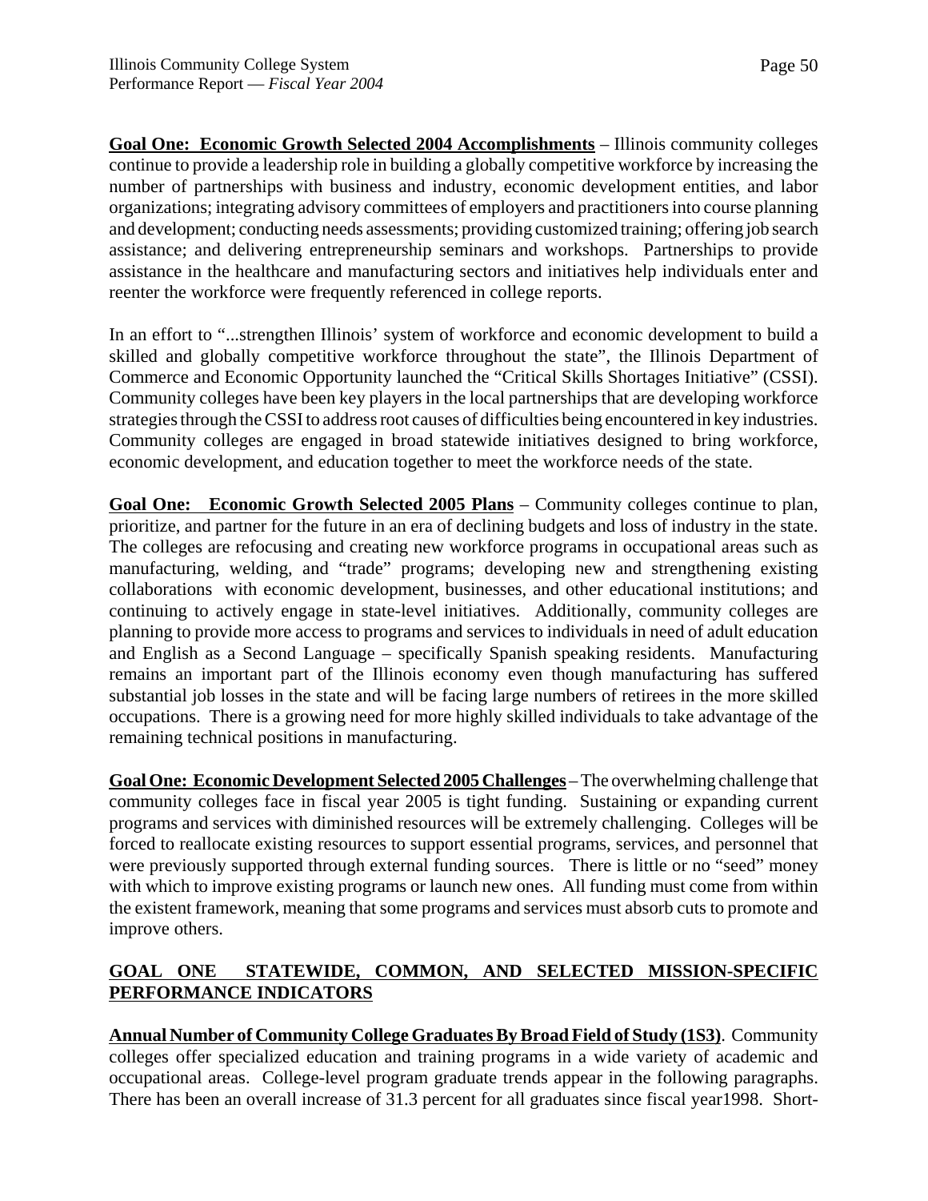**Goal One: Economic Growth Selected 2004 Accomplishments** – Illinois community colleges continue to provide a leadership role in building a globally competitive workforce by increasing the number of partnerships with business and industry, economic development entities, and labor organizations; integrating advisory committees of employers and practitioners into course planning and development; conducting needs assessments; providing customized training; offering job search assistance; and delivering entrepreneurship seminars and workshops. Partnerships to provide assistance in the healthcare and manufacturing sectors and initiatives help individuals enter and reenter the workforce were frequently referenced in college reports.

In an effort to "...strengthen Illinois' system of workforce and economic development to build a skilled and globally competitive workforce throughout the state", the Illinois Department of Commerce and Economic Opportunity launched the "Critical Skills Shortages Initiative" (CSSI). Community colleges have been key players in the local partnerships that are developing workforce strategies through the CSSI to address root causes of difficulties being encountered in key industries. Community colleges are engaged in broad statewide initiatives designed to bring workforce, economic development, and education together to meet the workforce needs of the state.

**Goal One: Economic Growth Selected 2005 Plans** – Community colleges continue to plan, prioritize, and partner for the future in an era of declining budgets and loss of industry in the state. The colleges are refocusing and creating new workforce programs in occupational areas such as manufacturing, welding, and "trade" programs; developing new and strengthening existing collaborations with economic development, businesses, and other educational institutions; and continuing to actively engage in state-level initiatives. Additionally, community colleges are planning to provide more access to programs and services to individuals in need of adult education and English as a Second Language – specifically Spanish speaking residents. Manufacturing remains an important part of the Illinois economy even though manufacturing has suffered substantial job losses in the state and will be facing large numbers of retirees in the more skilled occupations. There is a growing need for more highly skilled individuals to take advantage of the remaining technical positions in manufacturing.

**Goal One: Economic Development Selected 2005 Challenges** – The overwhelming challenge that community colleges face in fiscal year 2005 is tight funding. Sustaining or expanding current programs and services with diminished resources will be extremely challenging. Colleges will be forced to reallocate existing resources to support essential programs, services, and personnel that were previously supported through external funding sources. There is little or no "seed" money with which to improve existing programs or launch new ones. All funding must come from within the existent framework, meaning that some programs and services must absorb cuts to promote and improve others.

## GOAL ONE STATEWIDE, COMMON, AND SELECTED MISSION-SPECIFIC PERFORMANCE INDICATORS

**Annual Number of Community College Graduates By Broad Field of Study (1S3)**. Community colleges offer specialized education and training programs in a wide variety of academic and occupational areas. College-level program graduate trends appear in the following paragraphs. There has been an overall increase of 31.3 percent for all graduates since fiscal year1998. Short-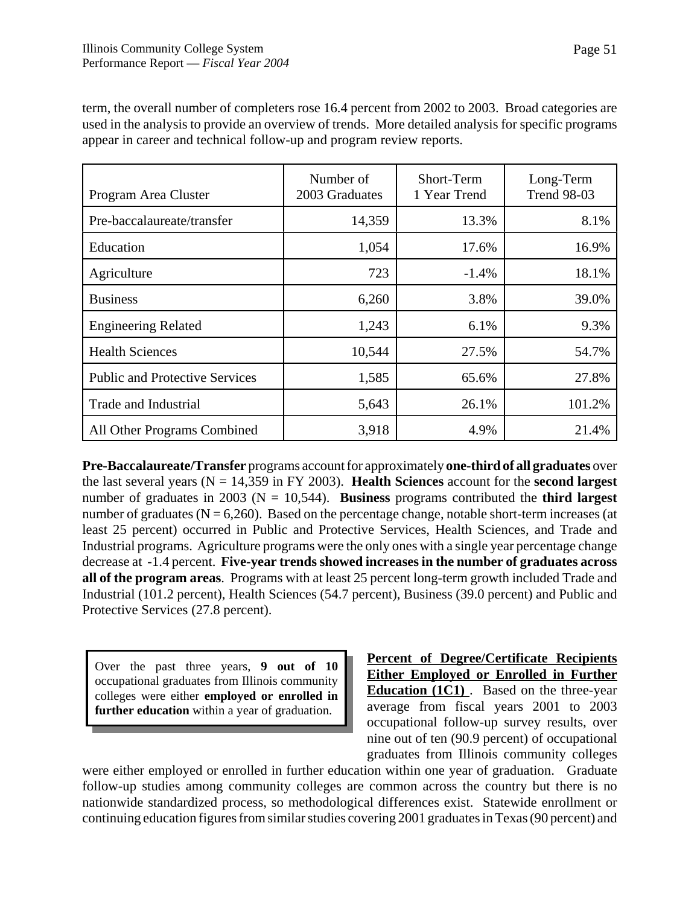term, the overall number of completers rose 16.4 percent from 2002 to 2003. Broad categories are used in the analysis to provide an overview of trends. More detailed analysis for specific programs appear in career and technical follow-up and program review reports.

| Program Area Cluster | Number of 2003 Graduates | Short-Term 1 Year Trend | Long-Term Trend 98-03 |
|---|---|---|---|
| Pre-baccalaureate/transfer | 14,359 | 13.3% | 8.1% |
| Education | 1,054 | 17.6% | 16.9% |
| Agriculture | 723 | -1.4% | 18.1% |
| Business | 6,260 | 3.8% | 39.0% |
| Engineering Related | 1,243 | 6.1% | 9.3% |
| Health Sciences | 10,544 | 27.5% | 54.7% |
| Public and Protective Services | 1,585 | 65.6% | 27.8% |
| Trade and Industrial | 5,643 | 26.1% | 101.2% |
| All Other Programs Combined | 3,918 | 4.9% | 21.4% |

**Pre-Baccalaureate/Transfer** programs account for approximately **one-third of all graduates** over the last several years (N = 14,359 in FY 2003). **Health Sciences** account for the **second largest** number of graduates in 2003 (N = 10,544). **Business** programs contributed the **third largest** number of graduates (N = 6,260). Based on the percentage change, notable short-term increases (at least 25 percent) occurred in Public and Protective Services, Health Sciences, and Trade and Industrial programs. Agriculture programs were the only ones with a single year percentage change decrease at -1.4 percent. **Five-year trends showed increases in the number of graduates across all of the program areas**. Programs with at least 25 percent long-term growth included Trade and Industrial (101.2 percent), Health Sciences (54.7 percent), Business (39.0 percent) and Public and Protective Services (27.8 percent).

> Over the past three years, **9 out of 10** occupational graduates from Illinois community colleges were either **employed or enrolled in further education** within a year of graduation.

**Percent of Degree/Certificate Recipients Either Employed or Enrolled in Further Education (1C1)**. Based on the three-year average from fiscal years 2001 to 2003 occupational follow-up survey results, over nine out of ten (90.9 percent) of occupational graduates from Illinois community colleges were either employed or enrolled in further education within one year of graduation. Graduate follow-up studies among community colleges are common across the country but there is no nationwide standardized process, so methodological differences exist. Statewide enrollment or continuing education figures from similar studies covering 2001 graduates in Texas (90 percent) and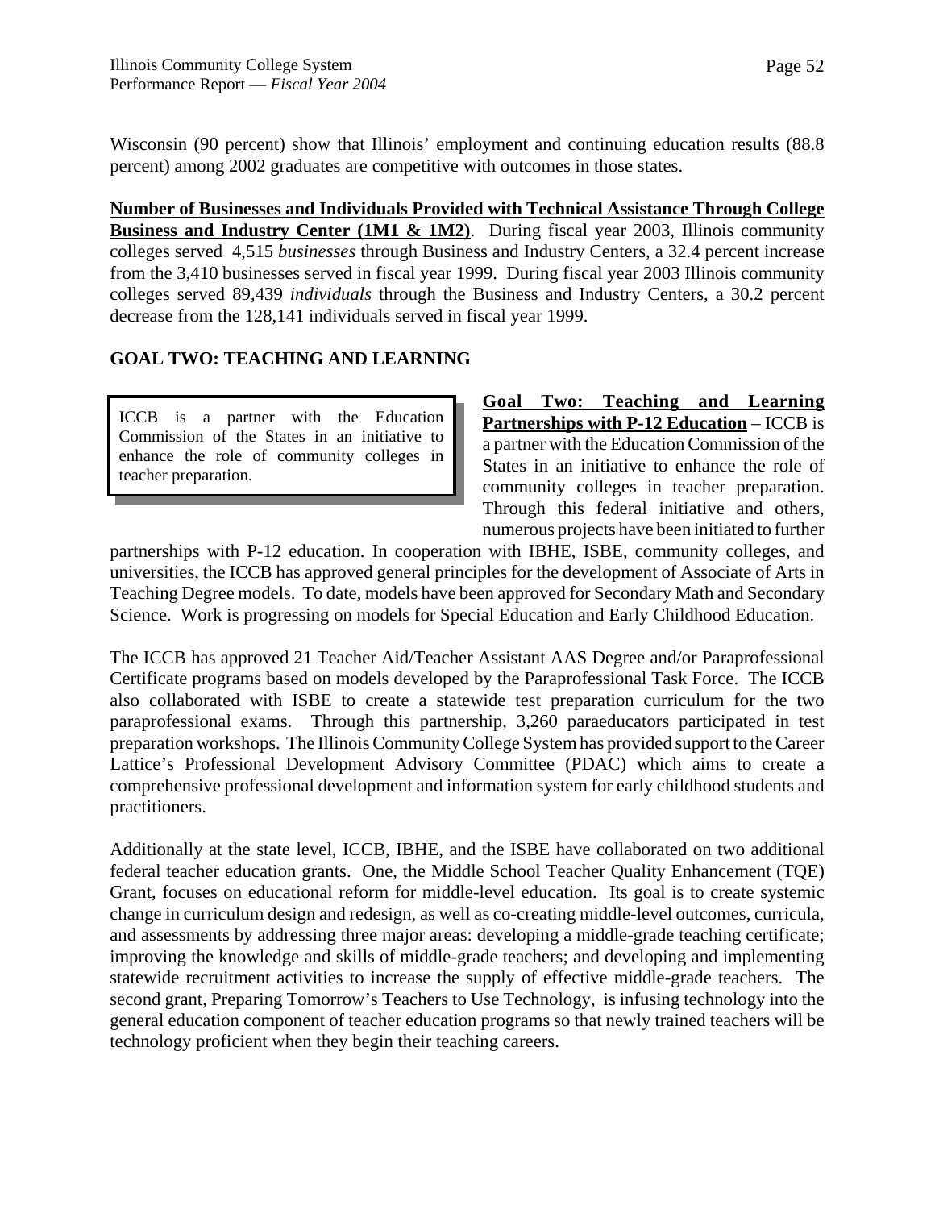Wisconsin (90 percent) show that Illinois' employment and continuing education results (88.8 percent) among 2002 graduates are competitive with outcomes in those states.

**Number of Businesses and Individuals Provided with Technical Assistance Through College Business and Industry Center (1M1 & 1M2)**. During fiscal year 2003, Illinois community colleges served 4,515 *businesses* through Business and Industry Centers, a 32.4 percent increase from the 3,410 businesses served in fiscal year 1999. During fiscal year 2003 Illinois community colleges served 89,439 *individuals* through the Business and Industry Centers, a 30.2 percent decrease from the 128,141 individuals served in fiscal year 1999.

## GOAL TWO: TEACHING AND LEARNING

> ICCB is a partner with the Education Commission of the States in an initiative to enhance the role of community colleges in teacher preparation.

**Goal Two: Teaching and Learning Partnerships with P-12 Education** – ICCB is a partner with the Education Commission of the States in an initiative to enhance the role of community colleges in teacher preparation. Through this federal initiative and others, numerous projects have been initiated to further partnerships with P-12 education. In cooperation with IBHE, ISBE, community colleges, and universities, the ICCB has approved general principles for the development of Associate of Arts in Teaching Degree models. To date, models have been approved for Secondary Math and Secondary Science. Work is progressing on models for Special Education and Early Childhood Education.

The ICCB has approved 21 Teacher Aid/Teacher Assistant AAS Degree and/or Paraprofessional Certificate programs based on models developed by the Paraprofessional Task Force. The ICCB also collaborated with ISBE to create a statewide test preparation curriculum for the two paraprofessional exams. Through this partnership, 3,260 paraeducators participated in test preparation workshops. The Illinois Community College System has provided support to the Career Lattice's Professional Development Advisory Committee (PDAC) which aims to create a comprehensive professional development and information system for early childhood students and practitioners.

Additionally at the state level, ICCB, IBHE, and the ISBE have collaborated on two additional federal teacher education grants. One, the Middle School Teacher Quality Enhancement (TQE) Grant, focuses on educational reform for middle-level education. Its goal is to create systemic change in curriculum design and redesign, as well as co-creating middle-level outcomes, curricula, and assessments by addressing three major areas: developing a middle-grade teaching certificate; improving the knowledge and skills of middle-grade teachers; and developing and implementing statewide recruitment activities to increase the supply of effective middle-grade teachers. The second grant, Preparing Tomorrow's Teachers to Use Technology, is infusing technology into the general education component of teacher education programs so that newly trained teachers will be technology proficient when they begin their teaching careers.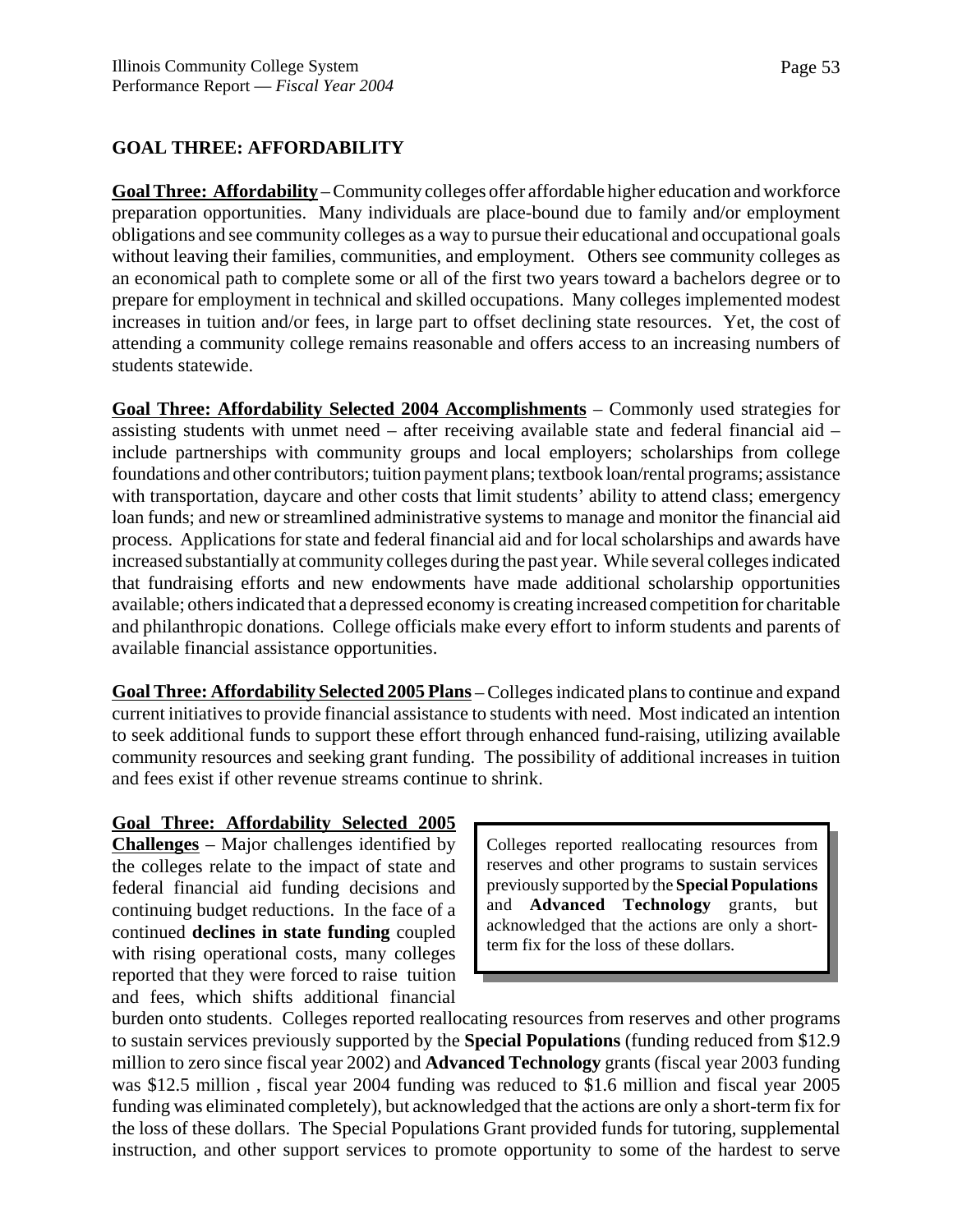## GOAL THREE: AFFORDABILITY

**Goal Three: Affordability** – Community colleges offer affordable higher education and workforce preparation opportunities. Many individuals are place-bound due to family and/or employment obligations and see community colleges as a way to pursue their educational and occupational goals without leaving their families, communities, and employment. Others see community colleges as an economical path to complete some or all of the first two years toward a bachelors degree or to prepare for employment in technical and skilled occupations. Many colleges implemented modest increases in tuition and/or fees, in large part to offset declining state resources. Yet, the cost of attending a community college remains reasonable and offers access to an increasing numbers of students statewide.

**Goal Three: Affordability Selected 2004 Accomplishments** – Commonly used strategies for assisting students with unmet need – after receiving available state and federal financial aid – include partnerships with community groups and local employers; scholarships from college foundations and other contributors; tuition payment plans; textbook loan/rental programs; assistance with transportation, daycare and other costs that limit students' ability to attend class; emergency loan funds; and new or streamlined administrative systems to manage and monitor the financial aid process. Applications for state and federal financial aid and for local scholarships and awards have increased substantially at community colleges during the past year. While several colleges indicated that fundraising efforts and new endowments have made additional scholarship opportunities available; others indicated that a depressed economy is creating increased competition for charitable and philanthropic donations. College officials make every effort to inform students and parents of available financial assistance opportunities.

**Goal Three: Affordability Selected 2005 Plans** – Colleges indicated plans to continue and expand current initiatives to provide financial assistance to students with need. Most indicated an intention to seek additional funds to support these effort through enhanced fund-raising, utilizing available community resources and seeking grant funding. The possibility of additional increases in tuition and fees exist if other revenue streams continue to shrink.

> Colleges reported reallocating resources from reserves and other programs to sustain services previously supported by the **Special Populations** and **Advanced Technology** grants, but acknowledged that the actions are only a short-term fix for the loss of these dollars.

**Goal Three: Affordability Selected 2005 Challenges** – Major challenges identified by the colleges relate to the impact of state and federal financial aid funding decisions and continuing budget reductions. In the face of a continued **declines in state funding** coupled with rising operational costs, many colleges reported that they were forced to raise tuition and fees, which shifts additional financial burden onto students. Colleges reported reallocating resources from reserves and other programs to sustain services previously supported by the **Special Populations** (funding reduced from $12.9 million to zero since fiscal year 2002) and **Advanced Technology** grants (fiscal year 2003 funding was $12.5 million , fiscal year 2004 funding was reduced to $1.6 million and fiscal year 2005 funding was eliminated completely), but acknowledged that the actions are only a short-term fix for the loss of these dollars. The Special Populations Grant provided funds for tutoring, supplemental instruction, and other support services to promote opportunity to some of the hardest to serve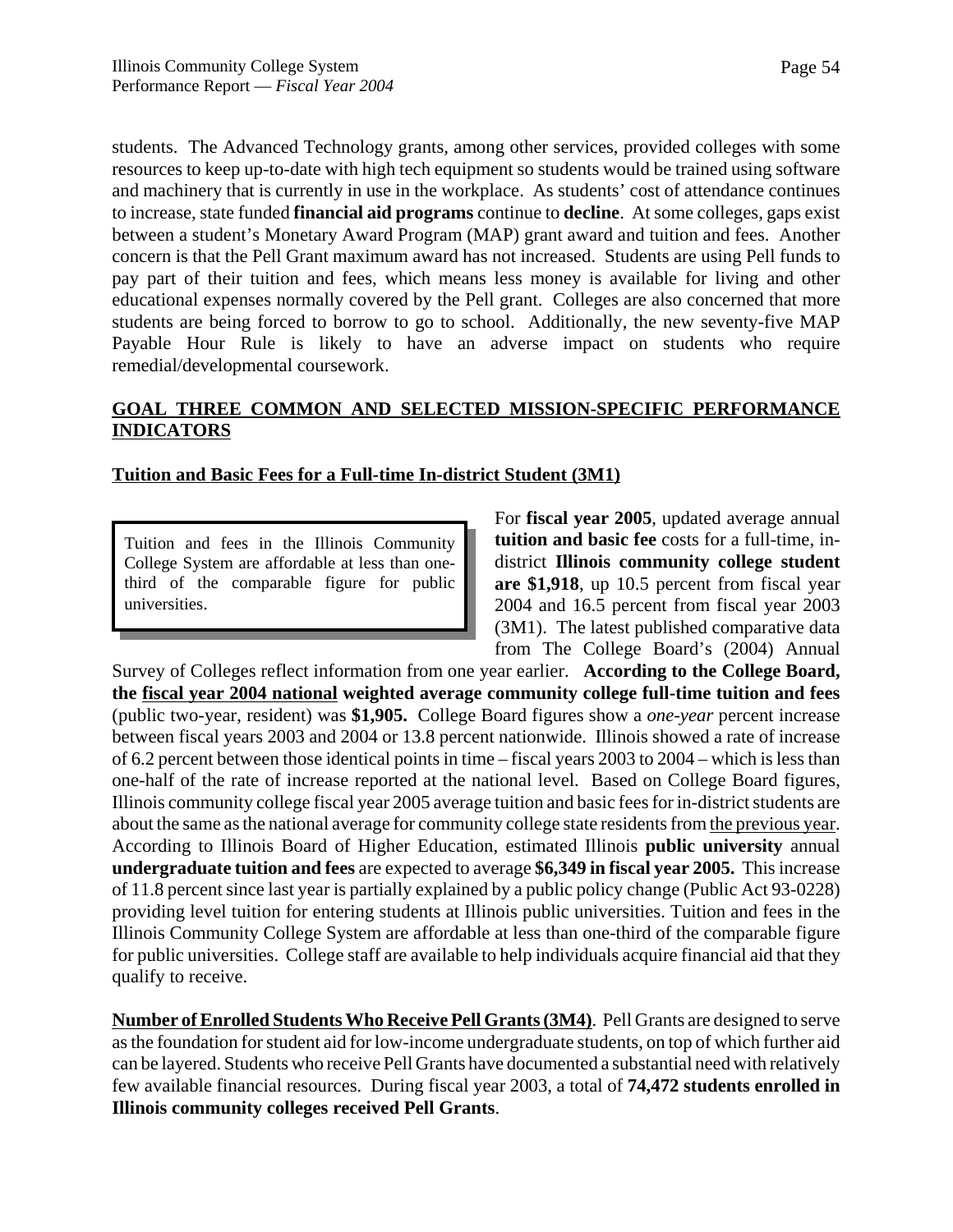students. The Advanced Technology grants, among other services, provided colleges with some resources to keep up-to-date with high tech equipment so students would be trained using software and machinery that is currently in use in the workplace. As students' cost of attendance continues to increase, state funded **financial aid programs** continue to **decline**. At some colleges, gaps exist between a student's Monetary Award Program (MAP) grant award and tuition and fees. Another concern is that the Pell Grant maximum award has not increased. Students are using Pell funds to pay part of their tuition and fees, which means less money is available for living and other educational expenses normally covered by the Pell grant. Colleges are also concerned that more students are being forced to borrow to go to school. Additionally, the new seventy-five MAP Payable Hour Rule is likely to have an adverse impact on students who require remedial/developmental coursework.

## GOAL THREE COMMON AND SELECTED MISSION-SPECIFIC PERFORMANCE INDICATORS

### Tuition and Basic Fees for a Full-time In-district Student (3M1)

> Tuition and fees in the Illinois Community College System are affordable at less than one-third of the comparable figure for public universities.

For **fiscal year 2005**, updated average annual **tuition and basic fee** costs for a full-time, in-district **Illinois community college student are $1,918**, up 10.5 percent from fiscal year 2004 and 16.5 percent from fiscal year 2003 (3M1). The latest published comparative data from The College Board's (2004) Annual Survey of Colleges reflect information from one year earlier. **According to the College Board, the fiscal year 2004 national weighted average community college full-time tuition and fees** (public two-year, resident) was **$1,905.** College Board figures show a *one-year* percent increase between fiscal years 2003 and 2004 or 13.8 percent nationwide. Illinois showed a rate of increase of 6.2 percent between those identical points in time – fiscal years 2003 to 2004 – which is less than one-half of the rate of increase reported at the national level. Based on College Board figures, Illinois community college fiscal year 2005 average tuition and basic fees for in-district students are about the same as the national average for community college state residents from the previous year. According to Illinois Board of Higher Education, estimated Illinois **public university** annual **undergraduate tuition and fees** are expected to average **$6,349 in fiscal year 2005.** This increase of 11.8 percent since last year is partially explained by a public policy change (Public Act 93-0228) providing level tuition for entering students at Illinois public universities. Tuition and fees in the Illinois Community College System are affordable at less than one-third of the comparable figure for public universities. College staff are available to help individuals acquire financial aid that they qualify to receive.

**Number of Enrolled Students Who Receive Pell Grants (3M4)**. Pell Grants are designed to serve as the foundation for student aid for low-income undergraduate students, on top of which further aid can be layered. Students who receive Pell Grants have documented a substantial need with relatively few available financial resources. During fiscal year 2003, a total of **74,472 students enrolled in Illinois community colleges received Pell Grants**.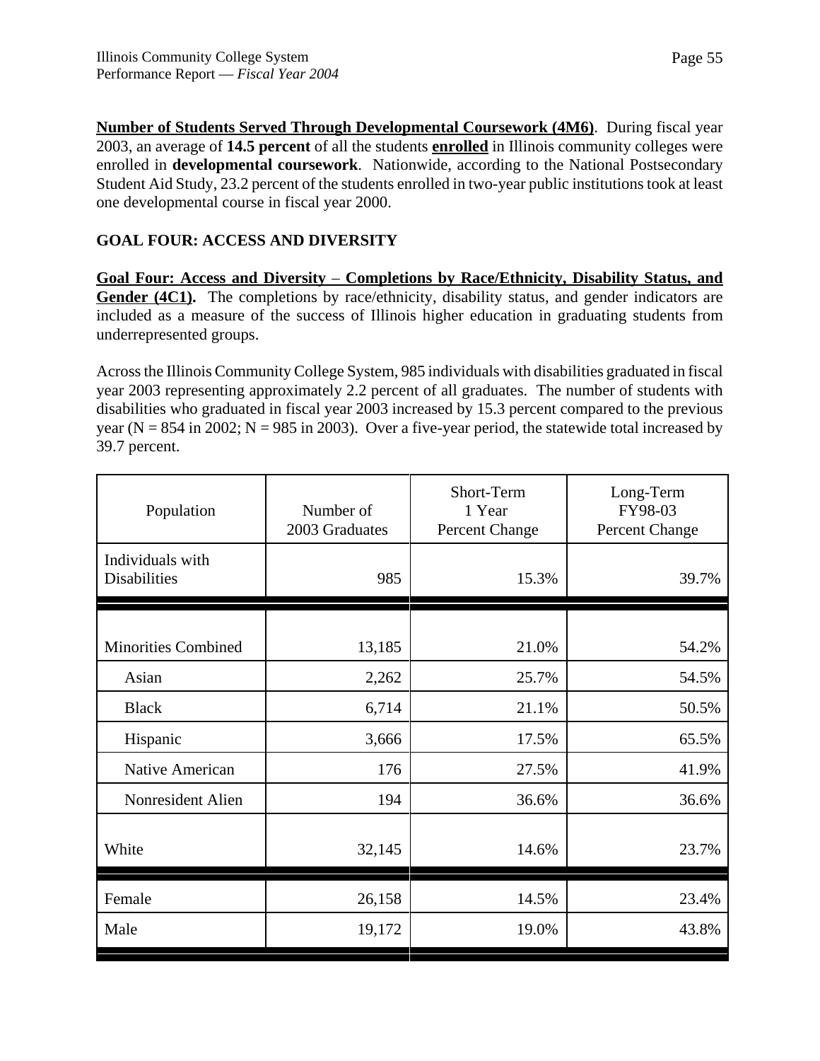**<u>Number of Students Served Through Developmental Coursework (4M6)</u>**. During fiscal year 2003, an average of **14.5 percent** of all the students **<u>enrolled</u>** in Illinois community colleges were enrolled in **developmental coursework**. Nationwide, according to the National Postsecondary Student Aid Study, 23.2 percent of the students enrolled in two-year public institutions took at least one developmental course in fiscal year 2000.

## GOAL FOUR: ACCESS AND DIVERSITY

**<u>Goal Four: Access and Diversity – Completions by Race/Ethnicity, Disability Status, and Gender (4C1)</u>.** The completions by race/ethnicity, disability status, and gender indicators are included as a measure of the success of Illinois higher education in graduating students from underrepresented groups.

Across the Illinois Community College System, 985 individuals with disabilities graduated in fiscal year 2003 representing approximately 2.2 percent of all graduates. The number of students with disabilities who graduated in fiscal year 2003 increased by 15.3 percent compared to the previous year (N = 854 in 2002; N = 985 in 2003). Over a five-year period, the statewide total increased by 39.7 percent.

| Population | Number of 2003 Graduates | Short-Term 1 Year Percent Change | Long-Term FY98-03 Percent Change |
|---|---|---|---|
| Individuals with Disabilities | 985 | 15.3% | 39.7% |
| Minorities Combined | 13,185 | 21.0% | 54.2% |
| Asian | 2,262 | 25.7% | 54.5% |
| Black | 6,714 | 21.1% | 50.5% |
| Hispanic | 3,666 | 17.5% | 65.5% |
| Native American | 176 | 27.5% | 41.9% |
| Nonresident Alien | 194 | 36.6% | 36.6% |
| White | 32,145 | 14.6% | 23.7% |
| Female | 26,158 | 14.5% | 23.4% |
| Male | 19,172 | 19.0% | 43.8% |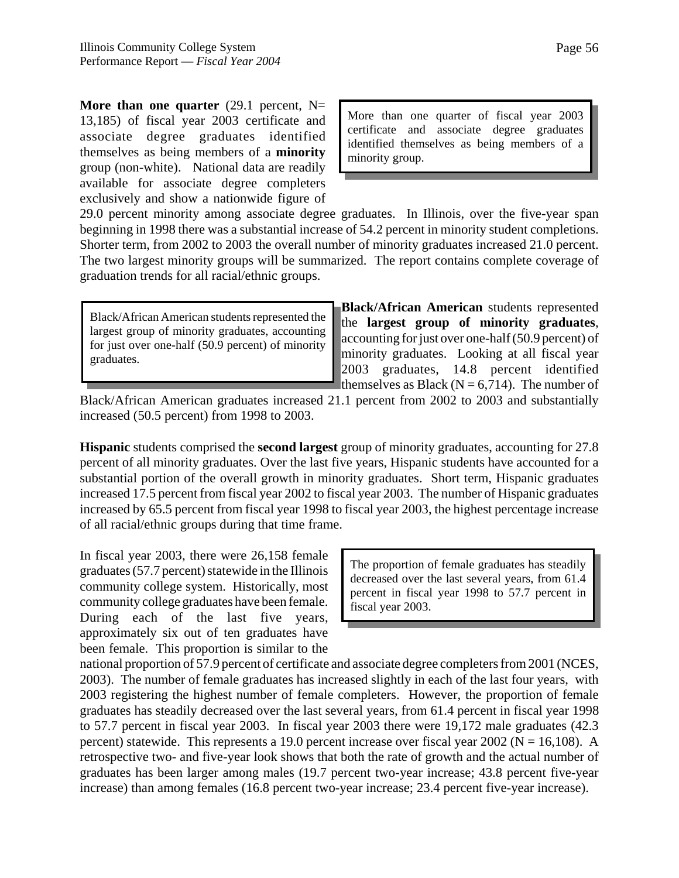**More than one quarter** (29.1 percent, N= 13,185) of fiscal year 2003 certificate and associate degree graduates identified themselves as being members of a **minority** group (non-white). National data are readily available for associate degree completers exclusively and show a nationwide figure of 29.0 percent minority among associate degree graduates. In Illinois, over the five-year span beginning in 1998 there was a substantial increase of 54.2 percent in minority student completions. Shorter term, from 2002 to 2003 the overall number of minority graduates increased 21.0 percent. The two largest minority groups will be summarized. The report contains complete coverage of graduation trends for all racial/ethnic groups.

> More than one quarter of fiscal year 2003 certificate and associate degree graduates identified themselves as being members of a minority group.

> Black/African American students represented the largest group of minority graduates, accounting for just over one-half (50.9 percent) of minority graduates.

**Black/African American** students represented the **largest group of minority graduates**, accounting for just over one-half (50.9 percent) of minority graduates. Looking at all fiscal year 2003 graduates, 14.8 percent identified themselves as Black (N = 6,714). The number of Black/African American graduates increased 21.1 percent from 2002 to 2003 and substantially increased (50.5 percent) from 1998 to 2003.

**Hispanic** students comprised the **second largest** group of minority graduates, accounting for 27.8 percent of all minority graduates. Over the last five years, Hispanic students have accounted for a substantial portion of the overall growth in minority graduates. Short term, Hispanic graduates increased 17.5 percent from fiscal year 2002 to fiscal year 2003. The number of Hispanic graduates increased by 65.5 percent from fiscal year 1998 to fiscal year 2003, the highest percentage increase of all racial/ethnic groups during that time frame.

In fiscal year 2003, there were 26,158 female graduates (57.7 percent) statewide in the Illinois community college system. Historically, most community college graduates have been female. During each of the last five years, approximately six out of ten graduates have been female. This proportion is similar to the national proportion of 57.9 percent of certificate and associate degree completers from 2001 (NCES, 2003). The number of female graduates has increased slightly in each of the last four years, with 2003 registering the highest number of female completers. However, the proportion of female graduates has steadily decreased over the last several years, from 61.4 percent in fiscal year 1998 to 57.7 percent in fiscal year 2003. In fiscal year 2003 there were 19,172 male graduates (42.3 percent) statewide. This represents a 19.0 percent increase over fiscal year 2002 (N = 16,108). A retrospective two- and five-year look shows that both the rate of growth and the actual number of graduates has been larger among males (19.7 percent two-year increase; 43.8 percent five-year increase) than among females (16.8 percent two-year increase; 23.4 percent five-year increase).

> The proportion of female graduates has steadily decreased over the last several years, from 61.4 percent in fiscal year 1998 to 57.7 percent in fiscal year 2003.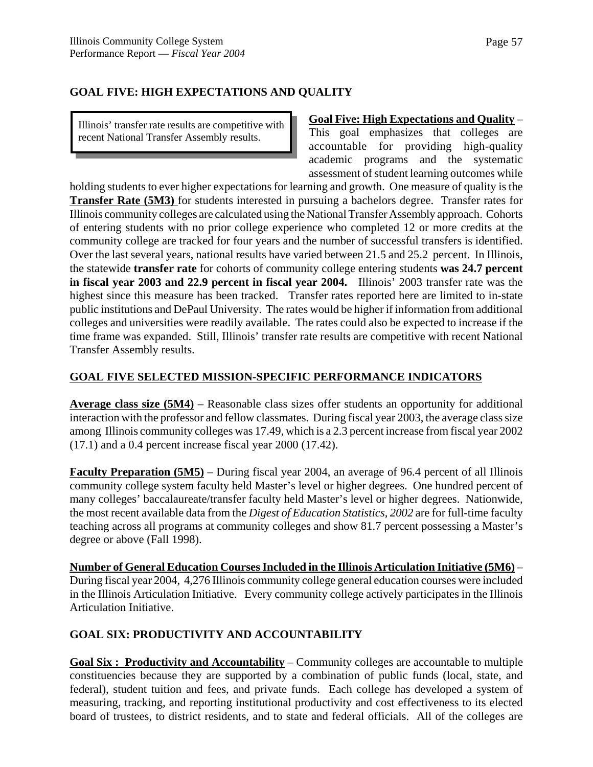## GOAL FIVE: HIGH EXPECTATIONS AND QUALITY

> Illinois' transfer rate results are competitive with recent National Transfer Assembly results.

**Goal Five: High Expectations and Quality** – This goal emphasizes that colleges are accountable for providing high-quality academic programs and the systematic assessment of student learning outcomes while holding students to ever higher expectations for learning and growth. One measure of quality is the **Transfer Rate (5M3)** for students interested in pursuing a bachelors degree. Transfer rates for Illinois community colleges are calculated using the National Transfer Assembly approach. Cohorts of entering students with no prior college experience who completed 12 or more credits at the community college are tracked for four years and the number of successful transfers is identified. Over the last several years, national results have varied between 21.5 and 25.2 percent. In Illinois, the statewide **transfer rate** for cohorts of community college entering students **was 24.7 percent in fiscal year 2003 and 22.9 percent in fiscal year 2004.** Illinois' 2003 transfer rate was the highest since this measure has been tracked. Transfer rates reported here are limited to in-state public institutions and DePaul University. The rates would be higher if information from additional colleges and universities were readily available. The rates could also be expected to increase if the time frame was expanded. Still, Illinois' transfer rate results are competitive with recent National Transfer Assembly results.

## GOAL FIVE SELECTED MISSION-SPECIFIC PERFORMANCE INDICATORS

**Average class size (5M4)** – Reasonable class sizes offer students an opportunity for additional interaction with the professor and fellow classmates. During fiscal year 2003, the average class size among Illinois community colleges was 17.49, which is a 2.3 percent increase from fiscal year 2002 (17.1) and a 0.4 percent increase fiscal year 2000 (17.42).

**Faculty Preparation (5M5)** – During fiscal year 2004, an average of 96.4 percent of all Illinois community college system faculty held Master's level or higher degrees. One hundred percent of many colleges' baccalaureate/transfer faculty held Master's level or higher degrees. Nationwide, the most recent available data from the *Digest of Education Statistics, 2002* are for full-time faculty teaching across all programs at community colleges and show 81.7 percent possessing a Master's degree or above (Fall 1998).

**Number of General Education Courses Included in the Illinois Articulation Initiative (5M6)** – During fiscal year 2004, 4,276 Illinois community college general education courses were included in the Illinois Articulation Initiative. Every community college actively participates in the Illinois Articulation Initiative.

## GOAL SIX: PRODUCTIVITY AND ACCOUNTABILITY

**Goal Six : Productivity and Accountability** – Community colleges are accountable to multiple constituencies because they are supported by a combination of public funds (local, state, and federal), student tuition and fees, and private funds. Each college has developed a system of measuring, tracking, and reporting institutional productivity and cost effectiveness to its elected board of trustees, to district residents, and to state and federal officials. All of the colleges are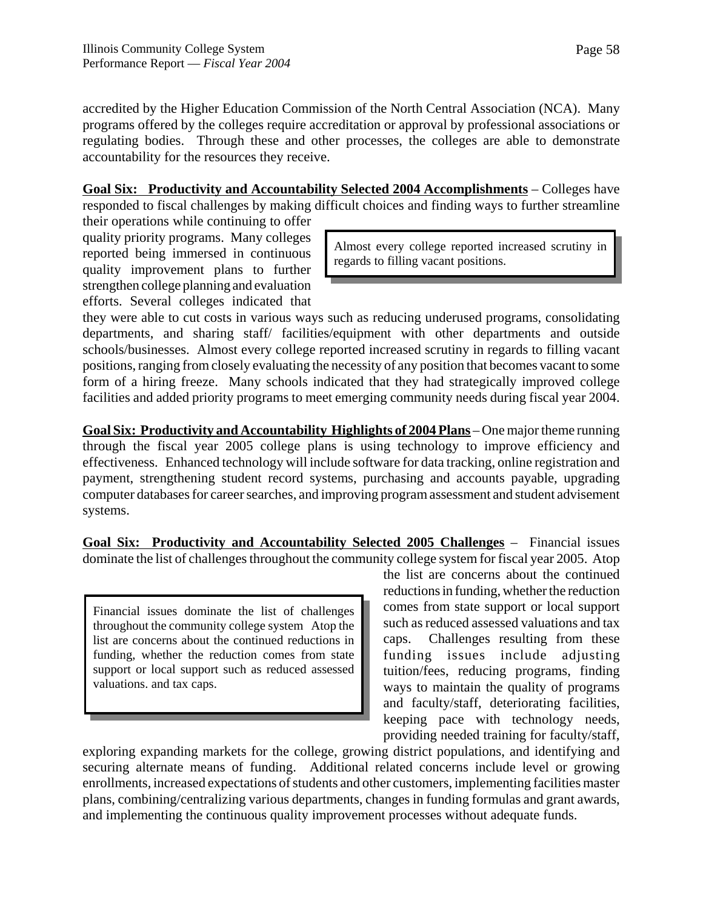accredited by the Higher Education Commission of the North Central Association (NCA). Many programs offered by the colleges require accreditation or approval by professional associations or regulating bodies. Through these and other processes, the colleges are able to demonstrate accountability for the resources they receive.

**Goal Six: Productivity and Accountability Selected 2004 Accomplishments** – Colleges have responded to fiscal challenges by making difficult choices and finding ways to further streamline their operations while continuing to offer quality priority programs. Many colleges reported being immersed in continuous quality improvement plans to further strengthen college planning and evaluation efforts. Several colleges indicated that they were able to cut costs in various ways such as reducing underused programs, consolidating departments, and sharing staff/ facilities/equipment with other departments and outside schools/businesses. Almost every college reported increased scrutiny in regards to filling vacant positions, ranging from closely evaluating the necessity of any position that becomes vacant to some form of a hiring freeze. Many schools indicated that they had strategically improved college facilities and added priority programs to meet emerging community needs during fiscal year 2004.

> Almost every college reported increased scrutiny in regards to filling vacant positions.

**Goal Six: Productivity and Accountability Highlights of 2004 Plans** – One major theme running through the fiscal year 2005 college plans is using technology to improve efficiency and effectiveness. Enhanced technology will include software for data tracking, online registration and payment, strengthening student record systems, purchasing and accounts payable, upgrading computer databases for career searches, and improving program assessment and student advisement systems.

**Goal Six: Productivity and Accountability Selected 2005 Challenges** – Financial issues dominate the list of challenges throughout the community college system for fiscal year 2005. Atop the list are concerns about the continued reductions in funding, whether the reduction comes from state support or local support such as reduced assessed valuations and tax caps. Challenges resulting from these funding issues include adjusting tuition/fees, reducing programs, finding ways to maintain the quality of programs and faculty/staff, deteriorating facilities, keeping pace with technology needs, providing needed training for faculty/staff, exploring expanding markets for the college, growing district populations, and identifying and securing alternate means of funding. Additional related concerns include level or growing enrollments, increased expectations of students and other customers, implementing facilities master plans, combining/centralizing various departments, changes in funding formulas and grant awards, and implementing the continuous quality improvement processes without adequate funds.

> Financial issues dominate the list of challenges throughout the community college system Atop the list are concerns about the continued reductions in funding, whether the reduction comes from state support or local support such as reduced assessed valuations. and tax caps.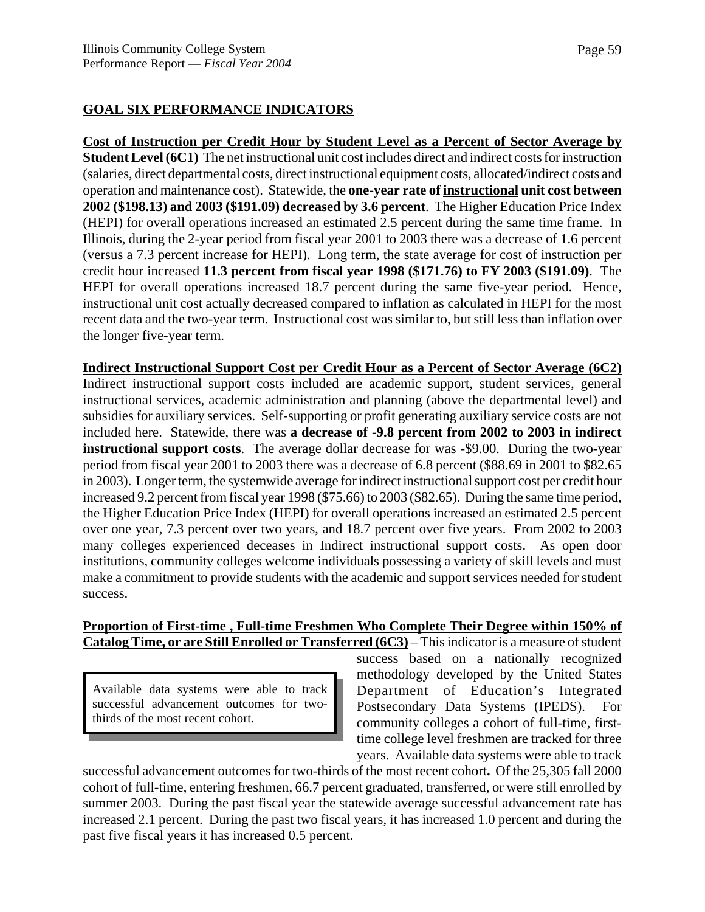## GOAL SIX PERFORMANCE INDICATORS

**Cost of Instruction per Credit Hour by Student Level as a Percent of Sector Average by Student Level (6C1)** The net instructional unit cost includes direct and indirect costs for instruction (salaries, direct departmental costs, direct instructional equipment costs, allocated/indirect costs and operation and maintenance cost). Statewide, the **one-year rate of instructional unit cost between 2002 ($198.13) and 2003 ($191.09) decreased by 3.6 percent**. The Higher Education Price Index (HEPI) for overall operations increased an estimated 2.5 percent during the same time frame. In Illinois, during the 2-year period from fiscal year 2001 to 2003 there was a decrease of 1.6 percent (versus a 7.3 percent increase for HEPI). Long term, the state average for cost of instruction per credit hour increased **11.3 percent from fiscal year 1998 ($171.76) to FY 2003 ($191.09)**. The HEPI for overall operations increased 18.7 percent during the same five-year period. Hence, instructional unit cost actually decreased compared to inflation as calculated in HEPI for the most recent data and the two-year term. Instructional cost was similar to, but still less than inflation over the longer five-year term.

**Indirect Instructional Support Cost per Credit Hour as a Percent of Sector Average (6C2)** Indirect instructional support costs included are academic support, student services, general instructional services, academic administration and planning (above the departmental level) and subsidies for auxiliary services. Self-supporting or profit generating auxiliary service costs are not included here. Statewide, there was **a decrease of -9.8 percent from 2002 to 2003 in indirect instructional support costs**. The average dollar decrease for was -$9.00. During the two-year period from fiscal year 2001 to 2003 there was a decrease of 6.8 percent ($88.69 in 2001 to $82.65 in 2003). Longer term, the systemwide average for indirect instructional support cost per credit hour increased 9.2 percent from fiscal year 1998 ($75.66) to 2003 ($82.65). During the same time period, the Higher Education Price Index (HEPI) for overall operations increased an estimated 2.5 percent over one year, 7.3 percent over two years, and 18.7 percent over five years. From 2002 to 2003 many colleges experienced deceases in Indirect instructional support costs. As open door institutions, community colleges welcome individuals possessing a variety of skill levels and must make a commitment to provide students with the academic and support services needed for student success.

**Proportion of First-time , Full-time Freshmen Who Complete Their Degree within 150% of Catalog Time, or are Still Enrolled or Transferred (6C3)** – This indicator is a measure of student success based on a nationally recognized methodology developed by the United States Department of Education's Integrated Postsecondary Data Systems (IPEDS). For community colleges a cohort of full-time, first-time college level freshmen are tracked for three years. Available data systems were able to track successful advancement outcomes for two-thirds of the most recent cohort**.** Of the 25,305 fall 2000 cohort of full-time, entering freshmen, 66.7 percent graduated, transferred, or were still enrolled by summer 2003. During the past fiscal year the statewide average successful advancement rate has increased 2.1 percent. During the past two fiscal years, it has increased 1.0 percent and during the past five fiscal years it has increased 0.5 percent.

> Available data systems were able to track successful advancement outcomes for two-thirds of the most recent cohort.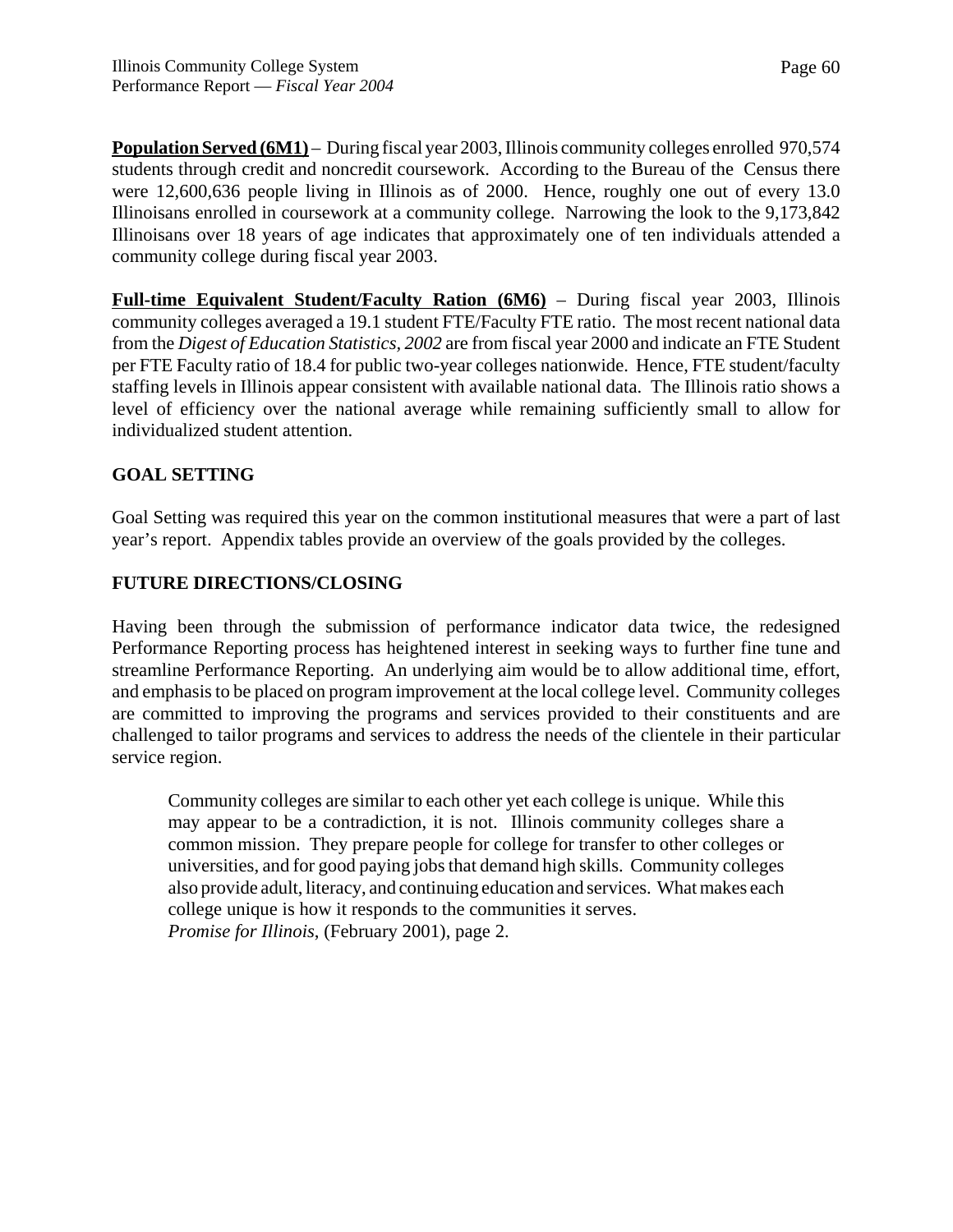**<u>Population Served (6M1)</u>** – During fiscal year 2003, Illinois community colleges enrolled 970,574 students through credit and noncredit coursework. According to the Bureau of the Census there were 12,600,636 people living in Illinois as of 2000. Hence, roughly one out of every 13.0 Illinoisans enrolled in coursework at a community college. Narrowing the look to the 9,173,842 Illinoisans over 18 years of age indicates that approximately one of ten individuals attended a community college during fiscal year 2003.

**<u>Full-time Equivalent Student/Faculty Ration (6M6)</u>** – During fiscal year 2003, Illinois community colleges averaged a 19.1 student FTE/Faculty FTE ratio. The most recent national data from the *Digest of Education Statistics, 2002* are from fiscal year 2000 and indicate an FTE Student per FTE Faculty ratio of 18.4 for public two-year colleges nationwide. Hence, FTE student/faculty staffing levels in Illinois appear consistent with available national data. The Illinois ratio shows a level of efficiency over the national average while remaining sufficiently small to allow for individualized student attention.

## GOAL SETTING

Goal Setting was required this year on the common institutional measures that were a part of last year's report. Appendix tables provide an overview of the goals provided by the colleges.

## FUTURE DIRECTIONS/CLOSING

Having been through the submission of performance indicator data twice, the redesigned Performance Reporting process has heightened interest in seeking ways to further fine tune and streamline Performance Reporting. An underlying aim would be to allow additional time, effort, and emphasis to be placed on program improvement at the local college level. Community colleges are committed to improving the programs and services provided to their constituents and are challenged to tailor programs and services to address the needs of the clientele in their particular service region.

> Community colleges are similar to each other yet each college is unique. While this may appear to be a contradiction, it is not. Illinois community colleges share a common mission. They prepare people for college for transfer to other colleges or universities, and for good paying jobs that demand high skills. Community colleges also provide adult, literacy, and continuing education and services. What makes each college unique is how it responds to the communities it serves.
> *Promise for Illinois*, (February 2001), page 2.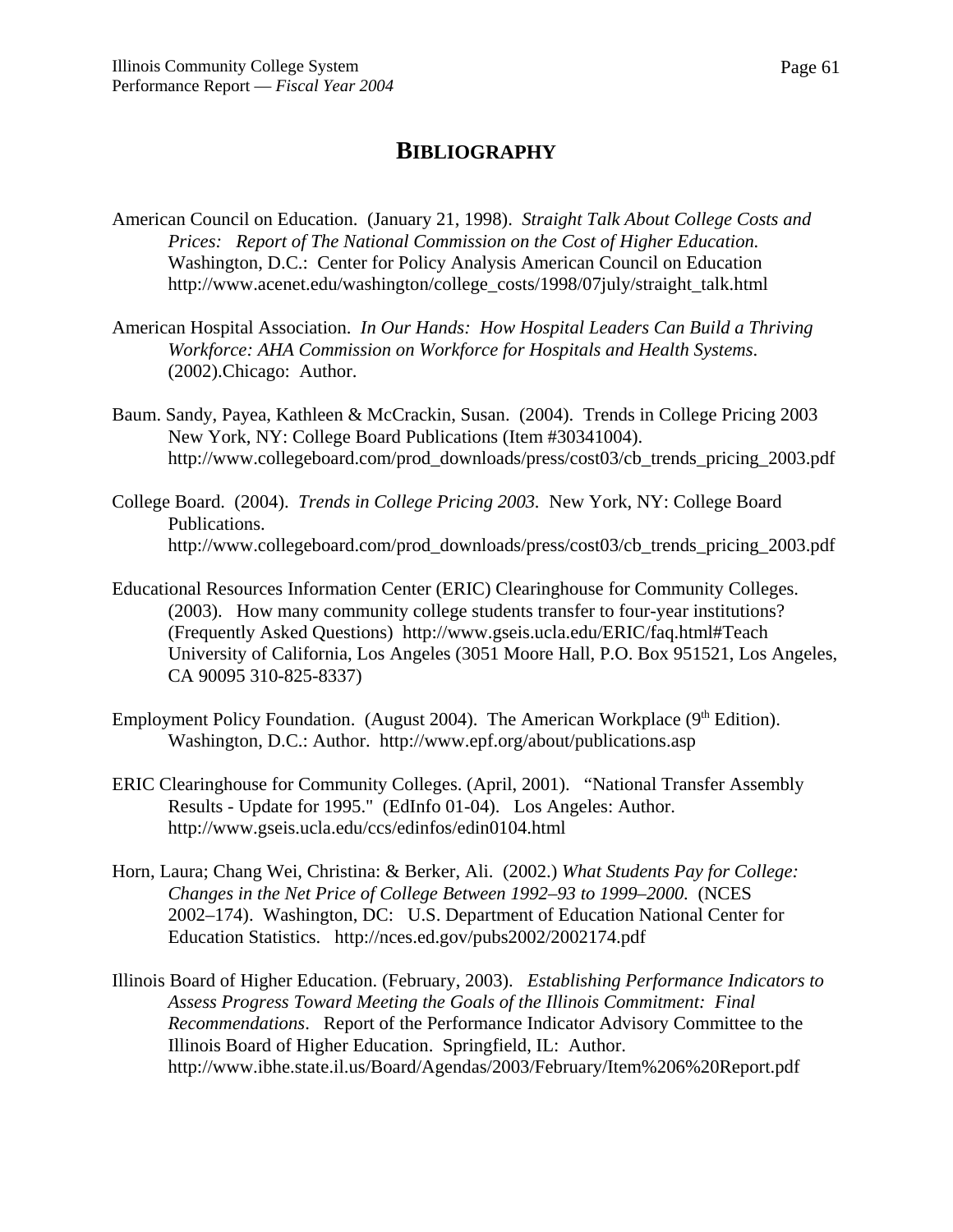# BIBLIOGRAPHY

American Council on Education. (January 21, 1998). *Straight Talk About College Costs and Prices: Report of The National Commission on the Cost of Higher Education.* Washington, D.C.: Center for Policy Analysis American Council on Education http://www.acenet.edu/washington/college_costs/1998/07july/straight_talk.html

American Hospital Association. *In Our Hands: How Hospital Leaders Can Build a Thriving Workforce: AHA Commission on Workforce for Hospitals and Health Systems.* (2002).Chicago: Author.

Baum. Sandy, Payea, Kathleen & McCrackin, Susan. (2004). Trends in College Pricing 2003 New York, NY: College Board Publications (Item #30341004). http://www.collegeboard.com/prod_downloads/press/cost03/cb_trends_pricing_2003.pdf

College Board. (2004). *Trends in College Pricing 2003.* New York, NY: College Board Publications. http://www.collegeboard.com/prod_downloads/press/cost03/cb_trends_pricing_2003.pdf

Educational Resources Information Center (ERIC) Clearinghouse for Community Colleges. (2003). How many community college students transfer to four-year institutions? (Frequently Asked Questions) http://www.gseis.ucla.edu/ERIC/faq.html#Teach University of California, Los Angeles (3051 Moore Hall, P.O. Box 951521, Los Angeles, CA 90095 310-825-8337)

Employment Policy Foundation. (August 2004). The American Workplace (9th Edition). Washington, D.C.: Author. http://www.epf.org/about/publications.asp

ERIC Clearinghouse for Community Colleges. (April, 2001). "National Transfer Assembly Results - Update for 1995." (EdInfo 01-04). Los Angeles: Author. http://www.gseis.ucla.edu/ccs/edinfos/edin0104.html

Horn, Laura; Chang Wei, Christina: & Berker, Ali. (2002.) *What Students Pay for College: Changes in the Net Price of College Between 1992–93 to 1999–2000.* (NCES 2002–174). Washington, DC: U.S. Department of Education National Center for Education Statistics. http://nces.ed.gov/pubs2002/2002174.pdf

Illinois Board of Higher Education. (February, 2003). *Establishing Performance Indicators to Assess Progress Toward Meeting the Goals of the Illinois Commitment: Final Recommendations*. Report of the Performance Indicator Advisory Committee to the Illinois Board of Higher Education. Springfield, IL: Author. http://www.ibhe.state.il.us/Board/Agendas/2003/February/Item%206%20Report.pdf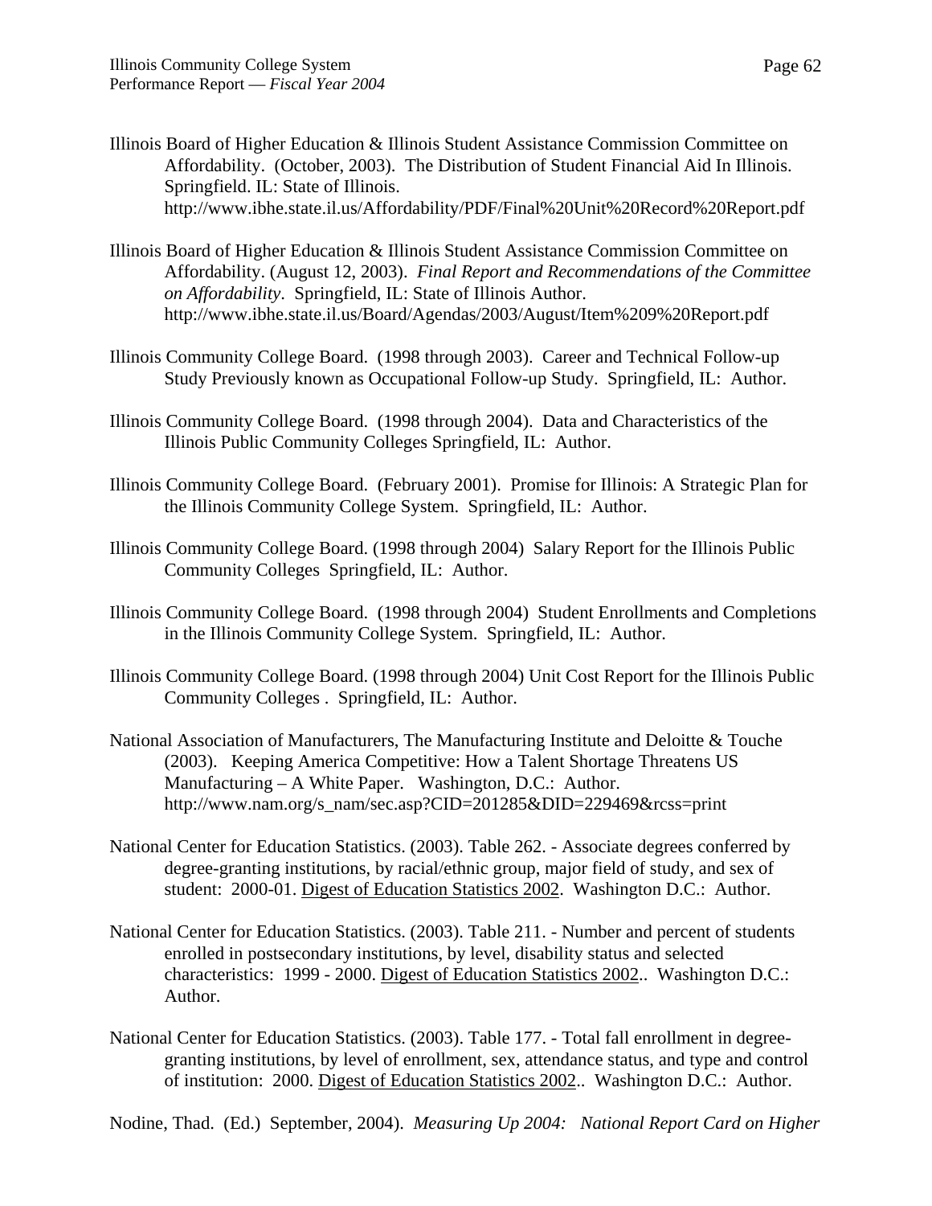Illinois Board of Higher Education & Illinois Student Assistance Commission Committee on Affordability. (October, 2003). The Distribution of Student Financial Aid In Illinois. Springfield. IL: State of Illinois. http://www.ibhe.state.il.us/Affordability/PDF/Final%20Unit%20Record%20Report.pdf

Illinois Board of Higher Education & Illinois Student Assistance Commission Committee on Affordability. (August 12, 2003). *Final Report and Recommendations of the Committee on Affordability*. Springfield, IL: State of Illinois Author. http://www.ibhe.state.il.us/Board/Agendas/2003/August/Item%209%20Report.pdf

Illinois Community College Board. (1998 through 2003). Career and Technical Follow-up Study Previously known as Occupational Follow-up Study. Springfield, IL: Author.

Illinois Community College Board. (1998 through 2004). Data and Characteristics of the Illinois Public Community Colleges Springfield, IL: Author.

Illinois Community College Board. (February 2001). Promise for Illinois: A Strategic Plan for the Illinois Community College System. Springfield, IL: Author.

Illinois Community College Board. (1998 through 2004) Salary Report for the Illinois Public Community Colleges Springfield, IL: Author.

Illinois Community College Board. (1998 through 2004) Student Enrollments and Completions in the Illinois Community College System. Springfield, IL: Author.

Illinois Community College Board. (1998 through 2004) Unit Cost Report for the Illinois Public Community Colleges . Springfield, IL: Author.

National Association of Manufacturers, The Manufacturing Institute and Deloitte & Touche (2003). Keeping America Competitive: How a Talent Shortage Threatens US Manufacturing – A White Paper. Washington, D.C.: Author. http://www.nam.org/s_nam/sec.asp?CID=201285&DID=229469&rcss=print

National Center for Education Statistics. (2003). Table 262. - Associate degrees conferred by degree-granting institutions, by racial/ethnic group, major field of study, and sex of student: 2000-01. Digest of Education Statistics 2002. Washington D.C.: Author.

National Center for Education Statistics. (2003). Table 211. - Number and percent of students enrolled in postsecondary institutions, by level, disability status and selected characteristics: 1999 - 2000. Digest of Education Statistics 2002.. Washington D.C.: Author.

National Center for Education Statistics. (2003). Table 177. - Total fall enrollment in degree-granting institutions, by level of enrollment, sex, attendance status, and type and control of institution: 2000. Digest of Education Statistics 2002.. Washington D.C.: Author.

Nodine, Thad. (Ed.) September, 2004). *Measuring Up 2004: National Report Card on Higher*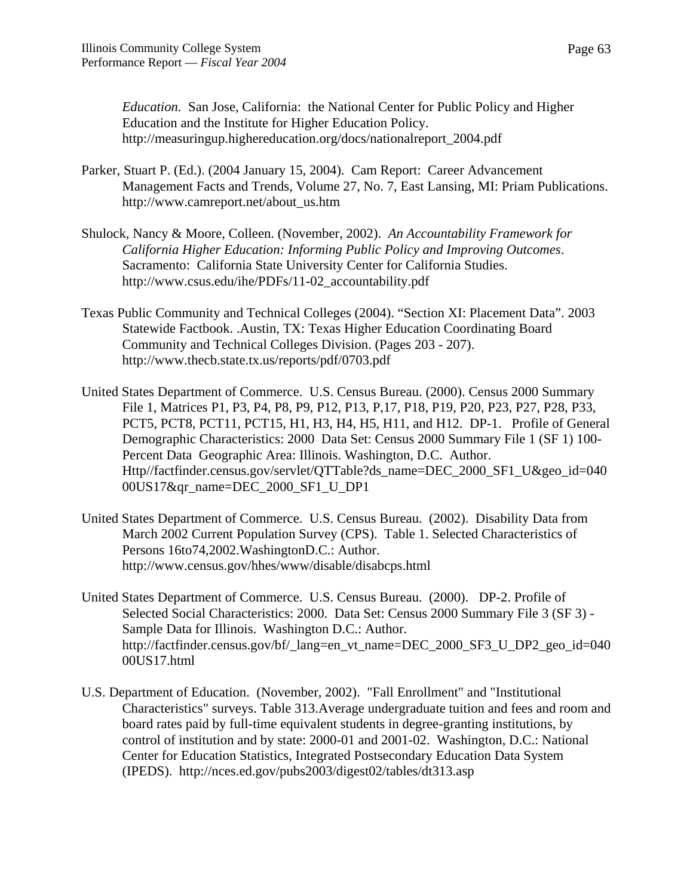*Education.* San Jose, California: the National Center for Public Policy and Higher Education and the Institute for Higher Education Policy. http://measuringup.highereducation.org/docs/nationalreport_2004.pdf

Parker, Stuart P. (Ed.). (2004 January 15, 2004). Cam Report: Career Advancement Management Facts and Trends, Volume 27, No. 7, East Lansing, MI: Priam Publications. http://www.camreport.net/about_us.htm

Shulock, Nancy & Moore, Colleen. (November, 2002). *An Accountability Framework for California Higher Education: Informing Public Policy and Improving Outcomes*. Sacramento: California State University Center for California Studies. http://www.csus.edu/ihe/PDFs/11-02_accountability.pdf

Texas Public Community and Technical Colleges (2004). "Section XI: Placement Data". 2003 Statewide Factbook. .Austin, TX: Texas Higher Education Coordinating Board Community and Technical Colleges Division. (Pages 203 - 207). http://www.thecb.state.tx.us/reports/pdf/0703.pdf

United States Department of Commerce. U.S. Census Bureau. (2000). Census 2000 Summary File 1, Matrices P1, P3, P4, P8, P9, P12, P13, P,17, P18, P19, P20, P23, P27, P28, P33, PCT5, PCT8, PCT11, PCT15, H1, H3, H4, H5, H11, and H12. DP-1. Profile of General Demographic Characteristics: 2000 Data Set: Census 2000 Summary File 1 (SF 1) 100-Percent Data Geographic Area: Illinois. Washington, D.C. Author. Http//factfinder.census.gov/servlet/QTTable?ds_name=DEC_2000_SF1_U&geo_id=04000US17&qr_name=DEC_2000_SF1_U_DP1

United States Department of Commerce. U.S. Census Bureau. (2002). Disability Data from March 2002 Current Population Survey (CPS). Table 1. Selected Characteristics of Persons 16to74,2002.WashingtonD.C.: Author. http://www.census.gov/hhes/www/disable/disabcps.html

United States Department of Commerce. U.S. Census Bureau. (2000). DP-2. Profile of Selected Social Characteristics: 2000. Data Set: Census 2000 Summary File 3 (SF 3) - Sample Data for Illinois. Washington D.C.: Author. http://factfinder.census.gov/bf/_lang=en_vt_name=DEC_2000_SF3_U_DP2_geo_id=04000US17.html

U.S. Department of Education. (November, 2002). "Fall Enrollment" and "Institutional Characteristics" surveys. Table 313.Average undergraduate tuition and fees and room and board rates paid by full-time equivalent students in degree-granting institutions, by control of institution and by state: 2000-01 and 2001-02. Washington, D.C.: National Center for Education Statistics, Integrated Postsecondary Education Data System (IPEDS). http://nces.ed.gov/pubs2003/digest02/tables/dt313.asp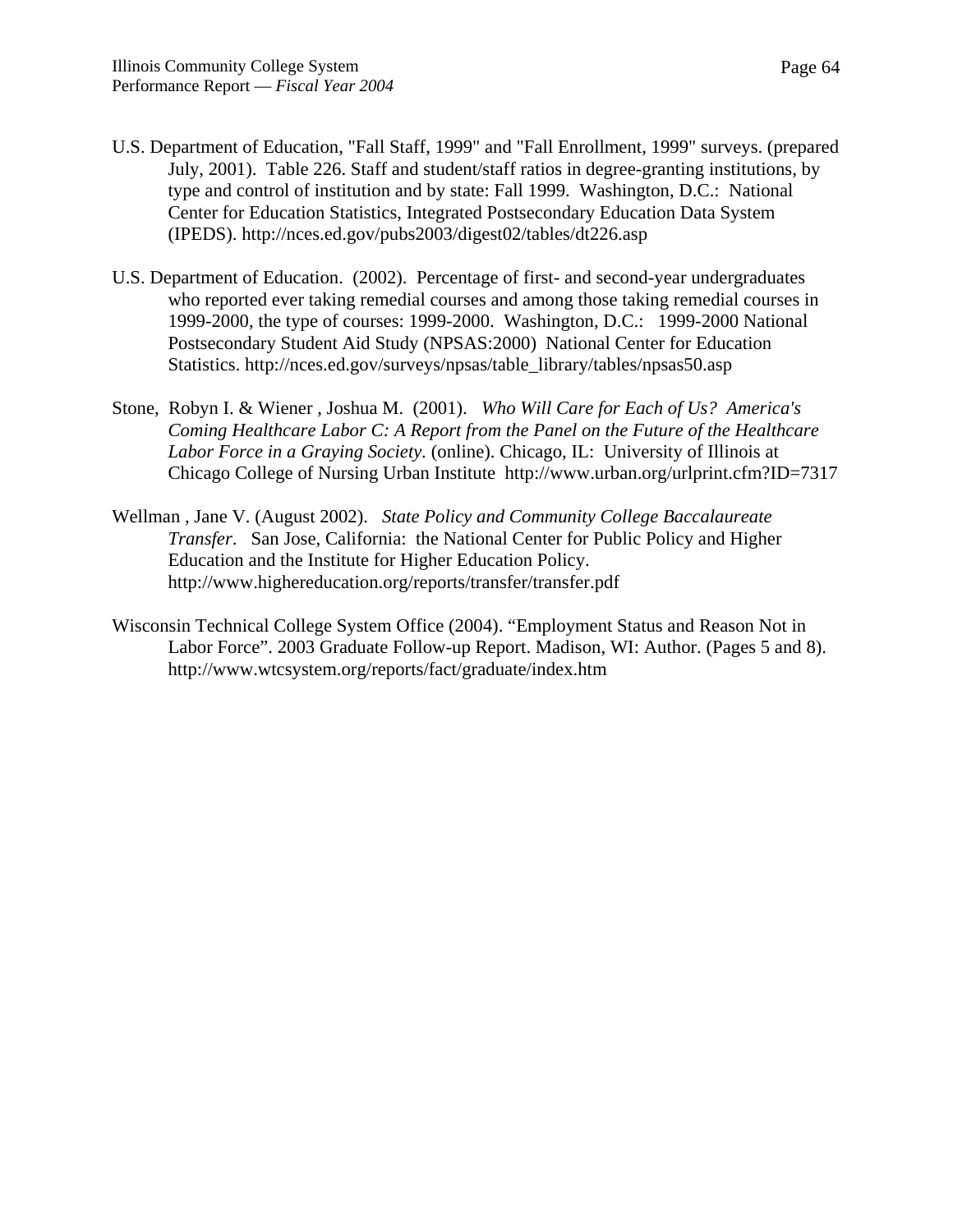U.S. Department of Education, "Fall Staff, 1999" and "Fall Enrollment, 1999" surveys. (prepared July, 2001). Table 226. Staff and student/staff ratios in degree-granting institutions, by type and control of institution and by state: Fall 1999. Washington, D.C.: National Center for Education Statistics, Integrated Postsecondary Education Data System (IPEDS). http://nces.ed.gov/pubs2003/digest02/tables/dt226.asp

U.S. Department of Education. (2002). Percentage of first- and second-year undergraduates who reported ever taking remedial courses and among those taking remedial courses in 1999-2000, the type of courses: 1999-2000. Washington, D.C.: 1999-2000 National Postsecondary Student Aid Study (NPSAS:2000) National Center for Education Statistics. http://nces.ed.gov/surveys/npsas/table_library/tables/npsas50.asp

Stone, Robyn I. & Wiener , Joshua M. (2001). *Who Will Care for Each of Us? America's Coming Healthcare Labor C: A Report from the Panel on the Future of the Healthcare Labor Force in a Graying Society*. (online). Chicago, IL: University of Illinois at Chicago College of Nursing Urban Institute http://www.urban.org/urlprint.cfm?ID=7317

Wellman , Jane V. (August 2002). *State Policy and Community College Baccalaureate Transfer*. San Jose, California: the National Center for Public Policy and Higher Education and the Institute for Higher Education Policy. http://www.highereducation.org/reports/transfer/transfer.pdf

Wisconsin Technical College System Office (2004). “Employment Status and Reason Not in Labor Force”. 2003 Graduate Follow-up Report. Madison, WI: Author. (Pages 5 and 8). http://www.wtcsystem.org/reports/fact/graduate/index.htm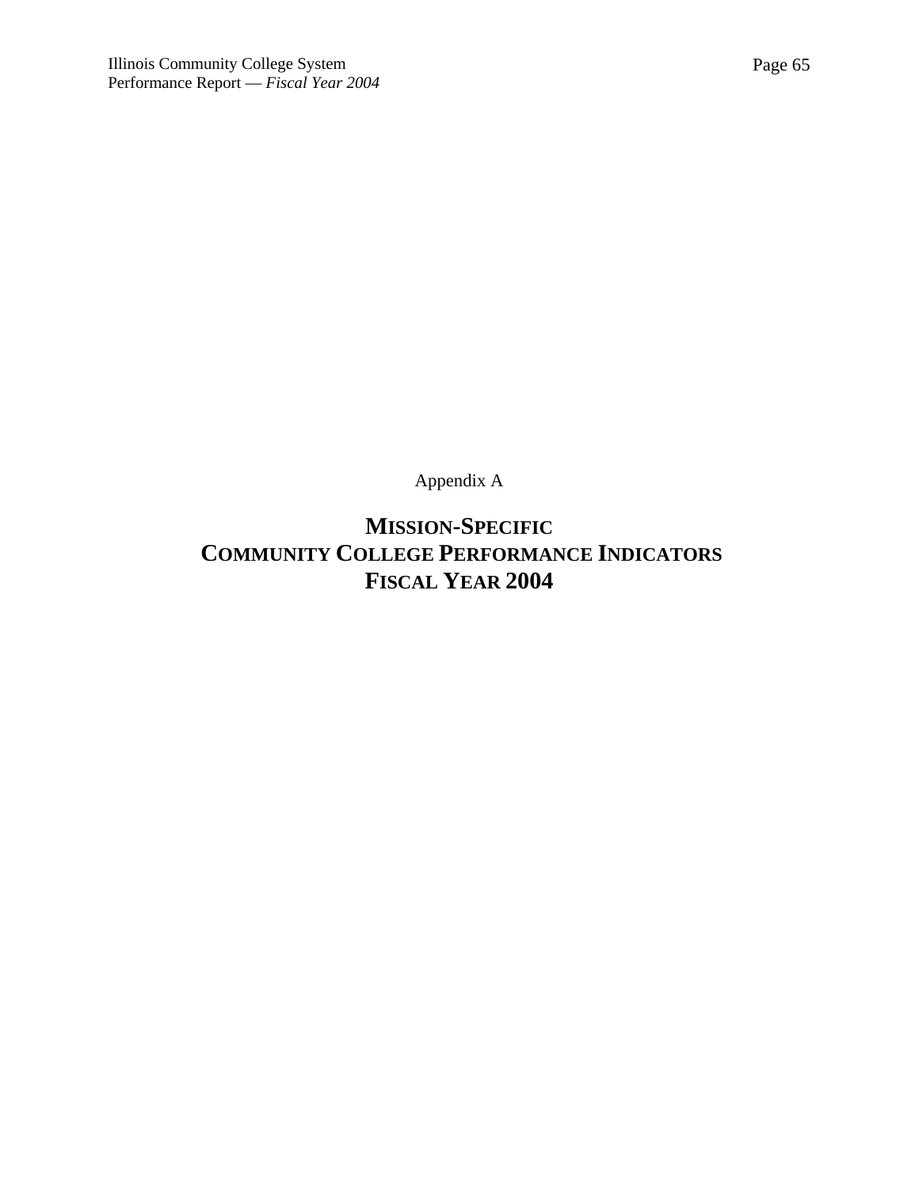Appendix A

# MISSION-SPECIFIC COMMUNITY COLLEGE PERFORMANCE INDICATORS FISCAL YEAR 2004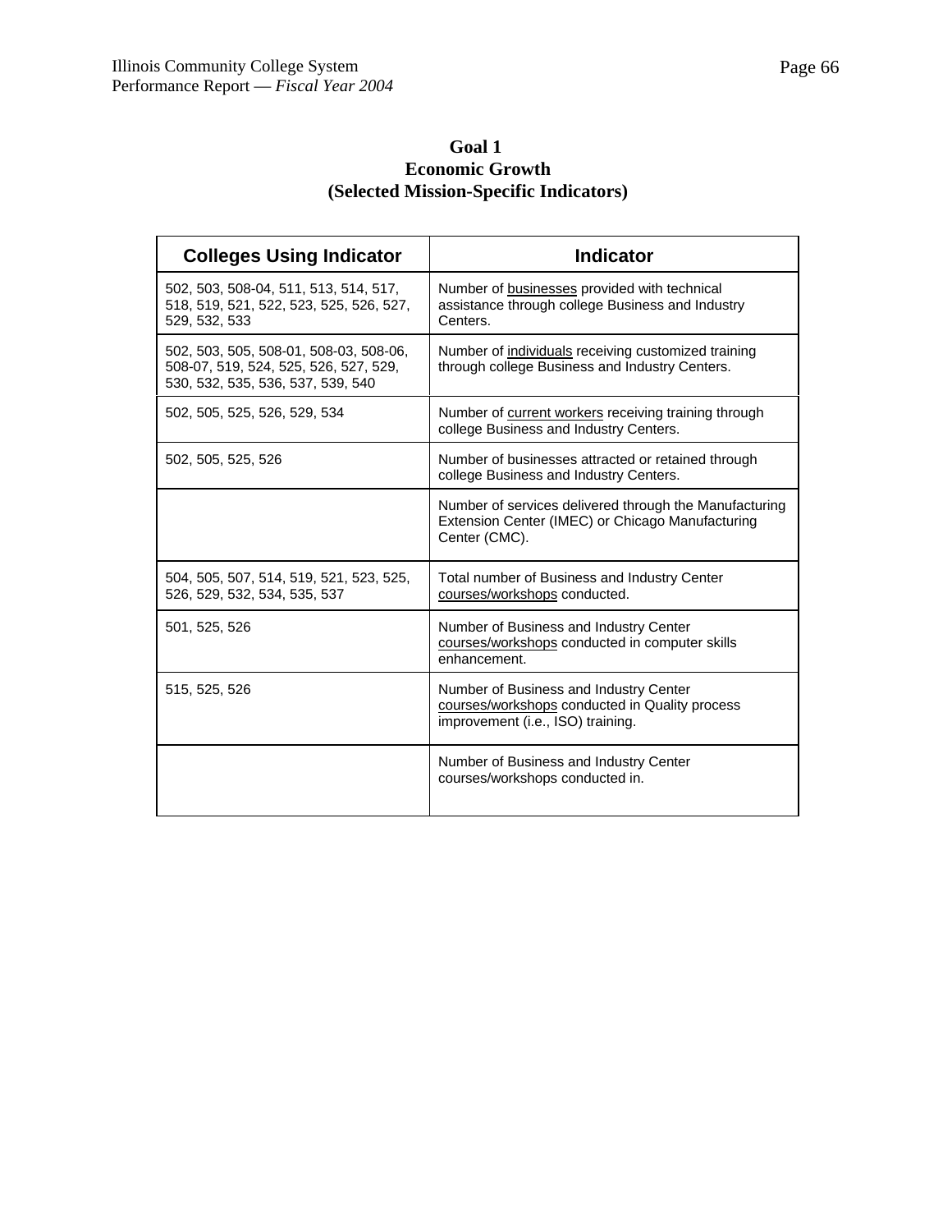**Goal 1**
**Economic Growth**
**(Selected Mission-Specific Indicators)**

| Colleges Using Indicator | Indicator |
|---|---|
| 502, 503, 508-04, 511, 513, 514, 517, 518, 519, 521, 522, 523, 525, 526, 527, 529, 532, 533 | Number of businesses provided with technical assistance through college Business and Industry Centers. |
| 502, 503, 505, 508-01, 508-03, 508-06, 508-07, 519, 524, 525, 526, 527, 529, 530, 532, 535, 536, 537, 539, 540 | Number of individuals receiving customized training through college Business and Industry Centers. |
| 502, 505, 525, 526, 529, 534 | Number of current workers receiving training through college Business and Industry Centers. |
| 502, 505, 525, 526 | Number of businesses attracted or retained through college Business and Industry Centers. |
| | Number of services delivered through the Manufacturing Extension Center (IMEC) or Chicago Manufacturing Center (CMC). |
| 504, 505, 507, 514, 519, 521, 523, 525, 526, 529, 532, 534, 535, 537 | Total number of Business and Industry Center courses/workshops conducted. |
| 501, 525, 526 | Number of Business and Industry Center courses/workshops conducted in computer skills enhancement. |
| 515, 525, 526 | Number of Business and Industry Center courses/workshops conducted in Quality process improvement (i.e., ISO) training. |
| | Number of Business and Industry Center courses/workshops conducted in. |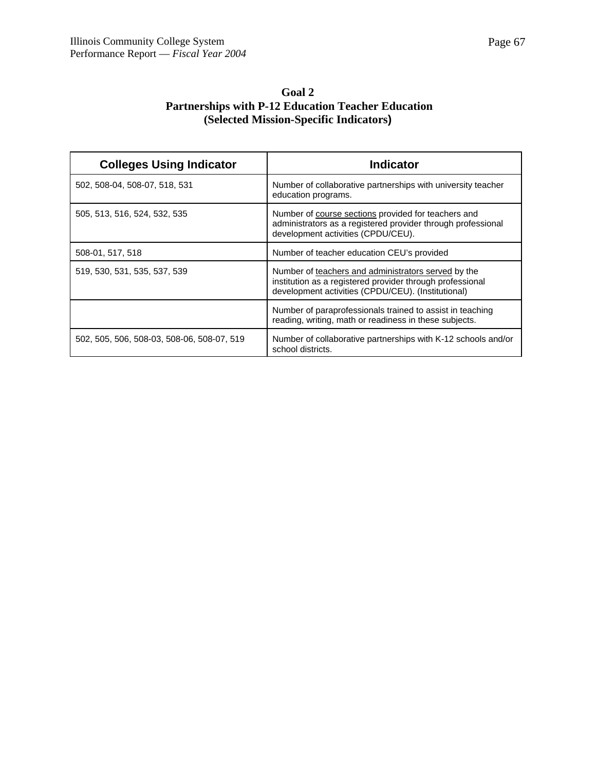## Goal 2
## Partnerships with P-12 Education Teacher Education
## (Selected Mission-Specific Indicators)

| Colleges Using Indicator | Indicator |
|---|---|
| 502, 508-04, 508-07, 518, 531 | Number of collaborative partnerships with university teacher education programs. |
| 505, 513, 516, 524, 532, 535 | Number of course sections provided for teachers and administrators as a registered provider through professional development activities (CPDU/CEU). |
| 508-01, 517, 518 | Number of teacher education CEU's provided |
| 519, 530, 531, 535, 537, 539 | Number of teachers and administrators served by the institution as a registered provider through professional development activities (CPDU/CEU). (Institutional) |
| | Number of paraprofessionals trained to assist in teaching reading, writing, math or readiness in these subjects. |
| 502, 505, 506, 508-03, 508-06, 508-07, 519 | Number of collaborative partnerships with K-12 schools and/or school districts. |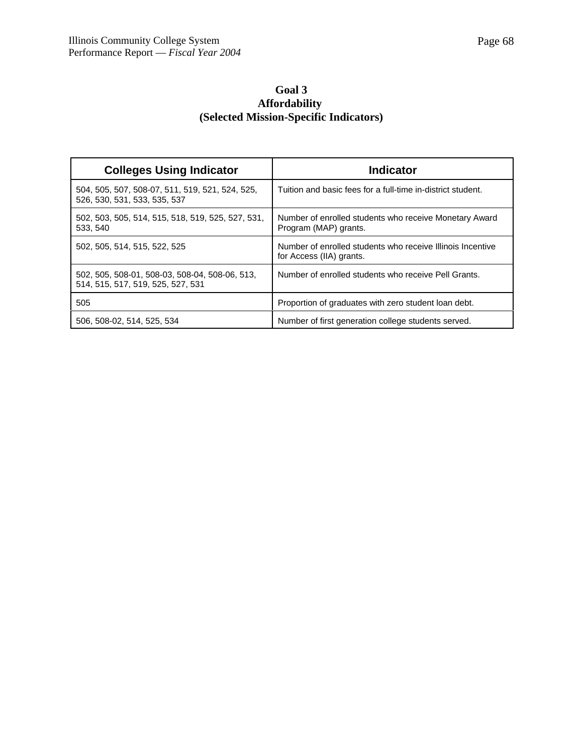# Goal 3
## Affordability
## (Selected Mission-Specific Indicators)

| Colleges Using Indicator | Indicator |
|---|---|
| 504, 505, 507, 508-07, 511, 519, 521, 524, 525, 526, 530, 531, 533, 535, 537 | Tuition and basic fees for a full-time in-district student. |
| 502, 503, 505, 514, 515, 518, 519, 525, 527, 531, 533, 540 | Number of enrolled students who receive Monetary Award Program (MAP) grants. |
| 502, 505, 514, 515, 522, 525 | Number of enrolled students who receive Illinois Incentive for Access (IIA) grants. |
| 502, 505, 508-01, 508-03, 508-04, 508-06, 513, 514, 515, 517, 519, 525, 527, 531 | Number of enrolled students who receive Pell Grants. |
| 505 | Proportion of graduates with zero student loan debt. |
| 506, 508-02, 514, 525, 534 | Number of first generation college students served. |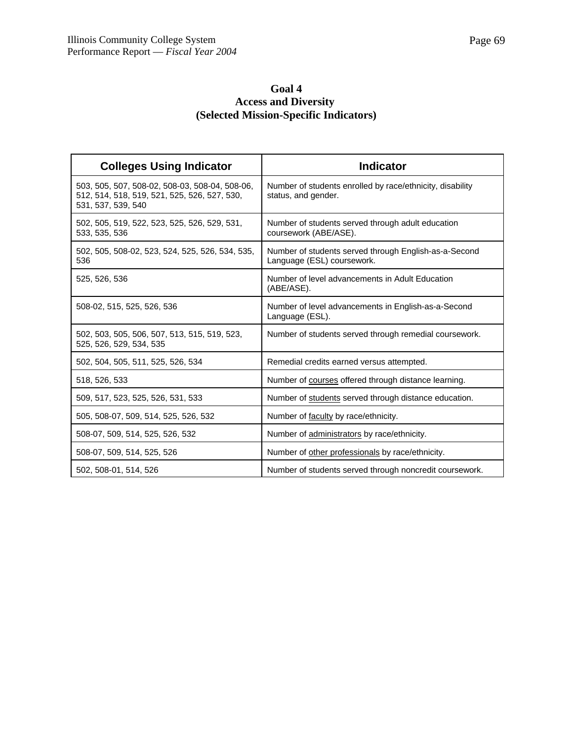# Goal 4
## Access and Diversity
### (Selected Mission-Specific Indicators)

| Colleges Using Indicator | Indicator |
|---|---|
| 503, 505, 507, 508-02, 508-03, 508-04, 508-06, 512, 514, 518, 519, 521, 525, 526, 527, 530, 531, 537, 539, 540 | Number of students enrolled by race/ethnicity, disability status, and gender. |
| 502, 505, 519, 522, 523, 525, 526, 529, 531, 533, 535, 536 | Number of students served through adult education coursework (ABE/ASE). |
| 502, 505, 508-02, 523, 524, 525, 526, 534, 535, 536 | Number of students served through English-as-a-Second Language (ESL) coursework. |
| 525, 526, 536 | Number of level advancements in Adult Education (ABE/ASE). |
| 508-02, 515, 525, 526, 536 | Number of level advancements in English-as-a-Second Language (ESL). |
| 502, 503, 505, 506, 507, 513, 515, 519, 523, 525, 526, 529, 534, 535 | Number of students served through remedial coursework. |
| 502, 504, 505, 511, 525, 526, 534 | Remedial credits earned versus attempted. |
| 518, 526, 533 | Number of <u>courses</u> offered through distance learning. |
| 509, 517, 523, 525, 526, 531, 533 | Number of <u>students</u> served through distance education. |
| 505, 508-07, 509, 514, 525, 526, 532 | Number of <u>faculty</u> by race/ethnicity. |
| 508-07, 509, 514, 525, 526, 532 | Number of <u>administrators</u> by race/ethnicity. |
| 508-07, 509, 514, 525, 526 | Number of <u>other professionals</u> by race/ethnicity. |
| 502, 508-01, 514, 526 | Number of students served through noncredit coursework. |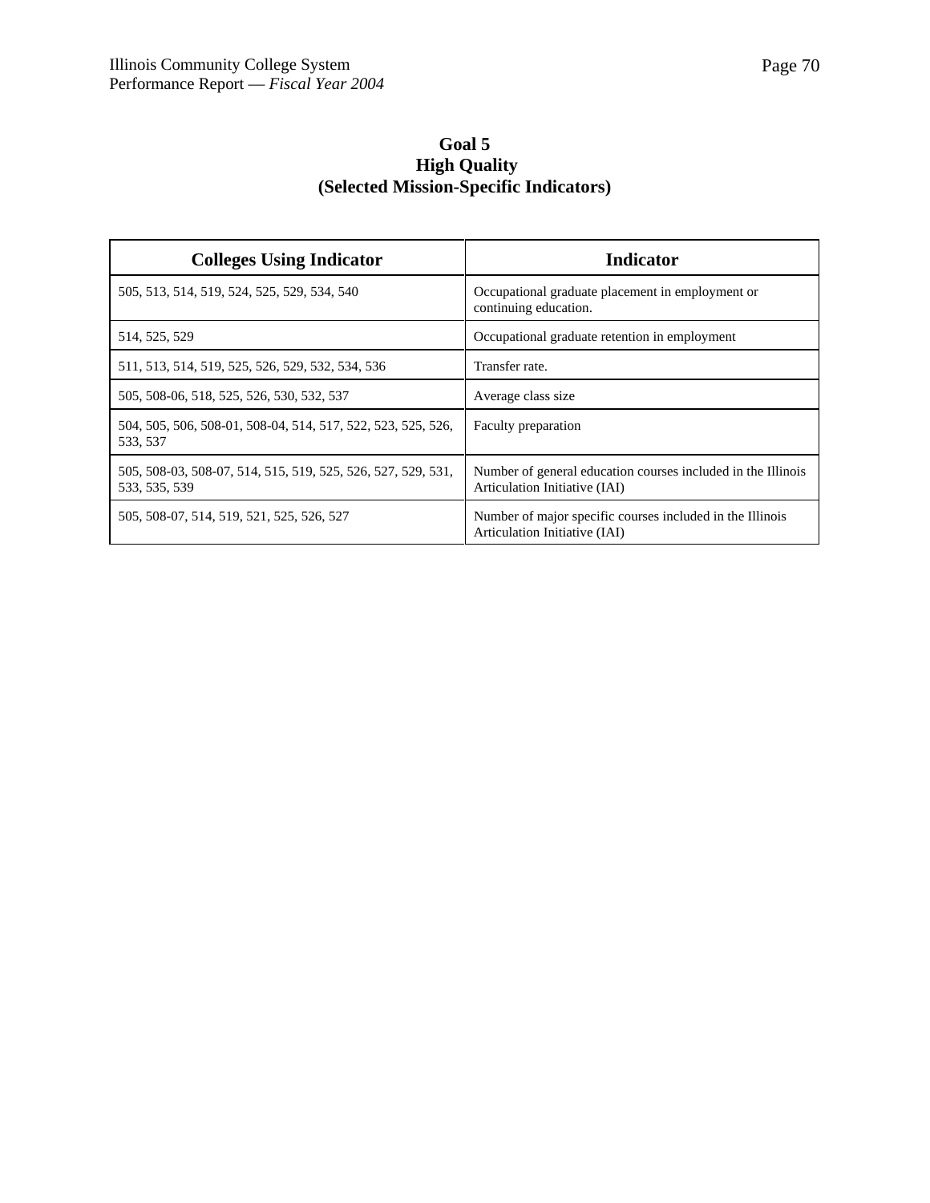## Goal 5
## High Quality
## (Selected Mission-Specific Indicators)

| Colleges Using Indicator | Indicator |
|---|---|
| 505, 513, 514, 519, 524, 525, 529, 534, 540 | Occupational graduate placement in employment or continuing education. |
| 514, 525, 529 | Occupational graduate retention in employment |
| 511, 513, 514, 519, 525, 526, 529, 532, 534, 536 | Transfer rate. |
| 505, 508-06, 518, 525, 526, 530, 532, 537 | Average class size |
| 504, 505, 506, 508-01, 508-04, 514, 517, 522, 523, 525, 526, 533, 537 | Faculty preparation |
| 505, 508-03, 508-07, 514, 515, 519, 525, 526, 527, 529, 531, 533, 535, 539 | Number of general education courses included in the Illinois Articulation Initiative (IAI) |
| 505, 508-07, 514, 519, 521, 525, 526, 527 | Number of major specific courses included in the Illinois Articulation Initiative (IAI) |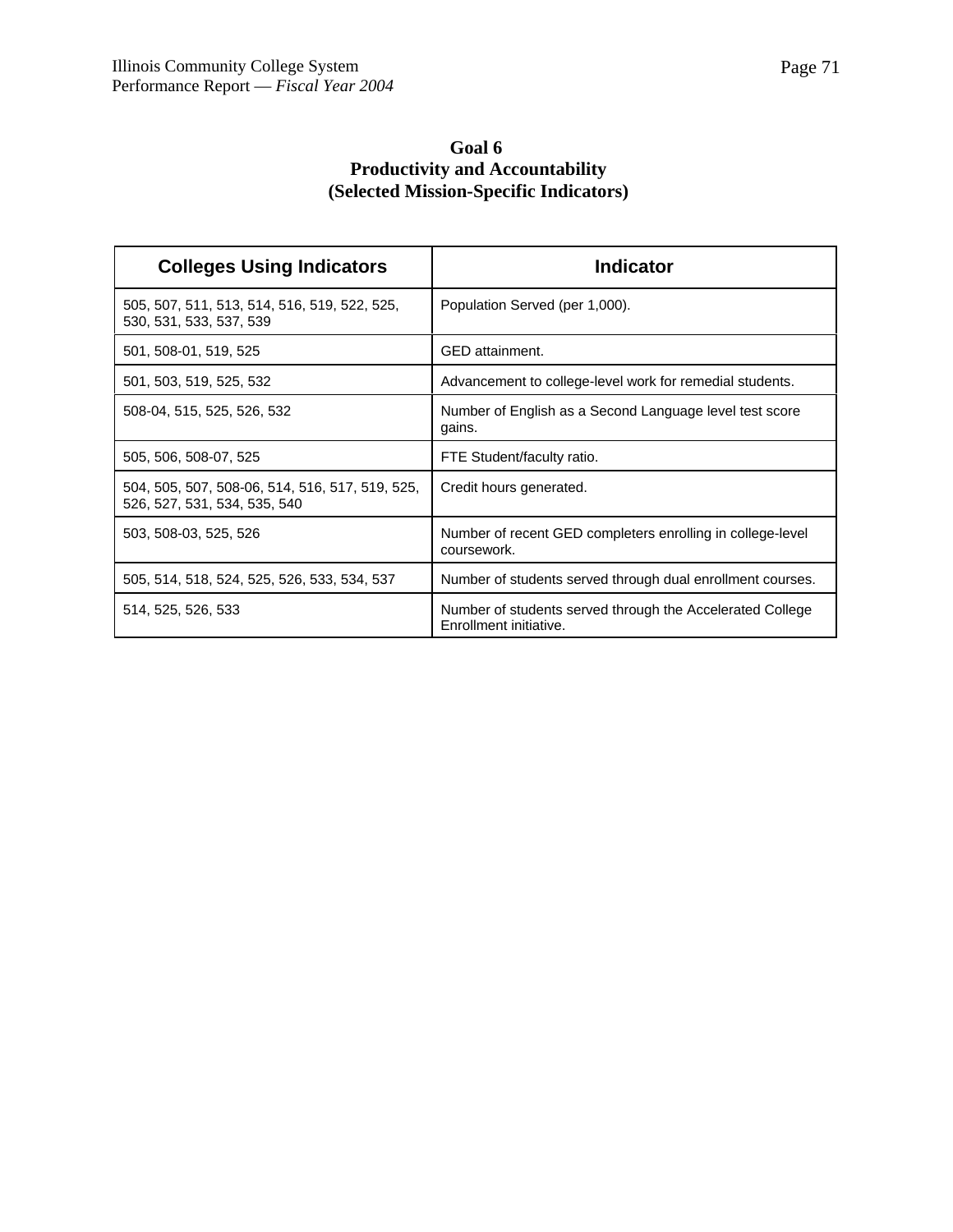# Goal 6
## Productivity and Accountability
## (Selected Mission-Specific Indicators)

| Colleges Using Indicators | Indicator |
|---|---|
| 505, 507, 511, 513, 514, 516, 519, 522, 525, 530, 531, 533, 537, 539 | Population Served (per 1,000). |
| 501, 508-01, 519, 525 | GED attainment. |
| 501, 503, 519, 525, 532 | Advancement to college-level work for remedial students. |
| 508-04, 515, 525, 526, 532 | Number of English as a Second Language level test score gains. |
| 505, 506, 508-07, 525 | FTE Student/faculty ratio. |
| 504, 505, 507, 508-06, 514, 516, 517, 519, 525, 526, 527, 531, 534, 535, 540 | Credit hours generated. |
| 503, 508-03, 525, 526 | Number of recent GED completers enrolling in college-level coursework. |
| 505, 514, 518, 524, 525, 526, 533, 534, 537 | Number of students served through dual enrollment courses. |
| 514, 525, 526, 533 | Number of students served through the Accelerated College Enrollment initiative. |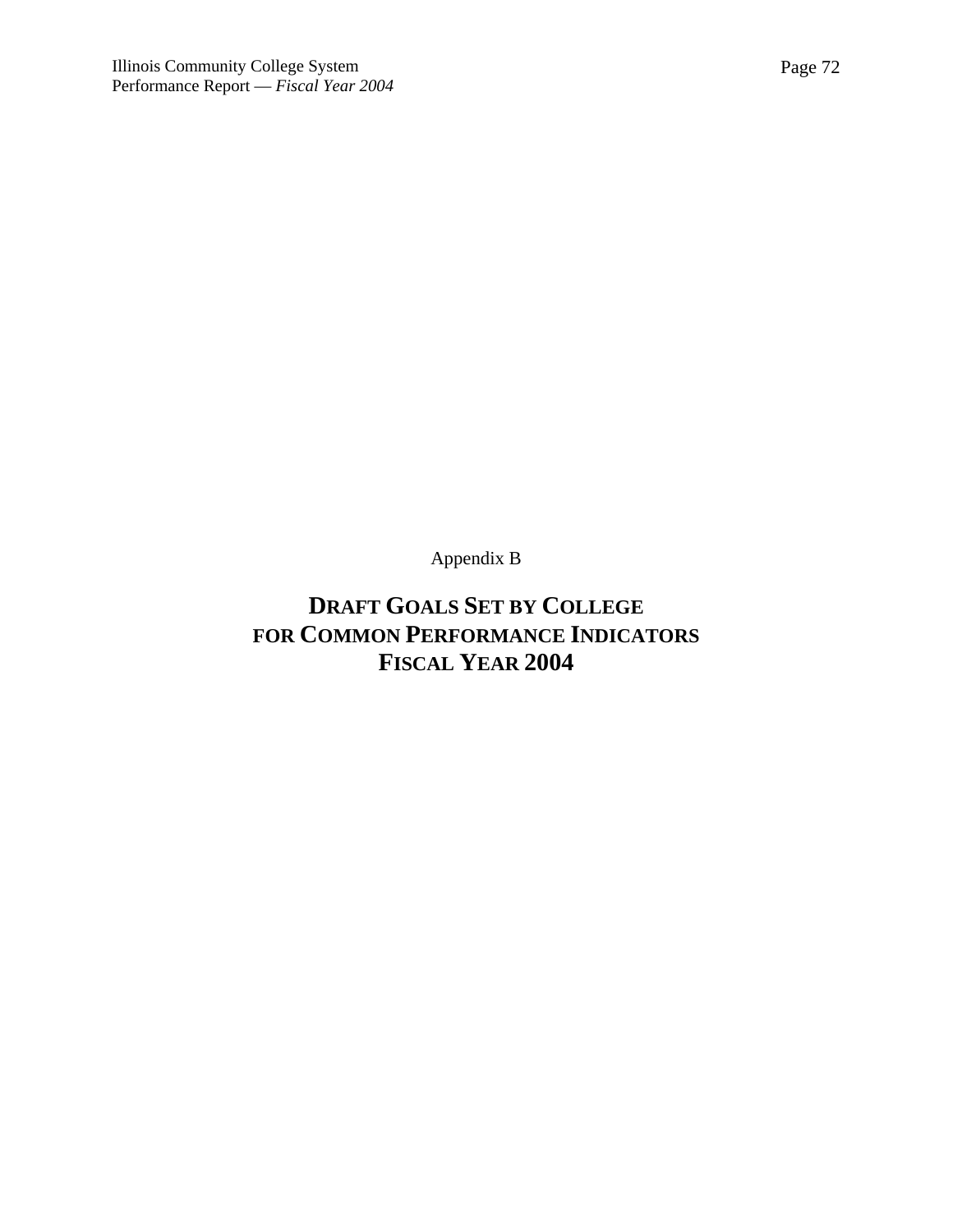Appendix B

# DRAFT GOALS SET BY COLLEGE FOR COMMON PERFORMANCE INDICATORS FISCAL YEAR 2004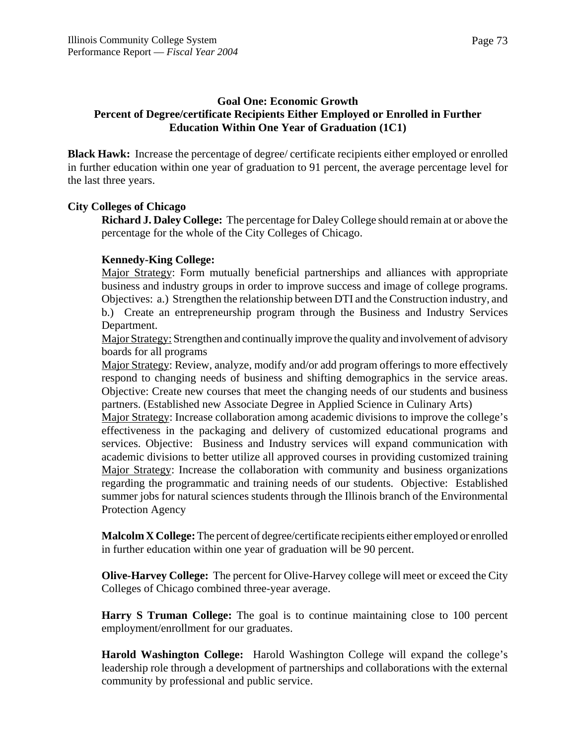## Goal One: Economic Growth
## Percent of Degree/certificate Recipients Either Employed or Enrolled in Further Education Within One Year of Graduation (1C1)

**Black Hawk:** Increase the percentage of degree/ certificate recipients either employed or enrolled in further education within one year of graduation to 91 percent, the average percentage level for the last three years.

**City Colleges of Chicago**

**Richard J. Daley College:** The percentage for Daley College should remain at or above the percentage for the whole of the City Colleges of Chicago.

**Kennedy-King College:**

Major Strategy: Form mutually beneficial partnerships and alliances with appropriate business and industry groups in order to improve success and image of college programs. Objectives: a.) Strengthen the relationship between DTI and the Construction industry, and b.) Create an entrepreneurship program through the Business and Industry Services Department.

Major Strategy: Strengthen and continually improve the quality and involvement of advisory boards for all programs

Major Strategy: Review, analyze, modify and/or add program offerings to more effectively respond to changing needs of business and shifting demographics in the service areas. Objective: Create new courses that meet the changing needs of our students and business partners. (Established new Associate Degree in Applied Science in Culinary Arts)

Major Strategy: Increase collaboration among academic divisions to improve the college's effectiveness in the packaging and delivery of customized educational programs and services. Objective: Business and Industry services will expand communication with academic divisions to better utilize all approved courses in providing customized training

Major Strategy: Increase the collaboration with community and business organizations regarding the programmatic and training needs of our students. Objective: Established summer jobs for natural sciences students through the Illinois branch of the Environmental Protection Agency

**Malcolm X College:** The percent of degree/certificate recipients either employed or enrolled in further education within one year of graduation will be 90 percent.

**Olive-Harvey College:** The percent for Olive-Harvey college will meet or exceed the City Colleges of Chicago combined three-year average.

**Harry S Truman College:** The goal is to continue maintaining close to 100 percent employment/enrollment for our graduates.

**Harold Washington College:** Harold Washington College will expand the college's leadership role through a development of partnerships and collaborations with the external community by professional and public service.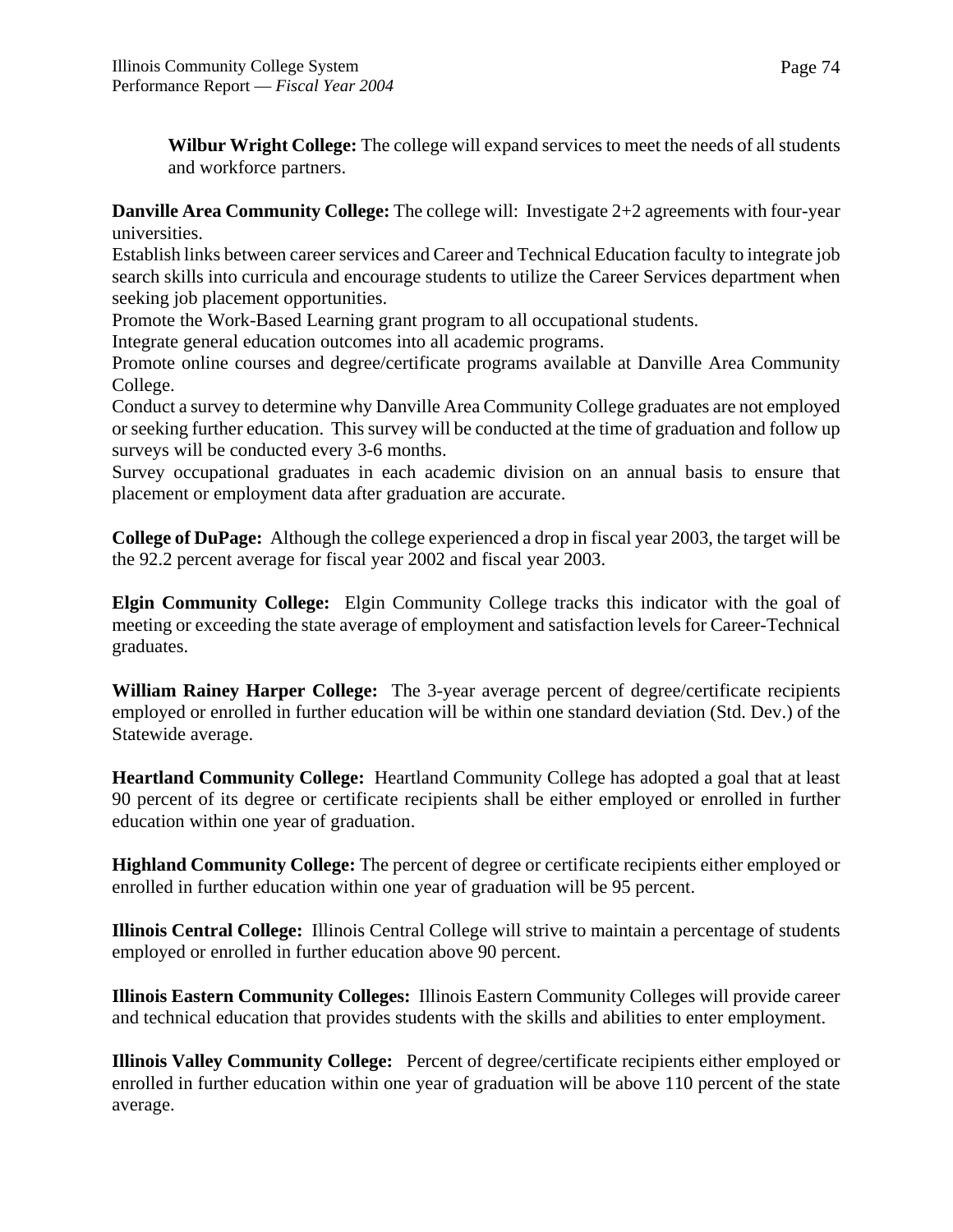**Wilbur Wright College:** The college will expand services to meet the needs of all students and workforce partners.

**Danville Area Community College:** The college will: Investigate 2+2 agreements with four-year universities.
Establish links between career services and Career and Technical Education faculty to integrate job search skills into curricula and encourage students to utilize the Career Services department when seeking job placement opportunities.
Promote the Work-Based Learning grant program to all occupational students.
Integrate general education outcomes into all academic programs.
Promote online courses and degree/certificate programs available at Danville Area Community College.
Conduct a survey to determine why Danville Area Community College graduates are not employed or seeking further education. This survey will be conducted at the time of graduation and follow up surveys will be conducted every 3-6 months.
Survey occupational graduates in each academic division on an annual basis to ensure that placement or employment data after graduation are accurate.

**College of DuPage:** Although the college experienced a drop in fiscal year 2003, the target will be the 92.2 percent average for fiscal year 2002 and fiscal year 2003.

**Elgin Community College:** Elgin Community College tracks this indicator with the goal of meeting or exceeding the state average of employment and satisfaction levels for Career-Technical graduates.

**William Rainey Harper College:** The 3-year average percent of degree/certificate recipients employed or enrolled in further education will be within one standard deviation (Std. Dev.) of the Statewide average.

**Heartland Community College:** Heartland Community College has adopted a goal that at least 90 percent of its degree or certificate recipients shall be either employed or enrolled in further education within one year of graduation.

**Highland Community College:** The percent of degree or certificate recipients either employed or enrolled in further education within one year of graduation will be 95 percent.

**Illinois Central College:** Illinois Central College will strive to maintain a percentage of students employed or enrolled in further education above 90 percent.

**Illinois Eastern Community Colleges:** Illinois Eastern Community Colleges will provide career and technical education that provides students with the skills and abilities to enter employment.

**Illinois Valley Community College:** Percent of degree/certificate recipients either employed or enrolled in further education within one year of graduation will be above 110 percent of the state average.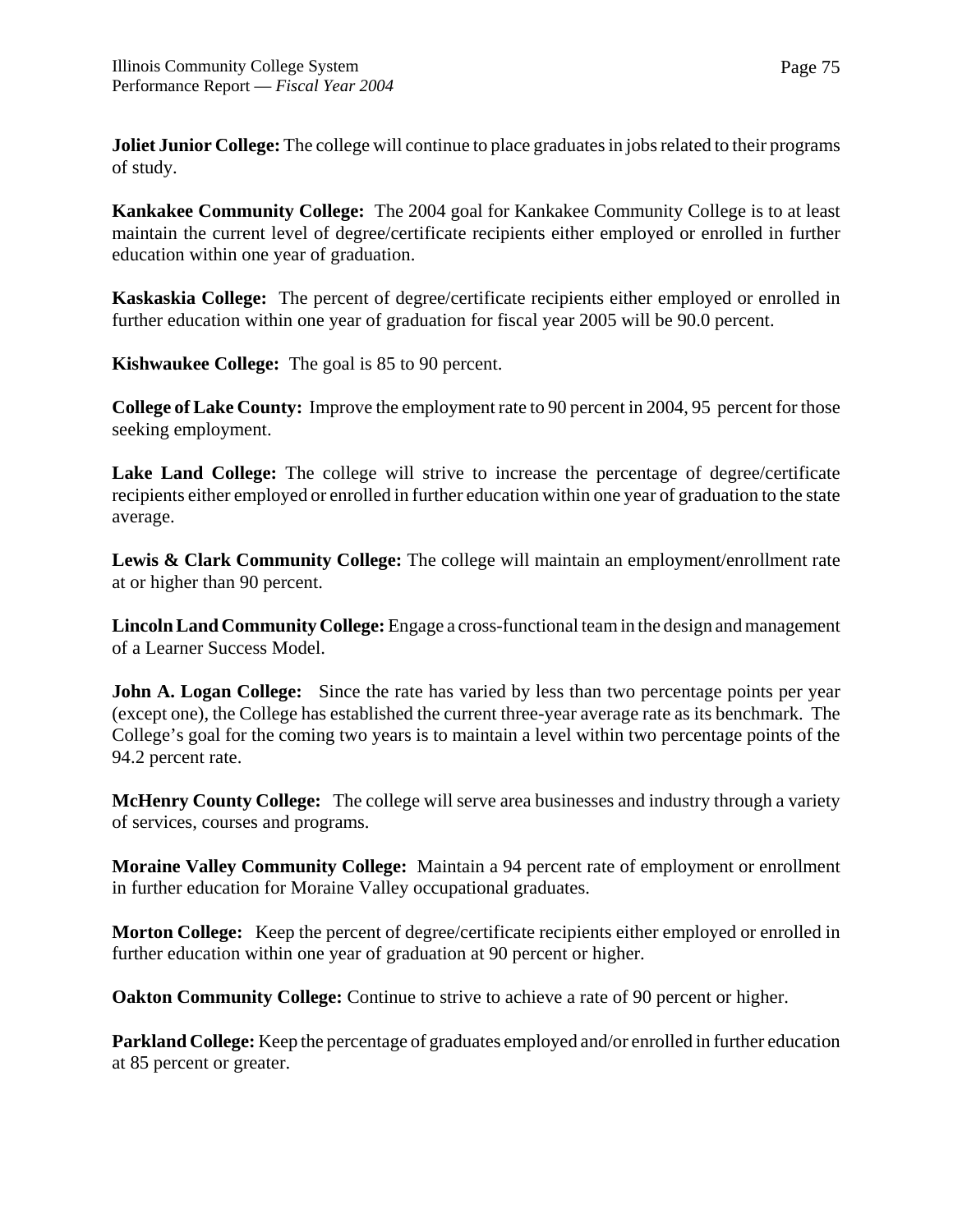**Joliet Junior College:** The college will continue to place graduates in jobs related to their programs of study.

**Kankakee Community College:** The 2004 goal for Kankakee Community College is to at least maintain the current level of degree/certificate recipients either employed or enrolled in further education within one year of graduation.

**Kaskaskia College:** The percent of degree/certificate recipients either employed or enrolled in further education within one year of graduation for fiscal year 2005 will be 90.0 percent.

**Kishwaukee College:** The goal is 85 to 90 percent.

**College of Lake County:** Improve the employment rate to 90 percent in 2004, 95 percent for those seeking employment.

**Lake Land College:** The college will strive to increase the percentage of degree/certificate recipients either employed or enrolled in further education within one year of graduation to the state average.

**Lewis & Clark Community College:** The college will maintain an employment/enrollment rate at or higher than 90 percent.

**Lincoln Land Community College:** Engage a cross-functional team in the design and management of a Learner Success Model.

**John A. Logan College:** Since the rate has varied by less than two percentage points per year (except one), the College has established the current three-year average rate as its benchmark. The College's goal for the coming two years is to maintain a level within two percentage points of the 94.2 percent rate.

**McHenry County College:** The college will serve area businesses and industry through a variety of services, courses and programs.

**Moraine Valley Community College:** Maintain a 94 percent rate of employment or enrollment in further education for Moraine Valley occupational graduates.

**Morton College:** Keep the percent of degree/certificate recipients either employed or enrolled in further education within one year of graduation at 90 percent or higher.

**Oakton Community College:** Continue to strive to achieve a rate of 90 percent or higher.

**Parkland College:** Keep the percentage of graduates employed and/or enrolled in further education at 85 percent or greater.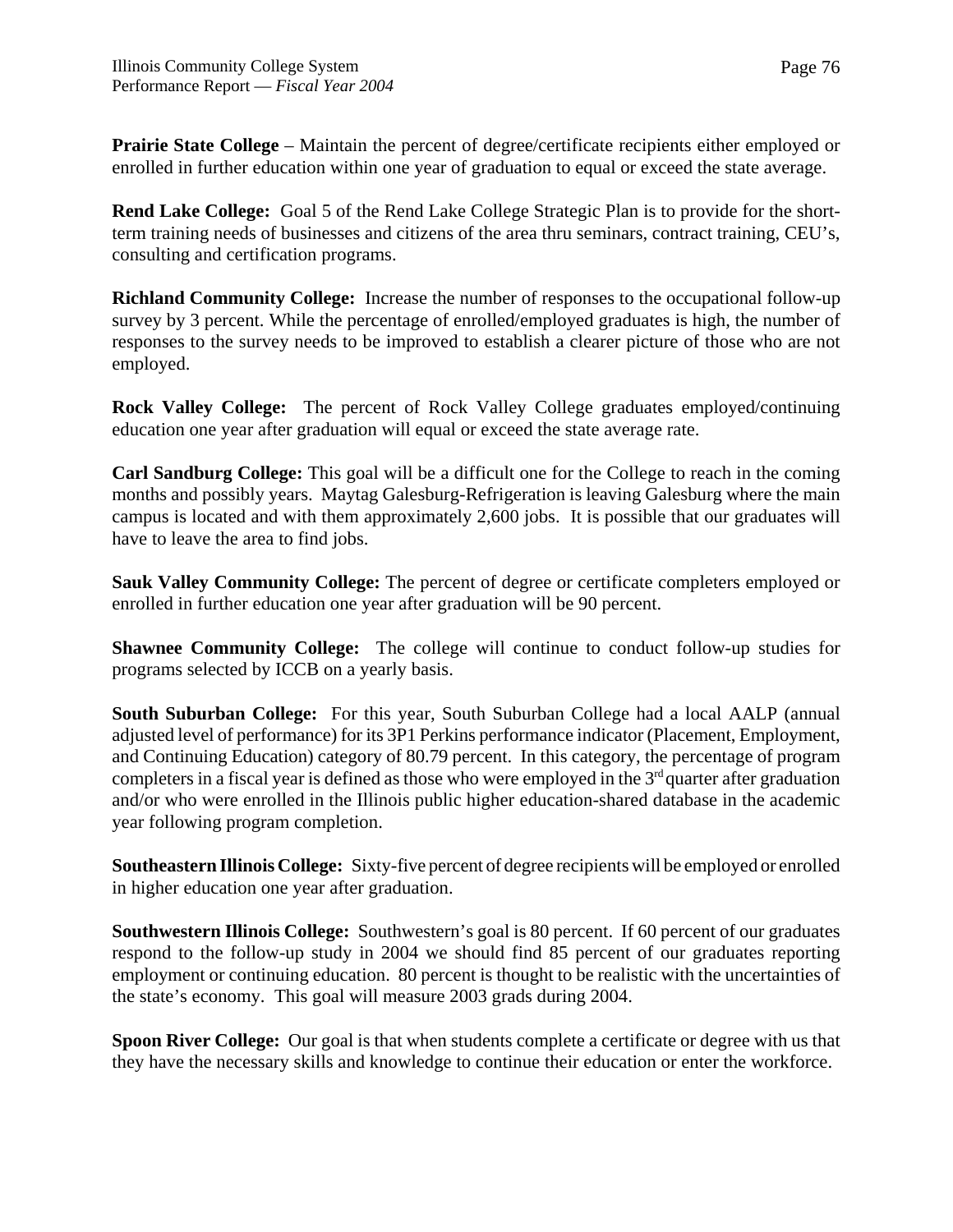**Prairie State College** – Maintain the percent of degree/certificate recipients either employed or enrolled in further education within one year of graduation to equal or exceed the state average.

**Rend Lake College:** Goal 5 of the Rend Lake College Strategic Plan is to provide for the short-term training needs of businesses and citizens of the area thru seminars, contract training, CEU's, consulting and certification programs.

**Richland Community College:** Increase the number of responses to the occupational follow-up survey by 3 percent. While the percentage of enrolled/employed graduates is high, the number of responses to the survey needs to be improved to establish a clearer picture of those who are not employed.

**Rock Valley College:** The percent of Rock Valley College graduates employed/continuing education one year after graduation will equal or exceed the state average rate.

**Carl Sandburg College:** This goal will be a difficult one for the College to reach in the coming months and possibly years. Maytag Galesburg-Refrigeration is leaving Galesburg where the main campus is located and with them approximately 2,600 jobs. It is possible that our graduates will have to leave the area to find jobs.

**Sauk Valley Community College:** The percent of degree or certificate completers employed or enrolled in further education one year after graduation will be 90 percent.

**Shawnee Community College:** The college will continue to conduct follow-up studies for programs selected by ICCB on a yearly basis.

**South Suburban College:** For this year, South Suburban College had a local AALP (annual adjusted level of performance) for its 3P1 Perkins performance indicator (Placement, Employment, and Continuing Education) category of 80.79 percent. In this category, the percentage of program completers in a fiscal year is defined as those who were employed in the 3rd quarter after graduation and/or who were enrolled in the Illinois public higher education-shared database in the academic year following program completion.

**Southeastern Illinois College:** Sixty-five percent of degree recipients will be employed or enrolled in higher education one year after graduation.

**Southwestern Illinois College:** Southwestern's goal is 80 percent. If 60 percent of our graduates respond to the follow-up study in 2004 we should find 85 percent of our graduates reporting employment or continuing education. 80 percent is thought to be realistic with the uncertainties of the state's economy. This goal will measure 2003 grads during 2004.

**Spoon River College:** Our goal is that when students complete a certificate or degree with us that they have the necessary skills and knowledge to continue their education or enter the workforce.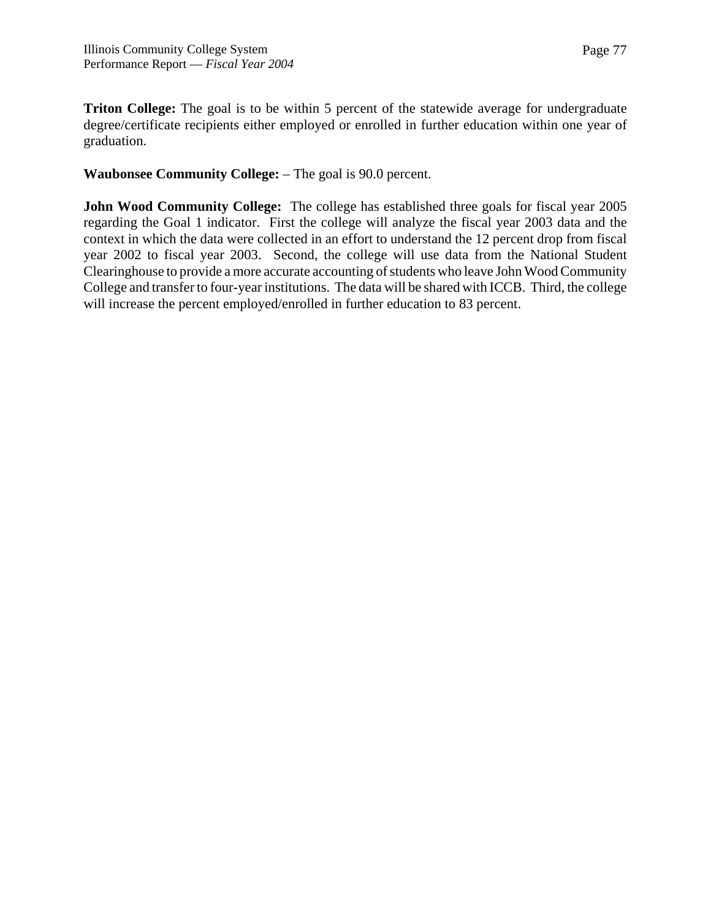**Triton College:** The goal is to be within 5 percent of the statewide average for undergraduate degree/certificate recipients either employed or enrolled in further education within one year of graduation.

**Waubonsee Community College:** – The goal is 90.0 percent.

**John Wood Community College:** The college has established three goals for fiscal year 2005 regarding the Goal 1 indicator. First the college will analyze the fiscal year 2003 data and the context in which the data were collected in an effort to understand the 12 percent drop from fiscal year 2002 to fiscal year 2003. Second, the college will use data from the National Student Clearinghouse to provide a more accurate accounting of students who leave John Wood Community College and transfer to four-year institutions. The data will be shared with ICCB. Third, the college will increase the percent employed/enrolled in further education to 83 percent.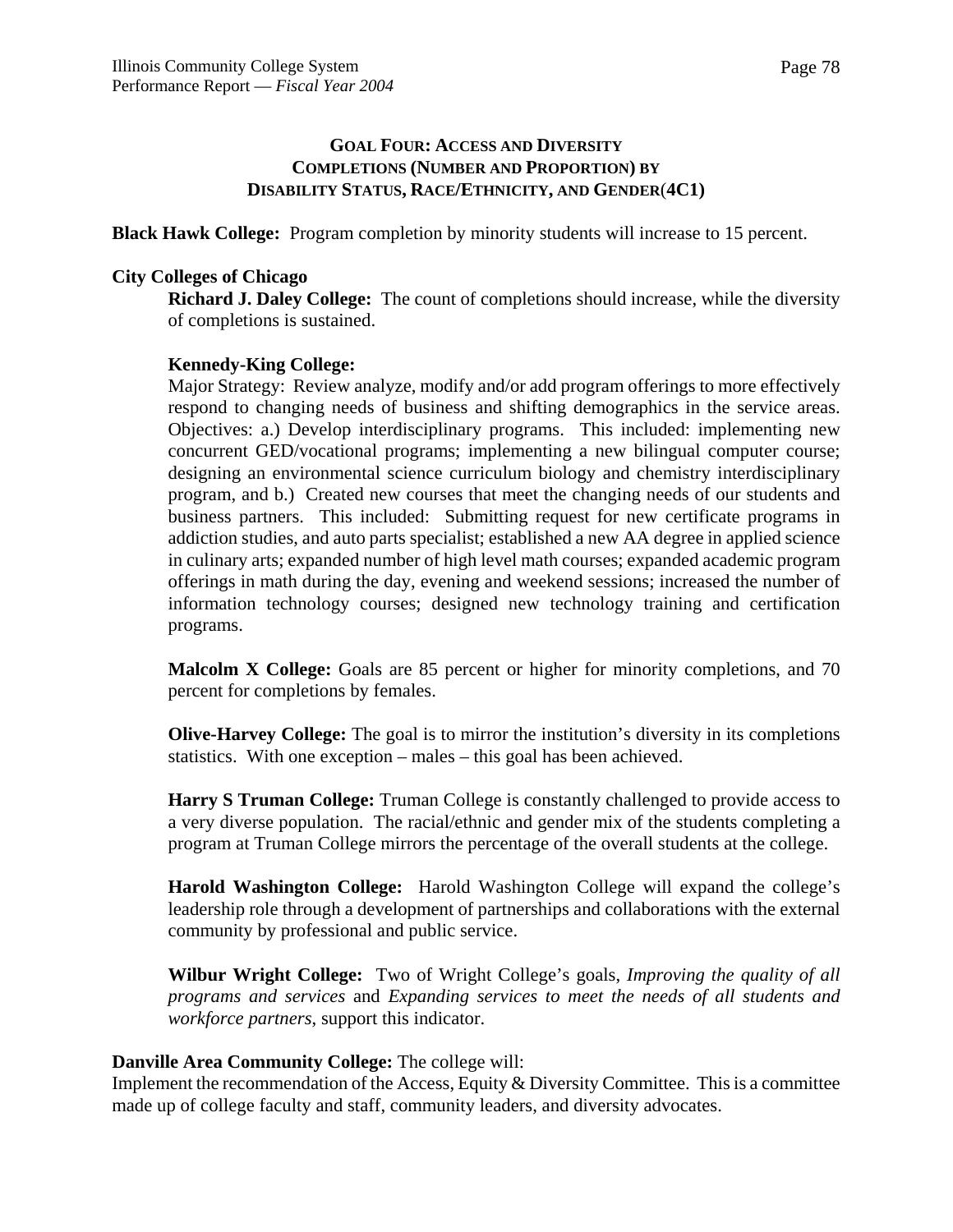## GOAL FOUR: ACCESS AND DIVERSITY
## COMPLETIONS (NUMBER AND PROPORTION) BY DISABILITY STATUS, RACE/ETHNICITY, AND GENDER (4C1)

**Black Hawk College:** Program completion by minority students will increase to 15 percent.

**City Colleges of Chicago**

**Richard J. Daley College:** The count of completions should increase, while the diversity of completions is sustained.

**Kennedy-King College:**
Major Strategy: Review analyze, modify and/or add program offerings to more effectively respond to changing needs of business and shifting demographics in the service areas. Objectives: a.) Develop interdisciplinary programs. This included: implementing new concurrent GED/vocational programs; implementing a new bilingual computer course; designing an environmental science curriculum biology and chemistry interdisciplinary program, and b.) Created new courses that meet the changing needs of our students and business partners. This included: Submitting request for new certificate programs in addiction studies, and auto parts specialist; established a new AA degree in applied science in culinary arts; expanded number of high level math courses; expanded academic program offerings in math during the day, evening and weekend sessions; increased the number of information technology courses; designed new technology training and certification programs.

**Malcolm X College:** Goals are 85 percent or higher for minority completions, and 70 percent for completions by females.

**Olive-Harvey College:** The goal is to mirror the institution's diversity in its completions statistics. With one exception – males – this goal has been achieved.

**Harry S Truman College:** Truman College is constantly challenged to provide access to a very diverse population. The racial/ethnic and gender mix of the students completing a program at Truman College mirrors the percentage of the overall students at the college.

**Harold Washington College:** Harold Washington College will expand the college's leadership role through a development of partnerships and collaborations with the external community by professional and public service.

**Wilbur Wright College:** Two of Wright College's goals, *Improving the quality of all programs and services* and *Expanding services to meet the needs of all students and workforce partners*, support this indicator.

**Danville Area Community College:** The college will:
Implement the recommendation of the Access, Equity & Diversity Committee. This is a committee made up of college faculty and staff, community leaders, and diversity advocates.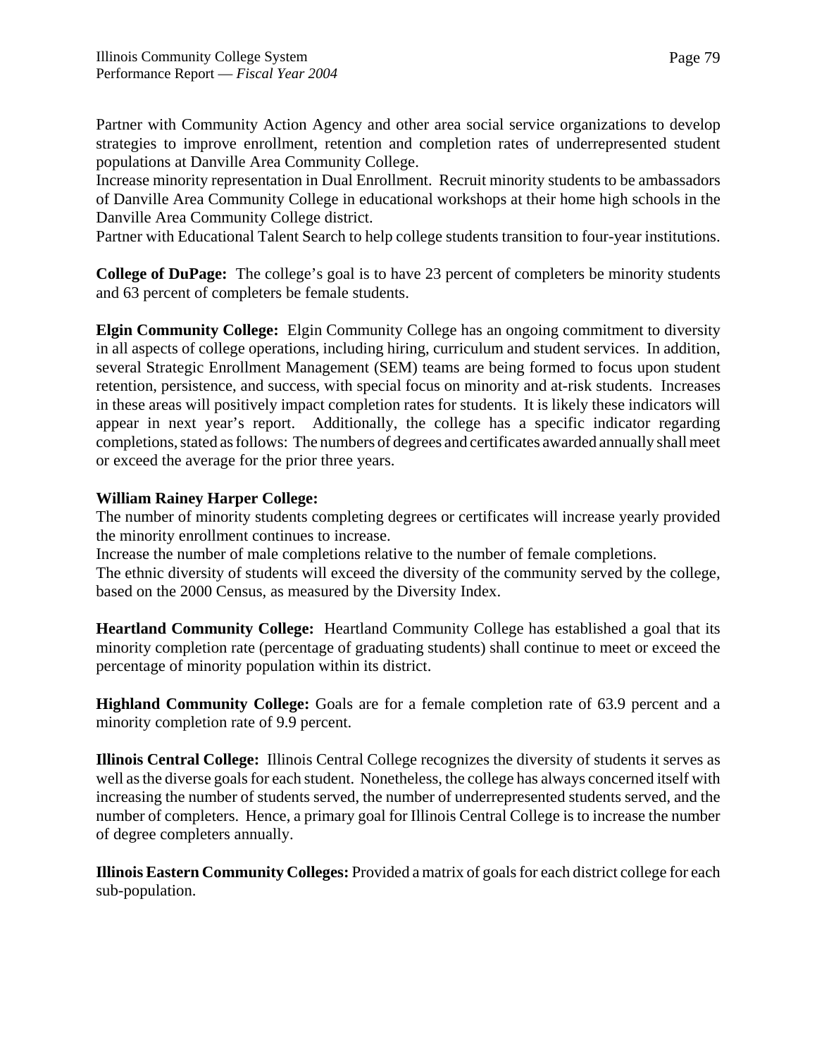Partner with Community Action Agency and other area social service organizations to develop strategies to improve enrollment, retention and completion rates of underrepresented student populations at Danville Area Community College.

Increase minority representation in Dual Enrollment. Recruit minority students to be ambassadors of Danville Area Community College in educational workshops at their home high schools in the Danville Area Community College district.

Partner with Educational Talent Search to help college students transition to four-year institutions.

**College of DuPage:** The college's goal is to have 23 percent of completers be minority students and 63 percent of completers be female students.

**Elgin Community College:** Elgin Community College has an ongoing commitment to diversity in all aspects of college operations, including hiring, curriculum and student services. In addition, several Strategic Enrollment Management (SEM) teams are being formed to focus upon student retention, persistence, and success, with special focus on minority and at-risk students. Increases in these areas will positively impact completion rates for students. It is likely these indicators will appear in next year's report. Additionally, the college has a specific indicator regarding completions, stated as follows: The numbers of degrees and certificates awarded annually shall meet or exceed the average for the prior three years.

**William Rainey Harper College:**

The number of minority students completing degrees or certificates will increase yearly provided the minority enrollment continues to increase.

Increase the number of male completions relative to the number of female completions.

The ethnic diversity of students will exceed the diversity of the community served by the college, based on the 2000 Census, as measured by the Diversity Index.

**Heartland Community College:** Heartland Community College has established a goal that its minority completion rate (percentage of graduating students) shall continue to meet or exceed the percentage of minority population within its district.

**Highland Community College:** Goals are for a female completion rate of 63.9 percent and a minority completion rate of 9.9 percent.

**Illinois Central College:** Illinois Central College recognizes the diversity of students it serves as well as the diverse goals for each student. Nonetheless, the college has always concerned itself with increasing the number of students served, the number of underrepresented students served, and the number of completers. Hence, a primary goal for Illinois Central College is to increase the number of degree completers annually.

**Illinois Eastern Community Colleges:** Provided a matrix of goals for each district college for each sub-population.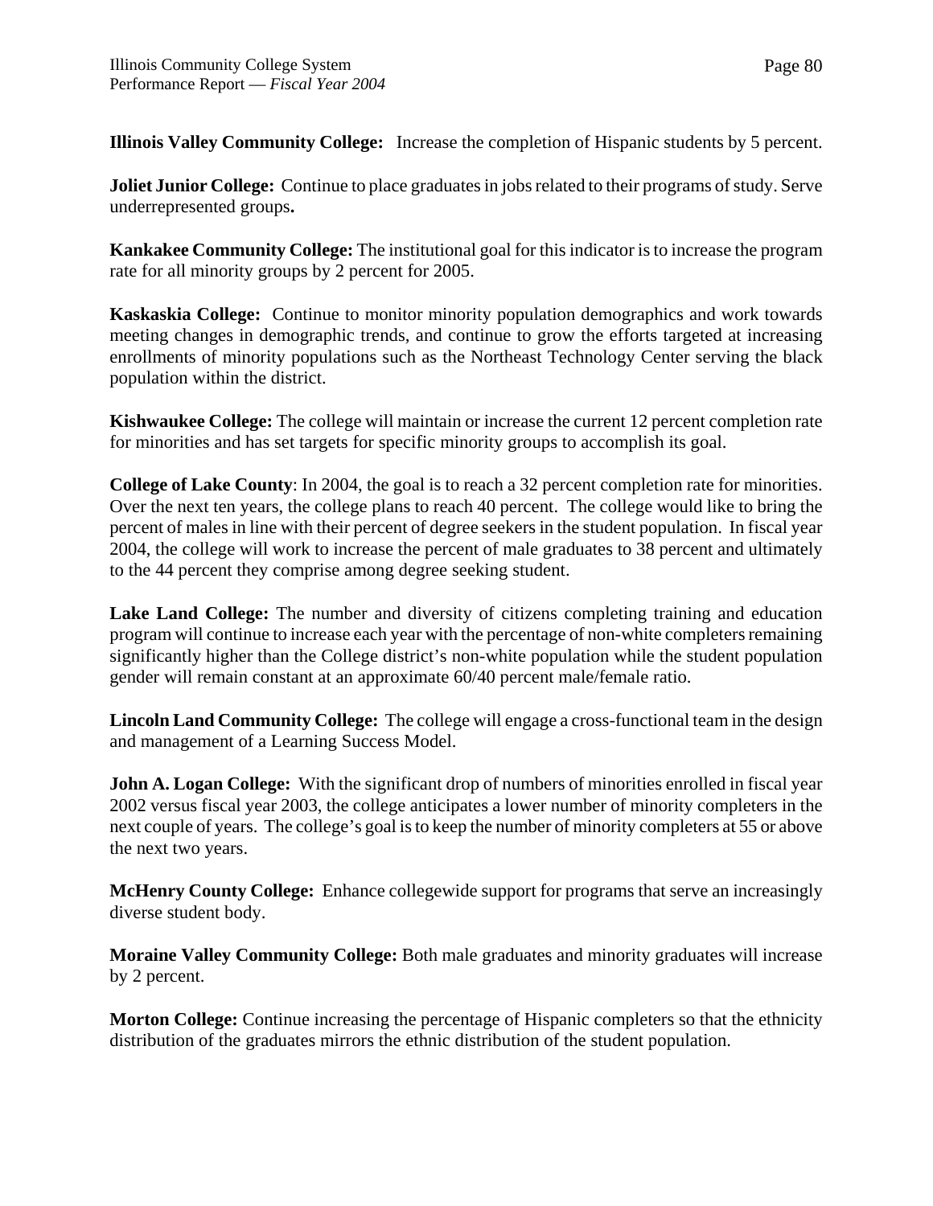**Illinois Valley Community College:** Increase the completion of Hispanic students by 5 percent.

**Joliet Junior College:** Continue to place graduates in jobs related to their programs of study. Serve underrepresented groups**.**

**Kankakee Community College:** The institutional goal for this indicator is to increase the program rate for all minority groups by 2 percent for 2005.

**Kaskaskia College:** Continue to monitor minority population demographics and work towards meeting changes in demographic trends, and continue to grow the efforts targeted at increasing enrollments of minority populations such as the Northeast Technology Center serving the black population within the district.

**Kishwaukee College:** The college will maintain or increase the current 12 percent completion rate for minorities and has set targets for specific minority groups to accomplish its goal.

**College of Lake County**: In 2004, the goal is to reach a 32 percent completion rate for minorities. Over the next ten years, the college plans to reach 40 percent. The college would like to bring the percent of males in line with their percent of degree seekers in the student population. In fiscal year 2004, the college will work to increase the percent of male graduates to 38 percent and ultimately to the 44 percent they comprise among degree seeking student.

**Lake Land College:** The number and diversity of citizens completing training and education program will continue to increase each year with the percentage of non-white completers remaining significantly higher than the College district's non-white population while the student population gender will remain constant at an approximate 60/40 percent male/female ratio.

**Lincoln Land Community College:** The college will engage a cross-functional team in the design and management of a Learning Success Model.

**John A. Logan College:** With the significant drop of numbers of minorities enrolled in fiscal year 2002 versus fiscal year 2003, the college anticipates a lower number of minority completers in the next couple of years. The college's goal is to keep the number of minority completers at 55 or above the next two years.

**McHenry County College:** Enhance collegewide support for programs that serve an increasingly diverse student body.

**Moraine Valley Community College:** Both male graduates and minority graduates will increase by 2 percent.

**Morton College:** Continue increasing the percentage of Hispanic completers so that the ethnicity distribution of the graduates mirrors the ethnic distribution of the student population.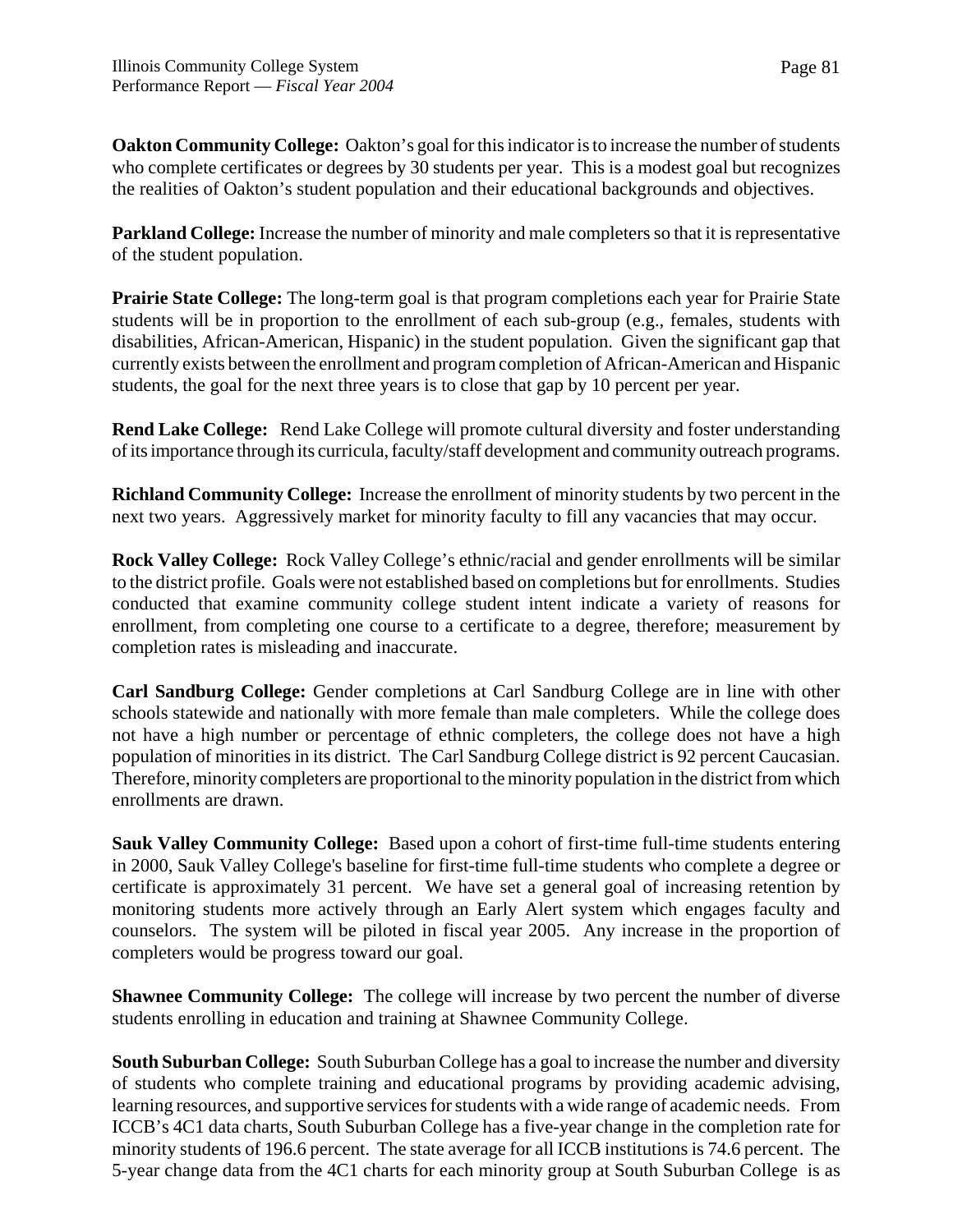**Oakton Community College:** Oakton's goal for this indicator is to increase the number of students who complete certificates or degrees by 30 students per year. This is a modest goal but recognizes the realities of Oakton's student population and their educational backgrounds and objectives.

**Parkland College:** Increase the number of minority and male completers so that it is representative of the student population.

**Prairie State College:** The long-term goal is that program completions each year for Prairie State students will be in proportion to the enrollment of each sub-group (e.g., females, students with disabilities, African-American, Hispanic) in the student population. Given the significant gap that currently exists between the enrollment and program completion of African-American and Hispanic students, the goal for the next three years is to close that gap by 10 percent per year.

**Rend Lake College:** Rend Lake College will promote cultural diversity and foster understanding of its importance through its curricula, faculty/staff development and community outreach programs.

**Richland Community College:** Increase the enrollment of minority students by two percent in the next two years. Aggressively market for minority faculty to fill any vacancies that may occur.

**Rock Valley College:** Rock Valley College's ethnic/racial and gender enrollments will be similar to the district profile. Goals were not established based on completions but for enrollments. Studies conducted that examine community college student intent indicate a variety of reasons for enrollment, from completing one course to a certificate to a degree, therefore; measurement by completion rates is misleading and inaccurate.

**Carl Sandburg College:** Gender completions at Carl Sandburg College are in line with other schools statewide and nationally with more female than male completers. While the college does not have a high number or percentage of ethnic completers, the college does not have a high population of minorities in its district. The Carl Sandburg College district is 92 percent Caucasian. Therefore, minority completers are proportional to the minority population in the district from which enrollments are drawn.

**Sauk Valley Community College:** Based upon a cohort of first-time full-time students entering in 2000, Sauk Valley College's baseline for first-time full-time students who complete a degree or certificate is approximately 31 percent. We have set a general goal of increasing retention by monitoring students more actively through an Early Alert system which engages faculty and counselors. The system will be piloted in fiscal year 2005. Any increase in the proportion of completers would be progress toward our goal.

**Shawnee Community College:** The college will increase by two percent the number of diverse students enrolling in education and training at Shawnee Community College.

**South Suburban College:** South Suburban College has a goal to increase the number and diversity of students who complete training and educational programs by providing academic advising, learning resources, and supportive services for students with a wide range of academic needs. From ICCB's 4C1 data charts, South Suburban College has a five-year change in the completion rate for minority students of 196.6 percent. The state average for all ICCB institutions is 74.6 percent. The 5-year change data from the 4C1 charts for each minority group at South Suburban College is as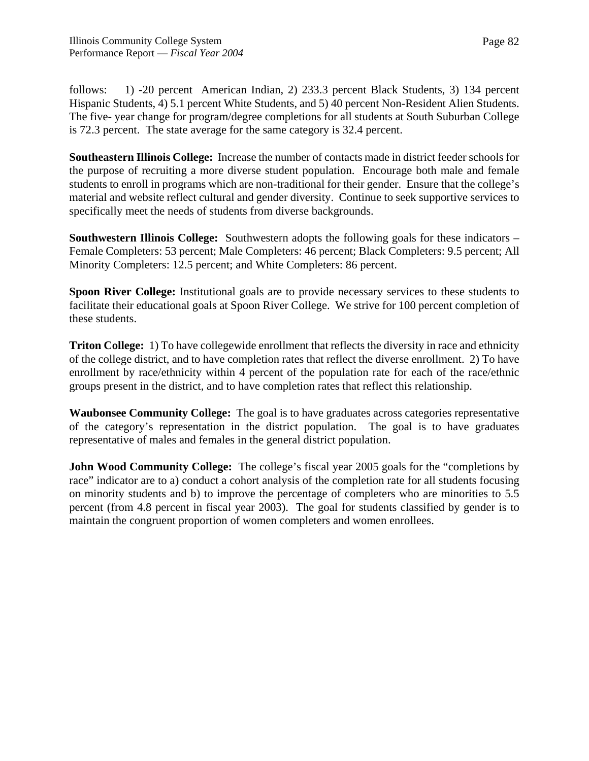follows: 1) -20 percent American Indian, 2) 233.3 percent Black Students, 3) 134 percent Hispanic Students, 4) 5.1 percent White Students, and 5) 40 percent Non-Resident Alien Students. The five- year change for program/degree completions for all students at South Suburban College is 72.3 percent. The state average for the same category is 32.4 percent.

**Southeastern Illinois College:** Increase the number of contacts made in district feeder schools for the purpose of recruiting a more diverse student population. Encourage both male and female students to enroll in programs which are non-traditional for their gender. Ensure that the college's material and website reflect cultural and gender diversity. Continue to seek supportive services to specifically meet the needs of students from diverse backgrounds.

**Southwestern Illinois College:** Southwestern adopts the following goals for these indicators – Female Completers: 53 percent; Male Completers: 46 percent; Black Completers: 9.5 percent; All Minority Completers: 12.5 percent; and White Completers: 86 percent.

**Spoon River College:** Institutional goals are to provide necessary services to these students to facilitate their educational goals at Spoon River College. We strive for 100 percent completion of these students.

**Triton College:** 1) To have collegewide enrollment that reflects the diversity in race and ethnicity of the college district, and to have completion rates that reflect the diverse enrollment. 2) To have enrollment by race/ethnicity within 4 percent of the population rate for each of the race/ethnic groups present in the district, and to have completion rates that reflect this relationship.

**Waubonsee Community College:** The goal is to have graduates across categories representative of the category's representation in the district population. The goal is to have graduates representative of males and females in the general district population.

**John Wood Community College:** The college's fiscal year 2005 goals for the "completions by race" indicator are to a) conduct a cohort analysis of the completion rate for all students focusing on minority students and b) to improve the percentage of completers who are minorities to 5.5 percent (from 4.8 percent in fiscal year 2003). The goal for students classified by gender is to maintain the congruent proportion of women completers and women enrollees.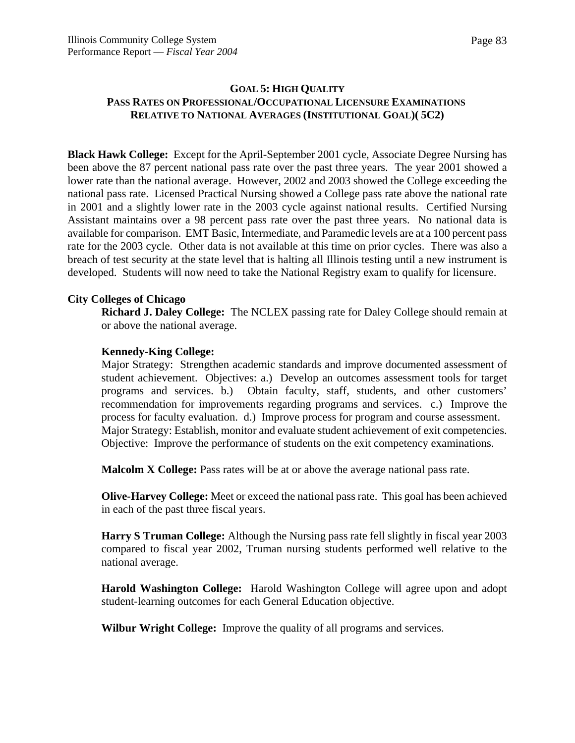## Goal 5: High Quality
### Pass Rates on Professional/Occupational Licensure Examinations Relative to National Averages (Institutional Goal)( 5C2)

**Black Hawk College:** Except for the April-September 2001 cycle, Associate Degree Nursing has been above the 87 percent national pass rate over the past three years. The year 2001 showed a lower rate than the national average. However, 2002 and 2003 showed the College exceeding the national pass rate. Licensed Practical Nursing showed a College pass rate above the national rate in 2001 and a slightly lower rate in the 2003 cycle against national results. Certified Nursing Assistant maintains over a 98 percent pass rate over the past three years. No national data is available for comparison. EMT Basic, Intermediate, and Paramedic levels are at a 100 percent pass rate for the 2003 cycle. Other data is not available at this time on prior cycles. There was also a breach of test security at the state level that is halting all Illinois testing until a new instrument is developed. Students will now need to take the National Registry exam to qualify for licensure.

**City Colleges of Chicago**

**Richard J. Daley College:** The NCLEX passing rate for Daley College should remain at or above the national average.

**Kennedy-King College:**
Major Strategy: Strengthen academic standards and improve documented assessment of student achievement. Objectives: a.) Develop an outcomes assessment tools for target programs and services. b.) Obtain faculty, staff, students, and other customers' recommendation for improvements regarding programs and services. c.) Improve the process for faculty evaluation. d.) Improve process for program and course assessment.
Major Strategy: Establish, monitor and evaluate student achievement of exit competencies. Objective: Improve the performance of students on the exit competency examinations.

**Malcolm X College:** Pass rates will be at or above the average national pass rate.

**Olive-Harvey College:** Meet or exceed the national pass rate. This goal has been achieved in each of the past three fiscal years.

**Harry S Truman College:** Although the Nursing pass rate fell slightly in fiscal year 2003 compared to fiscal year 2002, Truman nursing students performed well relative to the national average.

**Harold Washington College:** Harold Washington College will agree upon and adopt student-learning outcomes for each General Education objective.

**Wilbur Wright College:** Improve the quality of all programs and services.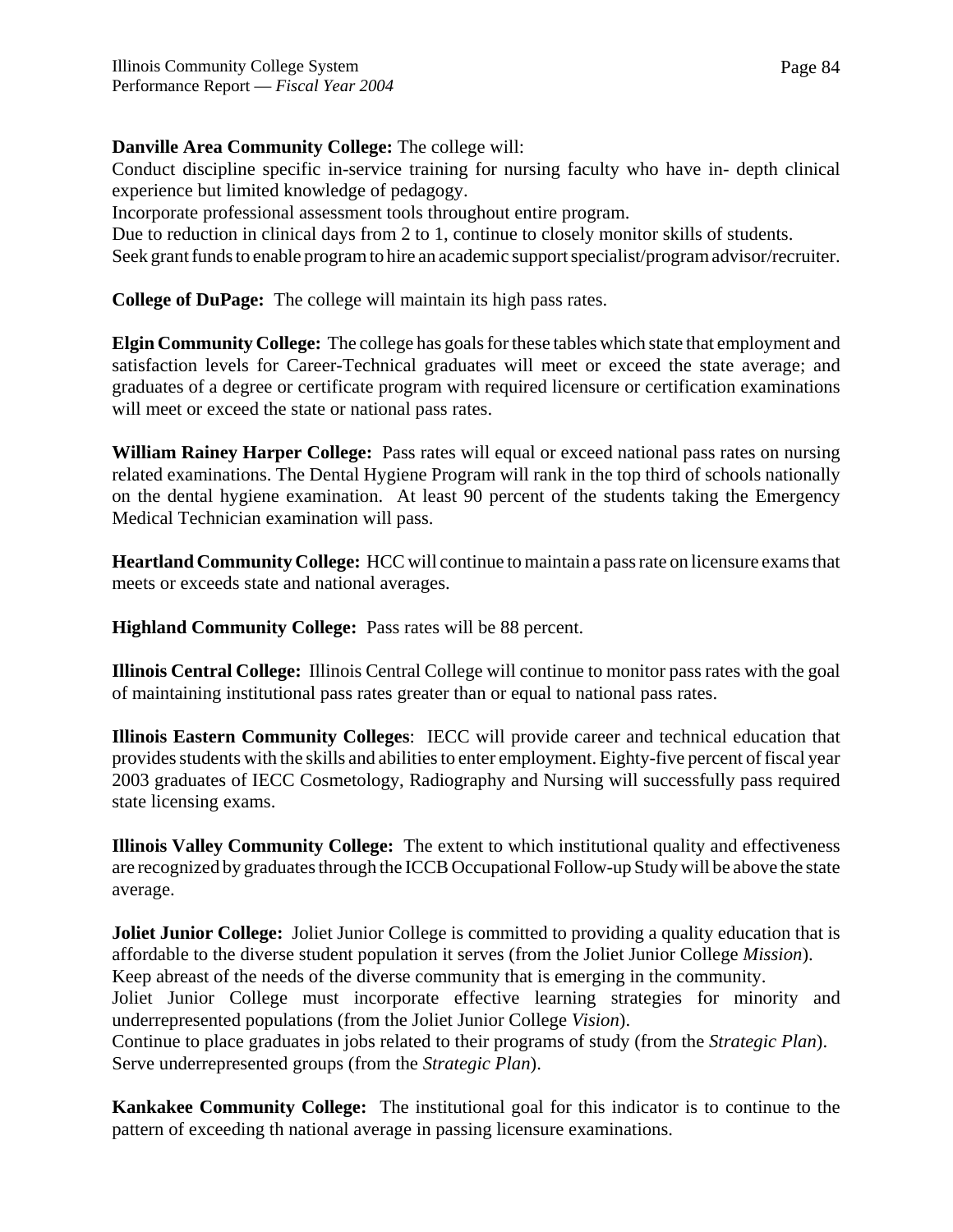**Danville Area Community College:** The college will:
Conduct discipline specific in-service training for nursing faculty who have in- depth clinical experience but limited knowledge of pedagogy.
Incorporate professional assessment tools throughout entire program.
Due to reduction in clinical days from 2 to 1, continue to closely monitor skills of students.
Seek grant funds to enable program to hire an academic support specialist/program advisor/recruiter.

**College of DuPage:** The college will maintain its high pass rates.

**Elgin Community College:** The college has goals for these tables which state that employment and satisfaction levels for Career-Technical graduates will meet or exceed the state average; and graduates of a degree or certificate program with required licensure or certification examinations will meet or exceed the state or national pass rates.

**William Rainey Harper College:** Pass rates will equal or exceed national pass rates on nursing related examinations. The Dental Hygiene Program will rank in the top third of schools nationally on the dental hygiene examination. At least 90 percent of the students taking the Emergency Medical Technician examination will pass.

**Heartland Community College:** HCC will continue to maintain a pass rate on licensure exams that meets or exceeds state and national averages.

**Highland Community College:** Pass rates will be 88 percent.

**Illinois Central College:** Illinois Central College will continue to monitor pass rates with the goal of maintaining institutional pass rates greater than or equal to national pass rates.

**Illinois Eastern Community Colleges**: IECC will provide career and technical education that provides students with the skills and abilities to enter employment. Eighty-five percent of fiscal year 2003 graduates of IECC Cosmetology, Radiography and Nursing will successfully pass required state licensing exams.

**Illinois Valley Community College:** The extent to which institutional quality and effectiveness are recognized by graduates through the ICCB Occupational Follow-up Study will be above the state average.

**Joliet Junior College:** Joliet Junior College is committed to providing a quality education that is affordable to the diverse student population it serves (from the Joliet Junior College *Mission*).
Keep abreast of the needs of the diverse community that is emerging in the community.
Joliet Junior College must incorporate effective learning strategies for minority and underrepresented populations (from the Joliet Junior College *Vision*).
Continue to place graduates in jobs related to their programs of study (from the *Strategic Plan*).
Serve underrepresented groups (from the *Strategic Plan*).

**Kankakee Community College:** The institutional goal for this indicator is to continue to the pattern of exceeding th national average in passing licensure examinations.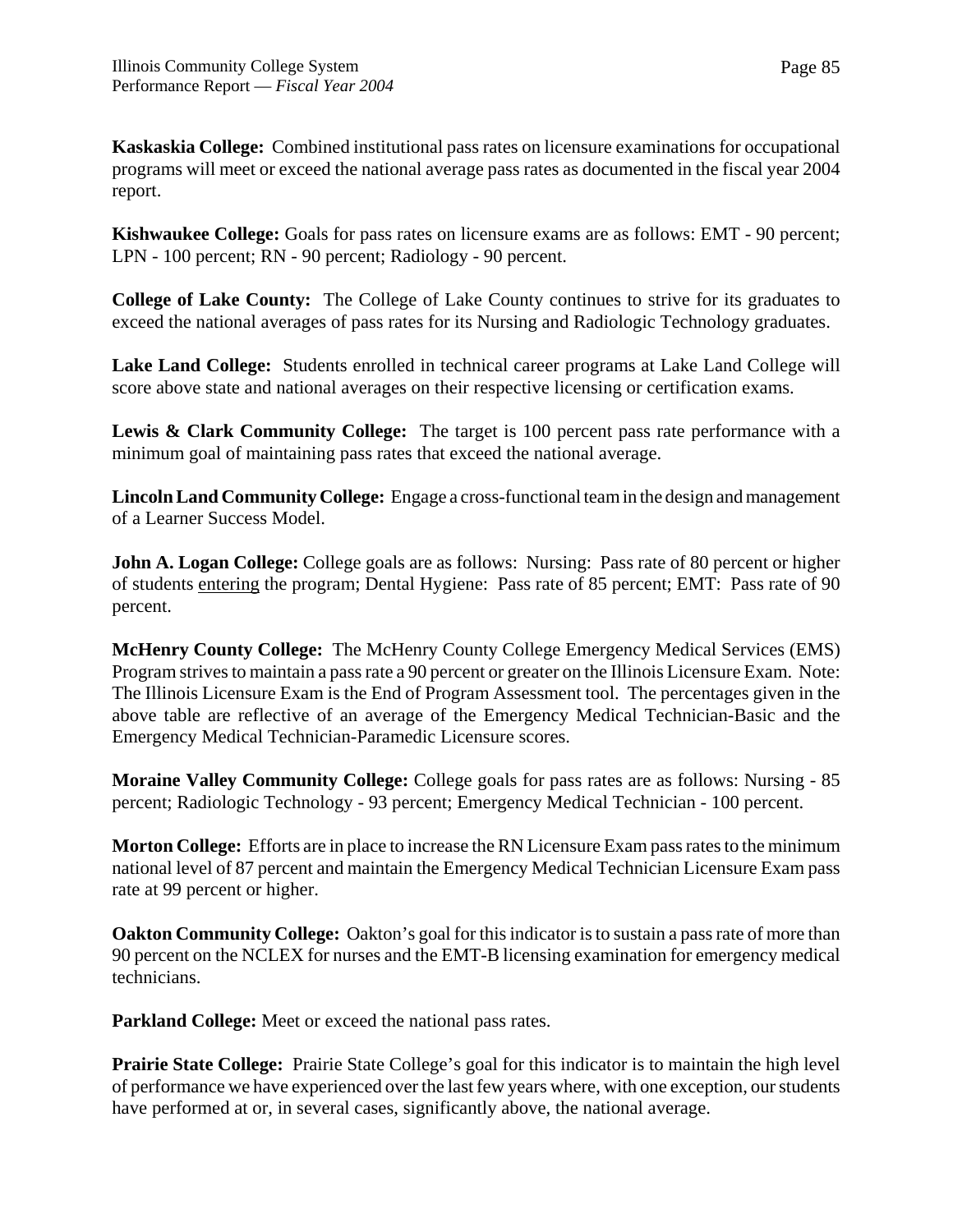**Kaskaskia College:** Combined institutional pass rates on licensure examinations for occupational programs will meet or exceed the national average pass rates as documented in the fiscal year 2004 report.

**Kishwaukee College:** Goals for pass rates on licensure exams are as follows: EMT - 90 percent; LPN - 100 percent; RN - 90 percent; Radiology - 90 percent.

**College of Lake County:** The College of Lake County continues to strive for its graduates to exceed the national averages of pass rates for its Nursing and Radiologic Technology graduates.

**Lake Land College:** Students enrolled in technical career programs at Lake Land College will score above state and national averages on their respective licensing or certification exams.

**Lewis & Clark Community College:** The target is 100 percent pass rate performance with a minimum goal of maintaining pass rates that exceed the national average.

**Lincoln Land Community College:** Engage a cross-functional team in the design and management of a Learner Success Model.

**John A. Logan College:** College goals are as follows: Nursing: Pass rate of 80 percent or higher of students entering the program; Dental Hygiene: Pass rate of 85 percent; EMT: Pass rate of 90 percent.

**McHenry County College:** The McHenry County College Emergency Medical Services (EMS) Program strives to maintain a pass rate a 90 percent or greater on the Illinois Licensure Exam. Note: The Illinois Licensure Exam is the End of Program Assessment tool. The percentages given in the above table are reflective of an average of the Emergency Medical Technician-Basic and the Emergency Medical Technician-Paramedic Licensure scores.

**Moraine Valley Community College:** College goals for pass rates are as follows: Nursing - 85 percent; Radiologic Technology - 93 percent; Emergency Medical Technician - 100 percent.

**Morton College:** Efforts are in place to increase the RN Licensure Exam pass rates to the minimum national level of 87 percent and maintain the Emergency Medical Technician Licensure Exam pass rate at 99 percent or higher.

**Oakton Community College:** Oakton's goal for this indicator is to sustain a pass rate of more than 90 percent on the NCLEX for nurses and the EMT-B licensing examination for emergency medical technicians.

**Parkland College:** Meet or exceed the national pass rates.

**Prairie State College:** Prairie State College's goal for this indicator is to maintain the high level of performance we have experienced over the last few years where, with one exception, our students have performed at or, in several cases, significantly above, the national average.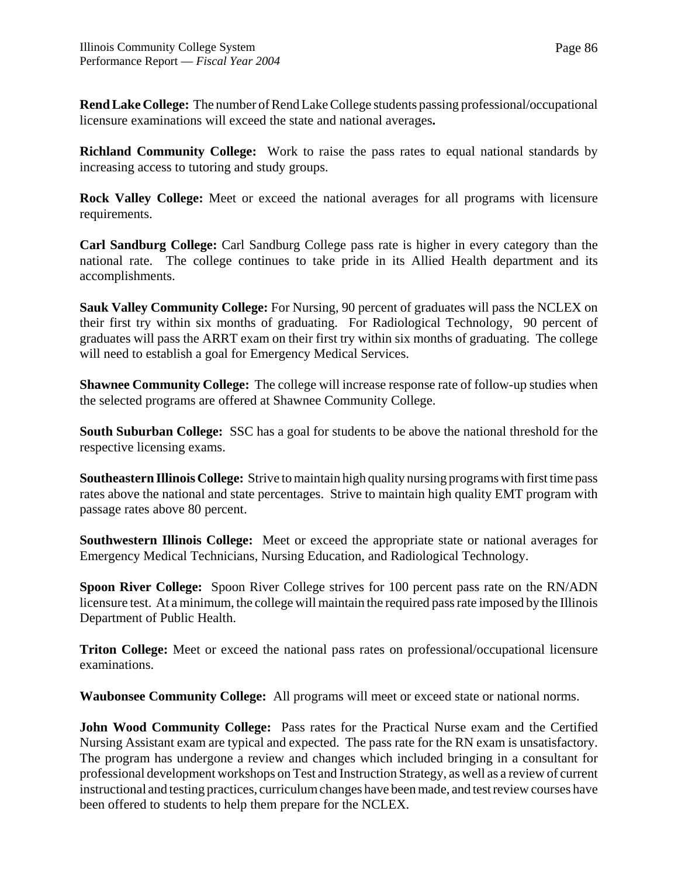**Rend Lake College:** The number of Rend Lake College students passing professional/occupational licensure examinations will exceed the state and national averages**.**

**Richland Community College:** Work to raise the pass rates to equal national standards by increasing access to tutoring and study groups.

**Rock Valley College:** Meet or exceed the national averages for all programs with licensure requirements.

**Carl Sandburg College:** Carl Sandburg College pass rate is higher in every category than the national rate. The college continues to take pride in its Allied Health department and its accomplishments.

**Sauk Valley Community College:** For Nursing, 90 percent of graduates will pass the NCLEX on their first try within six months of graduating. For Radiological Technology, 90 percent of graduates will pass the ARRT exam on their first try within six months of graduating. The college will need to establish a goal for Emergency Medical Services.

**Shawnee Community College:** The college will increase response rate of follow-up studies when the selected programs are offered at Shawnee Community College.

**South Suburban College:** SSC has a goal for students to be above the national threshold for the respective licensing exams.

**Southeastern Illinois College:** Strive to maintain high quality nursing programs with first time pass rates above the national and state percentages. Strive to maintain high quality EMT program with passage rates above 80 percent.

**Southwestern Illinois College:** Meet or exceed the appropriate state or national averages for Emergency Medical Technicians, Nursing Education, and Radiological Technology.

**Spoon River College:** Spoon River College strives for 100 percent pass rate on the RN/ADN licensure test. At a minimum, the college will maintain the required pass rate imposed by the Illinois Department of Public Health.

**Triton College:** Meet or exceed the national pass rates on professional/occupational licensure examinations.

**Waubonsee Community College:** All programs will meet or exceed state or national norms.

**John Wood Community College:** Pass rates for the Practical Nurse exam and the Certified Nursing Assistant exam are typical and expected. The pass rate for the RN exam is unsatisfactory. The program has undergone a review and changes which included bringing in a consultant for professional development workshops on Test and Instruction Strategy, as well as a review of current instructional and testing practices, curriculum changes have been made, and test review courses have been offered to students to help them prepare for the NCLEX.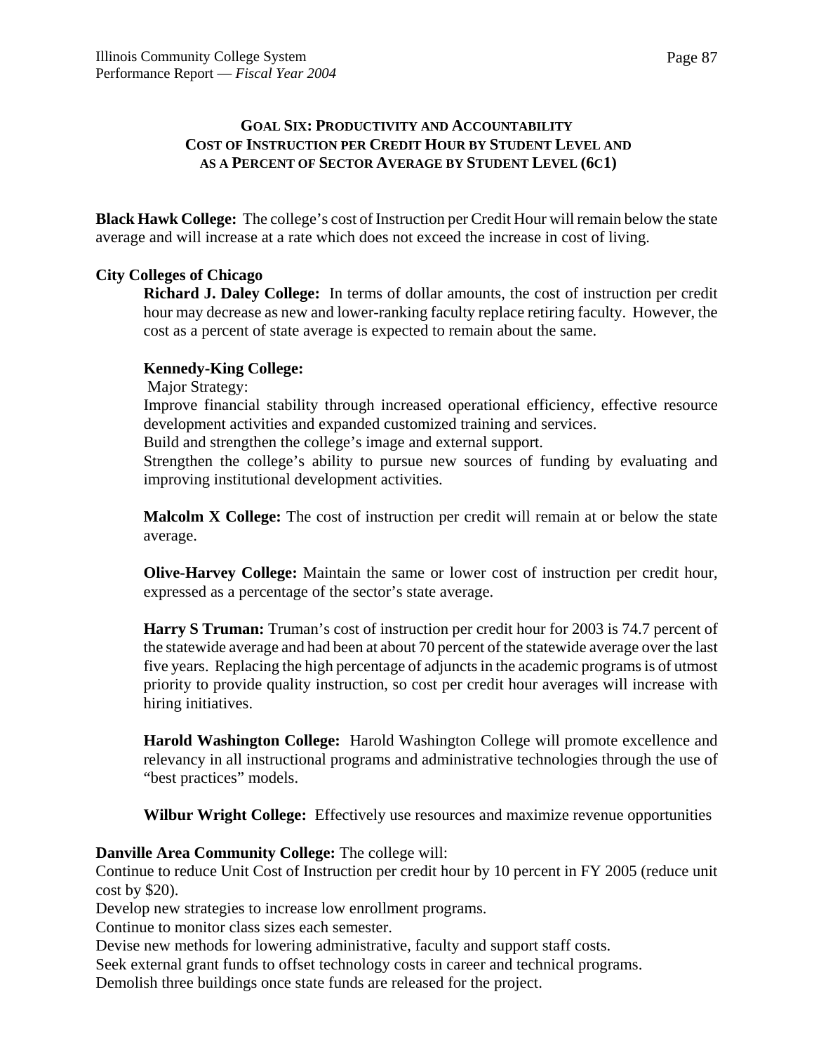## GOAL SIX: PRODUCTIVITY AND ACCOUNTABILITY
## COST OF INSTRUCTION PER CREDIT HOUR BY STUDENT LEVEL AND AS A PERCENT OF SECTOR AVERAGE BY STUDENT LEVEL (6C1)

**Black Hawk College:** The college's cost of Instruction per Credit Hour will remain below the state average and will increase at a rate which does not exceed the increase in cost of living.

**City Colleges of Chicago**

**Richard J. Daley College:** In terms of dollar amounts, the cost of instruction per credit hour may decrease as new and lower-ranking faculty replace retiring faculty. However, the cost as a percent of state average is expected to remain about the same.

**Kennedy-King College:**
Major Strategy:
Improve financial stability through increased operational efficiency, effective resource development activities and expanded customized training and services.
Build and strengthen the college's image and external support.
Strengthen the college's ability to pursue new sources of funding by evaluating and improving institutional development activities.

**Malcolm X College:** The cost of instruction per credit will remain at or below the state average.

**Olive-Harvey College:** Maintain the same or lower cost of instruction per credit hour, expressed as a percentage of the sector's state average.

**Harry S Truman:** Truman's cost of instruction per credit hour for 2003 is 74.7 percent of the statewide average and had been at about 70 percent of the statewide average over the last five years. Replacing the high percentage of adjuncts in the academic programs is of utmost priority to provide quality instruction, so cost per credit hour averages will increase with hiring initiatives.

**Harold Washington College:** Harold Washington College will promote excellence and relevancy in all instructional programs and administrative technologies through the use of "best practices" models.

**Wilbur Wright College:** Effectively use resources and maximize revenue opportunities

**Danville Area Community College:** The college will:
Continue to reduce Unit Cost of Instruction per credit hour by 10 percent in FY 2005 (reduce unit cost by $20).
Develop new strategies to increase low enrollment programs.
Continue to monitor class sizes each semester.
Devise new methods for lowering administrative, faculty and support staff costs.
Seek external grant funds to offset technology costs in career and technical programs.
Demolish three buildings once state funds are released for the project.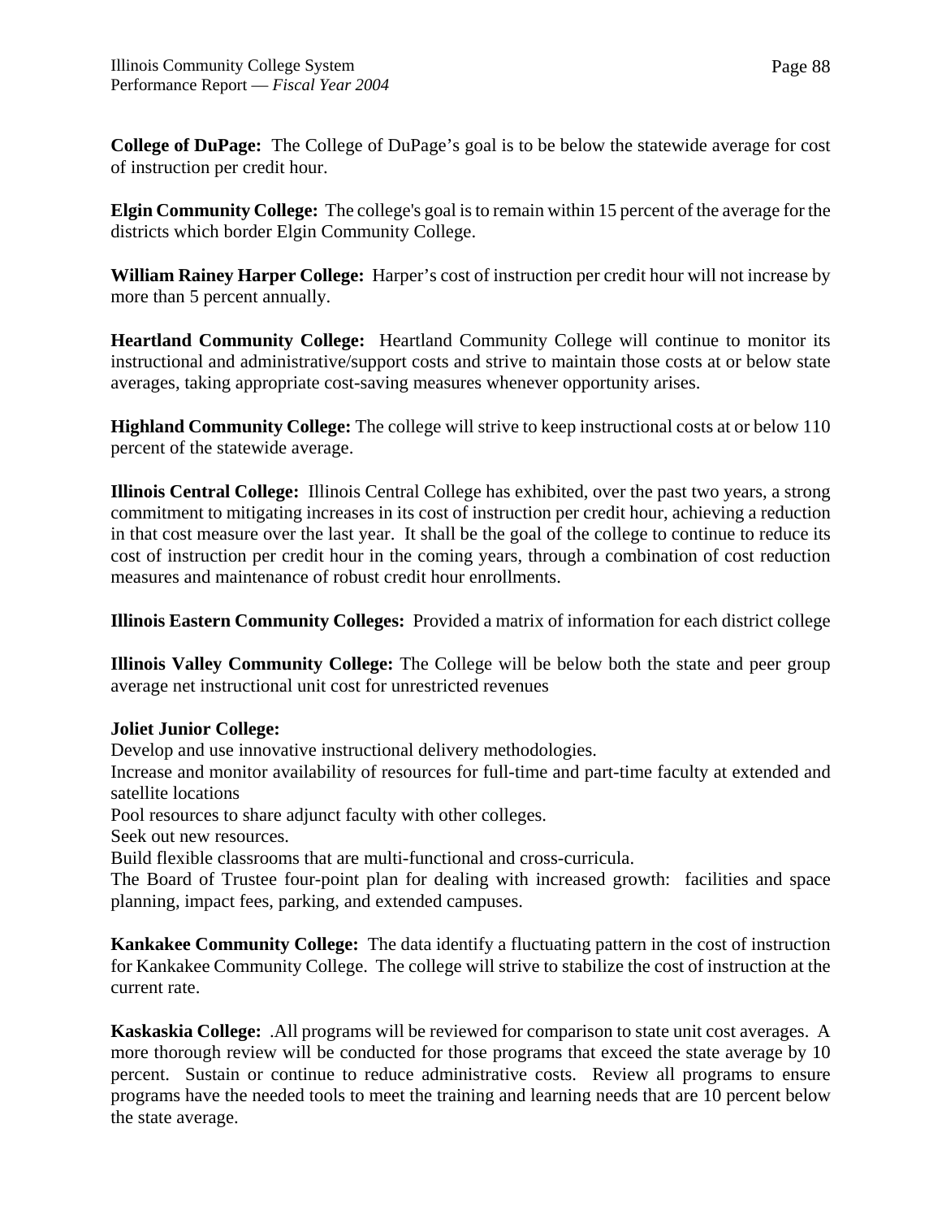**College of DuPage:** The College of DuPage's goal is to be below the statewide average for cost of instruction per credit hour.

**Elgin Community College:** The college's goal is to remain within 15 percent of the average for the districts which border Elgin Community College.

**William Rainey Harper College:** Harper's cost of instruction per credit hour will not increase by more than 5 percent annually.

**Heartland Community College:** Heartland Community College will continue to monitor its instructional and administrative/support costs and strive to maintain those costs at or below state averages, taking appropriate cost-saving measures whenever opportunity arises.

**Highland Community College:** The college will strive to keep instructional costs at or below 110 percent of the statewide average.

**Illinois Central College:** Illinois Central College has exhibited, over the past two years, a strong commitment to mitigating increases in its cost of instruction per credit hour, achieving a reduction in that cost measure over the last year. It shall be the goal of the college to continue to reduce its cost of instruction per credit hour in the coming years, through a combination of cost reduction measures and maintenance of robust credit hour enrollments.

**Illinois Eastern Community Colleges:** Provided a matrix of information for each district college

**Illinois Valley Community College:** The College will be below both the state and peer group average net instructional unit cost for unrestricted revenues

**Joliet Junior College:**
Develop and use innovative instructional delivery methodologies.
Increase and monitor availability of resources for full-time and part-time faculty at extended and satellite locations
Pool resources to share adjunct faculty with other colleges.
Seek out new resources.
Build flexible classrooms that are multi-functional and cross-curricula.
The Board of Trustee four-point plan for dealing with increased growth: facilities and space planning, impact fees, parking, and extended campuses.

**Kankakee Community College:** The data identify a fluctuating pattern in the cost of instruction for Kankakee Community College. The college will strive to stabilize the cost of instruction at the current rate.

**Kaskaskia College:** .All programs will be reviewed for comparison to state unit cost averages. A more thorough review will be conducted for those programs that exceed the state average by 10 percent. Sustain or continue to reduce administrative costs. Review all programs to ensure programs have the needed tools to meet the training and learning needs that are 10 percent below the state average.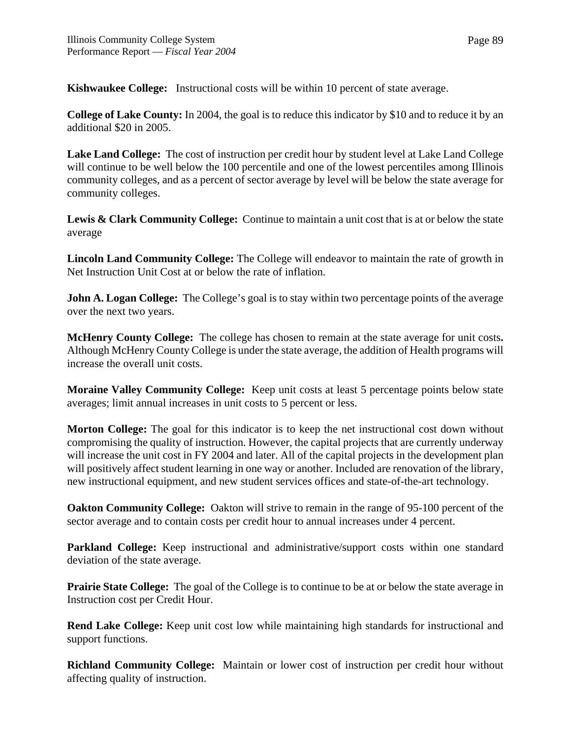**Kishwaukee College:** Instructional costs will be within 10 percent of state average.

**College of Lake County:** In 2004, the goal is to reduce this indicator by $10 and to reduce it by an additional $20 in 2005.

**Lake Land College:** The cost of instruction per credit hour by student level at Lake Land College will continue to be well below the 100 percentile and one of the lowest percentiles among Illinois community colleges, and as a percent of sector average by level will be below the state average for community colleges.

**Lewis & Clark Community College:** Continue to maintain a unit cost that is at or below the state average

**Lincoln Land Community College:** The College will endeavor to maintain the rate of growth in Net Instruction Unit Cost at or below the rate of inflation.

**John A. Logan College:** The College's goal is to stay within two percentage points of the average over the next two years.

**McHenry County College:** The college has chosen to remain at the state average for unit costs**.** Although McHenry County College is under the state average, the addition of Health programs will increase the overall unit costs.

**Moraine Valley Community College:** Keep unit costs at least 5 percentage points below state averages; limit annual increases in unit costs to 5 percent or less.

**Morton College:** The goal for this indicator is to keep the net instructional cost down without compromising the quality of instruction. However, the capital projects that are currently underway will increase the unit cost in FY 2004 and later. All of the capital projects in the development plan will positively affect student learning in one way or another. Included are renovation of the library, new instructional equipment, and new student services offices and state-of-the-art technology.

**Oakton Community College:** Oakton will strive to remain in the range of 95-100 percent of the sector average and to contain costs per credit hour to annual increases under 4 percent.

**Parkland College:** Keep instructional and administrative/support costs within one standard deviation of the state average.

**Prairie State College:** The goal of the College is to continue to be at or below the state average in Instruction cost per Credit Hour.

**Rend Lake College:** Keep unit cost low while maintaining high standards for instructional and support functions.

**Richland Community College:** Maintain or lower cost of instruction per credit hour without affecting quality of instruction.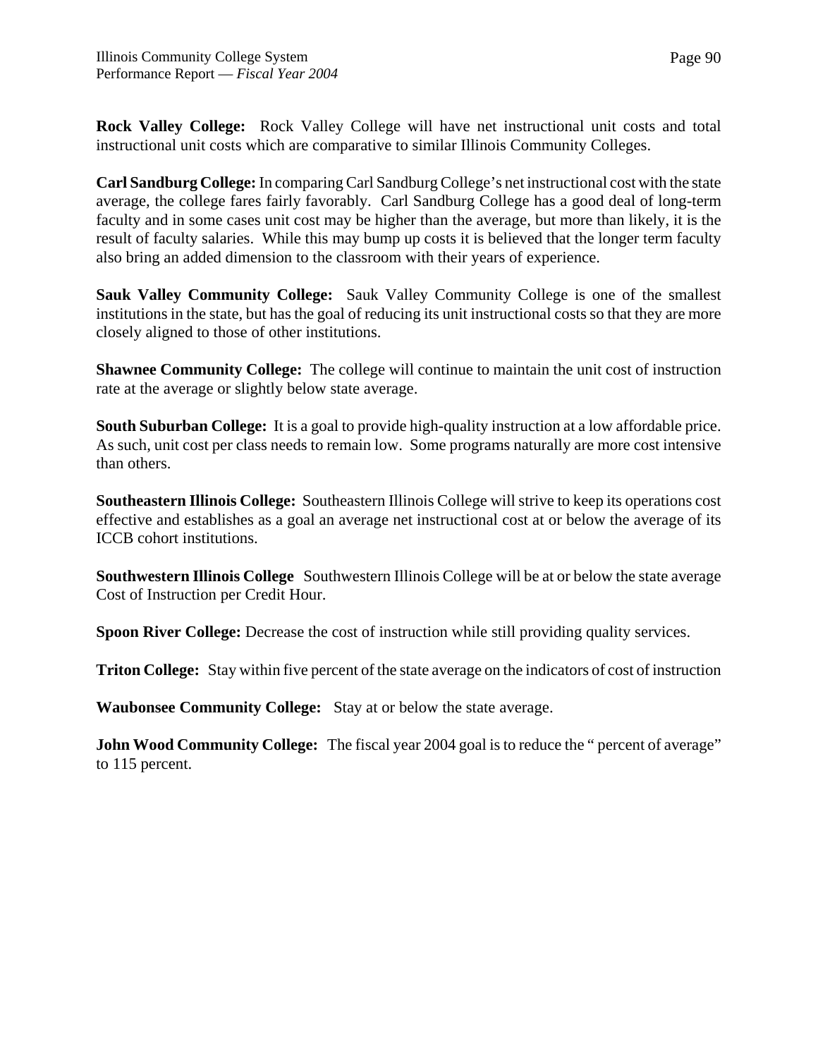**Rock Valley College:** Rock Valley College will have net instructional unit costs and total instructional unit costs which are comparative to similar Illinois Community Colleges.

**Carl Sandburg College:** In comparing Carl Sandburg College's net instructional cost with the state average, the college fares fairly favorably. Carl Sandburg College has a good deal of long-term faculty and in some cases unit cost may be higher than the average, but more than likely, it is the result of faculty salaries. While this may bump up costs it is believed that the longer term faculty also bring an added dimension to the classroom with their years of experience.

**Sauk Valley Community College:** Sauk Valley Community College is one of the smallest institutions in the state, but has the goal of reducing its unit instructional costs so that they are more closely aligned to those of other institutions.

**Shawnee Community College:** The college will continue to maintain the unit cost of instruction rate at the average or slightly below state average.

**South Suburban College:** It is a goal to provide high-quality instruction at a low affordable price. As such, unit cost per class needs to remain low. Some programs naturally are more cost intensive than others.

**Southeastern Illinois College:** Southeastern Illinois College will strive to keep its operations cost effective and establishes as a goal an average net instructional cost at or below the average of its ICCB cohort institutions.

**Southwestern Illinois College** Southwestern Illinois College will be at or below the state average Cost of Instruction per Credit Hour.

**Spoon River College:** Decrease the cost of instruction while still providing quality services.

**Triton College:** Stay within five percent of the state average on the indicators of cost of instruction

**Waubonsee Community College:** Stay at or below the state average.

**John Wood Community College:** The fiscal year 2004 goal is to reduce the " percent of average" to 115 percent.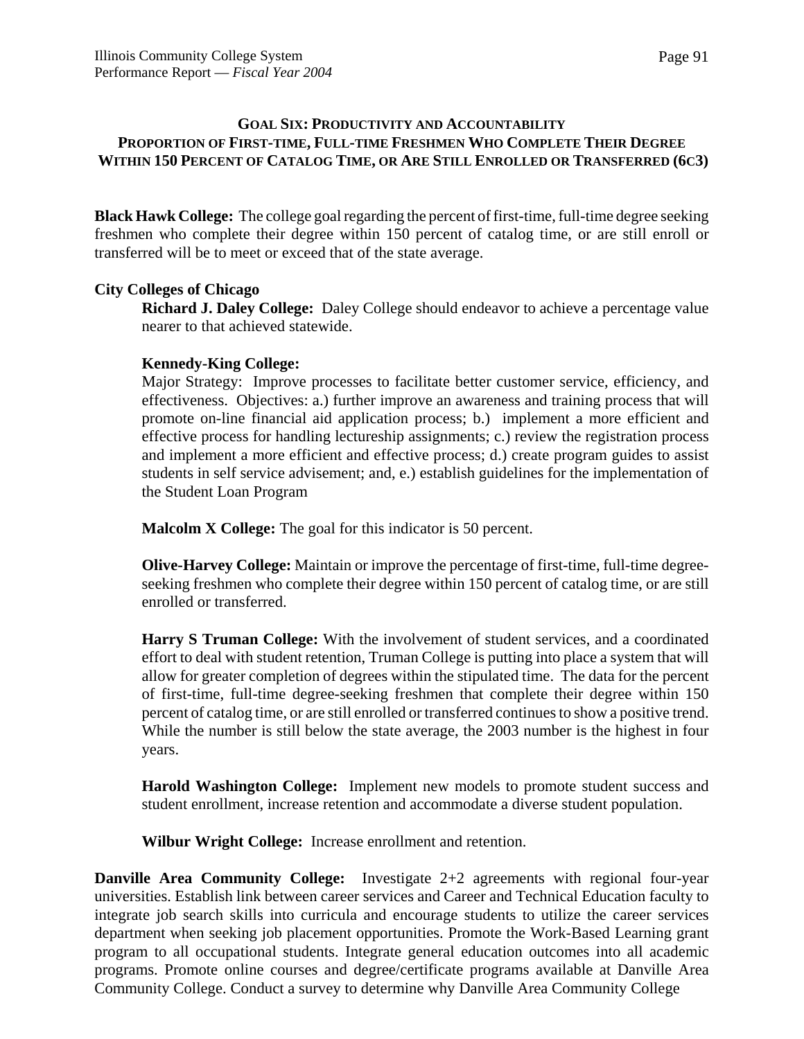## GOAL SIX: PRODUCTIVITY AND ACCOUNTABILITY
## PROPORTION OF FIRST-TIME, FULL-TIME FRESHMEN WHO COMPLETE THEIR DEGREE WITHIN 150 PERCENT OF CATALOG TIME, OR ARE STILL ENROLLED OR TRANSFERRED (6C3)

**Black Hawk College:** The college goal regarding the percent of first-time, full-time degree seeking freshmen who complete their degree within 150 percent of catalog time, or are still enroll or transferred will be to meet or exceed that of the state average.

**City Colleges of Chicago**

**Richard J. Daley College:** Daley College should endeavor to achieve a percentage value nearer to that achieved statewide.

**Kennedy-King College:**
Major Strategy: Improve processes to facilitate better customer service, efficiency, and effectiveness. Objectives: a.) further improve an awareness and training process that will promote on-line financial aid application process; b.) implement a more efficient and effective process for handling lectureship assignments; c.) review the registration process and implement a more efficient and effective process; d.) create program guides to assist students in self service advisement; and, e.) establish guidelines for the implementation of the Student Loan Program

**Malcolm X College:** The goal for this indicator is 50 percent.

**Olive-Harvey College:** Maintain or improve the percentage of first-time, full-time degree-seeking freshmen who complete their degree within 150 percent of catalog time, or are still enrolled or transferred.

**Harry S Truman College:** With the involvement of student services, and a coordinated effort to deal with student retention, Truman College is putting into place a system that will allow for greater completion of degrees within the stipulated time. The data for the percent of first-time, full-time degree-seeking freshmen that complete their degree within 150 percent of catalog time, or are still enrolled or transferred continues to show a positive trend. While the number is still below the state average, the 2003 number is the highest in four years.

**Harold Washington College:** Implement new models to promote student success and student enrollment, increase retention and accommodate a diverse student population.

**Wilbur Wright College:** Increase enrollment and retention.

**Danville Area Community College:** Investigate 2+2 agreements with regional four-year universities. Establish link between career services and Career and Technical Education faculty to integrate job search skills into curricula and encourage students to utilize the career services department when seeking job placement opportunities. Promote the Work-Based Learning grant program to all occupational students. Integrate general education outcomes into all academic programs. Promote online courses and degree/certificate programs available at Danville Area Community College. Conduct a survey to determine why Danville Area Community College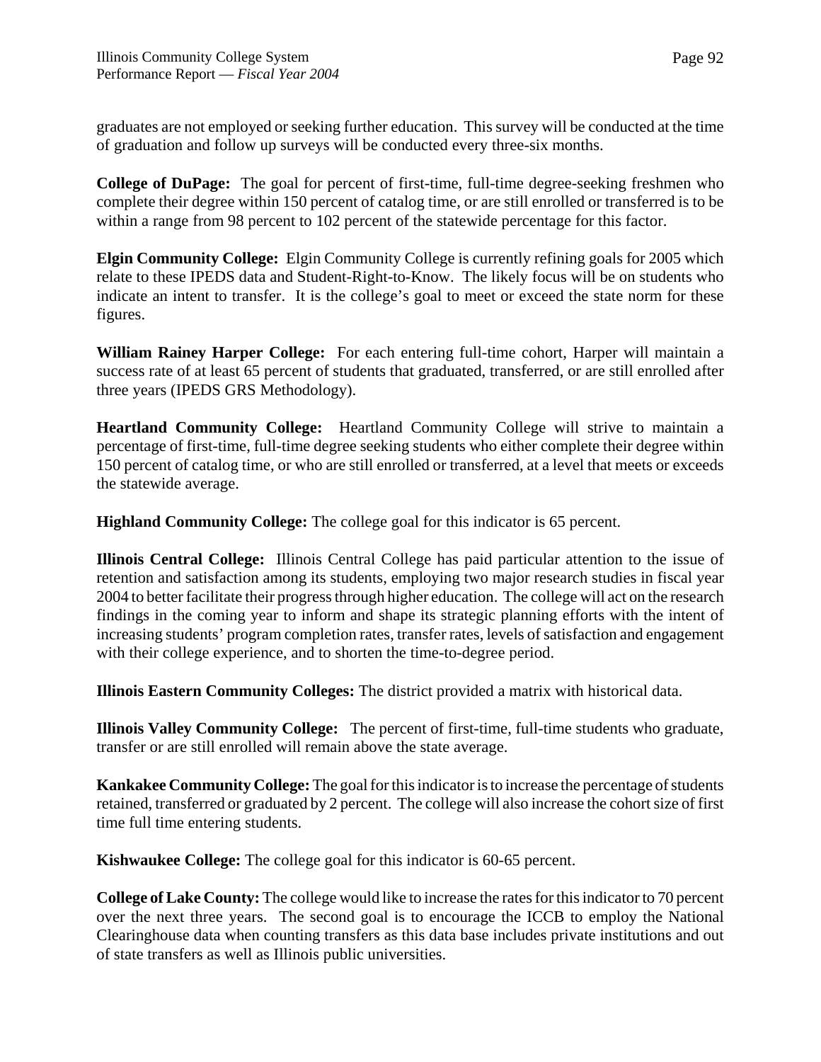graduates are not employed or seeking further education. This survey will be conducted at the time of graduation and follow up surveys will be conducted every three-six months.

**College of DuPage:** The goal for percent of first-time, full-time degree-seeking freshmen who complete their degree within 150 percent of catalog time, or are still enrolled or transferred is to be within a range from 98 percent to 102 percent of the statewide percentage for this factor.

**Elgin Community College:** Elgin Community College is currently refining goals for 2005 which relate to these IPEDS data and Student-Right-to-Know. The likely focus will be on students who indicate an intent to transfer. It is the college's goal to meet or exceed the state norm for these figures.

**William Rainey Harper College:** For each entering full-time cohort, Harper will maintain a success rate of at least 65 percent of students that graduated, transferred, or are still enrolled after three years (IPEDS GRS Methodology).

**Heartland Community College:** Heartland Community College will strive to maintain a percentage of first-time, full-time degree seeking students who either complete their degree within 150 percent of catalog time, or who are still enrolled or transferred, at a level that meets or exceeds the statewide average.

**Highland Community College:** The college goal for this indicator is 65 percent.

**Illinois Central College:** Illinois Central College has paid particular attention to the issue of retention and satisfaction among its students, employing two major research studies in fiscal year 2004 to better facilitate their progress through higher education. The college will act on the research findings in the coming year to inform and shape its strategic planning efforts with the intent of increasing students' program completion rates, transfer rates, levels of satisfaction and engagement with their college experience, and to shorten the time-to-degree period.

**Illinois Eastern Community Colleges:** The district provided a matrix with historical data.

**Illinois Valley Community College:** The percent of first-time, full-time students who graduate, transfer or are still enrolled will remain above the state average.

**Kankakee Community College:** The goal for this indicator is to increase the percentage of students retained, transferred or graduated by 2 percent. The college will also increase the cohort size of first time full time entering students.

**Kishwaukee College:** The college goal for this indicator is 60-65 percent.

**College of Lake County:** The college would like to increase the rates for this indicator to 70 percent over the next three years. The second goal is to encourage the ICCB to employ the National Clearinghouse data when counting transfers as this data base includes private institutions and out of state transfers as well as Illinois public universities.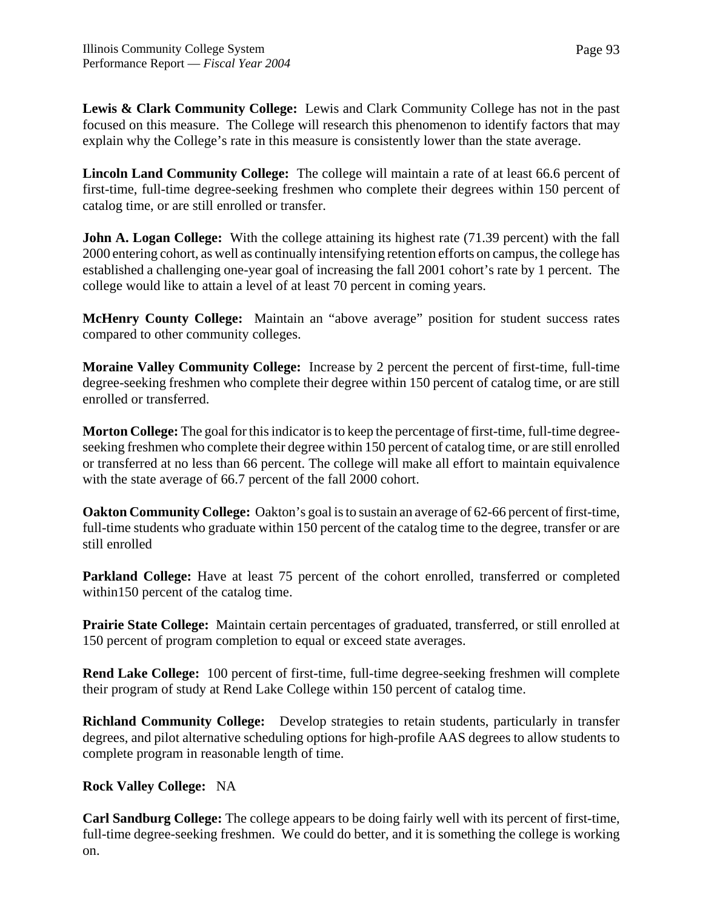**Lewis & Clark Community College:** Lewis and Clark Community College has not in the past focused on this measure. The College will research this phenomenon to identify factors that may explain why the College's rate in this measure is consistently lower than the state average.

**Lincoln Land Community College:** The college will maintain a rate of at least 66.6 percent of first-time, full-time degree-seeking freshmen who complete their degrees within 150 percent of catalog time, or are still enrolled or transfer.

**John A. Logan College:** With the college attaining its highest rate (71.39 percent) with the fall 2000 entering cohort, as well as continually intensifying retention efforts on campus, the college has established a challenging one-year goal of increasing the fall 2001 cohort's rate by 1 percent. The college would like to attain a level of at least 70 percent in coming years.

**McHenry County College:** Maintain an "above average" position for student success rates compared to other community colleges.

**Moraine Valley Community College:** Increase by 2 percent the percent of first-time, full-time degree-seeking freshmen who complete their degree within 150 percent of catalog time, or are still enrolled or transferred.

**Morton College:** The goal for this indicator is to keep the percentage of first-time, full-time degree-seeking freshmen who complete their degree within 150 percent of catalog time, or are still enrolled or transferred at no less than 66 percent. The college will make all effort to maintain equivalence with the state average of 66.7 percent of the fall 2000 cohort.

**Oakton Community College:** Oakton's goal is to sustain an average of 62-66 percent of first-time, full-time students who graduate within 150 percent of the catalog time to the degree, transfer or are still enrolled

**Parkland College:** Have at least 75 percent of the cohort enrolled, transferred or completed within150 percent of the catalog time.

**Prairie State College:** Maintain certain percentages of graduated, transferred, or still enrolled at 150 percent of program completion to equal or exceed state averages.

**Rend Lake College:** 100 percent of first-time, full-time degree-seeking freshmen will complete their program of study at Rend Lake College within 150 percent of catalog time.

**Richland Community College:** Develop strategies to retain students, particularly in transfer degrees, and pilot alternative scheduling options for high-profile AAS degrees to allow students to complete program in reasonable length of time.

**Rock Valley College:** NA

**Carl Sandburg College:** The college appears to be doing fairly well with its percent of first-time, full-time degree-seeking freshmen. We could do better, and it is something the college is working on.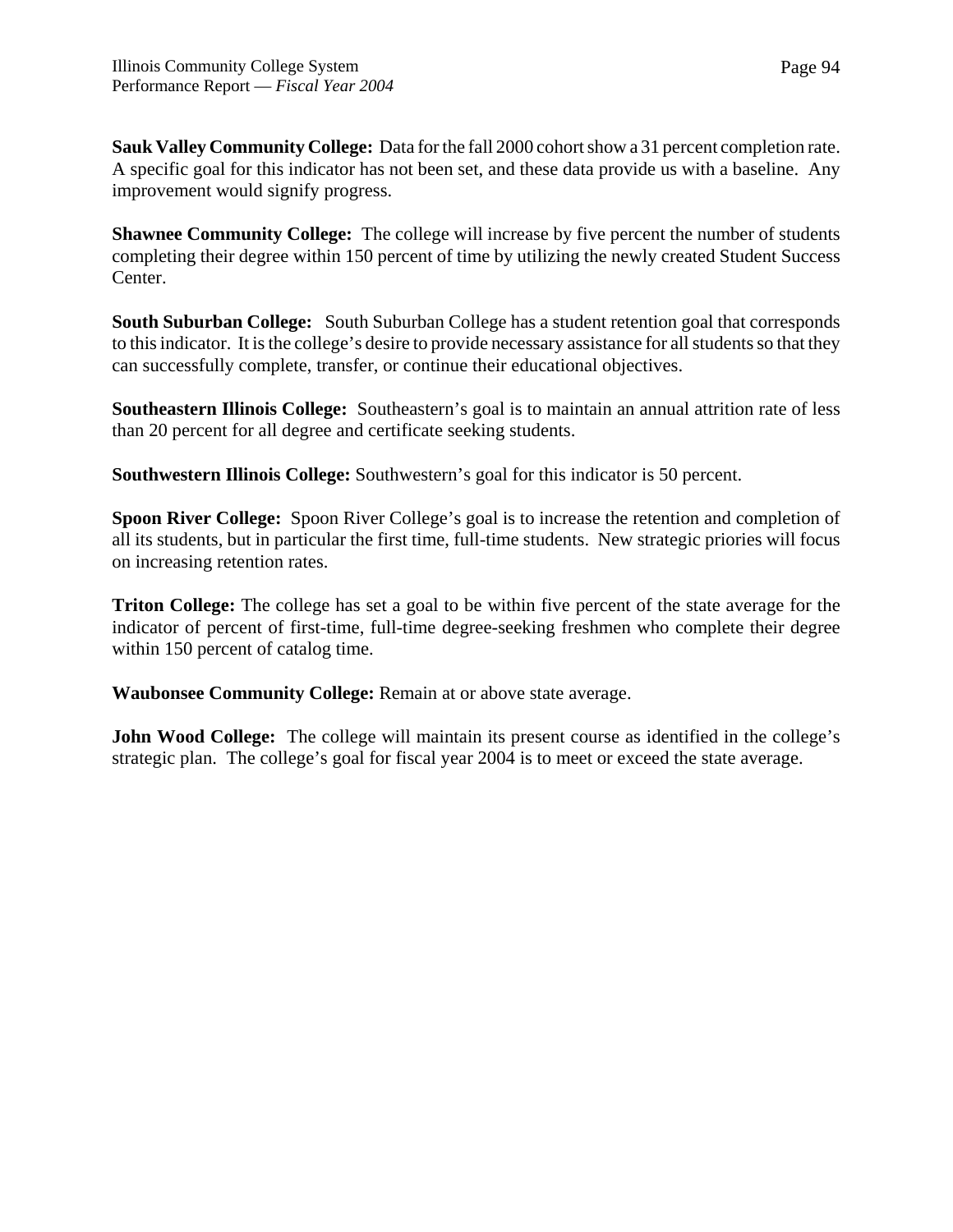**Sauk Valley Community College:** Data for the fall 2000 cohort show a 31 percent completion rate. A specific goal for this indicator has not been set, and these data provide us with a baseline. Any improvement would signify progress.

**Shawnee Community College:** The college will increase by five percent the number of students completing their degree within 150 percent of time by utilizing the newly created Student Success Center.

**South Suburban College:** South Suburban College has a student retention goal that corresponds to this indicator. It is the college's desire to provide necessary assistance for all students so that they can successfully complete, transfer, or continue their educational objectives.

**Southeastern Illinois College:** Southeastern's goal is to maintain an annual attrition rate of less than 20 percent for all degree and certificate seeking students.

**Southwestern Illinois College:** Southwestern's goal for this indicator is 50 percent.

**Spoon River College:** Spoon River College's goal is to increase the retention and completion of all its students, but in particular the first time, full-time students. New strategic priories will focus on increasing retention rates.

**Triton College:** The college has set a goal to be within five percent of the state average for the indicator of percent of first-time, full-time degree-seeking freshmen who complete their degree within 150 percent of catalog time.

**Waubonsee Community College:** Remain at or above state average.

**John Wood College:** The college will maintain its present course as identified in the college's strategic plan. The college's goal for fiscal year 2004 is to meet or exceed the state average.